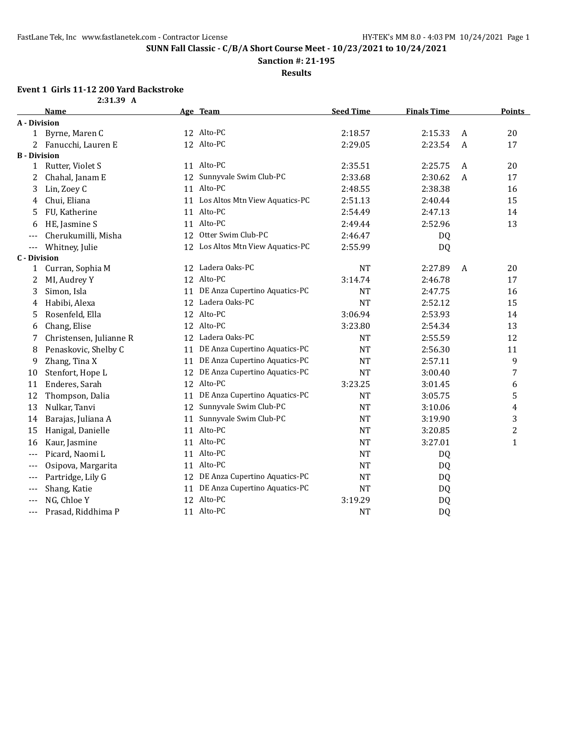**SUNN Fall Classic - C/B/A Short Course Meet - 10/23/2021 to 10/24/2021**

**Sanction #: 21-195**

**Results**

### Event 1 Girls 11-12 200 Yard Backstroke

2:31.39 A

| | Name | Age | Team | Seed Time | Finals Time | | Points |
|---|---|---|---|---|---|---|---|
| **A - Division** | | | | | | | |
| 1 | Byrne, Maren C | 12 | Alto-PC | 2:18.57 | 2:15.33 | A | 20 |
| 2 | Fanucchi, Lauren E | 12 | Alto-PC | 2:29.05 | 2:23.54 | A | 17 |
| **B - Division** | | | | | | | |
| 1 | Rutter, Violet S | 11 | Alto-PC | 2:35.51 | 2:25.75 | A | 20 |
| 2 | Chahal, Janam E | 12 | Sunnyvale Swim Club-PC | 2:33.68 | 2:30.62 | A | 17 |
| 3 | Lin, Zoey C | 11 | Alto-PC | 2:48.55 | 2:38.38 | | 16 |
| 4 | Chui, Eliana | 11 | Los Altos Mtn View Aquatics-PC | 2:51.13 | 2:40.44 | | 15 |
| 5 | FU, Katherine | 11 | Alto-PC | 2:54.49 | 2:47.13 | | 14 |
| 6 | HE, Jasmine S | 11 | Alto-PC | 2:49.44 | 2:52.96 | | 13 |
| --- | Cherukumilli, Misha | 12 | Otter Swim Club-PC | 2:46.47 | DQ | | |
| --- | Whitney, Julie | 12 | Los Altos Mtn View Aquatics-PC | 2:55.99 | DQ | | |
| **C - Division** | | | | | | | |
| 1 | Curran, Sophia M | 12 | Ladera Oaks-PC | NT | 2:27.89 | A | 20 |
| 2 | MI, Audrey Y | 12 | Alto-PC | 3:14.74 | 2:46.78 | | 17 |
| 3 | Simon, Isla | 11 | DE Anza Cupertino Aquatics-PC | NT | 2:47.75 | | 16 |
| 4 | Habibi, Alexa | 12 | Ladera Oaks-PC | NT | 2:52.12 | | 15 |
| 5 | Rosenfeld, Ella | 12 | Alto-PC | 3:06.94 | 2:53.93 | | 14 |
| 6 | Chang, Elise | 12 | Alto-PC | 3:23.80 | 2:54.34 | | 13 |
| 7 | Christensen, Julianne R | 12 | Ladera Oaks-PC | NT | 2:55.59 | | 12 |
| 8 | Penaskovic, Shelby C | 11 | DE Anza Cupertino Aquatics-PC | NT | 2:56.30 | | 11 |
| 9 | Zhang, Tina X | 11 | DE Anza Cupertino Aquatics-PC | NT | 2:57.11 | | 9 |
| 10 | Stenfort, Hope L | 12 | DE Anza Cupertino Aquatics-PC | NT | 3:00.40 | | 7 |
| 11 | Enderes, Sarah | 12 | Alto-PC | 3:23.25 | 3:01.45 | | 6 |
| 12 | Thompson, Dalia | 11 | DE Anza Cupertino Aquatics-PC | NT | 3:05.75 | | 5 |
| 13 | Nulkar, Tanvi | 12 | Sunnyvale Swim Club-PC | NT | 3:10.06 | | 4 |
| 14 | Barajas, Juliana A | 11 | Sunnyvale Swim Club-PC | NT | 3:19.90 | | 3 |
| 15 | Hanigal, Danielle | 11 | Alto-PC | NT | 3:20.85 | | 2 |
| 16 | Kaur, Jasmine | 11 | Alto-PC | NT | 3:27.01 | | 1 |
| --- | Picard, Naomi L | 11 | Alto-PC | NT | DQ | | |
| --- | Osipova, Margarita | 11 | Alto-PC | NT | DQ | | |
| --- | Partridge, Lily G | 12 | DE Anza Cupertino Aquatics-PC | NT | DQ | | |
| --- | Shang, Katie | 11 | DE Anza Cupertino Aquatics-PC | NT | DQ | | |
| --- | NG, Chloe Y | 12 | Alto-PC | 3:19.29 | DQ | | |
| --- | Prasad, Riddhima P | 11 | Alto-PC | NT | DQ | | |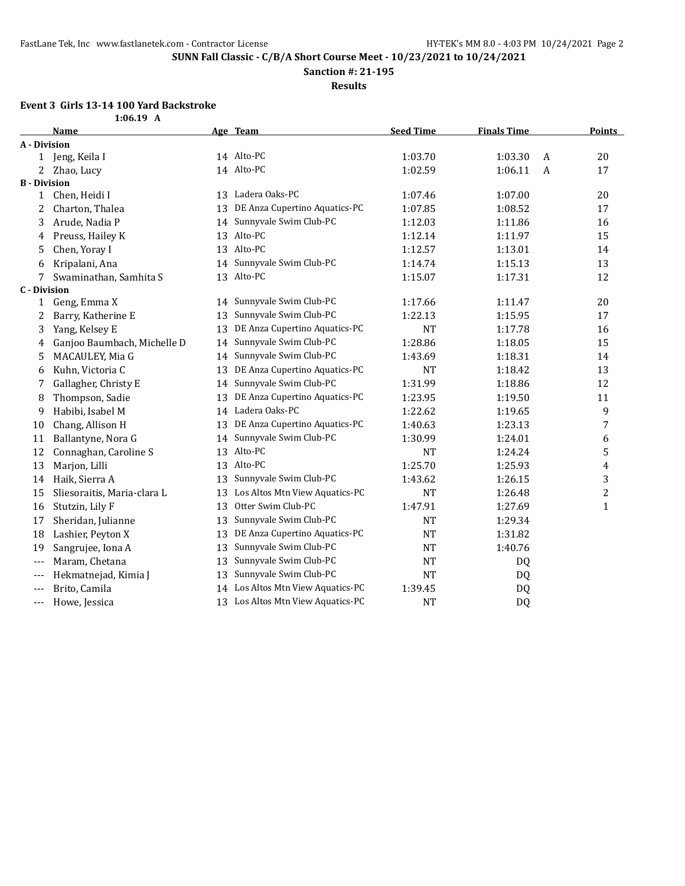**SUNN Fall Classic - C/B/A Short Course Meet - 10/23/2021 to 10/24/2021**

**Sanction #: 21-195**

**Results**

### Event 3 Girls 13-14 100 Yard Backstroke

1:06.19 A

| | Name | Age | Team | Seed Time | Finals Time | | Points |
|---|---|---|---|---|---|---|---|
| **A - Division** | | | | | | | |
| 1 | Jeng, Keila I | 14 | Alto-PC | 1:03.70 | 1:03.30 | A | 20 |
| 2 | Zhao, Lucy | 14 | Alto-PC | 1:02.59 | 1:06.11 | A | 17 |
| **B - Division** | | | | | | | |
| 1 | Chen, Heidi I | 13 | Ladera Oaks-PC | 1:07.46 | 1:07.00 | | 20 |
| 2 | Charton, Thalea | 13 | DE Anza Cupertino Aquatics-PC | 1:07.85 | 1:08.52 | | 17 |
| 3 | Arude, Nadia P | 14 | Sunnyvale Swim Club-PC | 1:12.03 | 1:11.86 | | 16 |
| 4 | Preuss, Hailey K | 13 | Alto-PC | 1:12.14 | 1:11.97 | | 15 |
| 5 | Chen, Yoray I | 13 | Alto-PC | 1:12.57 | 1:13.01 | | 14 |
| 6 | Kripalani, Ana | 14 | Sunnyvale Swim Club-PC | 1:14.74 | 1:15.13 | | 13 |
| 7 | Swaminathan, Samhita S | 13 | Alto-PC | 1:15.07 | 1:17.31 | | 12 |
| **C - Division** | | | | | | | |
| 1 | Geng, Emma X | 14 | Sunnyvale Swim Club-PC | 1:17.66 | 1:11.47 | | 20 |
| 2 | Barry, Katherine E | 13 | Sunnyvale Swim Club-PC | 1:22.13 | 1:15.95 | | 17 |
| 3 | Yang, Kelsey E | 13 | DE Anza Cupertino Aquatics-PC | NT | 1:17.78 | | 16 |
| 4 | Ganjoo Baumbach, Michelle D | 14 | Sunnyvale Swim Club-PC | 1:28.86 | 1:18.05 | | 15 |
| 5 | MACAULEY, Mia G | 14 | Sunnyvale Swim Club-PC | 1:43.69 | 1:18.31 | | 14 |
| 6 | Kuhn, Victoria C | 13 | DE Anza Cupertino Aquatics-PC | NT | 1:18.42 | | 13 |
| 7 | Gallagher, Christy E | 14 | Sunnyvale Swim Club-PC | 1:31.99 | 1:18.86 | | 12 |
| 8 | Thompson, Sadie | 13 | DE Anza Cupertino Aquatics-PC | 1:23.95 | 1:19.50 | | 11 |
| 9 | Habibi, Isabel M | 14 | Ladera Oaks-PC | 1:22.62 | 1:19.65 | | 9 |
| 10 | Chang, Allison H | 13 | DE Anza Cupertino Aquatics-PC | 1:40.63 | 1:23.13 | | 7 |
| 11 | Ballantyne, Nora G | 14 | Sunnyvale Swim Club-PC | 1:30.99 | 1:24.01 | | 6 |
| 12 | Connaghan, Caroline S | 13 | Alto-PC | NT | 1:24.24 | | 5 |
| 13 | Marjon, Lilli | 13 | Alto-PC | 1:25.70 | 1:25.93 | | 4 |
| 14 | Haik, Sierra A | 13 | Sunnyvale Swim Club-PC | 1:43.62 | 1:26.15 | | 3 |
| 15 | Sliesoraitis, Maria-clara L | 13 | Los Altos Mtn View Aquatics-PC | NT | 1:26.48 | | 2 |
| 16 | Stutzin, Lily F | 13 | Otter Swim Club-PC | 1:47.91 | 1:27.69 | | 1 |
| 17 | Sheridan, Julianne | 13 | Sunnyvale Swim Club-PC | NT | 1:29.34 | | |
| 18 | Lashier, Peyton X | 13 | DE Anza Cupertino Aquatics-PC | NT | 1:31.82 | | |
| 19 | Sangrujee, Iona A | 13 | Sunnyvale Swim Club-PC | NT | 1:40.76 | | |
| --- | Maram, Chetana | 13 | Sunnyvale Swim Club-PC | NT | DQ | | |
| --- | Hekmatnejad, Kimia J | 13 | Sunnyvale Swim Club-PC | NT | DQ | | |
| --- | Brito, Camila | 14 | Los Altos Mtn View Aquatics-PC | 1:39.45 | DQ | | |
| --- | Howe, Jessica | 13 | Los Altos Mtn View Aquatics-PC | NT | DQ | | |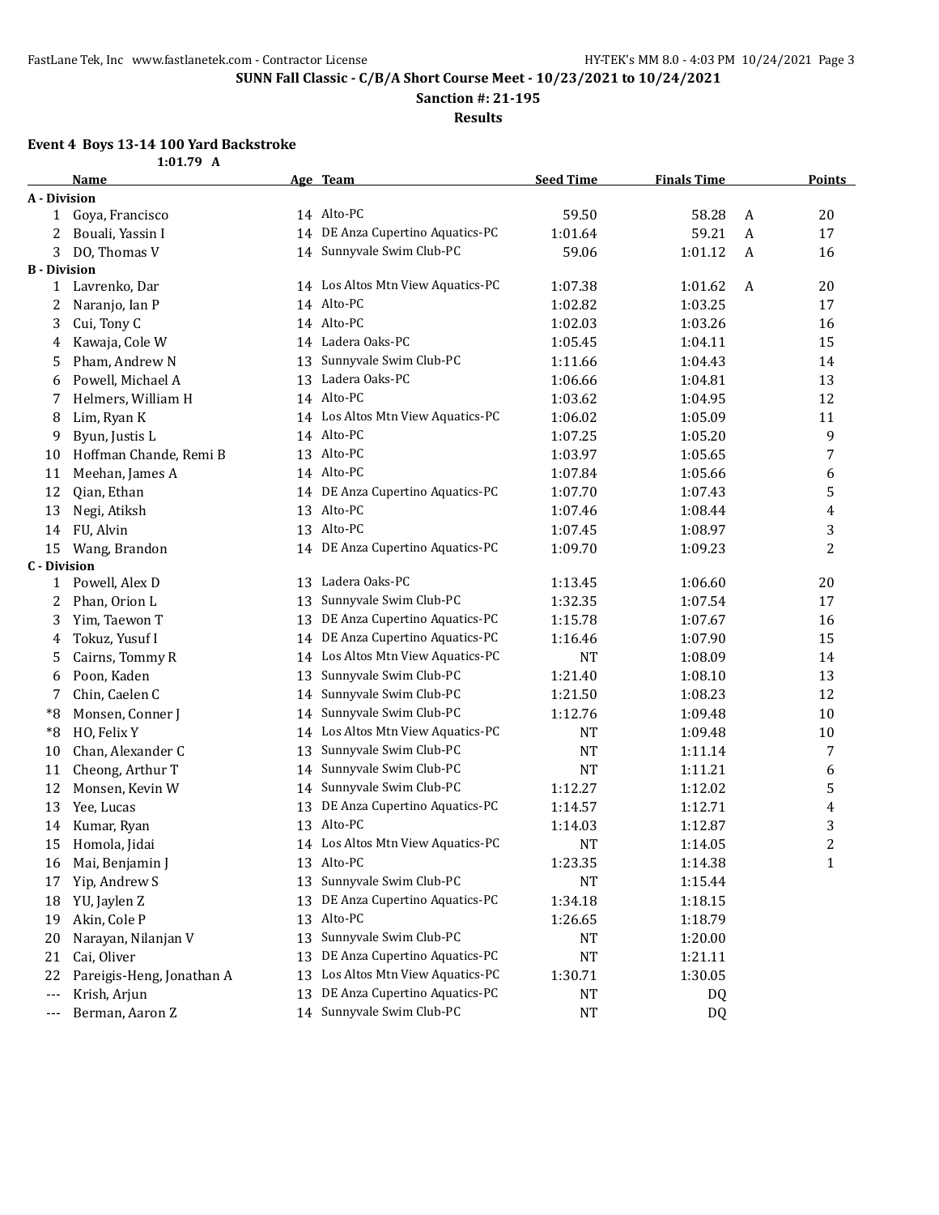**SUNN Fall Classic - C/B/A Short Course Meet - 10/23/2021 to 10/24/2021**

**Sanction #: 21-195**

**Results**

### Event 4 Boys 13-14 100 Yard Backstroke

1:01.79 A

| | Name | Age | Team | Seed Time | Finals Time | | Points |
|---|---|---|---|---|---|---|---|
| **A - Division** | | | | | | | |
| 1 | Goya, Francisco | 14 | Alto-PC | 59.50 | 58.28 | A | 20 |
| 2 | Bouali, Yassin I | 14 | DE Anza Cupertino Aquatics-PC | 1:01.64 | 59.21 | A | 17 |
| 3 | DO, Thomas V | 14 | Sunnyvale Swim Club-PC | 59.06 | 1:01.12 | A | 16 |
| **B - Division** | | | | | | | |
| 1 | Lavrenko, Dar | 14 | Los Altos Mtn View Aquatics-PC | 1:07.38 | 1:01.62 | A | 20 |
| 2 | Naranjo, Ian P | 14 | Alto-PC | 1:02.82 | 1:03.25 | | 17 |
| 3 | Cui, Tony C | 14 | Alto-PC | 1:02.03 | 1:03.26 | | 16 |
| 4 | Kawaja, Cole W | 14 | Ladera Oaks-PC | 1:05.45 | 1:04.11 | | 15 |
| 5 | Pham, Andrew N | 13 | Sunnyvale Swim Club-PC | 1:11.66 | 1:04.43 | | 14 |
| 6 | Powell, Michael A | 13 | Ladera Oaks-PC | 1:06.66 | 1:04.81 | | 13 |
| 7 | Helmers, William H | 14 | Alto-PC | 1:03.62 | 1:04.95 | | 12 |
| 8 | Lim, Ryan K | 14 | Los Altos Mtn View Aquatics-PC | 1:06.02 | 1:05.09 | | 11 |
| 9 | Byun, Justis L | 14 | Alto-PC | 1:07.25 | 1:05.20 | | 9 |
| 10 | Hoffman Chande, Remi B | 13 | Alto-PC | 1:03.97 | 1:05.65 | | 7 |
| 11 | Meehan, James A | 14 | Alto-PC | 1:07.84 | 1:05.66 | | 6 |
| 12 | Qian, Ethan | 14 | DE Anza Cupertino Aquatics-PC | 1:07.70 | 1:07.43 | | 5 |
| 13 | Negi, Atiksh | 13 | Alto-PC | 1:07.46 | 1:08.44 | | 4 |
| 14 | FU, Alvin | 13 | Alto-PC | 1:07.45 | 1:08.97 | | 3 |
| 15 | Wang, Brandon | 14 | DE Anza Cupertino Aquatics-PC | 1:09.70 | 1:09.23 | | 2 |
| **C - Division** | | | | | | | |
| 1 | Powell, Alex D | 13 | Ladera Oaks-PC | 1:13.45 | 1:06.60 | | 20 |
| 2 | Phan, Orion L | 13 | Sunnyvale Swim Club-PC | 1:32.35 | 1:07.54 | | 17 |
| 3 | Yim, Taewon T | 13 | DE Anza Cupertino Aquatics-PC | 1:15.78 | 1:07.67 | | 16 |
| 4 | Tokuz, Yusuf I | 14 | DE Anza Cupertino Aquatics-PC | 1:16.46 | 1:07.90 | | 15 |
| 5 | Cairns, Tommy R | 14 | Los Altos Mtn View Aquatics-PC | NT | 1:08.09 | | 14 |
| 6 | Poon, Kaden | 13 | Sunnyvale Swim Club-PC | 1:21.40 | 1:08.10 | | 13 |
| 7 | Chin, Caelen C | 14 | Sunnyvale Swim Club-PC | 1:21.50 | 1:08.23 | | 12 |
| *8 | Monsen, Conner J | 14 | Sunnyvale Swim Club-PC | 1:12.76 | 1:09.48 | | 10 |
| *8 | HO, Felix Y | 14 | Los Altos Mtn View Aquatics-PC | NT | 1:09.48 | | 10 |
| 10 | Chan, Alexander C | 13 | Sunnyvale Swim Club-PC | NT | 1:11.14 | | 7 |
| 11 | Cheong, Arthur T | 14 | Sunnyvale Swim Club-PC | NT | 1:11.21 | | 6 |
| 12 | Monsen, Kevin W | 14 | Sunnyvale Swim Club-PC | 1:12.27 | 1:12.02 | | 5 |
| 13 | Yee, Lucas | 13 | DE Anza Cupertino Aquatics-PC | 1:14.57 | 1:12.71 | | 4 |
| 14 | Kumar, Ryan | 13 | Alto-PC | 1:14.03 | 1:12.87 | | 3 |
| 15 | Homola, Jidai | 14 | Los Altos Mtn View Aquatics-PC | NT | 1:14.05 | | 2 |
| 16 | Mai, Benjamin J | 13 | Alto-PC | 1:23.35 | 1:14.38 | | 1 |
| 17 | Yip, Andrew S | 13 | Sunnyvale Swim Club-PC | NT | 1:15.44 | | |
| 18 | YU, Jaylen Z | 13 | DE Anza Cupertino Aquatics-PC | 1:34.18 | 1:18.15 | | |
| 19 | Akin, Cole P | 13 | Alto-PC | 1:26.65 | 1:18.79 | | |
| 20 | Narayan, Nilanjan V | 13 | Sunnyvale Swim Club-PC | NT | 1:20.00 | | |
| 21 | Cai, Oliver | 13 | DE Anza Cupertino Aquatics-PC | NT | 1:21.11 | | |
| 22 | Pareigis-Heng, Jonathan A | 13 | Los Altos Mtn View Aquatics-PC | 1:30.71 | 1:30.05 | | |
| --- | Krish, Arjun | 13 | DE Anza Cupertino Aquatics-PC | NT | DQ | | |
| --- | Berman, Aaron Z | 14 | Sunnyvale Swim Club-PC | NT | DQ | | |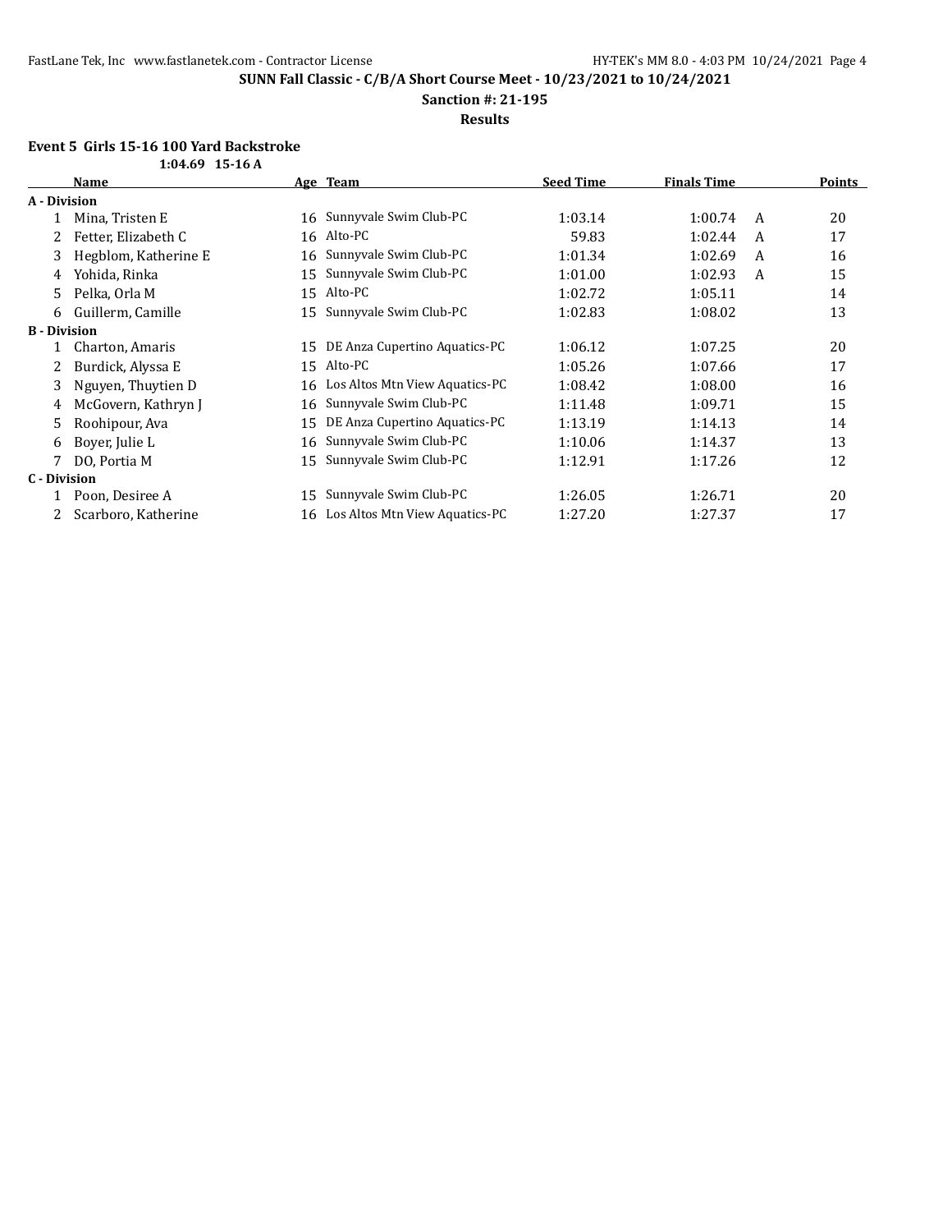## SUNN Fall Classic - C/B/A Short Course Meet - 10/23/2021 to 10/24/2021

**Sanction #: 21-195**

**Results**

### Event 5 Girls 15-16 100 Yard Backstroke

1:04.69 15-16 A

| | Name | Age | Team | Seed Time | Finals Time | | Points |
|---|---|---|---|---|---|---|---|
| **A - Division** | | | | | | | |
| 1 | Mina, Tristen E | 16 | Sunnyvale Swim Club-PC | 1:03.14 | 1:00.74 | A | 20 |
| 2 | Fetter, Elizabeth C | 16 | Alto-PC | 59.83 | 1:02.44 | A | 17 |
| 3 | Hegblom, Katherine E | 16 | Sunnyvale Swim Club-PC | 1:01.34 | 1:02.69 | A | 16 |
| 4 | Yohida, Rinka | 15 | Sunnyvale Swim Club-PC | 1:01.00 | 1:02.93 | A | 15 |
| 5 | Pelka, Orla M | 15 | Alto-PC | 1:02.72 | 1:05.11 | | 14 |
| 6 | Guillerm, Camille | 15 | Sunnyvale Swim Club-PC | 1:02.83 | 1:08.02 | | 13 |
| **B - Division** | | | | | | | |
| 1 | Charton, Amaris | 15 | DE Anza Cupertino Aquatics-PC | 1:06.12 | 1:07.25 | | 20 |
| 2 | Burdick, Alyssa E | 15 | Alto-PC | 1:05.26 | 1:07.66 | | 17 |
| 3 | Nguyen, Thuytien D | 16 | Los Altos Mtn View Aquatics-PC | 1:08.42 | 1:08.00 | | 16 |
| 4 | McGovern, Kathryn J | 16 | Sunnyvale Swim Club-PC | 1:11.48 | 1:09.71 | | 15 |
| 5 | Roohipour, Ava | 15 | DE Anza Cupertino Aquatics-PC | 1:13.19 | 1:14.13 | | 14 |
| 6 | Boyer, Julie L | 16 | Sunnyvale Swim Club-PC | 1:10.06 | 1:14.37 | | 13 |
| 7 | DO, Portia M | 15 | Sunnyvale Swim Club-PC | 1:12.91 | 1:17.26 | | 12 |
| **C - Division** | | | | | | | |
| 1 | Poon, Desiree A | 15 | Sunnyvale Swim Club-PC | 1:26.05 | 1:26.71 | | 20 |
| 2 | Scarboro, Katherine | 16 | Los Altos Mtn View Aquatics-PC | 1:27.20 | 1:27.37 | | 17 |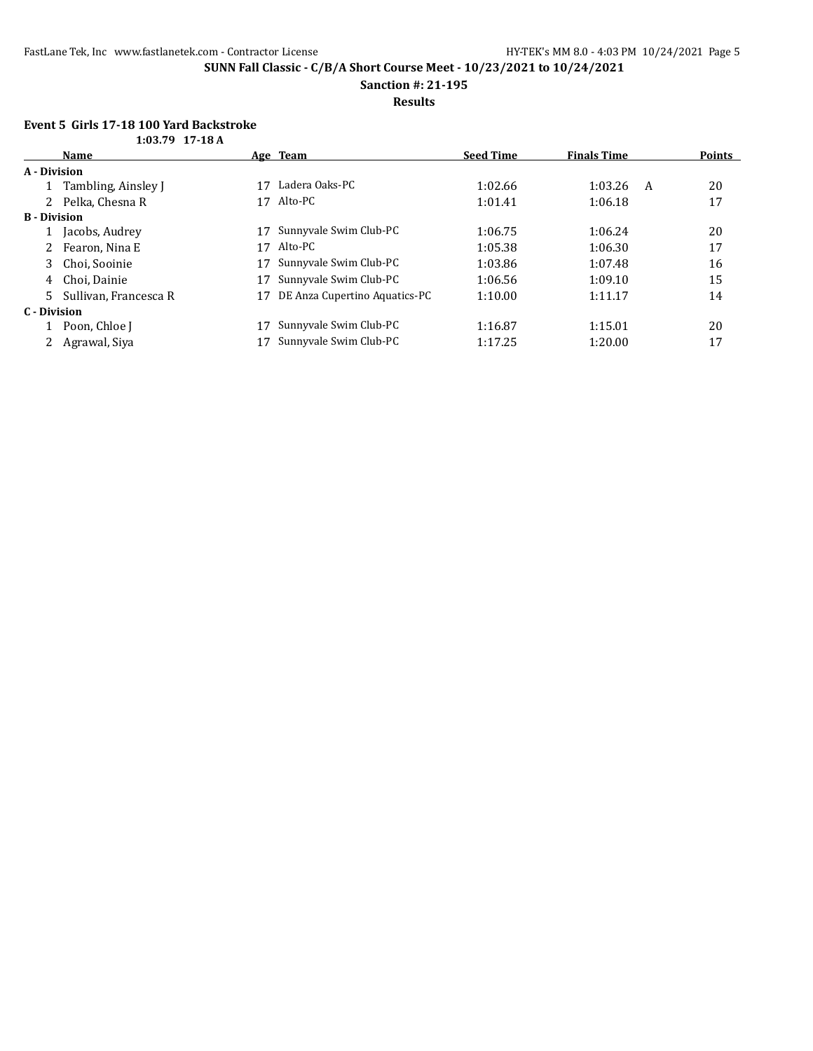**SUNN Fall Classic - C/B/A Short Course Meet - 10/23/2021 to 10/24/2021**

**Sanction #: 21-195**

**Results**

### Event 5 Girls 17-18 100 Yard Backstroke

**1:03.79 17-18 A**

| | Name | Age | Team | Seed Time | Finals Time | | Points |
|---|---|---|---|---|---|---|---|
| **A - Division** | | | | | | | |
| 1 | Tambling, Ainsley J | 17 | Ladera Oaks-PC | 1:02.66 | 1:03.26 | A | 20 |
| 2 | Pelka, Chesna R | 17 | Alto-PC | 1:01.41 | 1:06.18 | | 17 |
| **B - Division** | | | | | | | |
| 1 | Jacobs, Audrey | 17 | Sunnyvale Swim Club-PC | 1:06.75 | 1:06.24 | | 20 |
| 2 | Fearon, Nina E | 17 | Alto-PC | 1:05.38 | 1:06.30 | | 17 |
| 3 | Choi, Sooinie | 17 | Sunnyvale Swim Club-PC | 1:03.86 | 1:07.48 | | 16 |
| 4 | Choi, Dainie | 17 | Sunnyvale Swim Club-PC | 1:06.56 | 1:09.10 | | 15 |
| 5 | Sullivan, Francesca R | 17 | DE Anza Cupertino Aquatics-PC | 1:10.00 | 1:11.17 | | 14 |
| **C - Division** | | | | | | | |
| 1 | Poon, Chloe J | 17 | Sunnyvale Swim Club-PC | 1:16.87 | 1:15.01 | | 20 |
| 2 | Agrawal, Siya | 17 | Sunnyvale Swim Club-PC | 1:17.25 | 1:20.00 | | 17 |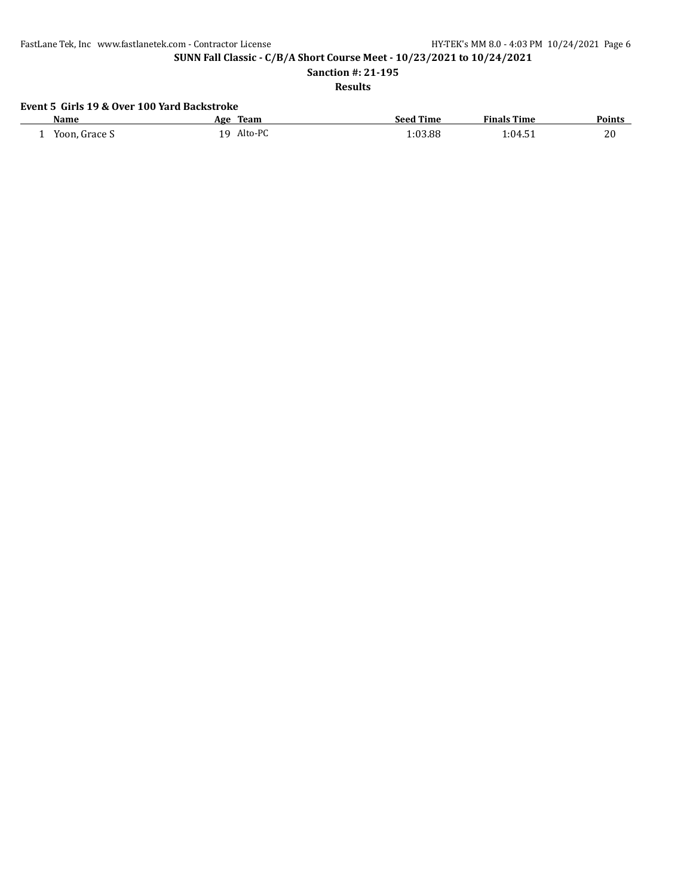### Event 5 Girls 19 & Over 100 Yard Backstroke

| | Name | Age | Team | Seed Time | Finals Time | Points |
|---|---|---|---|---|---|---|
| 1 | Yoon, Grace S | 19 | Alto-PC | 1:03.88 | 1:04.51 | 20 |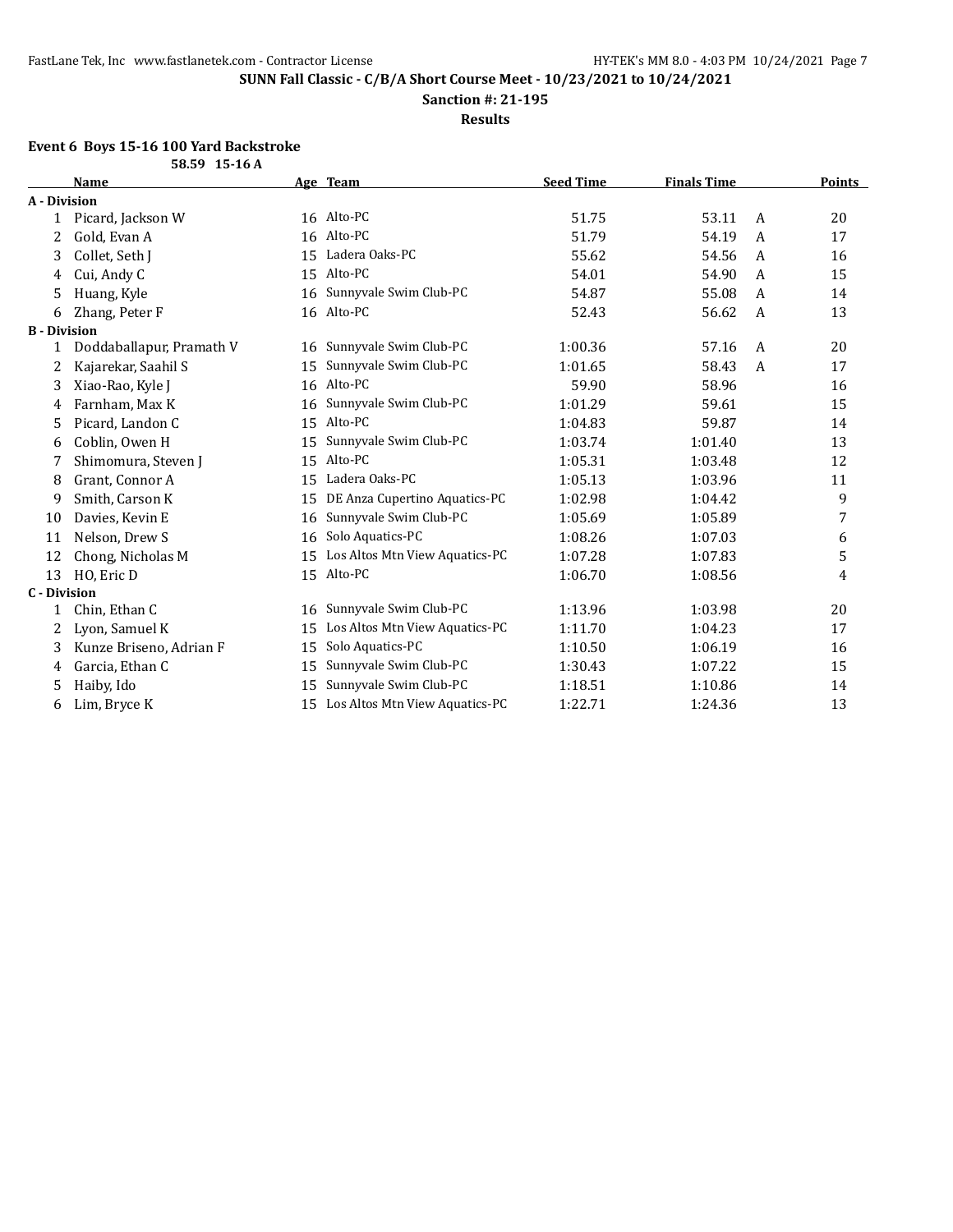**SUNN Fall Classic - C/B/A Short Course Meet - 10/23/2021 to 10/24/2021**

**Sanction #: 21-195**

**Results**

### Event 6 Boys 15-16 100 Yard Backstroke

**58.59 15-16 A**

| | Name | Age | Team | Seed Time | Finals Time | | Points |
|---|---|---|---|---|---|---|---|
| **A - Division** | | | | | | | |
| 1 | Picard, Jackson W | 16 | Alto-PC | 51.75 | 53.11 | A | 20 |
| 2 | Gold, Evan A | 16 | Alto-PC | 51.79 | 54.19 | A | 17 |
| 3 | Collet, Seth J | 15 | Ladera Oaks-PC | 55.62 | 54.56 | A | 16 |
| 4 | Cui, Andy C | 15 | Alto-PC | 54.01 | 54.90 | A | 15 |
| 5 | Huang, Kyle | 16 | Sunnyvale Swim Club-PC | 54.87 | 55.08 | A | 14 |
| 6 | Zhang, Peter F | 16 | Alto-PC | 52.43 | 56.62 | A | 13 |
| **B - Division** | | | | | | | |
| 1 | Doddaballapur, Pramath V | 16 | Sunnyvale Swim Club-PC | 1:00.36 | 57.16 | A | 20 |
| 2 | Kajarekar, Saahil S | 15 | Sunnyvale Swim Club-PC | 1:01.65 | 58.43 | A | 17 |
| 3 | Xiao-Rao, Kyle J | 16 | Alto-PC | 59.90 | 58.96 | | 16 |
| 4 | Farnham, Max K | 16 | Sunnyvale Swim Club-PC | 1:01.29 | 59.61 | | 15 |
| 5 | Picard, Landon C | 15 | Alto-PC | 1:04.83 | 59.87 | | 14 |
| 6 | Coblin, Owen H | 15 | Sunnyvale Swim Club-PC | 1:03.74 | 1:01.40 | | 13 |
| 7 | Shimomura, Steven J | 15 | Alto-PC | 1:05.31 | 1:03.48 | | 12 |
| 8 | Grant, Connor A | 15 | Ladera Oaks-PC | 1:05.13 | 1:03.96 | | 11 |
| 9 | Smith, Carson K | 15 | DE Anza Cupertino Aquatics-PC | 1:02.98 | 1:04.42 | | 9 |
| 10 | Davies, Kevin E | 16 | Sunnyvale Swim Club-PC | 1:05.69 | 1:05.89 | | 7 |
| 11 | Nelson, Drew S | 16 | Solo Aquatics-PC | 1:08.26 | 1:07.03 | | 6 |
| 12 | Chong, Nicholas M | 15 | Los Altos Mtn View Aquatics-PC | 1:07.28 | 1:07.83 | | 5 |
| 13 | HO, Eric D | 15 | Alto-PC | 1:06.70 | 1:08.56 | | 4 |
| **C - Division** | | | | | | | |
| 1 | Chin, Ethan C | 16 | Sunnyvale Swim Club-PC | 1:13.96 | 1:03.98 | | 20 |
| 2 | Lyon, Samuel K | 15 | Los Altos Mtn View Aquatics-PC | 1:11.70 | 1:04.23 | | 17 |
| 3 | Kunze Briseno, Adrian F | 15 | Solo Aquatics-PC | 1:10.50 | 1:06.19 | | 16 |
| 4 | Garcia, Ethan C | 15 | Sunnyvale Swim Club-PC | 1:30.43 | 1:07.22 | | 15 |
| 5 | Haiby, Ido | 15 | Sunnyvale Swim Club-PC | 1:18.51 | 1:10.86 | | 14 |
| 6 | Lim, Bryce K | 15 | Los Altos Mtn View Aquatics-PC | 1:22.71 | 1:24.36 | | 13 |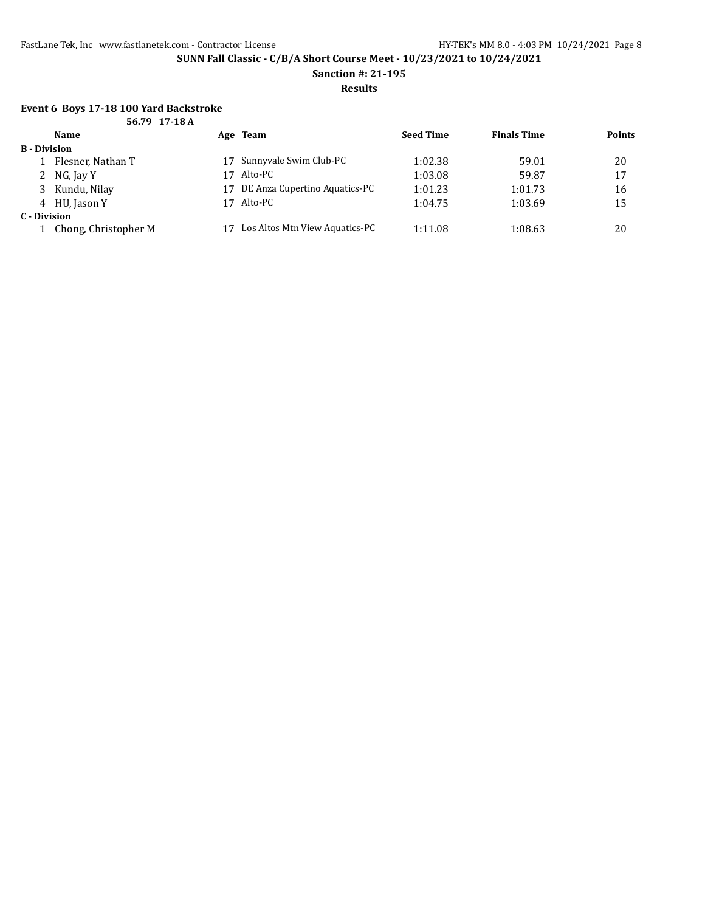**SUNN Fall Classic - C/B/A Short Course Meet - 10/23/2021 to 10/24/2021**

**Sanction #: 21-195**

**Results**

### Event 6 Boys 17-18 100 Yard Backstroke

**56.79 17-18 A**

| | Name | Age | Team | Seed Time | Finals Time | Points |
|---|---|---|---|---|---|---|
| **B - Division** | | | | | | |
| 1 | Flesner, Nathan T | 17 | Sunnyvale Swim Club-PC | 1:02.38 | 59.01 | 20 |
| 2 | NG, Jay Y | 17 | Alto-PC | 1:03.08 | 59.87 | 17 |
| 3 | Kundu, Nilay | 17 | DE Anza Cupertino Aquatics-PC | 1:01.23 | 1:01.73 | 16 |
| 4 | HU, Jason Y | 17 | Alto-PC | 1:04.75 | 1:03.69 | 15 |
| **C - Division** | | | | | | |
| 1 | Chong, Christopher M | 17 | Los Altos Mtn View Aquatics-PC | 1:11.08 | 1:08.63 | 20 |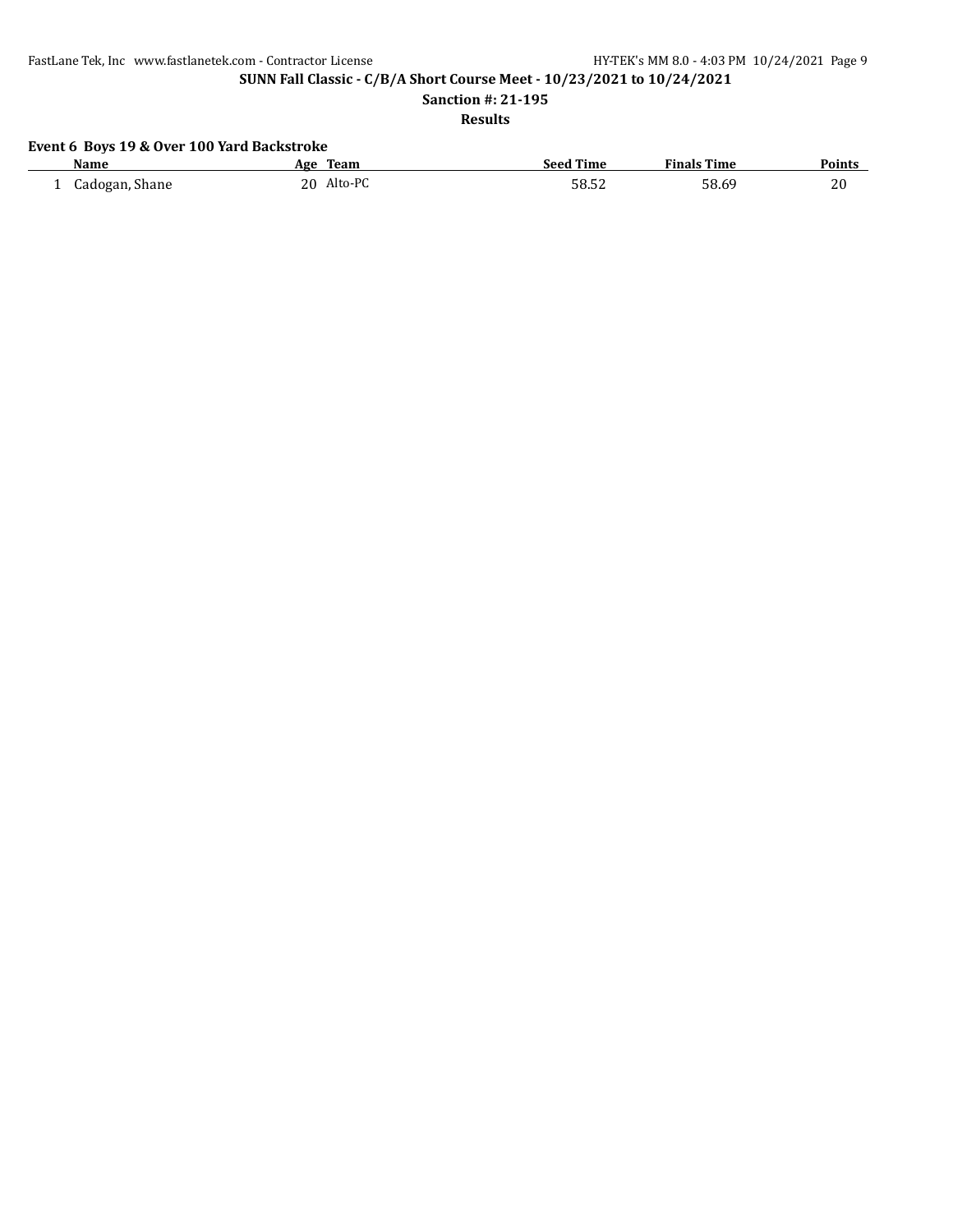## SUNN Fall Classic - C/B/A Short Course Meet - 10/23/2021 to 10/24/2021

**Sanction #: 21-195**

**Results**

### Event 6 Boys 19 & Over 100 Yard Backstroke

| | Name | Age | Team | Seed Time | Finals Time | Points |
|---|---|---|---|---|---|---|
| 1 | Cadogan, Shane | 20 | Alto-PC | 58.52 | 58.69 | 20 |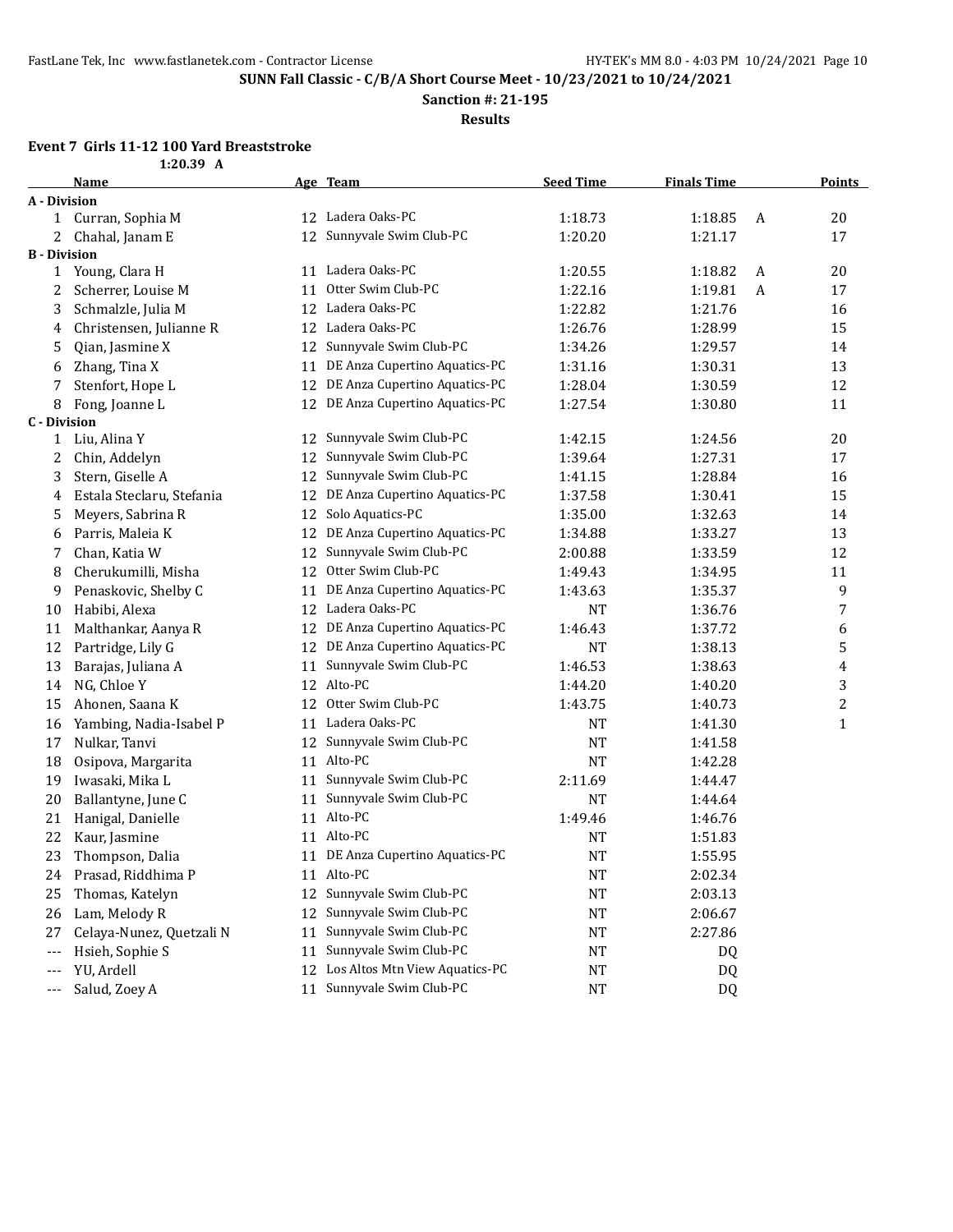**SUNN Fall Classic - C/B/A Short Course Meet - 10/23/2021 to 10/24/2021**

**Sanction #: 21-195**

**Results**

### Event 7 Girls 11-12 100 Yard Breaststroke

1:20.39 A

| | Name | Age | Team | Seed Time | Finals Time | | Points |
|---|---|---|---|---|---|---|---|
| **A - Division** | | | | | | | |
| 1 | Curran, Sophia M | 12 | Ladera Oaks-PC | 1:18.73 | 1:18.85 | A | 20 |
| 2 | Chahal, Janam E | 12 | Sunnyvale Swim Club-PC | 1:20.20 | 1:21.17 | | 17 |
| **B - Division** | | | | | | | |
| 1 | Young, Clara H | 11 | Ladera Oaks-PC | 1:20.55 | 1:18.82 | A | 20 |
| 2 | Scherrer, Louise M | 11 | Otter Swim Club-PC | 1:22.16 | 1:19.81 | A | 17 |
| 3 | Schmalzle, Julia M | 12 | Ladera Oaks-PC | 1:22.82 | 1:21.76 | | 16 |
| 4 | Christensen, Julianne R | 12 | Ladera Oaks-PC | 1:26.76 | 1:28.99 | | 15 |
| 5 | Qian, Jasmine X | 12 | Sunnyvale Swim Club-PC | 1:34.26 | 1:29.57 | | 14 |
| 6 | Zhang, Tina X | 11 | DE Anza Cupertino Aquatics-PC | 1:31.16 | 1:30.31 | | 13 |
| 7 | Stenfort, Hope L | 12 | DE Anza Cupertino Aquatics-PC | 1:28.04 | 1:30.59 | | 12 |
| 8 | Fong, Joanne L | 12 | DE Anza Cupertino Aquatics-PC | 1:27.54 | 1:30.80 | | 11 |
| **C - Division** | | | | | | | |
| 1 | Liu, Alina Y | 12 | Sunnyvale Swim Club-PC | 1:42.15 | 1:24.56 | | 20 |
| 2 | Chin, Addelyn | 12 | Sunnyvale Swim Club-PC | 1:39.64 | 1:27.31 | | 17 |
| 3 | Stern, Giselle A | 12 | Sunnyvale Swim Club-PC | 1:41.15 | 1:28.84 | | 16 |
| 4 | Estala Steclaru, Stefania | 12 | DE Anza Cupertino Aquatics-PC | 1:37.58 | 1:30.41 | | 15 |
| 5 | Meyers, Sabrina R | 12 | Solo Aquatics-PC | 1:35.00 | 1:32.63 | | 14 |
| 6 | Parris, Maleia K | 12 | DE Anza Cupertino Aquatics-PC | 1:34.88 | 1:33.27 | | 13 |
| 7 | Chan, Katia W | 12 | Sunnyvale Swim Club-PC | 2:00.88 | 1:33.59 | | 12 |
| 8 | Cherukumilli, Misha | 12 | Otter Swim Club-PC | 1:49.43 | 1:34.95 | | 11 |
| 9 | Penaskovic, Shelby C | 11 | DE Anza Cupertino Aquatics-PC | 1:43.63 | 1:35.37 | | 9 |
| 10 | Habibi, Alexa | 12 | Ladera Oaks-PC | NT | 1:36.76 | | 7 |
| 11 | Malthankar, Aanya R | 12 | DE Anza Cupertino Aquatics-PC | 1:46.43 | 1:37.72 | | 6 |
| 12 | Partridge, Lily G | 12 | DE Anza Cupertino Aquatics-PC | NT | 1:38.13 | | 5 |
| 13 | Barajas, Juliana A | 11 | Sunnyvale Swim Club-PC | 1:46.53 | 1:38.63 | | 4 |
| 14 | NG, Chloe Y | 12 | Alto-PC | 1:44.20 | 1:40.20 | | 3 |
| 15 | Ahonen, Saana K | 12 | Otter Swim Club-PC | 1:43.75 | 1:40.73 | | 2 |
| 16 | Yambing, Nadia-Isabel P | 11 | Ladera Oaks-PC | NT | 1:41.30 | | 1 |
| 17 | Nulkar, Tanvi | 12 | Sunnyvale Swim Club-PC | NT | 1:41.58 | | |
| 18 | Osipova, Margarita | 11 | Alto-PC | NT | 1:42.28 | | |
| 19 | Iwasaki, Mika L | 11 | Sunnyvale Swim Club-PC | 2:11.69 | 1:44.47 | | |
| 20 | Ballantyne, June C | 11 | Sunnyvale Swim Club-PC | NT | 1:44.64 | | |
| 21 | Hanigal, Danielle | 11 | Alto-PC | 1:49.46 | 1:46.76 | | |
| 22 | Kaur, Jasmine | 11 | Alto-PC | NT | 1:51.83 | | |
| 23 | Thompson, Dalia | 11 | DE Anza Cupertino Aquatics-PC | NT | 1:55.95 | | |
| 24 | Prasad, Riddhima P | 11 | Alto-PC | NT | 2:02.34 | | |
| 25 | Thomas, Katelyn | 12 | Sunnyvale Swim Club-PC | NT | 2:03.13 | | |
| 26 | Lam, Melody R | 12 | Sunnyvale Swim Club-PC | NT | 2:06.67 | | |
| 27 | Celaya-Nunez, Quetzali N | 11 | Sunnyvale Swim Club-PC | NT | 2:27.86 | | |
| --- | Hsieh, Sophie S | 11 | Sunnyvale Swim Club-PC | NT | DQ | | |
| --- | YU, Ardell | 12 | Los Altos Mtn View Aquatics-PC | NT | DQ | | |
| --- | Salud, Zoey A | 11 | Sunnyvale Swim Club-PC | NT | DQ | | |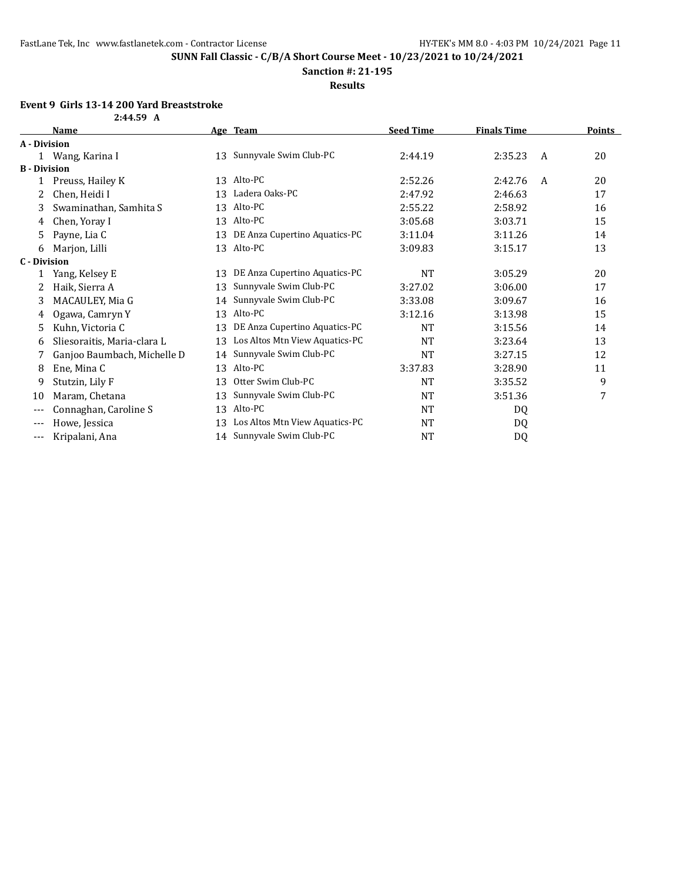**SUNN Fall Classic - C/B/A Short Course Meet - 10/23/2021 to 10/24/2021**

**Sanction #: 21-195**

**Results**

### Event 9 Girls 13-14 200 Yard Breaststroke

2:44.59 A

| | Name | Age | Team | Seed Time | Finals Time | | Points |
|---|---|---|---|---|---|---|---|
| **A - Division** | | | | | | | |
| 1 | Wang, Karina I | 13 | Sunnyvale Swim Club-PC | 2:44.19 | 2:35.23 | A | 20 |
| **B - Division** | | | | | | | |
| 1 | Preuss, Hailey K | 13 | Alto-PC | 2:52.26 | 2:42.76 | A | 20 |
| 2 | Chen, Heidi I | 13 | Ladera Oaks-PC | 2:47.92 | 2:46.63 | | 17 |
| 3 | Swaminathan, Samhita S | 13 | Alto-PC | 2:55.22 | 2:58.92 | | 16 |
| 4 | Chen, Yoray I | 13 | Alto-PC | 3:05.68 | 3:03.71 | | 15 |
| 5 | Payne, Lia C | 13 | DE Anza Cupertino Aquatics-PC | 3:11.04 | 3:11.26 | | 14 |
| 6 | Marjon, Lilli | 13 | Alto-PC | 3:09.83 | 3:15.17 | | 13 |
| **C - Division** | | | | | | | |
| 1 | Yang, Kelsey E | 13 | DE Anza Cupertino Aquatics-PC | NT | 3:05.29 | | 20 |
| 2 | Haik, Sierra A | 13 | Sunnyvale Swim Club-PC | 3:27.02 | 3:06.00 | | 17 |
| 3 | MACAULEY, Mia G | 14 | Sunnyvale Swim Club-PC | 3:33.08 | 3:09.67 | | 16 |
| 4 | Ogawa, Camryn Y | 13 | Alto-PC | 3:12.16 | 3:13.98 | | 15 |
| 5 | Kuhn, Victoria C | 13 | DE Anza Cupertino Aquatics-PC | NT | 3:15.56 | | 14 |
| 6 | Sliesoraitis, Maria-clara L | 13 | Los Altos Mtn View Aquatics-PC | NT | 3:23.64 | | 13 |
| 7 | Ganjoo Baumbach, Michelle D | 14 | Sunnyvale Swim Club-PC | NT | 3:27.15 | | 12 |
| 8 | Ene, Mina C | 13 | Alto-PC | 3:37.83 | 3:28.90 | | 11 |
| 9 | Stutzin, Lily F | 13 | Otter Swim Club-PC | NT | 3:35.52 | | 9 |
| 10 | Maram, Chetana | 13 | Sunnyvale Swim Club-PC | NT | 3:51.36 | | 7 |
| --- | Connaghan, Caroline S | 13 | Alto-PC | NT | DQ | | |
| --- | Howe, Jessica | 13 | Los Altos Mtn View Aquatics-PC | NT | DQ | | |
| --- | Kripalani, Ana | 14 | Sunnyvale Swim Club-PC | NT | DQ | | |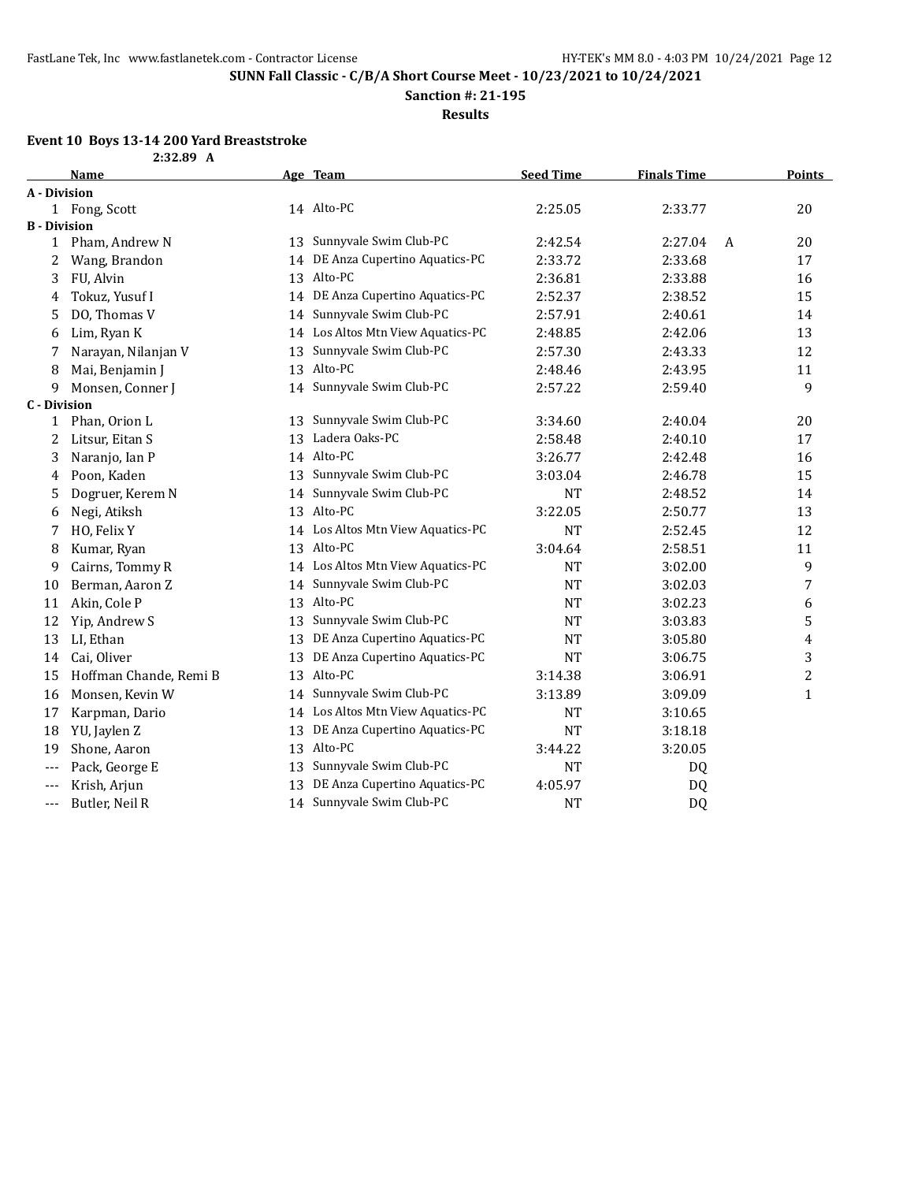## SUNN Fall Classic - C/B/A Short Course Meet - 10/23/2021 to 10/24/2021

**Sanction #: 21-195**

**Results**

### Event 10 Boys 13-14 200 Yard Breaststroke

2:32.89 A

| | Name | Age | Team | Seed Time | Finals Time | | Points |
|---|---|---|---|---|---|---|---|
| **A - Division** | | | | | | | |
| 1 | Fong, Scott | 14 | Alto-PC | 2:25.05 | 2:33.77 | | 20 |
| **B - Division** | | | | | | | |
| 1 | Pham, Andrew N | 13 | Sunnyvale Swim Club-PC | 2:42.54 | 2:27.04 | A | 20 |
| 2 | Wang, Brandon | 14 | DE Anza Cupertino Aquatics-PC | 2:33.72 | 2:33.68 | | 17 |
| 3 | FU, Alvin | 13 | Alto-PC | 2:36.81 | 2:33.88 | | 16 |
| 4 | Tokuz, Yusuf I | 14 | DE Anza Cupertino Aquatics-PC | 2:52.37 | 2:38.52 | | 15 |
| 5 | DO, Thomas V | 14 | Sunnyvale Swim Club-PC | 2:57.91 | 2:40.61 | | 14 |
| 6 | Lim, Ryan K | 14 | Los Altos Mtn View Aquatics-PC | 2:48.85 | 2:42.06 | | 13 |
| 7 | Narayan, Nilanjan V | 13 | Sunnyvale Swim Club-PC | 2:57.30 | 2:43.33 | | 12 |
| 8 | Mai, Benjamin J | 13 | Alto-PC | 2:48.46 | 2:43.95 | | 11 |
| 9 | Monsen, Conner J | 14 | Sunnyvale Swim Club-PC | 2:57.22 | 2:59.40 | | 9 |
| **C - Division** | | | | | | | |
| 1 | Phan, Orion L | 13 | Sunnyvale Swim Club-PC | 3:34.60 | 2:40.04 | | 20 |
| 2 | Litsur, Eitan S | 13 | Ladera Oaks-PC | 2:58.48 | 2:40.10 | | 17 |
| 3 | Naranjo, Ian P | 14 | Alto-PC | 3:26.77 | 2:42.48 | | 16 |
| 4 | Poon, Kaden | 13 | Sunnyvale Swim Club-PC | 3:03.04 | 2:46.78 | | 15 |
| 5 | Dogruer, Kerem N | 14 | Sunnyvale Swim Club-PC | NT | 2:48.52 | | 14 |
| 6 | Negi, Atiksh | 13 | Alto-PC | 3:22.05 | 2:50.77 | | 13 |
| 7 | HO, Felix Y | 14 | Los Altos Mtn View Aquatics-PC | NT | 2:52.45 | | 12 |
| 8 | Kumar, Ryan | 13 | Alto-PC | 3:04.64 | 2:58.51 | | 11 |
| 9 | Cairns, Tommy R | 14 | Los Altos Mtn View Aquatics-PC | NT | 3:02.00 | | 9 |
| 10 | Berman, Aaron Z | 14 | Sunnyvale Swim Club-PC | NT | 3:02.03 | | 7 |
| 11 | Akin, Cole P | 13 | Alto-PC | NT | 3:02.23 | | 6 |
| 12 | Yip, Andrew S | 13 | Sunnyvale Swim Club-PC | NT | 3:03.83 | | 5 |
| 13 | LI, Ethan | 13 | DE Anza Cupertino Aquatics-PC | NT | 3:05.80 | | 4 |
| 14 | Cai, Oliver | 13 | DE Anza Cupertino Aquatics-PC | NT | 3:06.75 | | 3 |
| 15 | Hoffman Chande, Remi B | 13 | Alto-PC | 3:14.38 | 3:06.91 | | 2 |
| 16 | Monsen, Kevin W | 14 | Sunnyvale Swim Club-PC | 3:13.89 | 3:09.09 | | 1 |
| 17 | Karpman, Dario | 14 | Los Altos Mtn View Aquatics-PC | NT | 3:10.65 | | |
| 18 | YU, Jaylen Z | 13 | DE Anza Cupertino Aquatics-PC | NT | 3:18.18 | | |
| 19 | Shone, Aaron | 13 | Alto-PC | 3:44.22 | 3:20.05 | | |
| --- | Pack, George E | 13 | Sunnyvale Swim Club-PC | NT | DQ | | |
| --- | Krish, Arjun | 13 | DE Anza Cupertino Aquatics-PC | 4:05.97 | DQ | | |
| --- | Butler, Neil R | 14 | Sunnyvale Swim Club-PC | NT | DQ | | |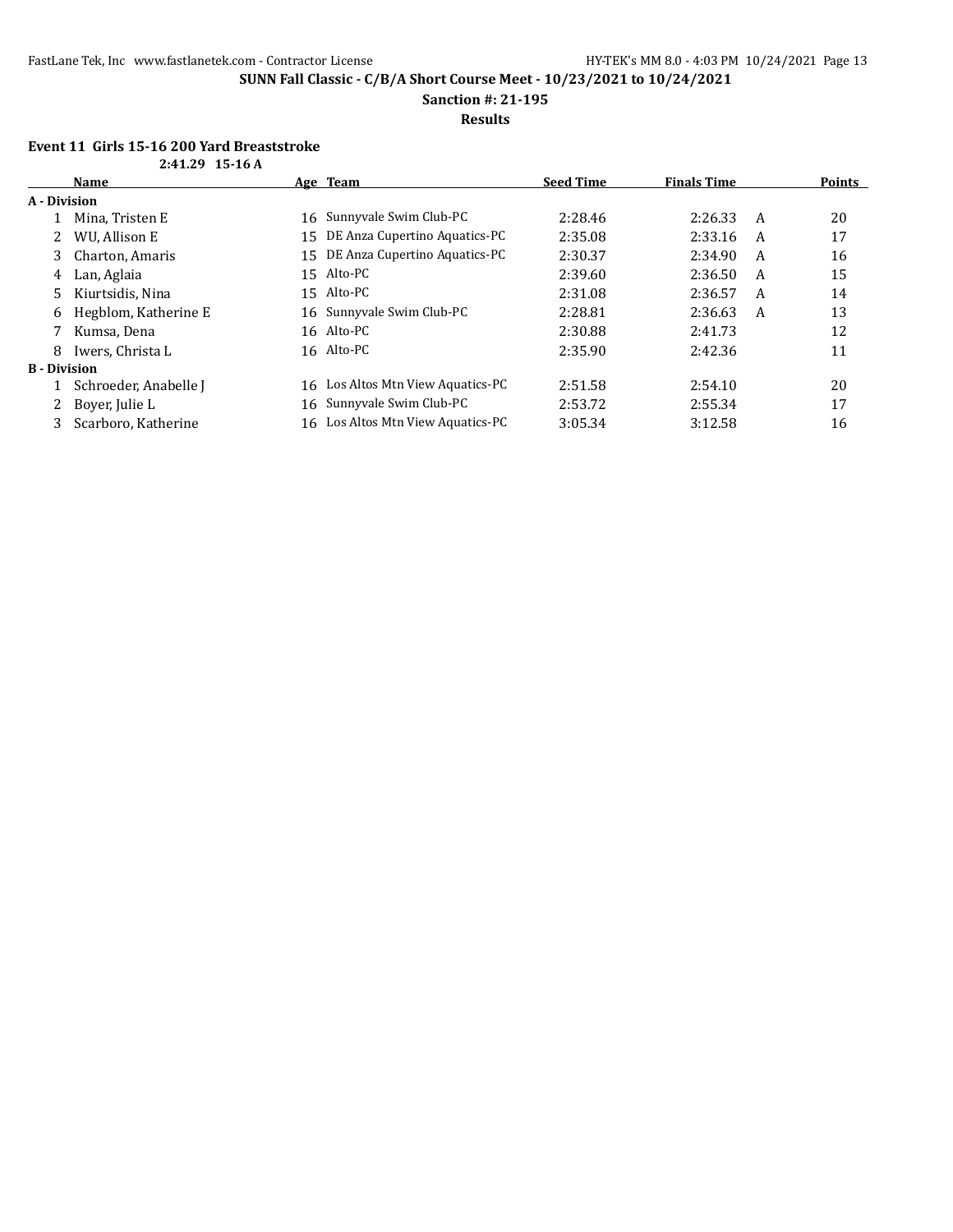**SUNN Fall Classic - C/B/A Short Course Meet - 10/23/2021 to 10/24/2021**

**Sanction #: 21-195**

**Results**

### Event 11 Girls 15-16 200 Yard Breaststroke

**2:41.29 15-16 A**

| | Name | Age | Team | Seed Time | Finals Time | | Points |
|---|---|---|---|---|---|---|---|
| **A - Division** | | | | | | | |
| 1 | Mina, Tristen E | 16 | Sunnyvale Swim Club-PC | 2:28.46 | 2:26.33 | A | 20 |
| 2 | WU, Allison E | 15 | DE Anza Cupertino Aquatics-PC | 2:35.08 | 2:33.16 | A | 17 |
| 3 | Charton, Amaris | 15 | DE Anza Cupertino Aquatics-PC | 2:30.37 | 2:34.90 | A | 16 |
| 4 | Lan, Aglaia | 15 | Alto-PC | 2:39.60 | 2:36.50 | A | 15 |
| 5 | Kiurtsidis, Nina | 15 | Alto-PC | 2:31.08 | 2:36.57 | A | 14 |
| 6 | Hegblom, Katherine E | 16 | Sunnyvale Swim Club-PC | 2:28.81 | 2:36.63 | A | 13 |
| 7 | Kumsa, Dena | 16 | Alto-PC | 2:30.88 | 2:41.73 | | 12 |
| 8 | Iwers, Christa L | 16 | Alto-PC | 2:35.90 | 2:42.36 | | 11 |
| **B - Division** | | | | | | | |
| 1 | Schroeder, Anabelle J | 16 | Los Altos Mtn View Aquatics-PC | 2:51.58 | 2:54.10 | | 20 |
| 2 | Boyer, Julie L | 16 | Sunnyvale Swim Club-PC | 2:53.72 | 2:55.34 | | 17 |
| 3 | Scarboro, Katherine | 16 | Los Altos Mtn View Aquatics-PC | 3:05.34 | 3:12.58 | | 16 |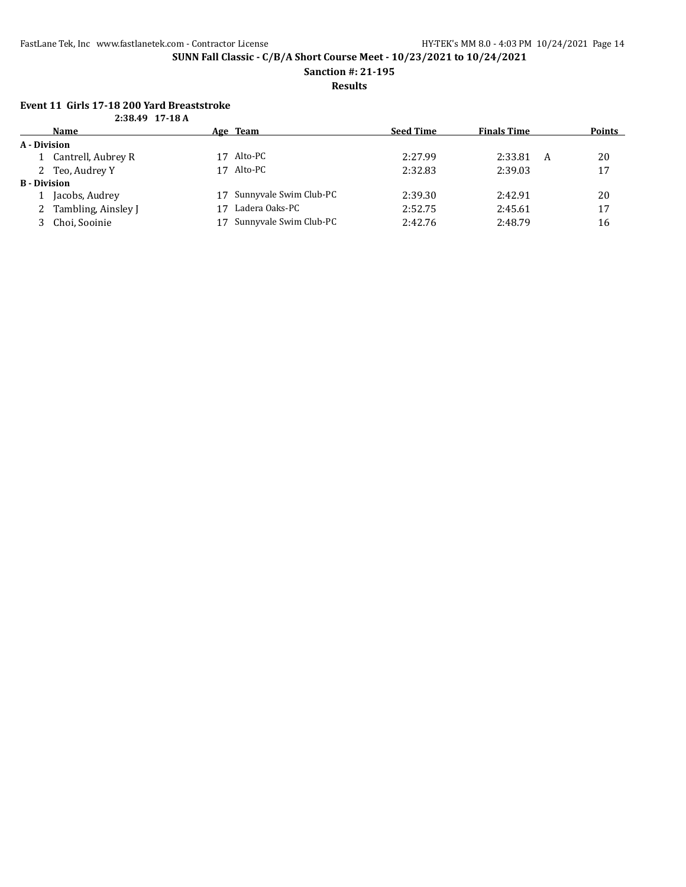## SUNN Fall Classic - C/B/A Short Course Meet - 10/23/2021 to 10/24/2021

**Sanction #: 21-195**

**Results**

### Event 11 Girls 17-18 200 Yard Breaststroke

**2:38.49 17-18 A**

| | Name | Age | Team | Seed Time | Finals Time | | Points |
|---|---|---|---|---|---|---|---|
| **A - Division** | | | | | | | |
| 1 | Cantrell, Aubrey R | 17 | Alto-PC | 2:27.99 | 2:33.81 | A | 20 |
| 2 | Teo, Audrey Y | 17 | Alto-PC | 2:32.83 | 2:39.03 | | 17 |
| **B - Division** | | | | | | | |
| 1 | Jacobs, Audrey | 17 | Sunnyvale Swim Club-PC | 2:39.30 | 2:42.91 | | 20 |
| 2 | Tambling, Ainsley J | 17 | Ladera Oaks-PC | 2:52.75 | 2:45.61 | | 17 |
| 3 | Choi, Sooinie | 17 | Sunnyvale Swim Club-PC | 2:42.76 | 2:48.79 | | 16 |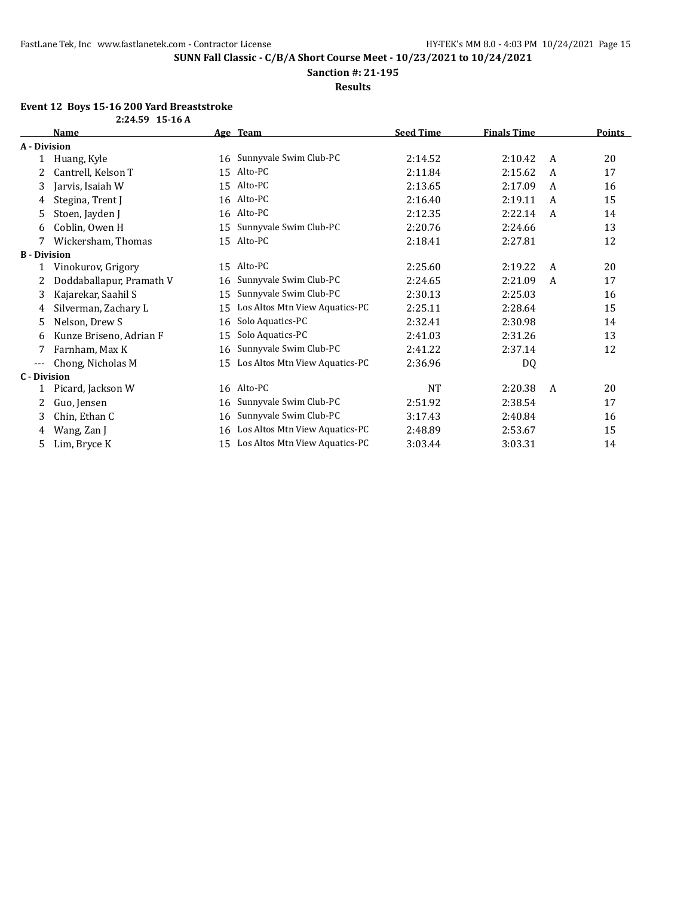**SUNN Fall Classic - C/B/A Short Course Meet - 10/23/2021 to 10/24/2021**

**Sanction #: 21-195**

**Results**

### Event 12 Boys 15-16 200 Yard Breaststroke

**2:24.59 15-16 A**

| | Name | Age | Team | Seed Time | Finals Time | | Points |
|---|---|---|---|---|---|---|---|
| **A - Division** | | | | | | | |
| 1 | Huang, Kyle | 16 | Sunnyvale Swim Club-PC | 2:14.52 | 2:10.42 | A | 20 |
| 2 | Cantrell, Kelson T | 15 | Alto-PC | 2:11.84 | 2:15.62 | A | 17 |
| 3 | Jarvis, Isaiah W | 15 | Alto-PC | 2:13.65 | 2:17.09 | A | 16 |
| 4 | Stegina, Trent J | 16 | Alto-PC | 2:16.40 | 2:19.11 | A | 15 |
| 5 | Stoen, Jayden J | 16 | Alto-PC | 2:12.35 | 2:22.14 | A | 14 |
| 6 | Coblin, Owen H | 15 | Sunnyvale Swim Club-PC | 2:20.76 | 2:24.66 | | 13 |
| 7 | Wickersham, Thomas | 15 | Alto-PC | 2:18.41 | 2:27.81 | | 12 |
| **B - Division** | | | | | | | |
| 1 | Vinokurov, Grigory | 15 | Alto-PC | 2:25.60 | 2:19.22 | A | 20 |
| 2 | Doddaballapur, Pramath V | 16 | Sunnyvale Swim Club-PC | 2:24.65 | 2:21.09 | A | 17 |
| 3 | Kajarekar, Saahil S | 15 | Sunnyvale Swim Club-PC | 2:30.13 | 2:25.03 | | 16 |
| 4 | Silverman, Zachary L | 15 | Los Altos Mtn View Aquatics-PC | 2:25.11 | 2:28.64 | | 15 |
| 5 | Nelson, Drew S | 16 | Solo Aquatics-PC | 2:32.41 | 2:30.98 | | 14 |
| 6 | Kunze Briseno, Adrian F | 15 | Solo Aquatics-PC | 2:41.03 | 2:31.26 | | 13 |
| 7 | Farnham, Max K | 16 | Sunnyvale Swim Club-PC | 2:41.22 | 2:37.14 | | 12 |
| --- | Chong, Nicholas M | 15 | Los Altos Mtn View Aquatics-PC | 2:36.96 | DQ | | |
| **C - Division** | | | | | | | |
| 1 | Picard, Jackson W | 16 | Alto-PC | NT | 2:20.38 | A | 20 |
| 2 | Guo, Jensen | 16 | Sunnyvale Swim Club-PC | 2:51.92 | 2:38.54 | | 17 |
| 3 | Chin, Ethan C | 16 | Sunnyvale Swim Club-PC | 3:17.43 | 2:40.84 | | 16 |
| 4 | Wang, Zan J | 16 | Los Altos Mtn View Aquatics-PC | 2:48.89 | 2:53.67 | | 15 |
| 5 | Lim, Bryce K | 15 | Los Altos Mtn View Aquatics-PC | 3:03.44 | 3:03.31 | | 14 |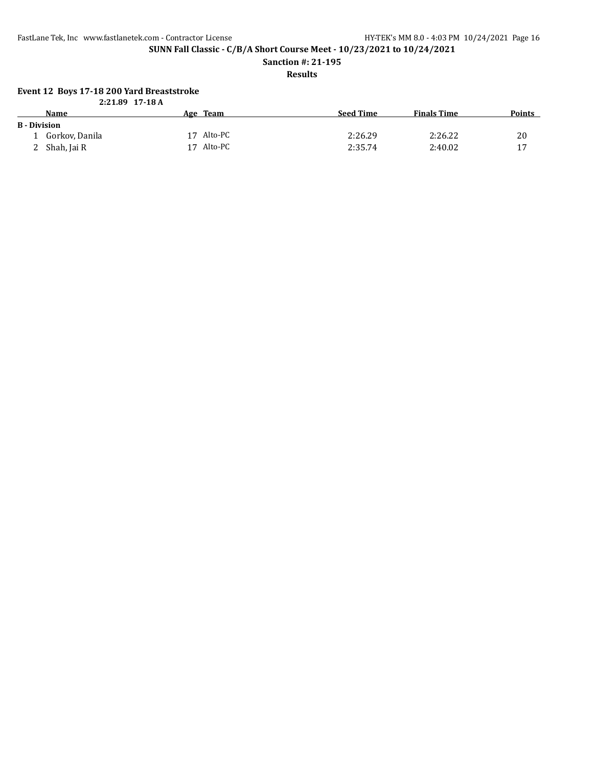## Event 12 Boys 17-18 200 Yard Breaststroke

**2:21.89 17-18 A**

| | Name | Age | Team | Seed Time | Finals Time | Points |
|---|---|---|---|---|---|---|
| **B - Division** | | | | | | |
| 1 | Gorkov, Danila | 17 | Alto-PC | 2:26.29 | 2:26.22 | 20 |
| 2 | Shah, Jai R | 17 | Alto-PC | 2:35.74 | 2:40.02 | 17 |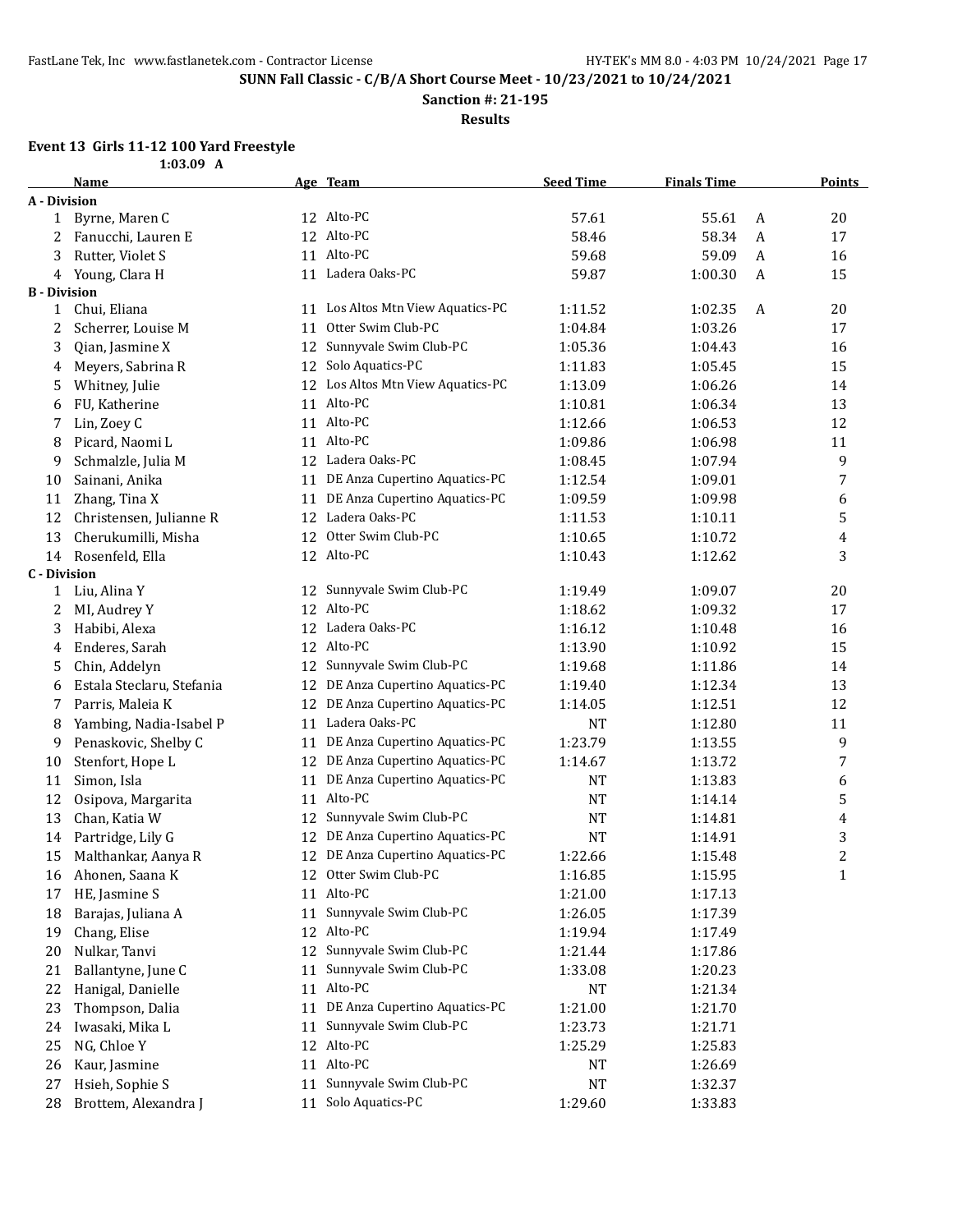SUNN Fall Classic - C/B/A Short Course Meet - 10/23/2021 to 10/24/2021

Sanction #: 21-195

Results

### Event 13 Girls 11-12 100 Yard Freestyle

1:03.09 A

| | Name | Age | Team | Seed Time | Finals Time | | Points |
|---|---|---|---|---|---|---|---|
| **A - Division** | | | | | | | |
| 1 | Byrne, Maren C | 12 | Alto-PC | 57.61 | 55.61 | A | 20 |
| 2 | Fanucchi, Lauren E | 12 | Alto-PC | 58.46 | 58.34 | A | 17 |
| 3 | Rutter, Violet S | 11 | Alto-PC | 59.68 | 59.09 | A | 16 |
| 4 | Young, Clara H | 11 | Ladera Oaks-PC | 59.87 | 1:00.30 | A | 15 |
| **B - Division** | | | | | | | |
| 1 | Chui, Eliana | 11 | Los Altos Mtn View Aquatics-PC | 1:11.52 | 1:02.35 | A | 20 |
| 2 | Scherrer, Louise M | 11 | Otter Swim Club-PC | 1:04.84 | 1:03.26 | | 17 |
| 3 | Qian, Jasmine X | 12 | Sunnyvale Swim Club-PC | 1:05.36 | 1:04.43 | | 16 |
| 4 | Meyers, Sabrina R | 12 | Solo Aquatics-PC | 1:11.83 | 1:05.45 | | 15 |
| 5 | Whitney, Julie | 12 | Los Altos Mtn View Aquatics-PC | 1:13.09 | 1:06.26 | | 14 |
| 6 | FU, Katherine | 11 | Alto-PC | 1:10.81 | 1:06.34 | | 13 |
| 7 | Lin, Zoey C | 11 | Alto-PC | 1:12.66 | 1:06.53 | | 12 |
| 8 | Picard, Naomi L | 11 | Alto-PC | 1:09.86 | 1:06.98 | | 11 |
| 9 | Schmalzle, Julia M | 12 | Ladera Oaks-PC | 1:08.45 | 1:07.94 | | 9 |
| 10 | Sainani, Anika | 11 | DE Anza Cupertino Aquatics-PC | 1:12.54 | 1:09.01 | | 7 |
| 11 | Zhang, Tina X | 11 | DE Anza Cupertino Aquatics-PC | 1:09.59 | 1:09.98 | | 6 |
| 12 | Christensen, Julianne R | 12 | Ladera Oaks-PC | 1:11.53 | 1:10.11 | | 5 |
| 13 | Cherukumilli, Misha | 12 | Otter Swim Club-PC | 1:10.65 | 1:10.72 | | 4 |
| 14 | Rosenfeld, Ella | 12 | Alto-PC | 1:10.43 | 1:12.62 | | 3 |
| **C - Division** | | | | | | | |
| 1 | Liu, Alina Y | 12 | Sunnyvale Swim Club-PC | 1:19.49 | 1:09.07 | | 20 |
| 2 | MI, Audrey Y | 12 | Alto-PC | 1:18.62 | 1:09.32 | | 17 |
| 3 | Habibi, Alexa | 12 | Ladera Oaks-PC | 1:16.12 | 1:10.48 | | 16 |
| 4 | Enderes, Sarah | 12 | Alto-PC | 1:13.90 | 1:10.92 | | 15 |
| 5 | Chin, Addelyn | 12 | Sunnyvale Swim Club-PC | 1:19.68 | 1:11.86 | | 14 |
| 6 | Estala Steclaru, Stefania | 12 | DE Anza Cupertino Aquatics-PC | 1:19.40 | 1:12.34 | | 13 |
| 7 | Parris, Maleia K | 12 | DE Anza Cupertino Aquatics-PC | 1:14.05 | 1:12.51 | | 12 |
| 8 | Yambing, Nadia-Isabel P | 11 | Ladera Oaks-PC | NT | 1:12.80 | | 11 |
| 9 | Penaskovic, Shelby C | 11 | DE Anza Cupertino Aquatics-PC | 1:23.79 | 1:13.55 | | 9 |
| 10 | Stenfort, Hope L | 12 | DE Anza Cupertino Aquatics-PC | 1:14.67 | 1:13.72 | | 7 |
| 11 | Simon, Isla | 11 | DE Anza Cupertino Aquatics-PC | NT | 1:13.83 | | 6 |
| 12 | Osipova, Margarita | 11 | Alto-PC | NT | 1:14.14 | | 5 |
| 13 | Chan, Katia W | 12 | Sunnyvale Swim Club-PC | NT | 1:14.81 | | 4 |
| 14 | Partridge, Lily G | 12 | DE Anza Cupertino Aquatics-PC | NT | 1:14.91 | | 3 |
| 15 | Malthankar, Aanya R | 12 | DE Anza Cupertino Aquatics-PC | 1:22.66 | 1:15.48 | | 2 |
| 16 | Ahonen, Saana K | 12 | Otter Swim Club-PC | 1:16.85 | 1:15.95 | | 1 |
| 17 | HE, Jasmine S | 11 | Alto-PC | 1:21.00 | 1:17.13 | | |
| 18 | Barajas, Juliana A | 11 | Sunnyvale Swim Club-PC | 1:26.05 | 1:17.39 | | |
| 19 | Chang, Elise | 12 | Alto-PC | 1:19.94 | 1:17.49 | | |
| 20 | Nulkar, Tanvi | 12 | Sunnyvale Swim Club-PC | 1:21.44 | 1:17.86 | | |
| 21 | Ballantyne, June C | 11 | Sunnyvale Swim Club-PC | 1:33.08 | 1:20.23 | | |
| 22 | Hanigal, Danielle | 11 | Alto-PC | NT | 1:21.34 | | |
| 23 | Thompson, Dalia | 11 | DE Anza Cupertino Aquatics-PC | 1:21.00 | 1:21.70 | | |
| 24 | Iwasaki, Mika L | 11 | Sunnyvale Swim Club-PC | 1:23.73 | 1:21.71 | | |
| 25 | NG, Chloe Y | 12 | Alto-PC | 1:25.29 | 1:25.83 | | |
| 26 | Kaur, Jasmine | 11 | Alto-PC | NT | 1:26.69 | | |
| 27 | Hsieh, Sophie S | 11 | Sunnyvale Swim Club-PC | NT | 1:32.37 | | |
| 28 | Brottem, Alexandra J | 11 | Solo Aquatics-PC | 1:29.60 | 1:33.83 | | |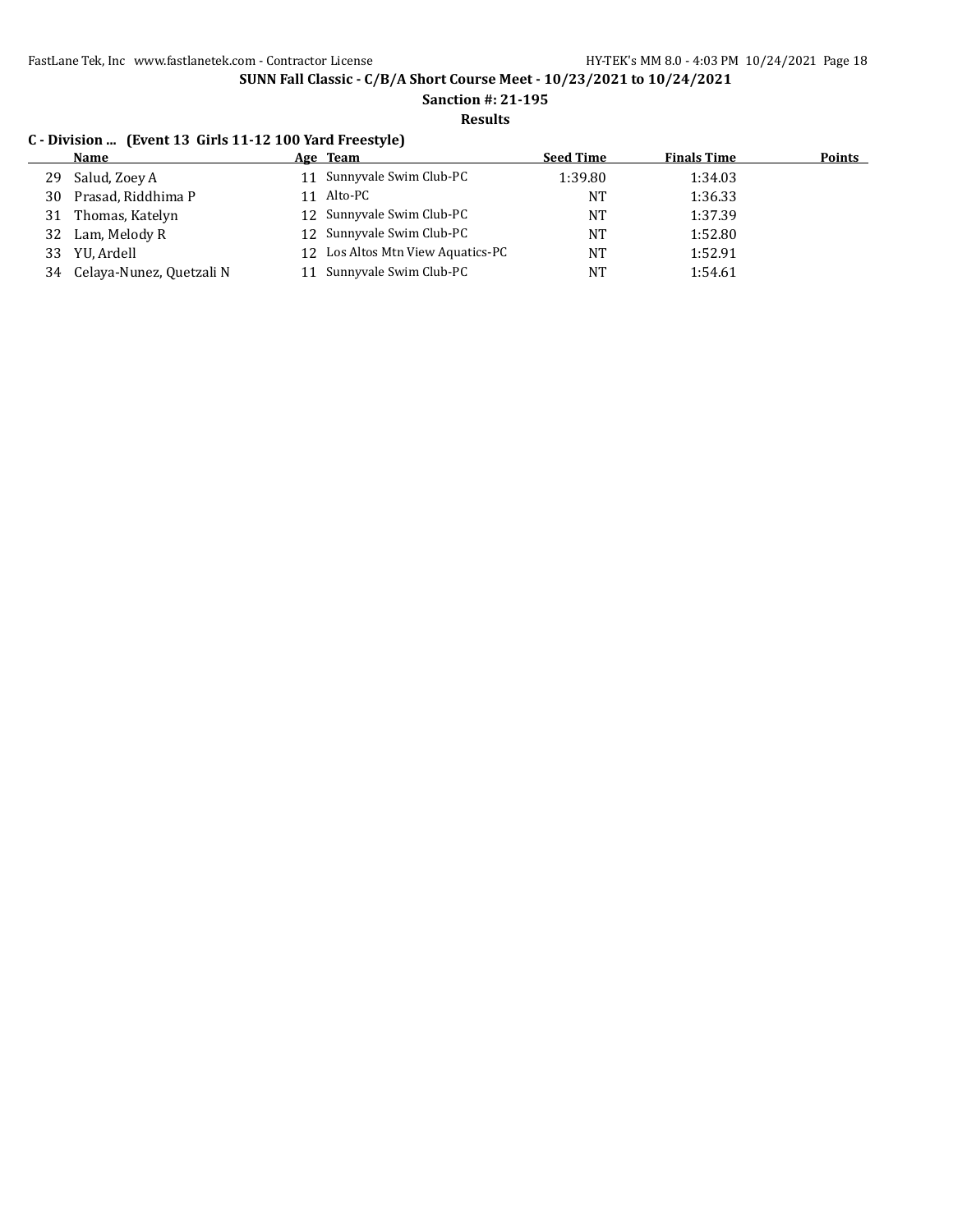**SUNN Fall Classic - C/B/A Short Course Meet - 10/23/2021 to 10/24/2021**

**Sanction #: 21-195**

**Results**

**C - Division ... (Event 13 Girls 11-12 100 Yard Freestyle)**

| | Name | Age | Team | Seed Time | Finals Time | Points |
|---|---|---|---|---|---|---|
| 29 | Salud, Zoey A | 11 | Sunnyvale Swim Club-PC | 1:39.80 | 1:34.03 | |
| 30 | Prasad, Riddhima P | 11 | Alto-PC | NT | 1:36.33 | |
| 31 | Thomas, Katelyn | 12 | Sunnyvale Swim Club-PC | NT | 1:37.39 | |
| 32 | Lam, Melody R | 12 | Sunnyvale Swim Club-PC | NT | 1:52.80 | |
| 33 | YU, Ardell | 12 | Los Altos Mtn View Aquatics-PC | NT | 1:52.91 | |
| 34 | Celaya-Nunez, Quetzali N | 11 | Sunnyvale Swim Club-PC | NT | 1:54.61 | |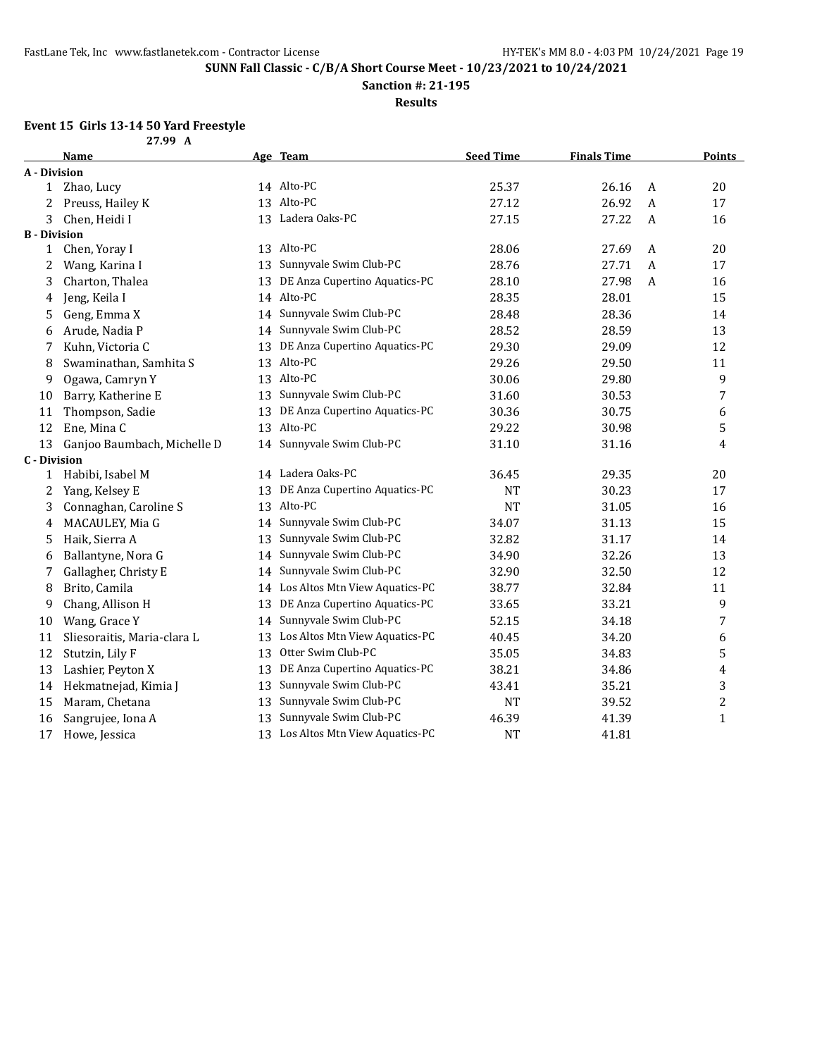**SUNN Fall Classic - C/B/A Short Course Meet - 10/23/2021 to 10/24/2021**

**Sanction #: 21-195**

**Results**

### Event 15 Girls 13-14 50 Yard Freestyle

27.99 A

| | Name | Age | Team | Seed Time | Finals Time | | Points |
|---|---|---|---|---|---|---|---|
| **A - Division** | | | | | | | |
| 1 | Zhao, Lucy | 14 | Alto-PC | 25.37 | 26.16 | A | 20 |
| 2 | Preuss, Hailey K | 13 | Alto-PC | 27.12 | 26.92 | A | 17 |
| 3 | Chen, Heidi I | 13 | Ladera Oaks-PC | 27.15 | 27.22 | A | 16 |
| **B - Division** | | | | | | | |
| 1 | Chen, Yoray I | 13 | Alto-PC | 28.06 | 27.69 | A | 20 |
| 2 | Wang, Karina I | 13 | Sunnyvale Swim Club-PC | 28.76 | 27.71 | A | 17 |
| 3 | Charton, Thalea | 13 | DE Anza Cupertino Aquatics-PC | 28.10 | 27.98 | A | 16 |
| 4 | Jeng, Keila I | 14 | Alto-PC | 28.35 | 28.01 | | 15 |
| 5 | Geng, Emma X | 14 | Sunnyvale Swim Club-PC | 28.48 | 28.36 | | 14 |
| 6 | Arude, Nadia P | 14 | Sunnyvale Swim Club-PC | 28.52 | 28.59 | | 13 |
| 7 | Kuhn, Victoria C | 13 | DE Anza Cupertino Aquatics-PC | 29.30 | 29.09 | | 12 |
| 8 | Swaminathan, Samhita S | 13 | Alto-PC | 29.26 | 29.50 | | 11 |
| 9 | Ogawa, Camryn Y | 13 | Alto-PC | 30.06 | 29.80 | | 9 |
| 10 | Barry, Katherine E | 13 | Sunnyvale Swim Club-PC | 31.60 | 30.53 | | 7 |
| 11 | Thompson, Sadie | 13 | DE Anza Cupertino Aquatics-PC | 30.36 | 30.75 | | 6 |
| 12 | Ene, Mina C | 13 | Alto-PC | 29.22 | 30.98 | | 5 |
| 13 | Ganjoo Baumbach, Michelle D | 14 | Sunnyvale Swim Club-PC | 31.10 | 31.16 | | 4 |
| **C - Division** | | | | | | | |
| 1 | Habibi, Isabel M | 14 | Ladera Oaks-PC | 36.45 | 29.35 | | 20 |
| 2 | Yang, Kelsey E | 13 | DE Anza Cupertino Aquatics-PC | NT | 30.23 | | 17 |
| 3 | Connaghan, Caroline S | 13 | Alto-PC | NT | 31.05 | | 16 |
| 4 | MACAULEY, Mia G | 14 | Sunnyvale Swim Club-PC | 34.07 | 31.13 | | 15 |
| 5 | Haik, Sierra A | 13 | Sunnyvale Swim Club-PC | 32.82 | 31.17 | | 14 |
| 6 | Ballantyne, Nora G | 14 | Sunnyvale Swim Club-PC | 34.90 | 32.26 | | 13 |
| 7 | Gallagher, Christy E | 14 | Sunnyvale Swim Club-PC | 32.90 | 32.50 | | 12 |
| 8 | Brito, Camila | 14 | Los Altos Mtn View Aquatics-PC | 38.77 | 32.84 | | 11 |
| 9 | Chang, Allison H | 13 | DE Anza Cupertino Aquatics-PC | 33.65 | 33.21 | | 9 |
| 10 | Wang, Grace Y | 14 | Sunnyvale Swim Club-PC | 52.15 | 34.18 | | 7 |
| 11 | Sliesoraitis, Maria-clara L | 13 | Los Altos Mtn View Aquatics-PC | 40.45 | 34.20 | | 6 |
| 12 | Stutzin, Lily F | 13 | Otter Swim Club-PC | 35.05 | 34.83 | | 5 |
| 13 | Lashier, Peyton X | 13 | DE Anza Cupertino Aquatics-PC | 38.21 | 34.86 | | 4 |
| 14 | Hekmatnejad, Kimia J | 13 | Sunnyvale Swim Club-PC | 43.41 | 35.21 | | 3 |
| 15 | Maram, Chetana | 13 | Sunnyvale Swim Club-PC | NT | 39.52 | | 2 |
| 16 | Sangrujee, Iona A | 13 | Sunnyvale Swim Club-PC | 46.39 | 41.39 | | 1 |
| 17 | Howe, Jessica | 13 | Los Altos Mtn View Aquatics-PC | NT | 41.81 | | |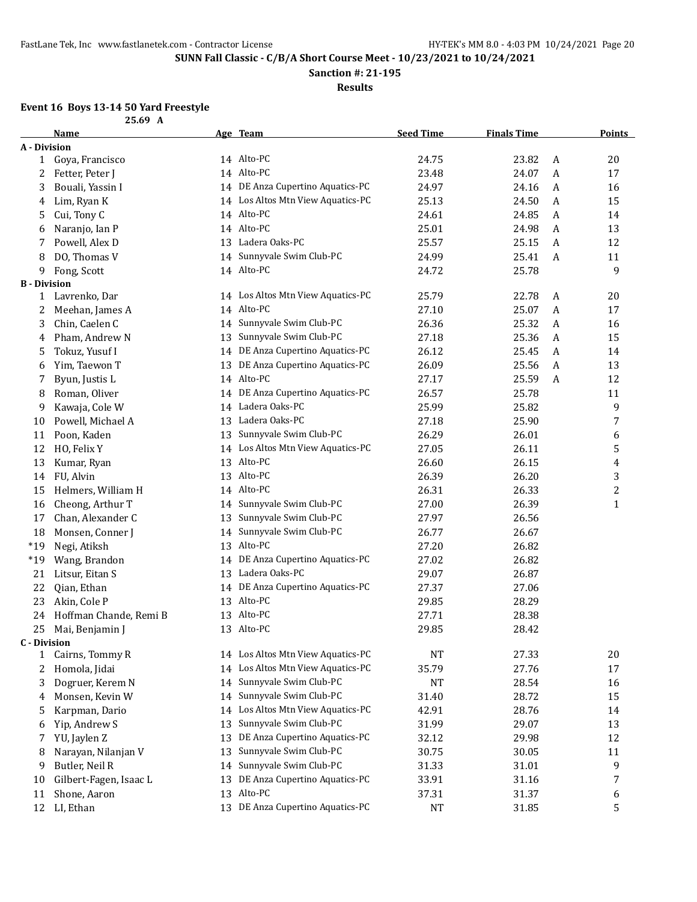**SUNN Fall Classic - C/B/A Short Course Meet - 10/23/2021 to 10/24/2021**

**Sanction #: 21-195**

**Results**

### Event 16 Boys 13-14 50 Yard Freestyle

25.69 A

| | Name | Age | Team | Seed Time | Finals Time | | Points |
|---|---|---|---|---|---|---|---|
| **A - Division** | | | | | | | |
| 1 | Goya, Francisco | 14 | Alto-PC | 24.75 | 23.82 | A | 20 |
| 2 | Fetter, Peter J | 14 | Alto-PC | 23.48 | 24.07 | A | 17 |
| 3 | Bouali, Yassin I | 14 | DE Anza Cupertino Aquatics-PC | 24.97 | 24.16 | A | 16 |
| 4 | Lim, Ryan K | 14 | Los Altos Mtn View Aquatics-PC | 25.13 | 24.50 | A | 15 |
| 5 | Cui, Tony C | 14 | Alto-PC | 24.61 | 24.85 | A | 14 |
| 6 | Naranjo, Ian P | 14 | Alto-PC | 25.01 | 24.98 | A | 13 |
| 7 | Powell, Alex D | 13 | Ladera Oaks-PC | 25.57 | 25.15 | A | 12 |
| 8 | DO, Thomas V | 14 | Sunnyvale Swim Club-PC | 24.99 | 25.41 | A | 11 |
| 9 | Fong, Scott | 14 | Alto-PC | 24.72 | 25.78 | | 9 |
| **B - Division** | | | | | | | |
| 1 | Lavrenko, Dar | 14 | Los Altos Mtn View Aquatics-PC | 25.79 | 22.78 | A | 20 |
| 2 | Meehan, James A | 14 | Alto-PC | 27.10 | 25.07 | A | 17 |
| 3 | Chin, Caelen C | 14 | Sunnyvale Swim Club-PC | 26.36 | 25.32 | A | 16 |
| 4 | Pham, Andrew N | 13 | Sunnyvale Swim Club-PC | 27.18 | 25.36 | A | 15 |
| 5 | Tokuz, Yusuf I | 14 | DE Anza Cupertino Aquatics-PC | 26.12 | 25.45 | A | 14 |
| 6 | Yim, Taewon T | 13 | DE Anza Cupertino Aquatics-PC | 26.09 | 25.56 | A | 13 |
| 7 | Byun, Justis L | 14 | Alto-PC | 27.17 | 25.59 | A | 12 |
| 8 | Roman, Oliver | 14 | DE Anza Cupertino Aquatics-PC | 26.57 | 25.78 | | 11 |
| 9 | Kawaja, Cole W | 14 | Ladera Oaks-PC | 25.99 | 25.82 | | 9 |
| 10 | Powell, Michael A | 13 | Ladera Oaks-PC | 27.18 | 25.90 | | 7 |
| 11 | Poon, Kaden | 13 | Sunnyvale Swim Club-PC | 26.29 | 26.01 | | 6 |
| 12 | HO, Felix Y | 14 | Los Altos Mtn View Aquatics-PC | 27.05 | 26.11 | | 5 |
| 13 | Kumar, Ryan | 13 | Alto-PC | 26.60 | 26.15 | | 4 |
| 14 | FU, Alvin | 13 | Alto-PC | 26.39 | 26.20 | | 3 |
| 15 | Helmers, William H | 14 | Alto-PC | 26.31 | 26.33 | | 2 |
| 16 | Cheong, Arthur T | 14 | Sunnyvale Swim Club-PC | 27.00 | 26.39 | | 1 |
| 17 | Chan, Alexander C | 13 | Sunnyvale Swim Club-PC | 27.97 | 26.56 | | |
| 18 | Monsen, Conner J | 14 | Sunnyvale Swim Club-PC | 26.77 | 26.67 | | |
| *19 | Negi, Atiksh | 13 | Alto-PC | 27.20 | 26.82 | | |
| *19 | Wang, Brandon | 14 | DE Anza Cupertino Aquatics-PC | 27.02 | 26.82 | | |
| 21 | Litsur, Eitan S | 13 | Ladera Oaks-PC | 29.07 | 26.87 | | |
| 22 | Qian, Ethan | 14 | DE Anza Cupertino Aquatics-PC | 27.37 | 27.06 | | |
| 23 | Akin, Cole P | 13 | Alto-PC | 29.85 | 28.29 | | |
| 24 | Hoffman Chande, Remi B | 13 | Alto-PC | 27.71 | 28.38 | | |
| 25 | Mai, Benjamin J | 13 | Alto-PC | 29.85 | 28.42 | | |
| **C - Division** | | | | | | | |
| 1 | Cairns, Tommy R | 14 | Los Altos Mtn View Aquatics-PC | NT | 27.33 | | 20 |
| 2 | Homola, Jidai | 14 | Los Altos Mtn View Aquatics-PC | 35.79 | 27.76 | | 17 |
| 3 | Dogruer, Kerem N | 14 | Sunnyvale Swim Club-PC | NT | 28.54 | | 16 |
| 4 | Monsen, Kevin W | 14 | Sunnyvale Swim Club-PC | 31.40 | 28.72 | | 15 |
| 5 | Karpman, Dario | 14 | Los Altos Mtn View Aquatics-PC | 42.91 | 28.76 | | 14 |
| 6 | Yip, Andrew S | 13 | Sunnyvale Swim Club-PC | 31.99 | 29.07 | | 13 |
| 7 | YU, Jaylen Z | 13 | DE Anza Cupertino Aquatics-PC | 32.12 | 29.98 | | 12 |
| 8 | Narayan, Nilanjan V | 13 | Sunnyvale Swim Club-PC | 30.75 | 30.05 | | 11 |
| 9 | Butler, Neil R | 14 | Sunnyvale Swim Club-PC | 31.33 | 31.01 | | 9 |
| 10 | Gilbert-Fagen, Isaac L | 13 | DE Anza Cupertino Aquatics-PC | 33.91 | 31.16 | | 7 |
| 11 | Shone, Aaron | 13 | Alto-PC | 37.31 | 31.37 | | 6 |
| 12 | LI, Ethan | 13 | DE Anza Cupertino Aquatics-PC | NT | 31.85 | | 5 |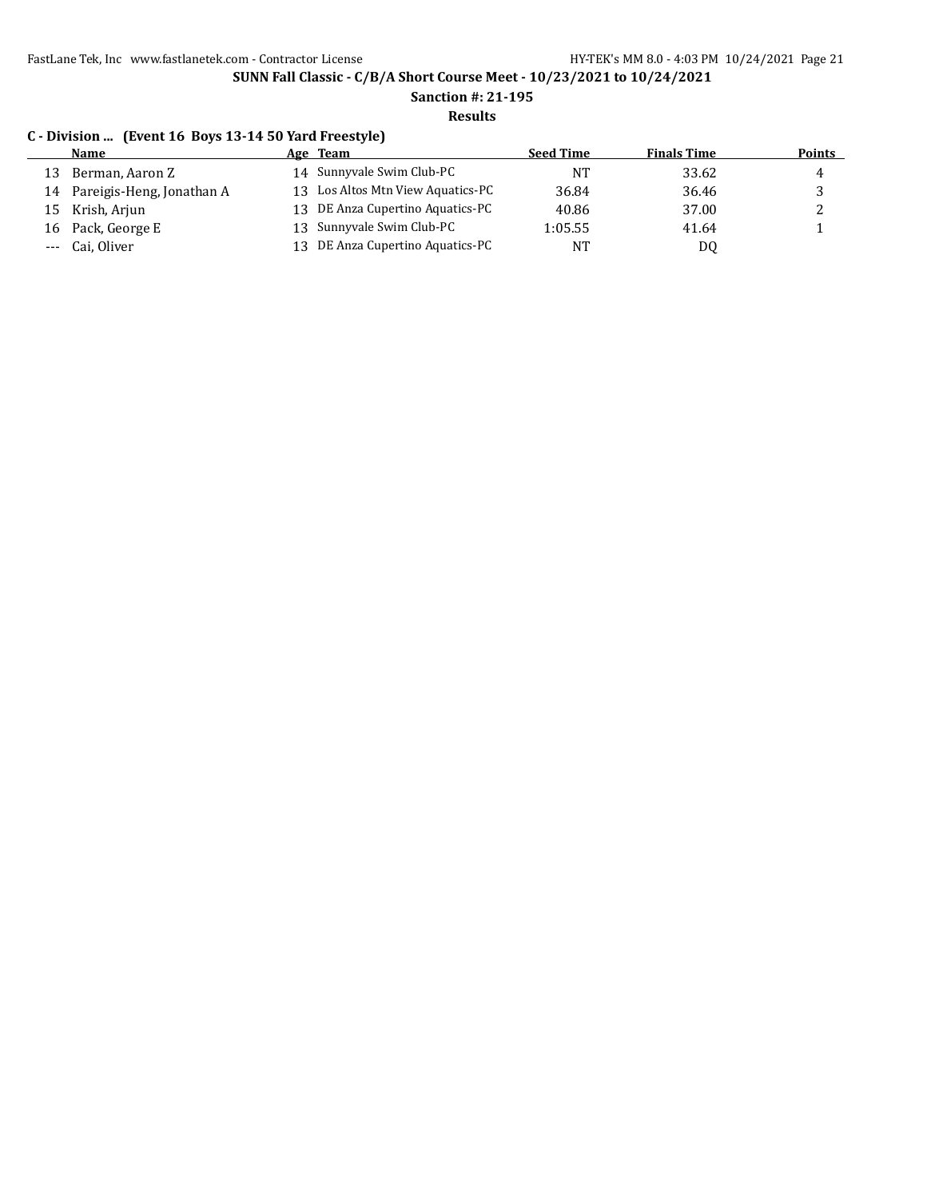## SUNN Fall Classic - C/B/A Short Course Meet - 10/23/2021 to 10/24/2021

**Sanction #: 21-195**

**Results**

### C - Division ... (Event 16 Boys 13-14 50 Yard Freestyle)

| | Name | Age | Team | Seed Time | Finals Time | Points |
|---|---|---|---|---|---|---|
| 13 | Berman, Aaron Z | 14 | Sunnyvale Swim Club-PC | NT | 33.62 | 4 |
| 14 | Pareigis-Heng, Jonathan A | 13 | Los Altos Mtn View Aquatics-PC | 36.84 | 36.46 | 3 |
| 15 | Krish, Arjun | 13 | DE Anza Cupertino Aquatics-PC | 40.86 | 37.00 | 2 |
| 16 | Pack, George E | 13 | Sunnyvale Swim Club-PC | 1:05.55 | 41.64 | 1 |
| --- | Cai, Oliver | 13 | DE Anza Cupertino Aquatics-PC | NT | DQ | |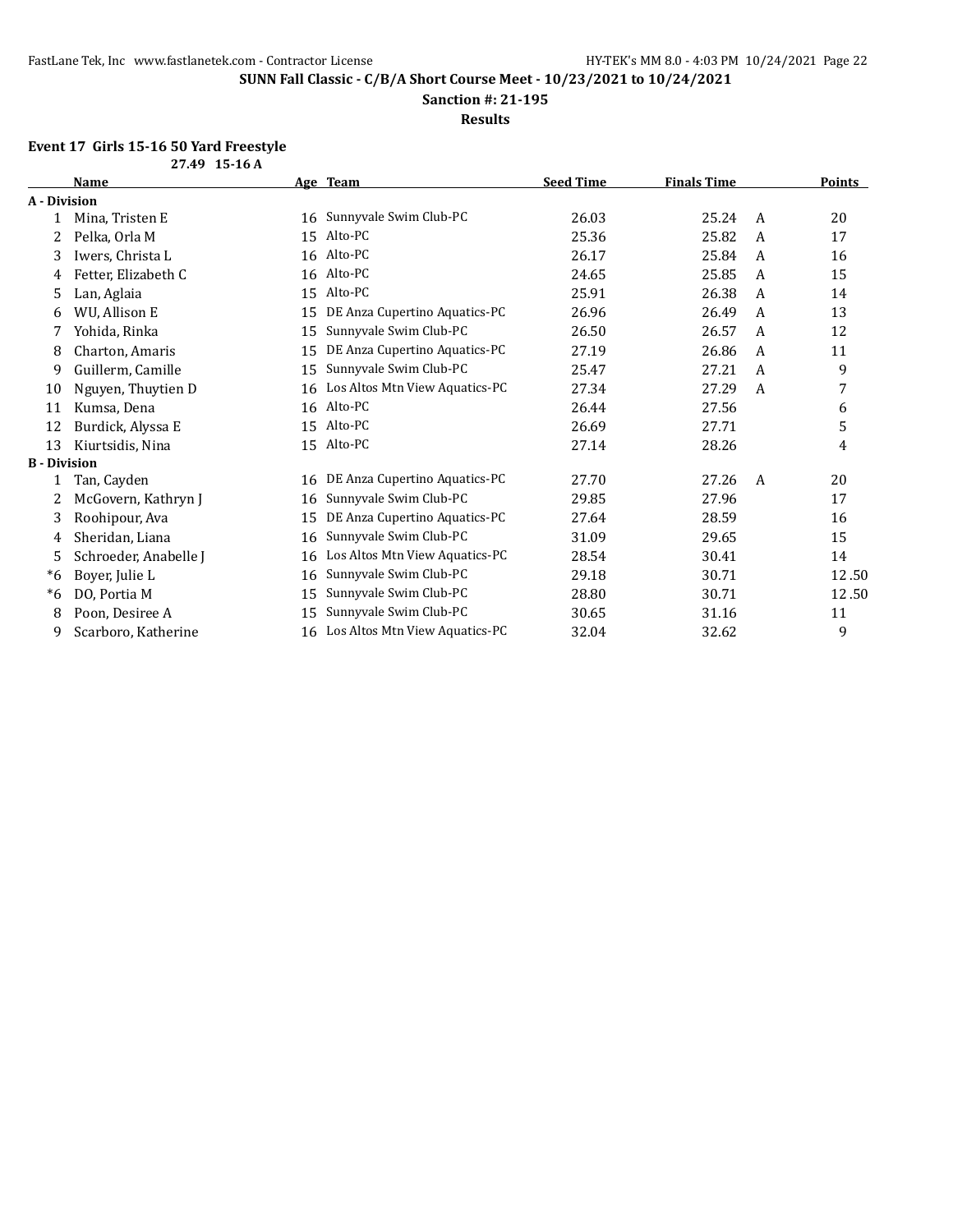**SUNN Fall Classic - C/B/A Short Course Meet - 10/23/2021 to 10/24/2021**

**Sanction #: 21-195**

**Results**

### Event 17 Girls 15-16 50 Yard Freestyle

27.49 15-16 A

| | Name | Age | Team | Seed Time | Finals Time | | Points |
|---|---|---|---|---|---|---|---|
| **A - Division** | | | | | | | |
| 1 | Mina, Tristen E | 16 | Sunnyvale Swim Club-PC | 26.03 | 25.24 | A | 20 |
| 2 | Pelka, Orla M | 15 | Alto-PC | 25.36 | 25.82 | A | 17 |
| 3 | Iwers, Christa L | 16 | Alto-PC | 26.17 | 25.84 | A | 16 |
| 4 | Fetter, Elizabeth C | 16 | Alto-PC | 24.65 | 25.85 | A | 15 |
| 5 | Lan, Aglaia | 15 | Alto-PC | 25.91 | 26.38 | A | 14 |
| 6 | WU, Allison E | 15 | DE Anza Cupertino Aquatics-PC | 26.96 | 26.49 | A | 13 |
| 7 | Yohida, Rinka | 15 | Sunnyvale Swim Club-PC | 26.50 | 26.57 | A | 12 |
| 8 | Charton, Amaris | 15 | DE Anza Cupertino Aquatics-PC | 27.19 | 26.86 | A | 11 |
| 9 | Guillerm, Camille | 15 | Sunnyvale Swim Club-PC | 25.47 | 27.21 | A | 9 |
| 10 | Nguyen, Thuytien D | 16 | Los Altos Mtn View Aquatics-PC | 27.34 | 27.29 | A | 7 |
| 11 | Kumsa, Dena | 16 | Alto-PC | 26.44 | 27.56 | | 6 |
| 12 | Burdick, Alyssa E | 15 | Alto-PC | 26.69 | 27.71 | | 5 |
| 13 | Kiurtsidis, Nina | 15 | Alto-PC | 27.14 | 28.26 | | 4 |
| **B - Division** | | | | | | | |
| 1 | Tan, Cayden | 16 | DE Anza Cupertino Aquatics-PC | 27.70 | 27.26 | A | 20 |
| 2 | McGovern, Kathryn J | 16 | Sunnyvale Swim Club-PC | 29.85 | 27.96 | | 17 |
| 3 | Roohipour, Ava | 15 | DE Anza Cupertino Aquatics-PC | 27.64 | 28.59 | | 16 |
| 4 | Sheridan, Liana | 16 | Sunnyvale Swim Club-PC | 31.09 | 29.65 | | 15 |
| 5 | Schroeder, Anabelle J | 16 | Los Altos Mtn View Aquatics-PC | 28.54 | 30.41 | | 14 |
| *6 | Boyer, Julie L | 16 | Sunnyvale Swim Club-PC | 29.18 | 30.71 | | 12.50 |
| *6 | DO, Portia M | 15 | Sunnyvale Swim Club-PC | 28.80 | 30.71 | | 12.50 |
| 8 | Poon, Desiree A | 15 | Sunnyvale Swim Club-PC | 30.65 | 31.16 | | 11 |
| 9 | Scarboro, Katherine | 16 | Los Altos Mtn View Aquatics-PC | 32.04 | 32.62 | | 9 |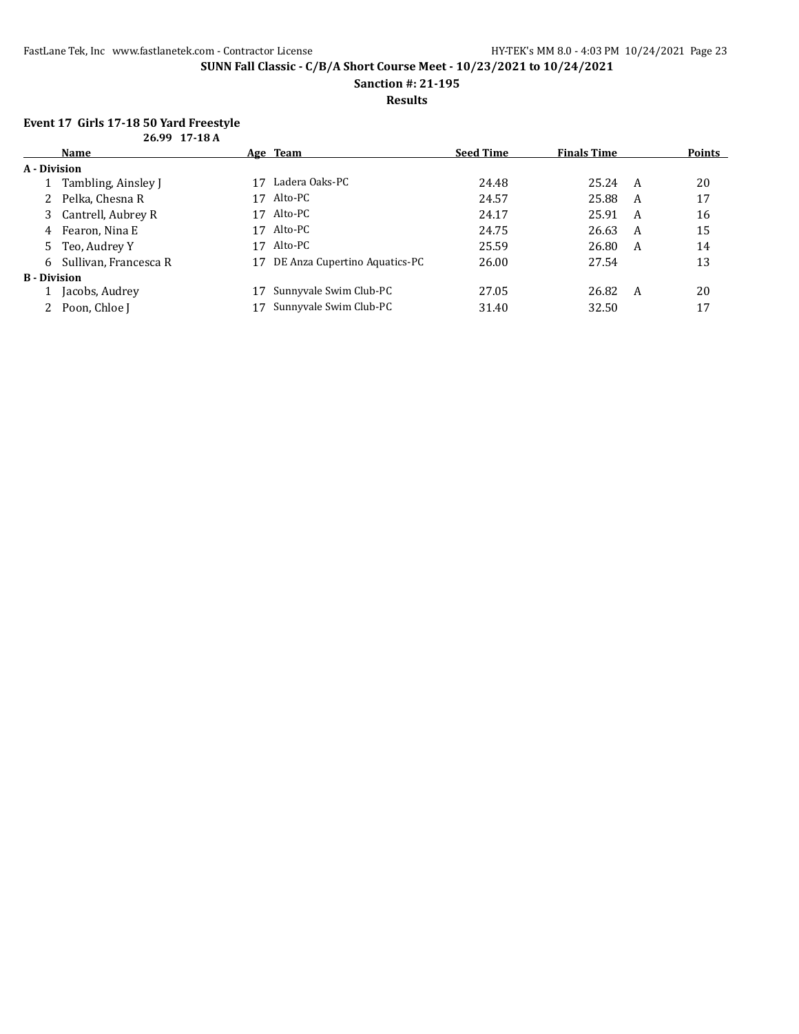**SUNN Fall Classic - C/B/A Short Course Meet - 10/23/2021 to 10/24/2021**

**Sanction #: 21-195**

**Results**

### Event 17 Girls 17-18 50 Yard Freestyle

**26.99 17-18 A**

| | Name | Age | Team | Seed Time | Finals Time | | Points |
|---|---|---|---|---|---|---|---|
| **A - Division** | | | | | | | |
| 1 | Tambling, Ainsley J | 17 | Ladera Oaks-PC | 24.48 | 25.24 | A | 20 |
| 2 | Pelka, Chesna R | 17 | Alto-PC | 24.57 | 25.88 | A | 17 |
| 3 | Cantrell, Aubrey R | 17 | Alto-PC | 24.17 | 25.91 | A | 16 |
| 4 | Fearon, Nina E | 17 | Alto-PC | 24.75 | 26.63 | A | 15 |
| 5 | Teo, Audrey Y | 17 | Alto-PC | 25.59 | 26.80 | A | 14 |
| 6 | Sullivan, Francesca R | 17 | DE Anza Cupertino Aquatics-PC | 26.00 | 27.54 | | 13 |
| **B - Division** | | | | | | | |
| 1 | Jacobs, Audrey | 17 | Sunnyvale Swim Club-PC | 27.05 | 26.82 | A | 20 |
| 2 | Poon, Chloe J | 17 | Sunnyvale Swim Club-PC | 31.40 | 32.50 | | 17 |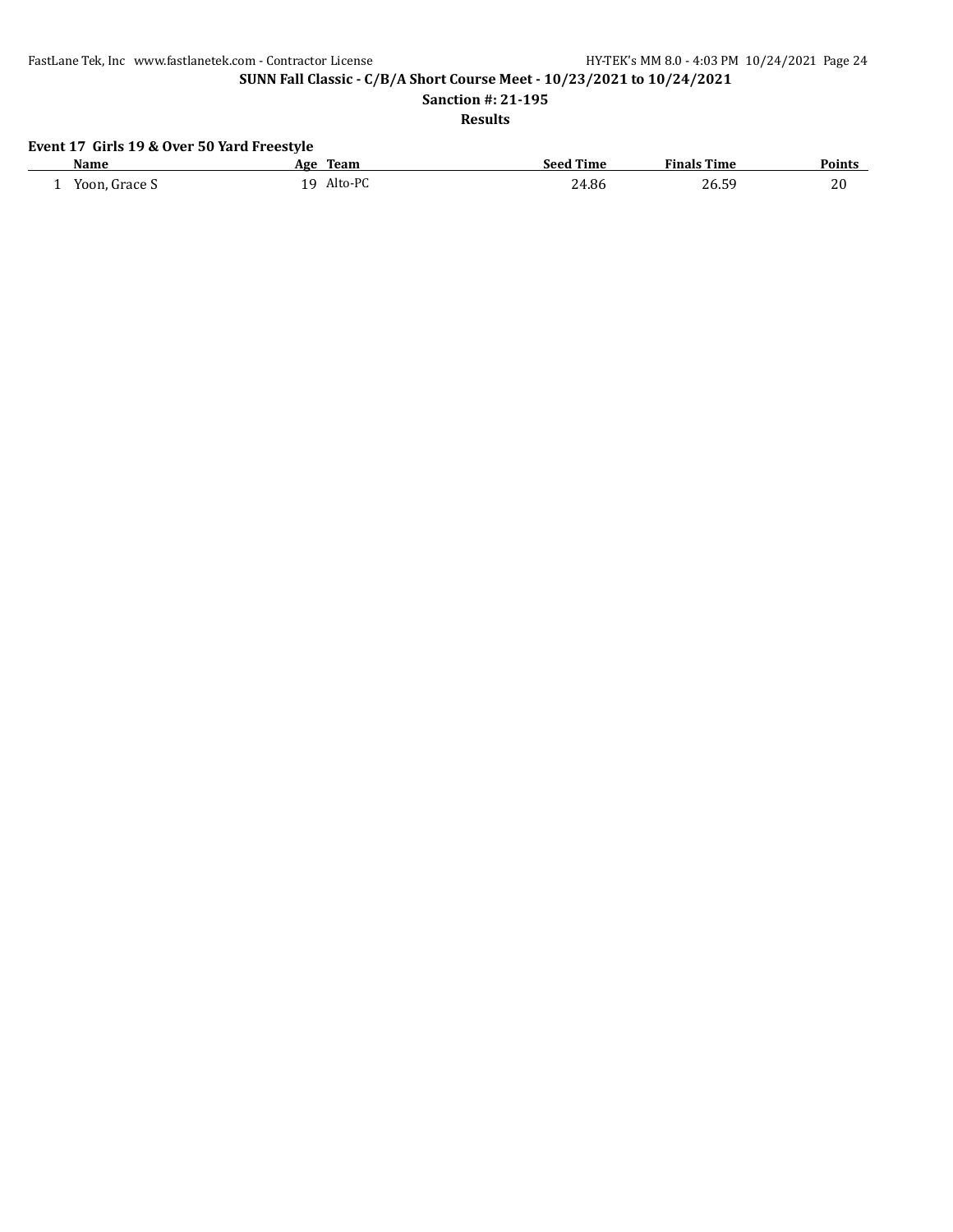## SUNN Fall Classic - C/B/A Short Course Meet - 10/23/2021 to 10/24/2021

**Sanction #: 21-195**

**Results**

### Event 17 Girls 19 & Over 50 Yard Freestyle

| | Name | Age | Team | Seed Time | Finals Time | Points |
|---|---|---|---|---|---|---|
| 1 | Yoon, Grace S | 19 | Alto-PC | 24.86 | 26.59 | 20 |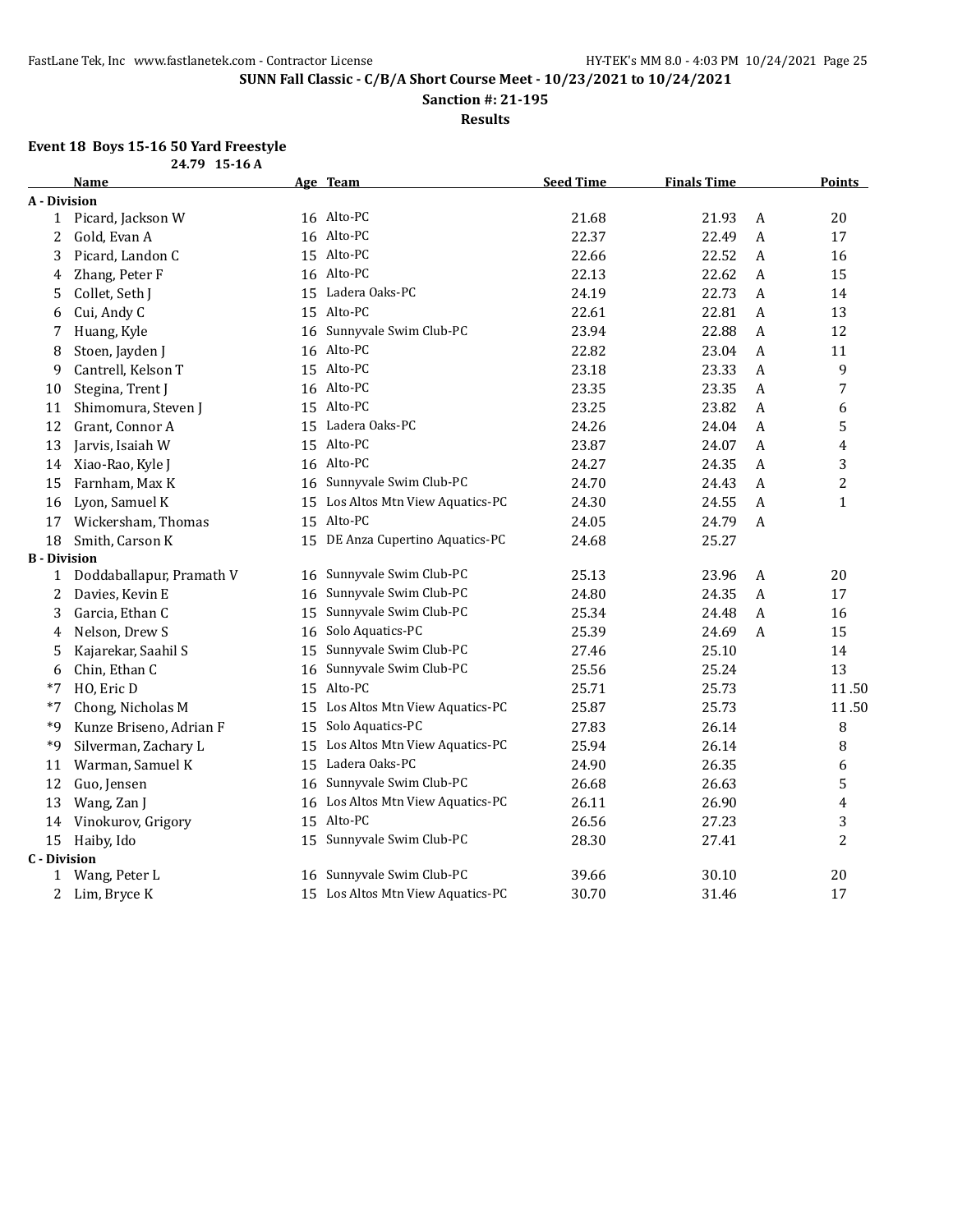**SUNN Fall Classic - C/B/A Short Course Meet - 10/23/2021 to 10/24/2021**

**Sanction #: 21-195**

**Results**

### Event 18 Boys 15-16 50 Yard Freestyle

24.79 15-16 A

| | Name | Age | Team | Seed Time | Finals Time | | Points |
|---|---|---|---|---|---|---|---|
| **A - Division** | | | | | | | |
| 1 | Picard, Jackson W | 16 | Alto-PC | 21.68 | 21.93 | A | 20 |
| 2 | Gold, Evan A | 16 | Alto-PC | 22.37 | 22.49 | A | 17 |
| 3 | Picard, Landon C | 15 | Alto-PC | 22.66 | 22.52 | A | 16 |
| 4 | Zhang, Peter F | 16 | Alto-PC | 22.13 | 22.62 | A | 15 |
| 5 | Collet, Seth J | 15 | Ladera Oaks-PC | 24.19 | 22.73 | A | 14 |
| 6 | Cui, Andy C | 15 | Alto-PC | 22.61 | 22.81 | A | 13 |
| 7 | Huang, Kyle | 16 | Sunnyvale Swim Club-PC | 23.94 | 22.88 | A | 12 |
| 8 | Stoen, Jayden J | 16 | Alto-PC | 22.82 | 23.04 | A | 11 |
| 9 | Cantrell, Kelson T | 15 | Alto-PC | 23.18 | 23.33 | A | 9 |
| 10 | Stegina, Trent J | 16 | Alto-PC | 23.35 | 23.35 | A | 7 |
| 11 | Shimomura, Steven J | 15 | Alto-PC | 23.25 | 23.82 | A | 6 |
| 12 | Grant, Connor A | 15 | Ladera Oaks-PC | 24.26 | 24.04 | A | 5 |
| 13 | Jarvis, Isaiah W | 15 | Alto-PC | 23.87 | 24.07 | A | 4 |
| 14 | Xiao-Rao, Kyle J | 16 | Alto-PC | 24.27 | 24.35 | A | 3 |
| 15 | Farnham, Max K | 16 | Sunnyvale Swim Club-PC | 24.70 | 24.43 | A | 2 |
| 16 | Lyon, Samuel K | 15 | Los Altos Mtn View Aquatics-PC | 24.30 | 24.55 | A | 1 |
| 17 | Wickersham, Thomas | 15 | Alto-PC | 24.05 | 24.79 | A | |
| 18 | Smith, Carson K | 15 | DE Anza Cupertino Aquatics-PC | 24.68 | 25.27 | | |
| **B - Division** | | | | | | | |
| 1 | Doddaballapur, Pramath V | 16 | Sunnyvale Swim Club-PC | 25.13 | 23.96 | A | 20 |
| 2 | Davies, Kevin E | 16 | Sunnyvale Swim Club-PC | 24.80 | 24.35 | A | 17 |
| 3 | Garcia, Ethan C | 15 | Sunnyvale Swim Club-PC | 25.34 | 24.48 | A | 16 |
| 4 | Nelson, Drew S | 16 | Solo Aquatics-PC | 25.39 | 24.69 | A | 15 |
| 5 | Kajarekar, Saahil S | 15 | Sunnyvale Swim Club-PC | 27.46 | 25.10 | | 14 |
| 6 | Chin, Ethan C | 16 | Sunnyvale Swim Club-PC | 25.56 | 25.24 | | 13 |
| *7 | HO, Eric D | 15 | Alto-PC | 25.71 | 25.73 | | 11.50 |
| *7 | Chong, Nicholas M | 15 | Los Altos Mtn View Aquatics-PC | 25.87 | 25.73 | | 11.50 |
| *9 | Kunze Briseno, Adrian F | 15 | Solo Aquatics-PC | 27.83 | 26.14 | | 8 |
| *9 | Silverman, Zachary L | 15 | Los Altos Mtn View Aquatics-PC | 25.94 | 26.14 | | 8 |
| 11 | Warman, Samuel K | 15 | Ladera Oaks-PC | 24.90 | 26.35 | | 6 |
| 12 | Guo, Jensen | 16 | Sunnyvale Swim Club-PC | 26.68 | 26.63 | | 5 |
| 13 | Wang, Zan J | 16 | Los Altos Mtn View Aquatics-PC | 26.11 | 26.90 | | 4 |
| 14 | Vinokurov, Grigory | 15 | Alto-PC | 26.56 | 27.23 | | 3 |
| 15 | Haiby, Ido | 15 | Sunnyvale Swim Club-PC | 28.30 | 27.41 | | 2 |
| **C - Division** | | | | | | | |
| 1 | Wang, Peter L | 16 | Sunnyvale Swim Club-PC | 39.66 | 30.10 | | 20 |
| 2 | Lim, Bryce K | 15 | Los Altos Mtn View Aquatics-PC | 30.70 | 31.46 | | 17 |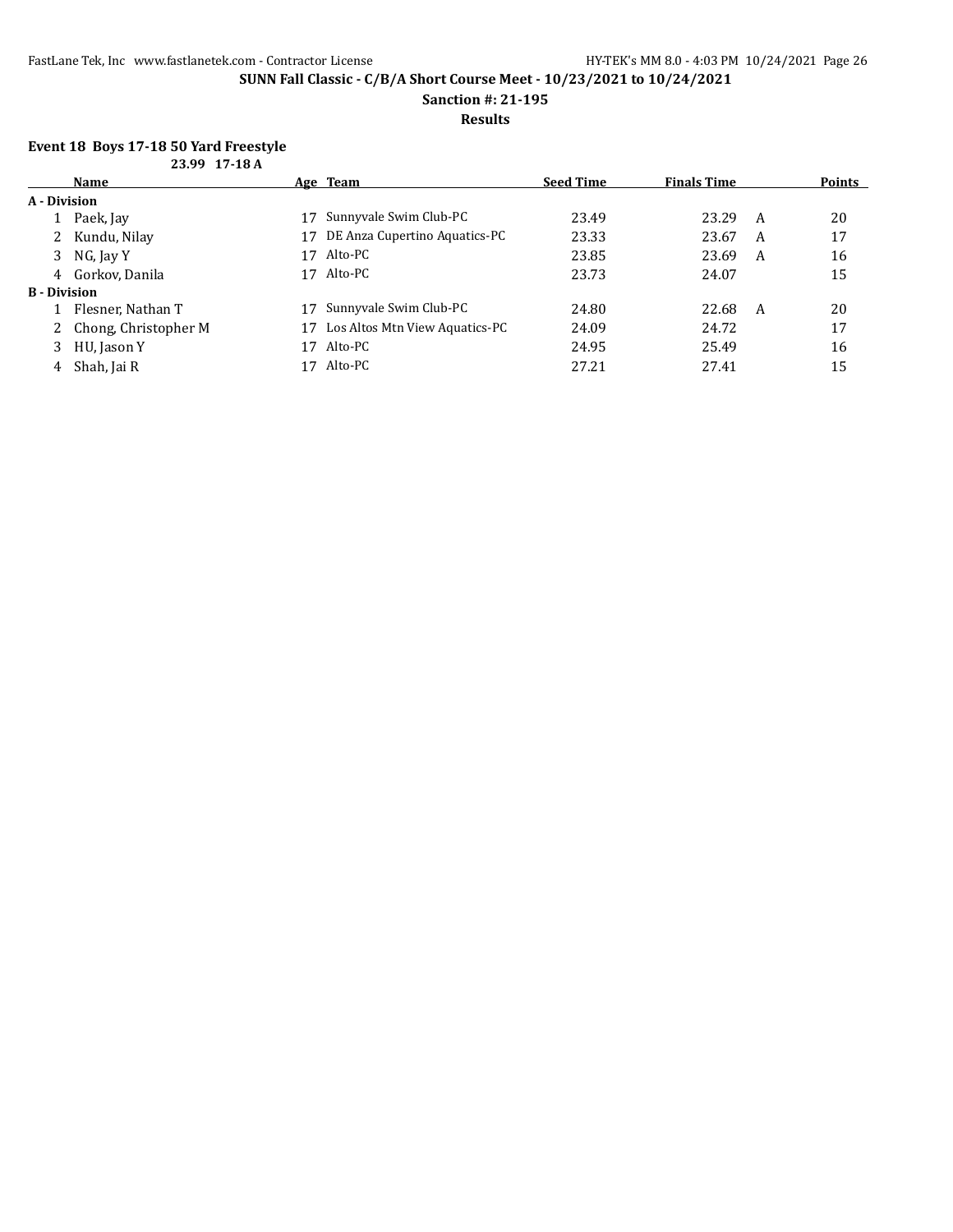**SUNN Fall Classic - C/B/A Short Course Meet - 10/23/2021 to 10/24/2021**

**Sanction #: 21-195**

**Results**

### Event 18 Boys 17-18 50 Yard Freestyle

**23.99 17-18 A**

| | Name | Age | Team | Seed Time | Finals Time | | Points |
|---|---|---|---|---|---|---|---|
| **A - Division** | | | | | | | |
| 1 | Paek, Jay | 17 | Sunnyvale Swim Club-PC | 23.49 | 23.29 | A | 20 |
| 2 | Kundu, Nilay | 17 | DE Anza Cupertino Aquatics-PC | 23.33 | 23.67 | A | 17 |
| 3 | NG, Jay Y | 17 | Alto-PC | 23.85 | 23.69 | A | 16 |
| 4 | Gorkov, Danila | 17 | Alto-PC | 23.73 | 24.07 | | 15 |
| **B - Division** | | | | | | | |
| 1 | Flesner, Nathan T | 17 | Sunnyvale Swim Club-PC | 24.80 | 22.68 | A | 20 |
| 2 | Chong, Christopher M | 17 | Los Altos Mtn View Aquatics-PC | 24.09 | 24.72 | | 17 |
| 3 | HU, Jason Y | 17 | Alto-PC | 24.95 | 25.49 | | 16 |
| 4 | Shah, Jai R | 17 | Alto-PC | 27.21 | 27.41 | | 15 |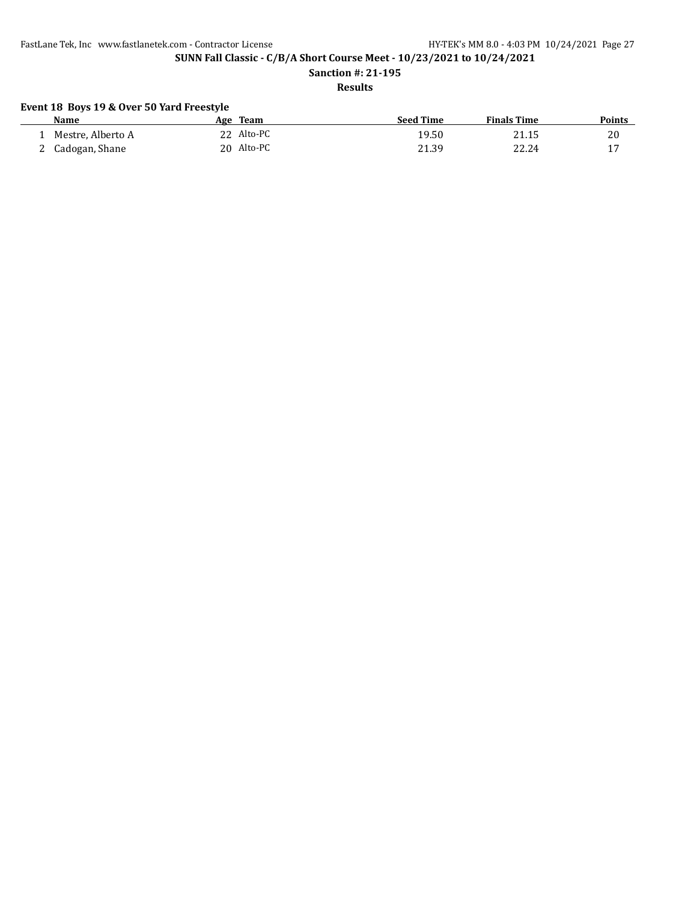**SUNN Fall Classic - C/B/A Short Course Meet - 10/23/2021 to 10/24/2021**

**Sanction #: 21-195**

**Results**

### Event 18 Boys 19 & Over 50 Yard Freestyle

| | Name | Age | Team | Seed Time | Finals Time | Points |
|---|---|---|---|---|---|---|
| 1 | Mestre, Alberto A | 22 | Alto-PC | 19.50 | 21.15 | 20 |
| 2 | Cadogan, Shane | 20 | Alto-PC | 21.39 | 22.24 | 17 |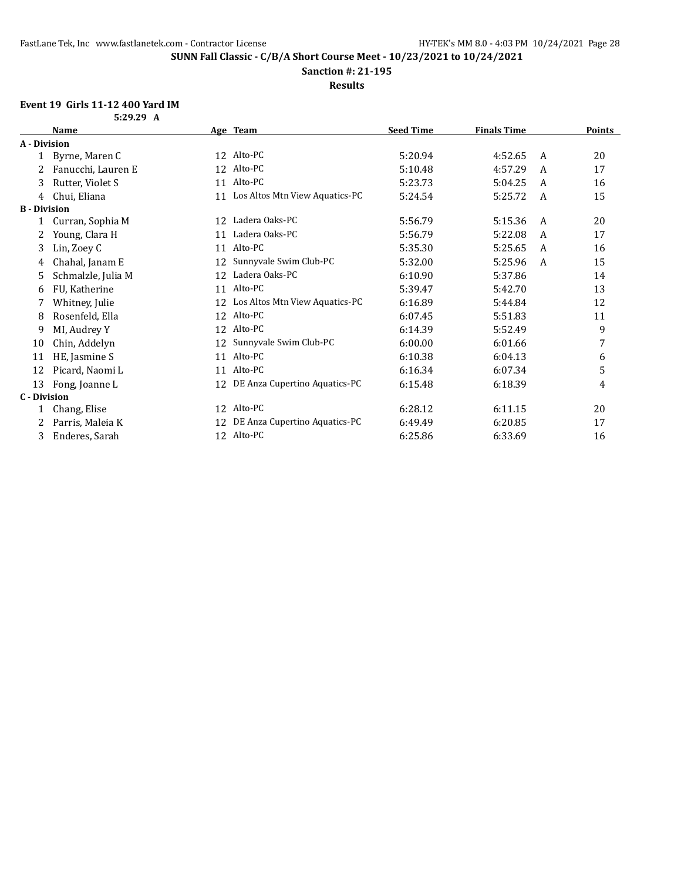**SUNN Fall Classic - C/B/A Short Course Meet - 10/23/2021 to 10/24/2021**

**Sanction #: 21-195**

**Results**

### Event 19 Girls 11-12 400 Yard IM

5:29.29 A

| | Name | Age | Team | Seed Time | Finals Time | | Points |
|---|---|---|---|---|---|---|---|
| **A - Division** | | | | | | | |
| 1 | Byrne, Maren C | 12 | Alto-PC | 5:20.94 | 4:52.65 | A | 20 |
| 2 | Fanucchi, Lauren E | 12 | Alto-PC | 5:10.48 | 4:57.29 | A | 17 |
| 3 | Rutter, Violet S | 11 | Alto-PC | 5:23.73 | 5:04.25 | A | 16 |
| 4 | Chui, Eliana | 11 | Los Altos Mtn View Aquatics-PC | 5:24.54 | 5:25.72 | A | 15 |
| **B - Division** | | | | | | | |
| 1 | Curran, Sophia M | 12 | Ladera Oaks-PC | 5:56.79 | 5:15.36 | A | 20 |
| 2 | Young, Clara H | 11 | Ladera Oaks-PC | 5:56.79 | 5:22.08 | A | 17 |
| 3 | Lin, Zoey C | 11 | Alto-PC | 5:35.30 | 5:25.65 | A | 16 |
| 4 | Chahal, Janam E | 12 | Sunnyvale Swim Club-PC | 5:32.00 | 5:25.96 | A | 15 |
| 5 | Schmalzle, Julia M | 12 | Ladera Oaks-PC | 6:10.90 | 5:37.86 | | 14 |
| 6 | FU, Katherine | 11 | Alto-PC | 5:39.47 | 5:42.70 | | 13 |
| 7 | Whitney, Julie | 12 | Los Altos Mtn View Aquatics-PC | 6:16.89 | 5:44.84 | | 12 |
| 8 | Rosenfeld, Ella | 12 | Alto-PC | 6:07.45 | 5:51.83 | | 11 |
| 9 | MI, Audrey Y | 12 | Alto-PC | 6:14.39 | 5:52.49 | | 9 |
| 10 | Chin, Addelyn | 12 | Sunnyvale Swim Club-PC | 6:00.00 | 6:01.66 | | 7 |
| 11 | HE, Jasmine S | 11 | Alto-PC | 6:10.38 | 6:04.13 | | 6 |
| 12 | Picard, Naomi L | 11 | Alto-PC | 6:16.34 | 6:07.34 | | 5 |
| 13 | Fong, Joanne L | 12 | DE Anza Cupertino Aquatics-PC | 6:15.48 | 6:18.39 | | 4 |
| **C - Division** | | | | | | | |
| 1 | Chang, Elise | 12 | Alto-PC | 6:28.12 | 6:11.15 | | 20 |
| 2 | Parris, Maleia K | 12 | DE Anza Cupertino Aquatics-PC | 6:49.49 | 6:20.85 | | 17 |
| 3 | Enderes, Sarah | 12 | Alto-PC | 6:25.86 | 6:33.69 | | 16 |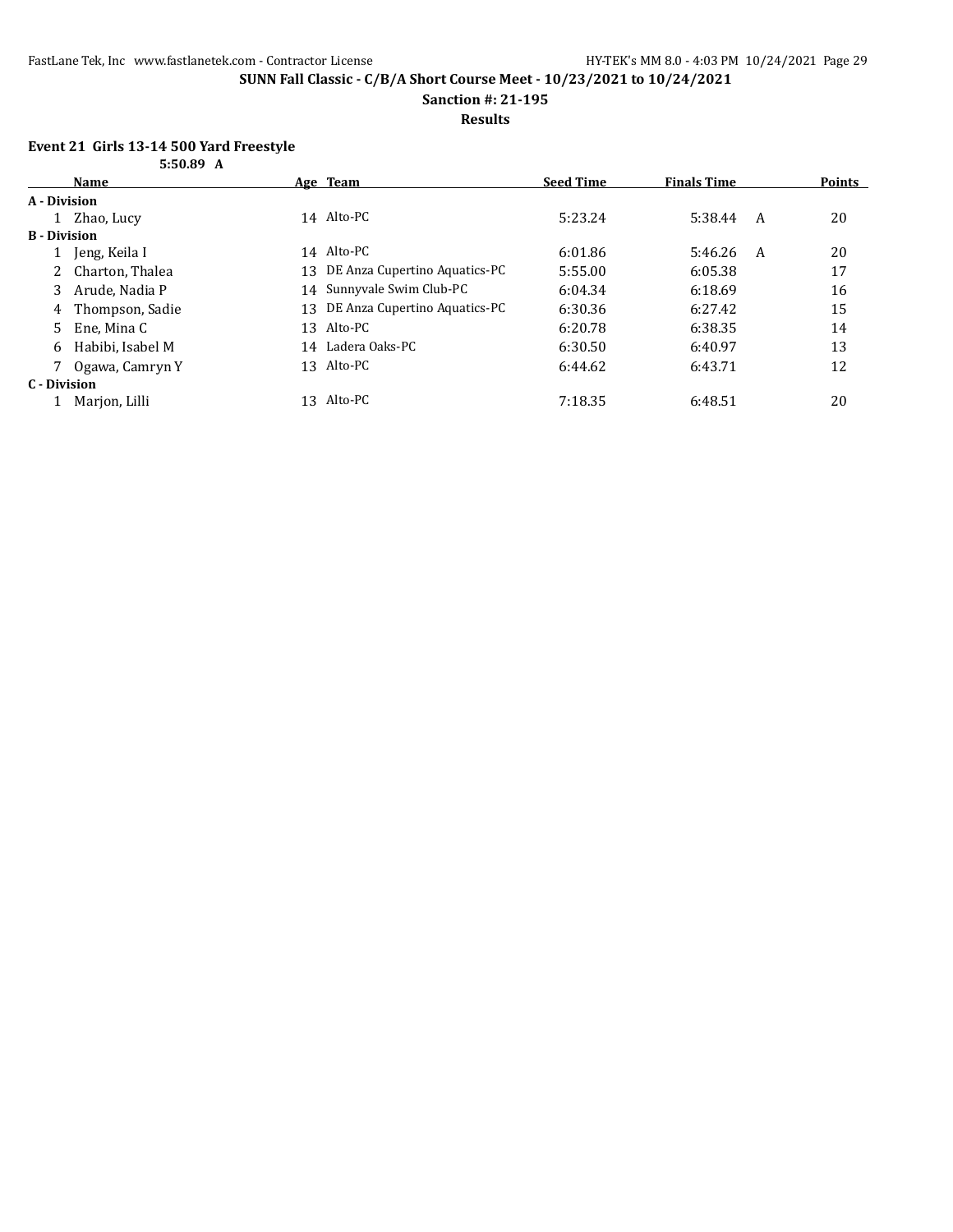**SUNN Fall Classic - C/B/A Short Course Meet - 10/23/2021 to 10/24/2021**

**Sanction #: 21-195**

**Results**

### Event 21 Girls 13-14 500 Yard Freestyle

**5:50.89 A**

| | Name | Age | Team | Seed Time | Finals Time | | Points |
|---|---|---|---|---|---|---|---|
| **A - Division** | | | | | | | |
| 1 | Zhao, Lucy | 14 | Alto-PC | 5:23.24 | 5:38.44 | A | 20 |
| **B - Division** | | | | | | | |
| 1 | Jeng, Keila I | 14 | Alto-PC | 6:01.86 | 5:46.26 | A | 20 |
| 2 | Charton, Thalea | 13 | DE Anza Cupertino Aquatics-PC | 5:55.00 | 6:05.38 | | 17 |
| 3 | Arude, Nadia P | 14 | Sunnyvale Swim Club-PC | 6:04.34 | 6:18.69 | | 16 |
| 4 | Thompson, Sadie | 13 | DE Anza Cupertino Aquatics-PC | 6:30.36 | 6:27.42 | | 15 |
| 5 | Ene, Mina C | 13 | Alto-PC | 6:20.78 | 6:38.35 | | 14 |
| 6 | Habibi, Isabel M | 14 | Ladera Oaks-PC | 6:30.50 | 6:40.97 | | 13 |
| 7 | Ogawa, Camryn Y | 13 | Alto-PC | 6:44.62 | 6:43.71 | | 12 |
| **C - Division** | | | | | | | |
| 1 | Marjon, Lilli | 13 | Alto-PC | 7:18.35 | 6:48.51 | | 20 |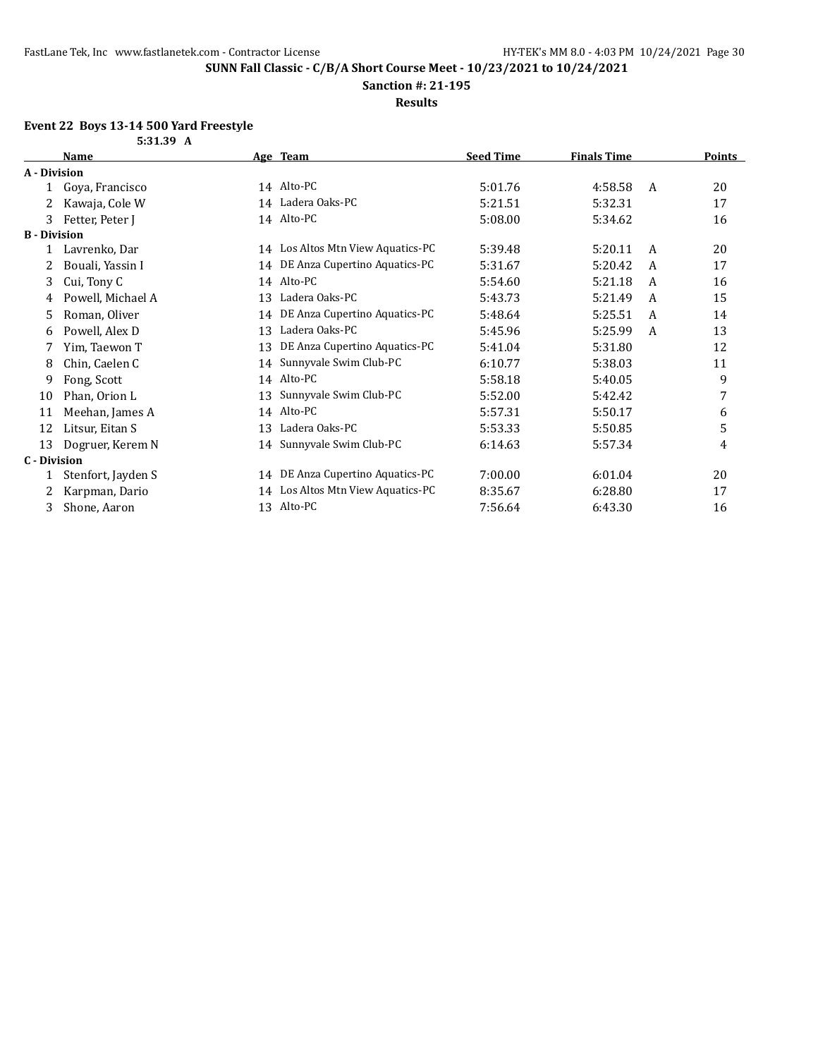**SUNN Fall Classic - C/B/A Short Course Meet - 10/23/2021 to 10/24/2021**

**Sanction #: 21-195**

**Results**

### Event 22 Boys 13-14 500 Yard Freestyle

5:31.39 A

| | Name | Age | Team | Seed Time | Finals Time | | Points |
|---|---|---|---|---|---|---|---|
| **A - Division** | | | | | | | |
| 1 | Goya, Francisco | 14 | Alto-PC | 5:01.76 | 4:58.58 | A | 20 |
| 2 | Kawaja, Cole W | 14 | Ladera Oaks-PC | 5:21.51 | 5:32.31 | | 17 |
| 3 | Fetter, Peter J | 14 | Alto-PC | 5:08.00 | 5:34.62 | | 16 |
| **B - Division** | | | | | | | |
| 1 | Lavrenko, Dar | 14 | Los Altos Mtn View Aquatics-PC | 5:39.48 | 5:20.11 | A | 20 |
| 2 | Bouali, Yassin I | 14 | DE Anza Cupertino Aquatics-PC | 5:31.67 | 5:20.42 | A | 17 |
| 3 | Cui, Tony C | 14 | Alto-PC | 5:54.60 | 5:21.18 | A | 16 |
| 4 | Powell, Michael A | 13 | Ladera Oaks-PC | 5:43.73 | 5:21.49 | A | 15 |
| 5 | Roman, Oliver | 14 | DE Anza Cupertino Aquatics-PC | 5:48.64 | 5:25.51 | A | 14 |
| 6 | Powell, Alex D | 13 | Ladera Oaks-PC | 5:45.96 | 5:25.99 | A | 13 |
| 7 | Yim, Taewon T | 13 | DE Anza Cupertino Aquatics-PC | 5:41.04 | 5:31.80 | | 12 |
| 8 | Chin, Caelen C | 14 | Sunnyvale Swim Club-PC | 6:10.77 | 5:38.03 | | 11 |
| 9 | Fong, Scott | 14 | Alto-PC | 5:58.18 | 5:40.05 | | 9 |
| 10 | Phan, Orion L | 13 | Sunnyvale Swim Club-PC | 5:52.00 | 5:42.42 | | 7 |
| 11 | Meehan, James A | 14 | Alto-PC | 5:57.31 | 5:50.17 | | 6 |
| 12 | Litsur, Eitan S | 13 | Ladera Oaks-PC | 5:53.33 | 5:50.85 | | 5 |
| 13 | Dogruer, Kerem N | 14 | Sunnyvale Swim Club-PC | 6:14.63 | 5:57.34 | | 4 |
| **C - Division** | | | | | | | |
| 1 | Stenfort, Jayden S | 14 | DE Anza Cupertino Aquatics-PC | 7:00.00 | 6:01.04 | | 20 |
| 2 | Karpman, Dario | 14 | Los Altos Mtn View Aquatics-PC | 8:35.67 | 6:28.80 | | 17 |
| 3 | Shone, Aaron | 13 | Alto-PC | 7:56.64 | 6:43.30 | | 16 |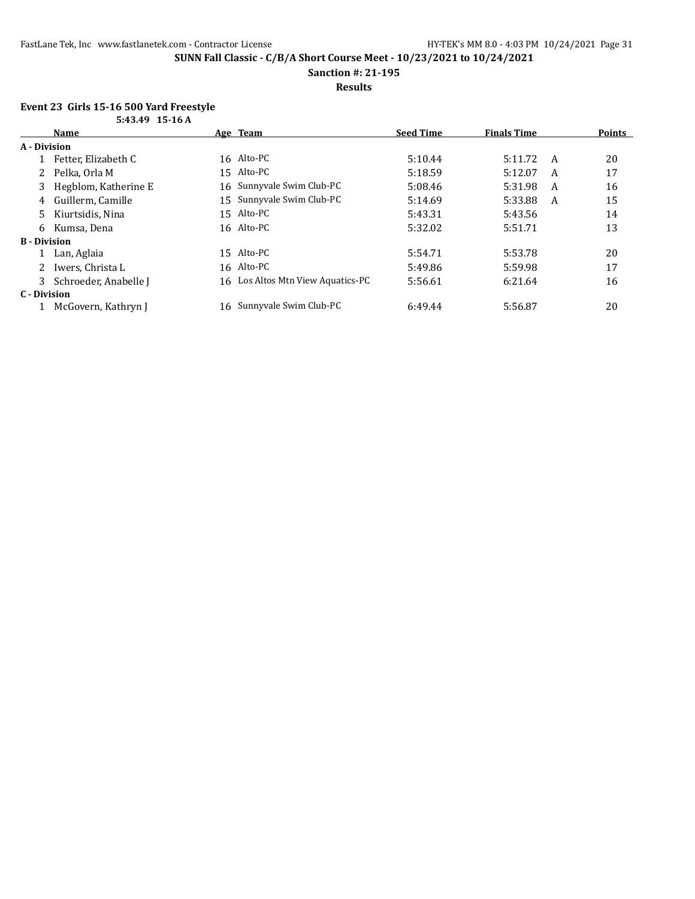**SUNN Fall Classic - C/B/A Short Course Meet - 10/23/2021 to 10/24/2021**

**Sanction #: 21-195**

**Results**

### Event 23 Girls 15-16 500 Yard Freestyle

5:43.49 15-16 A

| | Name | Age | Team | Seed Time | Finals Time | | Points |
|---|---|---|---|---|---|---|---|
| **A - Division** | | | | | | | |
| 1 | Fetter, Elizabeth C | 16 | Alto-PC | 5:10.44 | 5:11.72 | A | 20 |
| 2 | Pelka, Orla M | 15 | Alto-PC | 5:18.59 | 5:12.07 | A | 17 |
| 3 | Hegblom, Katherine E | 16 | Sunnyvale Swim Club-PC | 5:08.46 | 5:31.98 | A | 16 |
| 4 | Guillerm, Camille | 15 | Sunnyvale Swim Club-PC | 5:14.69 | 5:33.88 | A | 15 |
| 5 | Kiurtsidis, Nina | 15 | Alto-PC | 5:43.31 | 5:43.56 | | 14 |
| 6 | Kumsa, Dena | 16 | Alto-PC | 5:32.02 | 5:51.71 | | 13 |
| **B - Division** | | | | | | | |
| 1 | Lan, Aglaia | 15 | Alto-PC | 5:54.71 | 5:53.78 | | 20 |
| 2 | Iwers, Christa L | 16 | Alto-PC | 5:49.86 | 5:59.98 | | 17 |
| 3 | Schroeder, Anabelle J | 16 | Los Altos Mtn View Aquatics-PC | 5:56.61 | 6:21.64 | | 16 |
| **C - Division** | | | | | | | |
| 1 | McGovern, Kathryn J | 16 | Sunnyvale Swim Club-PC | 6:49.44 | 5:56.87 | | 20 |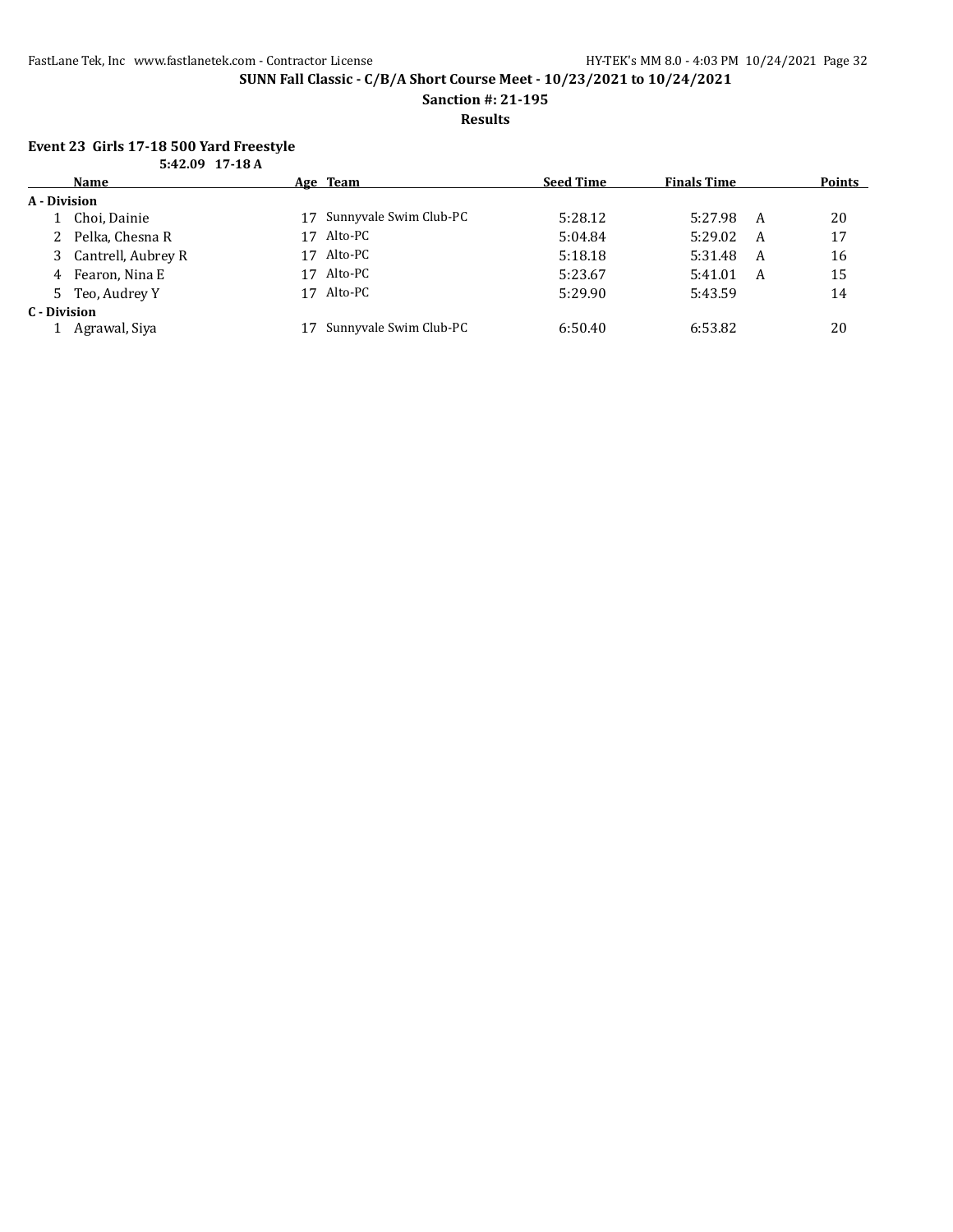**SUNN Fall Classic - C/B/A Short Course Meet - 10/23/2021 to 10/24/2021**

**Sanction #: 21-195**

**Results**

### Event 23 Girls 17-18 500 Yard Freestyle

**5:42.09 17-18 A**

| | Name | Age | Team | Seed Time | Finals Time | | Points |
|---|---|---|---|---|---|---|---|
| **A - Division** | | | | | | | |
| 1 | Choi, Dainie | 17 | Sunnyvale Swim Club-PC | 5:28.12 | 5:27.98 | A | 20 |
| 2 | Pelka, Chesna R | 17 | Alto-PC | 5:04.84 | 5:29.02 | A | 17 |
| 3 | Cantrell, Aubrey R | 17 | Alto-PC | 5:18.18 | 5:31.48 | A | 16 |
| 4 | Fearon, Nina E | 17 | Alto-PC | 5:23.67 | 5:41.01 | A | 15 |
| 5 | Teo, Audrey Y | 17 | Alto-PC | 5:29.90 | 5:43.59 | | 14 |
| **C - Division** | | | | | | | |
| 1 | Agrawal, Siya | 17 | Sunnyvale Swim Club-PC | 6:50.40 | 6:53.82 | | 20 |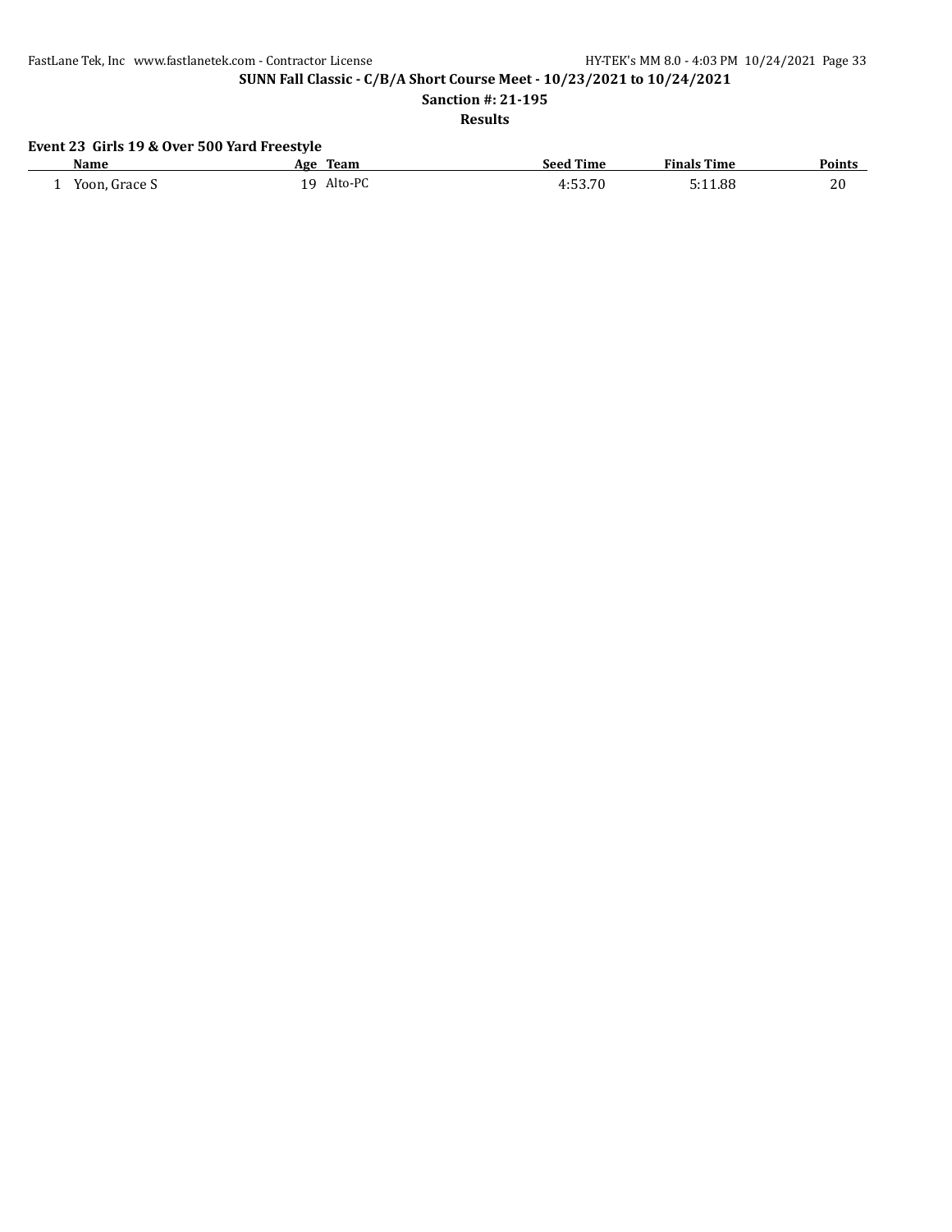**SUNN Fall Classic - C/B/A Short Course Meet - 10/23/2021 to 10/24/2021**

**Sanction #: 21-195**

**Results**

### Event 23 Girls 19 & Over 500 Yard Freestyle

| | Name | Age | Team | Seed Time | Finals Time | Points |
|---|---|---|---|---|---|---|
| 1 | Yoon, Grace S | 19 | Alto-PC | 4:53.70 | 5:11.88 | 20 |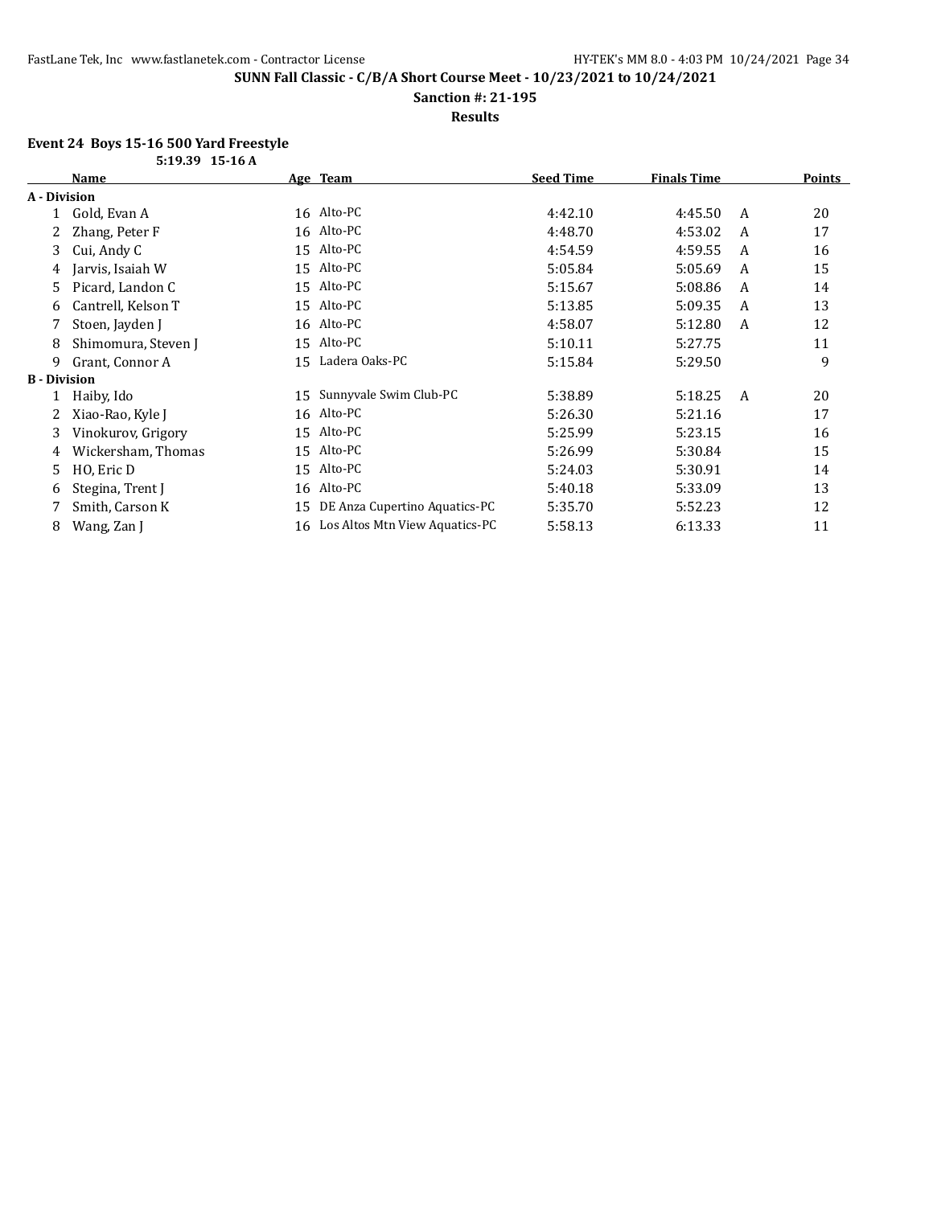## SUNN Fall Classic - C/B/A Short Course Meet - 10/23/2021 to 10/24/2021

**Sanction #: 21-195**

**Results**

### Event 24 Boys 15-16 500 Yard Freestyle

**5:19.39 15-16 A**

| | Name | Age | Team | Seed Time | Finals Time | | Points |
|---|---|---|---|---|---|---|---|
| **A - Division** | | | | | | | |
| 1 | Gold, Evan A | 16 | Alto-PC | 4:42.10 | 4:45.50 | A | 20 |
| 2 | Zhang, Peter F | 16 | Alto-PC | 4:48.70 | 4:53.02 | A | 17 |
| 3 | Cui, Andy C | 15 | Alto-PC | 4:54.59 | 4:59.55 | A | 16 |
| 4 | Jarvis, Isaiah W | 15 | Alto-PC | 5:05.84 | 5:05.69 | A | 15 |
| 5 | Picard, Landon C | 15 | Alto-PC | 5:15.67 | 5:08.86 | A | 14 |
| 6 | Cantrell, Kelson T | 15 | Alto-PC | 5:13.85 | 5:09.35 | A | 13 |
| 7 | Stoen, Jayden J | 16 | Alto-PC | 4:58.07 | 5:12.80 | A | 12 |
| 8 | Shimomura, Steven J | 15 | Alto-PC | 5:10.11 | 5:27.75 | | 11 |
| 9 | Grant, Connor A | 15 | Ladera Oaks-PC | 5:15.84 | 5:29.50 | | 9 |
| **B - Division** | | | | | | | |
| 1 | Haiby, Ido | 15 | Sunnyvale Swim Club-PC | 5:38.89 | 5:18.25 | A | 20 |
| 2 | Xiao-Rao, Kyle J | 16 | Alto-PC | 5:26.30 | 5:21.16 | | 17 |
| 3 | Vinokurov, Grigory | 15 | Alto-PC | 5:25.99 | 5:23.15 | | 16 |
| 4 | Wickersham, Thomas | 15 | Alto-PC | 5:26.99 | 5:30.84 | | 15 |
| 5 | HO, Eric D | 15 | Alto-PC | 5:24.03 | 5:30.91 | | 14 |
| 6 | Stegina, Trent J | 16 | Alto-PC | 5:40.18 | 5:33.09 | | 13 |
| 7 | Smith, Carson K | 15 | DE Anza Cupertino Aquatics-PC | 5:35.70 | 5:52.23 | | 12 |
| 8 | Wang, Zan J | 16 | Los Altos Mtn View Aquatics-PC | 5:58.13 | 6:13.33 | | 11 |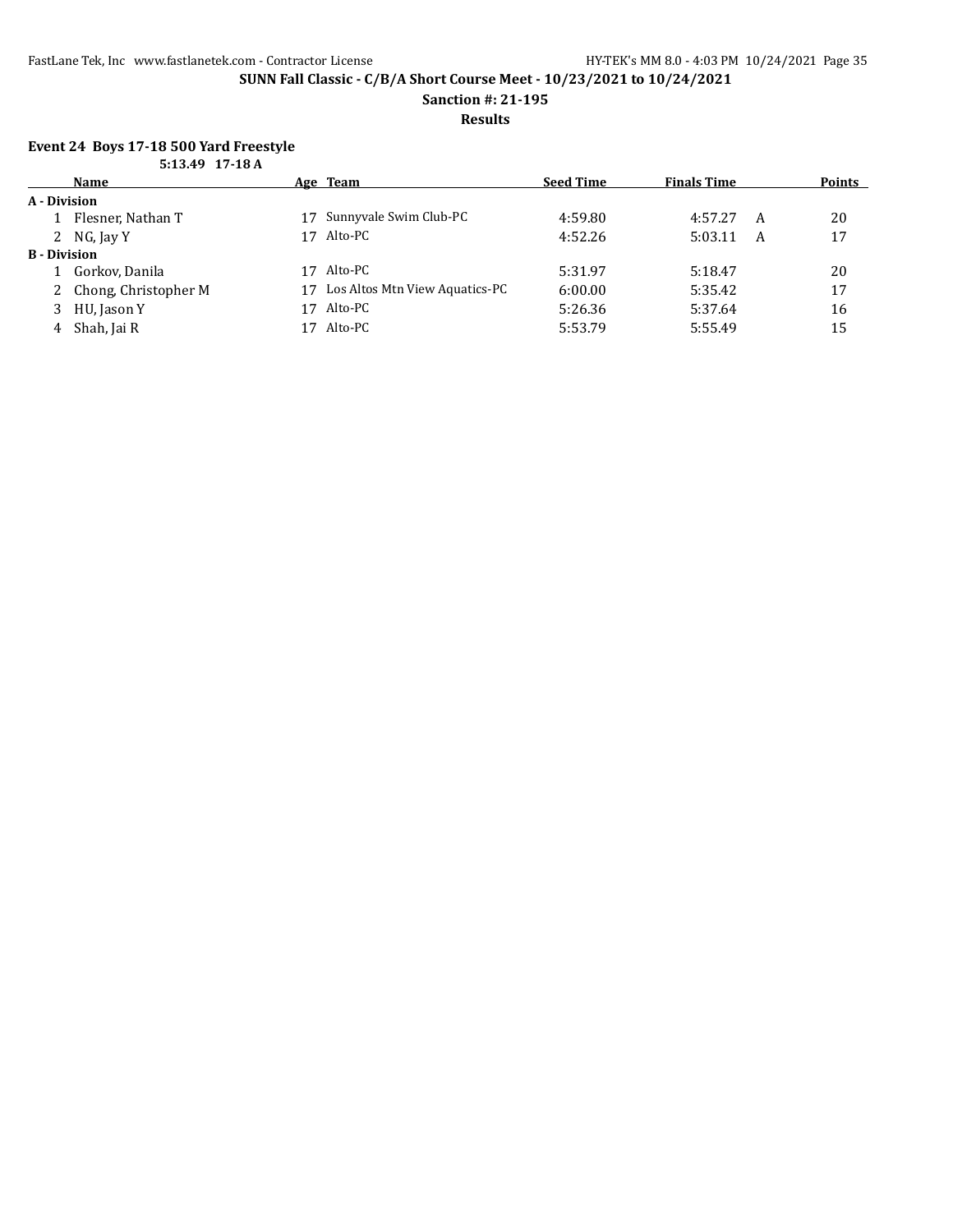**SUNN Fall Classic - C/B/A Short Course Meet - 10/23/2021 to 10/24/2021**

**Sanction #: 21-195**

**Results**

### Event 24 Boys 17-18 500 Yard Freestyle

**5:13.49 17-18 A**

| | Name | Age | Team | Seed Time | Finals Time | | Points |
|---|---|---|---|---|---|---|---|
| **A - Division** | | | | | | | |
| 1 | Flesner, Nathan T | 17 | Sunnyvale Swim Club-PC | 4:59.80 | 4:57.27 | A | 20 |
| 2 | NG, Jay Y | 17 | Alto-PC | 4:52.26 | 5:03.11 | A | 17 |
| **B - Division** | | | | | | | |
| 1 | Gorkov, Danila | 17 | Alto-PC | 5:31.97 | 5:18.47 | | 20 |
| 2 | Chong, Christopher M | 17 | Los Altos Mtn View Aquatics-PC | 6:00.00 | 5:35.42 | | 17 |
| 3 | HU, Jason Y | 17 | Alto-PC | 5:26.36 | 5:37.64 | | 16 |
| 4 | Shah, Jai R | 17 | Alto-PC | 5:53.79 | 5:55.49 | | 15 |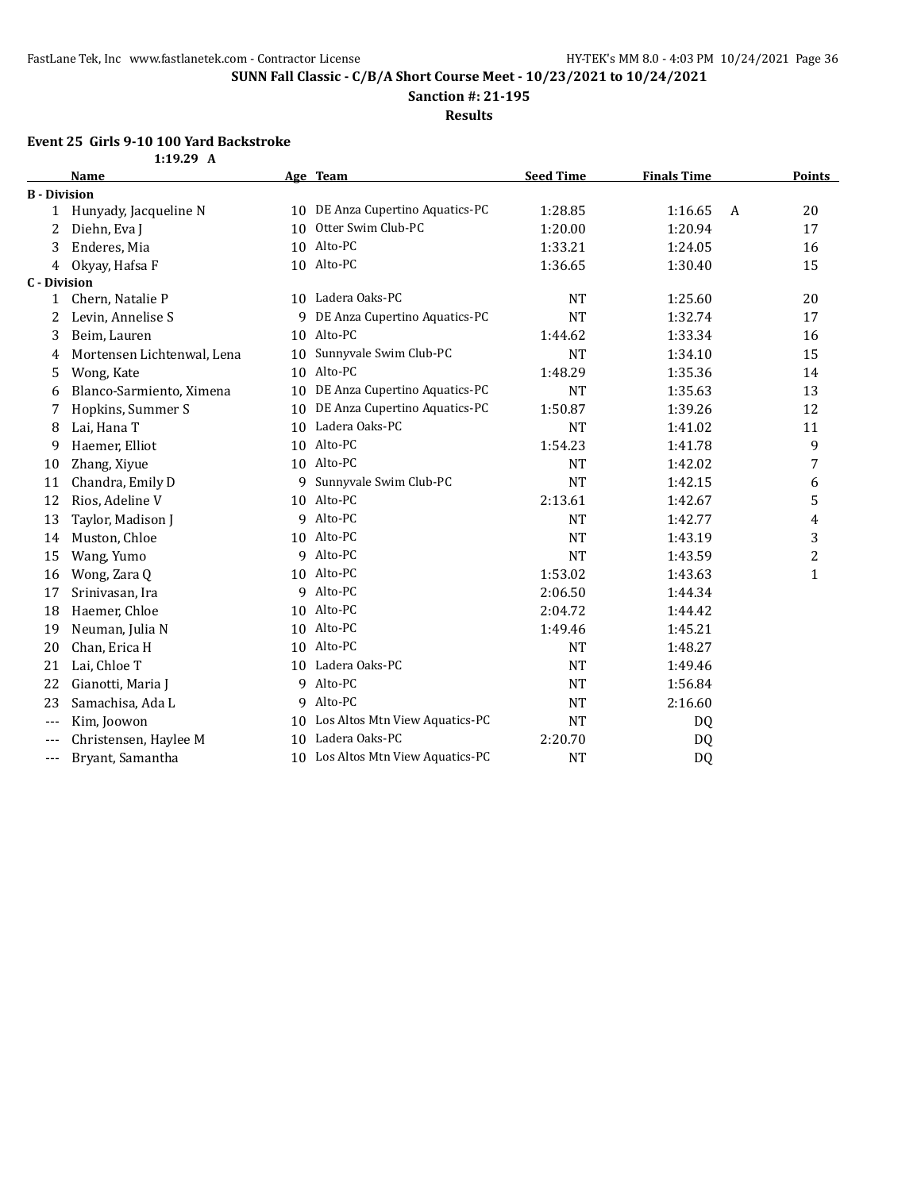**SUNN Fall Classic - C/B/A Short Course Meet - 10/23/2021 to 10/24/2021**

**Sanction #: 21-195**

**Results**

### Event 25 Girls 9-10 100 Yard Backstroke

1:19.29 A

| | Name | Age | Team | Seed Time | Finals Time | | Points |
|---|---|---|---|---|---|---|---|
| **B - Division** | | | | | | | |
| 1 | Hunyady, Jacqueline N | 10 | DE Anza Cupertino Aquatics-PC | 1:28.85 | 1:16.65 | A | 20 |
| 2 | Diehn, Eva J | 10 | Otter Swim Club-PC | 1:20.00 | 1:20.94 | | 17 |
| 3 | Enderes, Mia | 10 | Alto-PC | 1:33.21 | 1:24.05 | | 16 |
| 4 | Okyay, Hafsa F | 10 | Alto-PC | 1:36.65 | 1:30.40 | | 15 |
| **C - Division** | | | | | | | |
| 1 | Chern, Natalie P | 10 | Ladera Oaks-PC | NT | 1:25.60 | | 20 |
| 2 | Levin, Annelise S | 9 | DE Anza Cupertino Aquatics-PC | NT | 1:32.74 | | 17 |
| 3 | Beim, Lauren | 10 | Alto-PC | 1:44.62 | 1:33.34 | | 16 |
| 4 | Mortensen Lichtenwal, Lena | 10 | Sunnyvale Swim Club-PC | NT | 1:34.10 | | 15 |
| 5 | Wong, Kate | 10 | Alto-PC | 1:48.29 | 1:35.36 | | 14 |
| 6 | Blanco-Sarmiento, Ximena | 10 | DE Anza Cupertino Aquatics-PC | NT | 1:35.63 | | 13 |
| 7 | Hopkins, Summer S | 10 | DE Anza Cupertino Aquatics-PC | 1:50.87 | 1:39.26 | | 12 |
| 8 | Lai, Hana T | 10 | Ladera Oaks-PC | NT | 1:41.02 | | 11 |
| 9 | Haemer, Elliot | 10 | Alto-PC | 1:54.23 | 1:41.78 | | 9 |
| 10 | Zhang, Xiyue | 10 | Alto-PC | NT | 1:42.02 | | 7 |
| 11 | Chandra, Emily D | 9 | Sunnyvale Swim Club-PC | NT | 1:42.15 | | 6 |
| 12 | Rios, Adeline V | 10 | Alto-PC | 2:13.61 | 1:42.67 | | 5 |
| 13 | Taylor, Madison J | 9 | Alto-PC | NT | 1:42.77 | | 4 |
| 14 | Muston, Chloe | 10 | Alto-PC | NT | 1:43.19 | | 3 |
| 15 | Wang, Yumo | 9 | Alto-PC | NT | 1:43.59 | | 2 |
| 16 | Wong, Zara Q | 10 | Alto-PC | 1:53.02 | 1:43.63 | | 1 |
| 17 | Srinivasan, Ira | 9 | Alto-PC | 2:06.50 | 1:44.34 | | |
| 18 | Haemer, Chloe | 10 | Alto-PC | 2:04.72 | 1:44.42 | | |
| 19 | Neuman, Julia N | 10 | Alto-PC | 1:49.46 | 1:45.21 | | |
| 20 | Chan, Erica H | 10 | Alto-PC | NT | 1:48.27 | | |
| 21 | Lai, Chloe T | 10 | Ladera Oaks-PC | NT | 1:49.46 | | |
| 22 | Gianotti, Maria J | 9 | Alto-PC | NT | 1:56.84 | | |
| 23 | Samachisa, Ada L | 9 | Alto-PC | NT | 2:16.60 | | |
| --- | Kim, Joowon | 10 | Los Altos Mtn View Aquatics-PC | NT | DQ | | |
| --- | Christensen, Haylee M | 10 | Ladera Oaks-PC | 2:20.70 | DQ | | |
| --- | Bryant, Samantha | 10 | Los Altos Mtn View Aquatics-PC | NT | DQ | | |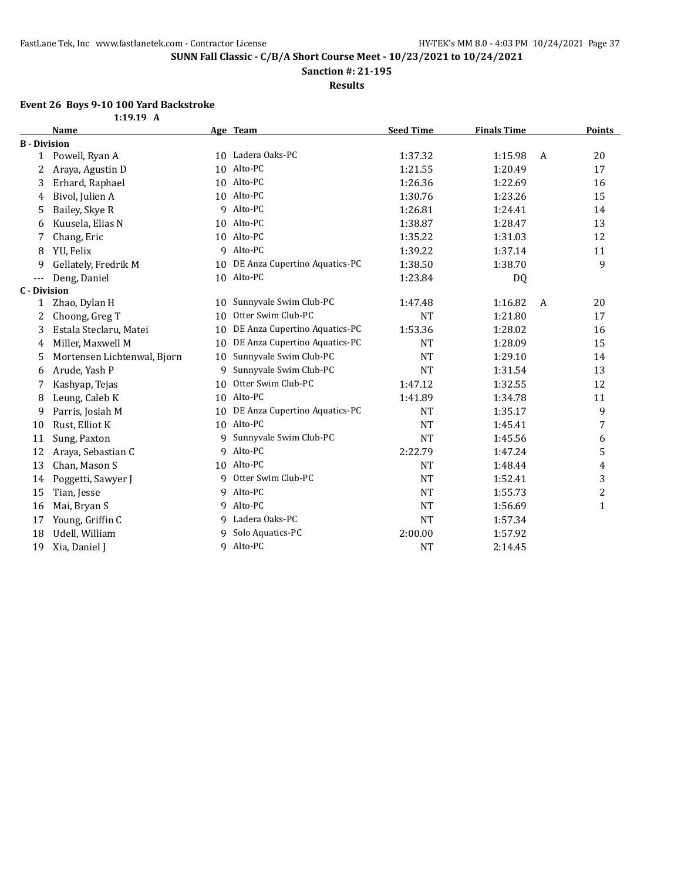## SUNN Fall Classic - C/B/A Short Course Meet - 10/23/2021 to 10/24/2021

**Sanction #: 21-195**

**Results**

### Event 26 Boys 9-10 100 Yard Backstroke

1:19.19 A

| | Name | Age | Team | Seed Time | Finals Time | | Points |
|---|---|---|---|---|---|---|---|
| **B - Division** | | | | | | | |
| 1 | Powell, Ryan A | 10 | Ladera Oaks-PC | 1:37.32 | 1:15.98 | A | 20 |
| 2 | Araya, Agustin D | 10 | Alto-PC | 1:21.55 | 1:20.49 | | 17 |
| 3 | Erhard, Raphael | 10 | Alto-PC | 1:26.36 | 1:22.69 | | 16 |
| 4 | Bivol, Julien A | 10 | Alto-PC | 1:30.76 | 1:23.26 | | 15 |
| 5 | Bailey, Skye R | 9 | Alto-PC | 1:26.81 | 1:24.41 | | 14 |
| 6 | Kuusela, Elias N | 10 | Alto-PC | 1:38.87 | 1:28.47 | | 13 |
| 7 | Chang, Eric | 10 | Alto-PC | 1:35.22 | 1:31.03 | | 12 |
| 8 | YU, Felix | 9 | Alto-PC | 1:39.22 | 1:37.14 | | 11 |
| 9 | Gellately, Fredrik M | 10 | DE Anza Cupertino Aquatics-PC | 1:38.50 | 1:38.70 | | 9 |
| --- | Deng, Daniel | 10 | Alto-PC | 1:23.84 | DQ | | |
| **C - Division** | | | | | | | |
| 1 | Zhao, Dylan H | 10 | Sunnyvale Swim Club-PC | 1:47.48 | 1:16.82 | A | 20 |
| 2 | Choong, Greg T | 10 | Otter Swim Club-PC | NT | 1:21.80 | | 17 |
| 3 | Estala Steclaru, Matei | 10 | DE Anza Cupertino Aquatics-PC | 1:53.36 | 1:28.02 | | 16 |
| 4 | Miller, Maxwell M | 10 | DE Anza Cupertino Aquatics-PC | NT | 1:28.09 | | 15 |
| 5 | Mortensen Lichtenwal, Bjorn | 10 | Sunnyvale Swim Club-PC | NT | 1:29.10 | | 14 |
| 6 | Arude, Yash P | 9 | Sunnyvale Swim Club-PC | NT | 1:31.54 | | 13 |
| 7 | Kashyap, Tejas | 10 | Otter Swim Club-PC | 1:47.12 | 1:32.55 | | 12 |
| 8 | Leung, Caleb K | 10 | Alto-PC | 1:41.89 | 1:34.78 | | 11 |
| 9 | Parris, Josiah M | 10 | DE Anza Cupertino Aquatics-PC | NT | 1:35.17 | | 9 |
| 10 | Rust, Elliot K | 10 | Alto-PC | NT | 1:45.41 | | 7 |
| 11 | Sung, Paxton | 9 | Sunnyvale Swim Club-PC | NT | 1:45.56 | | 6 |
| 12 | Araya, Sebastian C | 9 | Alto-PC | 2:22.79 | 1:47.24 | | 5 |
| 13 | Chan, Mason S | 10 | Alto-PC | NT | 1:48.44 | | 4 |
| 14 | Poggetti, Sawyer J | 9 | Otter Swim Club-PC | NT | 1:52.41 | | 3 |
| 15 | Tian, Jesse | 9 | Alto-PC | NT | 1:55.73 | | 2 |
| 16 | Mai, Bryan S | 9 | Alto-PC | NT | 1:56.69 | | 1 |
| 17 | Young, Griffin C | 9 | Ladera Oaks-PC | NT | 1:57.34 | | |
| 18 | Udell, William | 9 | Solo Aquatics-PC | 2:00.00 | 1:57.92 | | |
| 19 | Xia, Daniel J | 9 | Alto-PC | NT | 2:14.45 | | |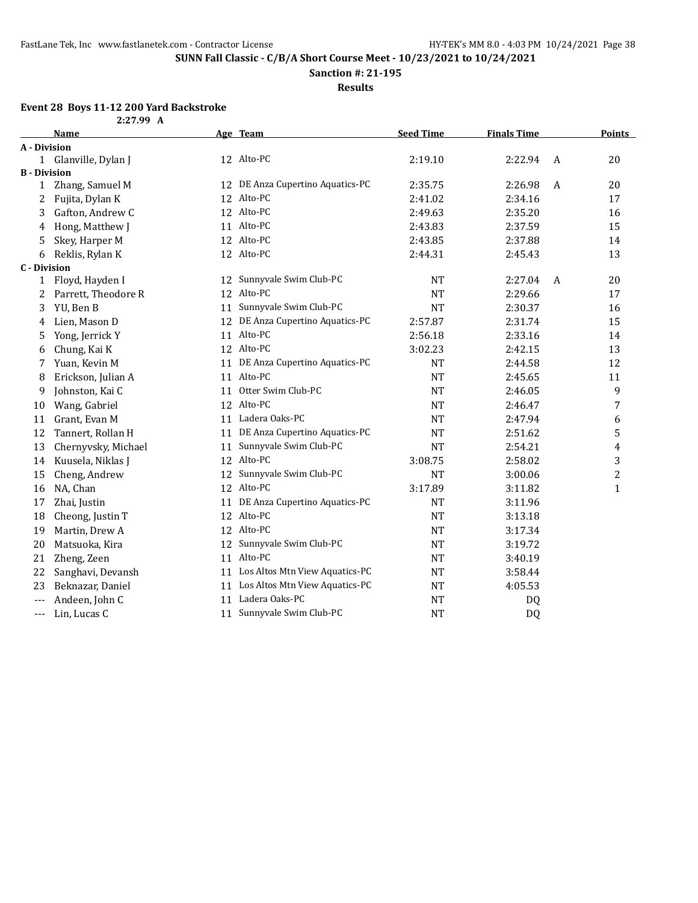**SUNN Fall Classic - C/B/A Short Course Meet - 10/23/2021 to 10/24/2021**

**Sanction #: 21-195**

**Results**

### Event 28 Boys 11-12 200 Yard Backstroke

**2:27.99 A**

| | Name | Age | Team | Seed Time | Finals Time | | Points |
|---|---|---|---|---|---|---|---|
| **A - Division** | | | | | | | |
| 1 | Glanville, Dylan J | 12 | Alto-PC | 2:19.10 | 2:22.94 | A | 20 |
| **B - Division** | | | | | | | |
| 1 | Zhang, Samuel M | 12 | DE Anza Cupertino Aquatics-PC | 2:35.75 | 2:26.98 | A | 20 |
| 2 | Fujita, Dylan K | 12 | Alto-PC | 2:41.02 | 2:34.16 | | 17 |
| 3 | Gafton, Andrew C | 12 | Alto-PC | 2:49.63 | 2:35.20 | | 16 |
| 4 | Hong, Matthew J | 11 | Alto-PC | 2:43.83 | 2:37.59 | | 15 |
| 5 | Skey, Harper M | 12 | Alto-PC | 2:43.85 | 2:37.88 | | 14 |
| 6 | Reklis, Rylan K | 12 | Alto-PC | 2:44.31 | 2:45.43 | | 13 |
| **C - Division** | | | | | | | |
| 1 | Floyd, Hayden I | 12 | Sunnyvale Swim Club-PC | NT | 2:27.04 | A | 20 |
| 2 | Parrett, Theodore R | 12 | Alto-PC | NT | 2:29.66 | | 17 |
| 3 | YU, Ben B | 11 | Sunnyvale Swim Club-PC | NT | 2:30.37 | | 16 |
| 4 | Lien, Mason D | 12 | DE Anza Cupertino Aquatics-PC | 2:57.87 | 2:31.74 | | 15 |
| 5 | Yong, Jerrick Y | 11 | Alto-PC | 2:56.18 | 2:33.16 | | 14 |
| 6 | Chung, Kai K | 12 | Alto-PC | 3:02.23 | 2:42.15 | | 13 |
| 7 | Yuan, Kevin M | 11 | DE Anza Cupertino Aquatics-PC | NT | 2:44.58 | | 12 |
| 8 | Erickson, Julian A | 11 | Alto-PC | NT | 2:45.65 | | 11 |
| 9 | Johnston, Kai C | 11 | Otter Swim Club-PC | NT | 2:46.05 | | 9 |
| 10 | Wang, Gabriel | 12 | Alto-PC | NT | 2:46.47 | | 7 |
| 11 | Grant, Evan M | 11 | Ladera Oaks-PC | NT | 2:47.94 | | 6 |
| 12 | Tannert, Rollan H | 11 | DE Anza Cupertino Aquatics-PC | NT | 2:51.62 | | 5 |
| 13 | Chernyvsky, Michael | 11 | Sunnyvale Swim Club-PC | NT | 2:54.21 | | 4 |
| 14 | Kuusela, Niklas J | 12 | Alto-PC | 3:08.75 | 2:58.02 | | 3 |
| 15 | Cheng, Andrew | 12 | Sunnyvale Swim Club-PC | NT | 3:00.06 | | 2 |
| 16 | NA, Chan | 12 | Alto-PC | 3:17.89 | 3:11.82 | | 1 |
| 17 | Zhai, Justin | 11 | DE Anza Cupertino Aquatics-PC | NT | 3:11.96 | | |
| 18 | Cheong, Justin T | 12 | Alto-PC | NT | 3:13.18 | | |
| 19 | Martin, Drew A | 12 | Alto-PC | NT | 3:17.34 | | |
| 20 | Matsuoka, Kira | 12 | Sunnyvale Swim Club-PC | NT | 3:19.72 | | |
| 21 | Zheng, Zeen | 11 | Alto-PC | NT | 3:40.19 | | |
| 22 | Sanghavi, Devansh | 11 | Los Altos Mtn View Aquatics-PC | NT | 3:58.44 | | |
| 23 | Beknazar, Daniel | 11 | Los Altos Mtn View Aquatics-PC | NT | 4:05.53 | | |
| --- | Andeen, John C | 11 | Ladera Oaks-PC | NT | DQ | | |
| --- | Lin, Lucas C | 11 | Sunnyvale Swim Club-PC | NT | DQ | | |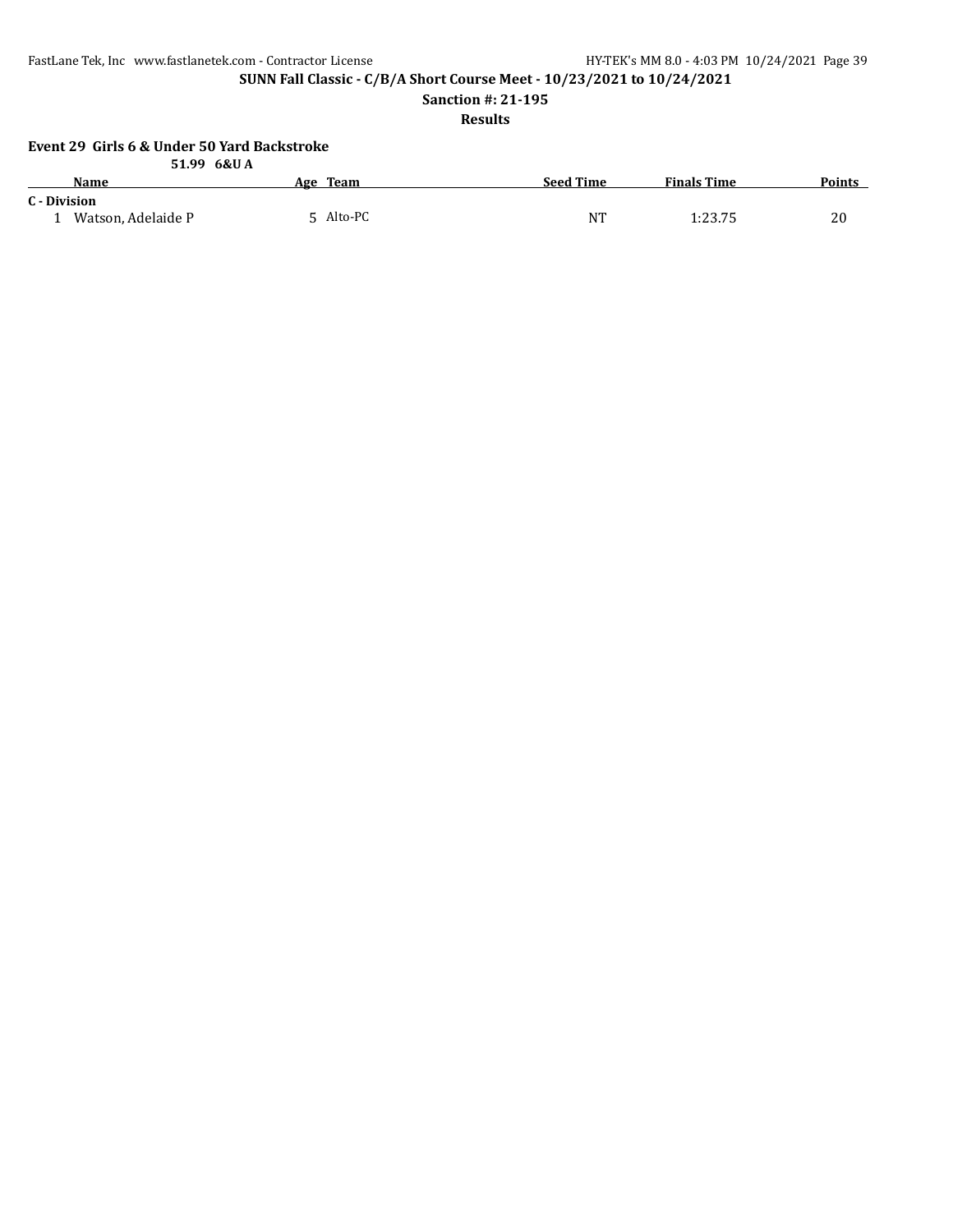**SUNN Fall Classic - C/B/A Short Course Meet - 10/23/2021 to 10/24/2021**

**Sanction #: 21-195**

**Results**

**Event 29 Girls 6 & Under 50 Yard Backstroke**

**51.99 6&U A**

| | Name | Age | Team | Seed Time | Finals Time | Points |
|---|---|---|---|---|---|---|
| **C - Division** | | | | | | |
| 1 | Watson, Adelaide P | 5 | Alto-PC | NT | 1:23.75 | 20 |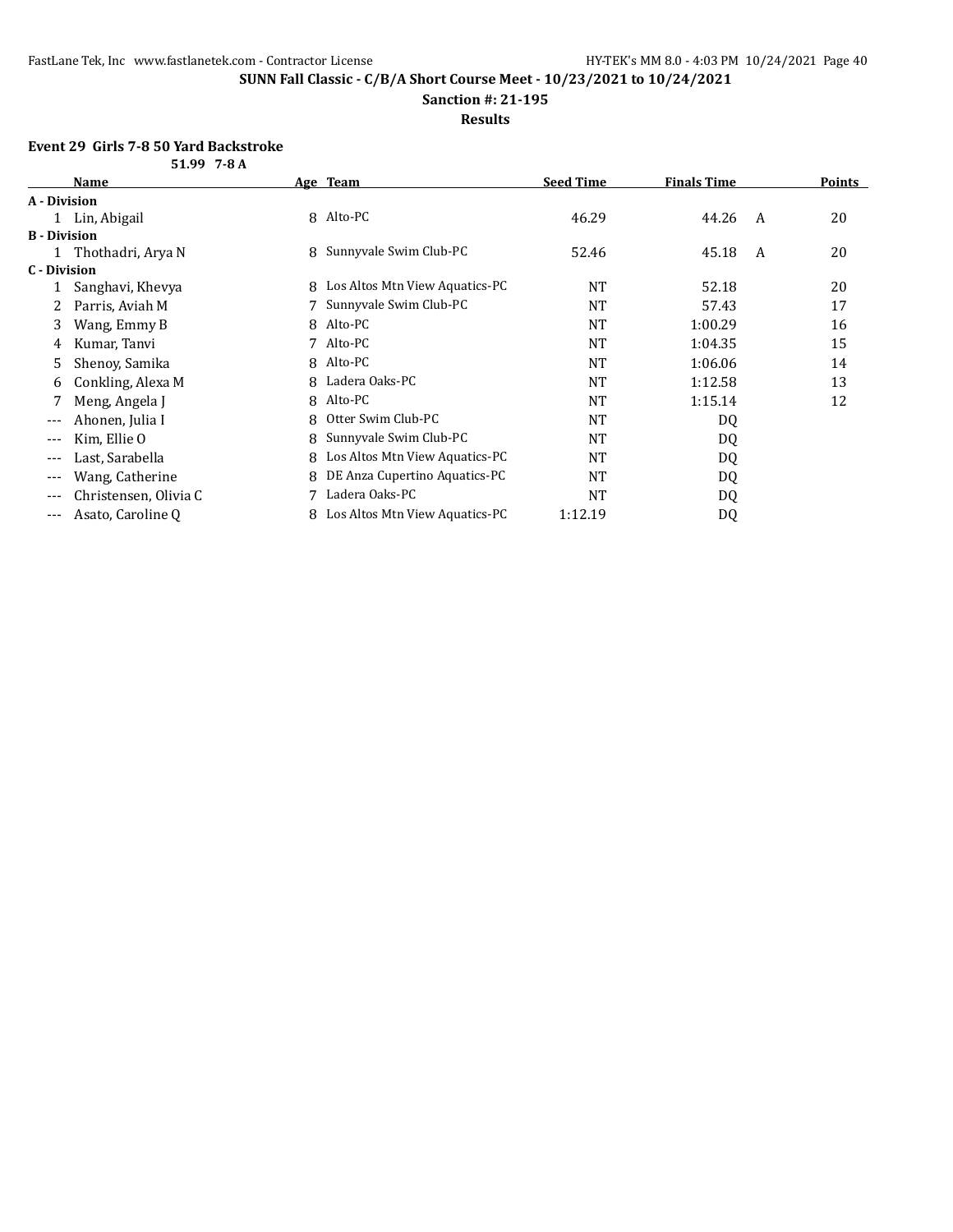**SUNN Fall Classic - C/B/A Short Course Meet - 10/23/2021 to 10/24/2021**

**Sanction #: 21-195**

**Results**

### Event 29 Girls 7-8 50 Yard Backstroke

51.99 7-8 A

| | Name | Age | Team | Seed Time | Finals Time | | Points |
|---|---|---|---|---|---|---|---|
| **A - Division** | | | | | | | |
| 1 | Lin, Abigail | 8 | Alto-PC | 46.29 | 44.26 | A | 20 |
| **B - Division** | | | | | | | |
| 1 | Thothadri, Arya N | 8 | Sunnyvale Swim Club-PC | 52.46 | 45.18 | A | 20 |
| **C - Division** | | | | | | | |
| 1 | Sanghavi, Khevya | 8 | Los Altos Mtn View Aquatics-PC | NT | 52.18 | | 20 |
| 2 | Parris, Aviah M | 7 | Sunnyvale Swim Club-PC | NT | 57.43 | | 17 |
| 3 | Wang, Emmy B | 8 | Alto-PC | NT | 1:00.29 | | 16 |
| 4 | Kumar, Tanvi | 7 | Alto-PC | NT | 1:04.35 | | 15 |
| 5 | Shenoy, Samika | 8 | Alto-PC | NT | 1:06.06 | | 14 |
| 6 | Conkling, Alexa M | 8 | Ladera Oaks-PC | NT | 1:12.58 | | 13 |
| 7 | Meng, Angela J | 8 | Alto-PC | NT | 1:15.14 | | 12 |
| --- | Ahonen, Julia I | 8 | Otter Swim Club-PC | NT | DQ | | |
| --- | Kim, Ellie O | 8 | Sunnyvale Swim Club-PC | NT | DQ | | |
| --- | Last, Sarabella | 8 | Los Altos Mtn View Aquatics-PC | NT | DQ | | |
| --- | Wang, Catherine | 8 | DE Anza Cupertino Aquatics-PC | NT | DQ | | |
| --- | Christensen, Olivia C | 7 | Ladera Oaks-PC | NT | DQ | | |
| --- | Asato, Caroline Q | 8 | Los Altos Mtn View Aquatics-PC | 1:12.19 | DQ | | |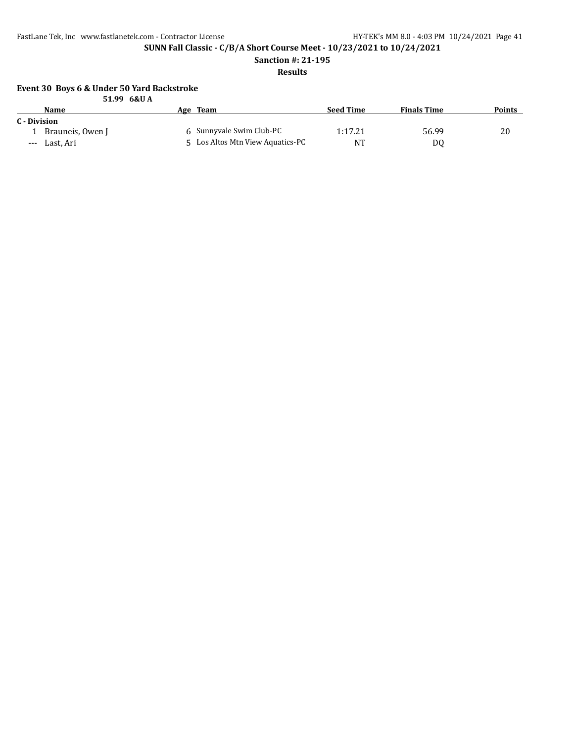**SUNN Fall Classic - C/B/A Short Course Meet - 10/23/2021 to 10/24/2021**

**Sanction #: 21-195**

**Results**

### Event 30 Boys 6 & Under 50 Yard Backstroke

**51.99 6&U A**

| | Name | Age | Team | Seed Time | Finals Time | Points |
|---|---|---|---|---|---|---|
| **C - Division** | | | | | | |
| 1 | Brauneis, Owen J | 6 | Sunnyvale Swim Club-PC | 1:17.21 | 56.99 | 20 |
| --- | Last, Ari | 5 | Los Altos Mtn View Aquatics-PC | NT | DQ | |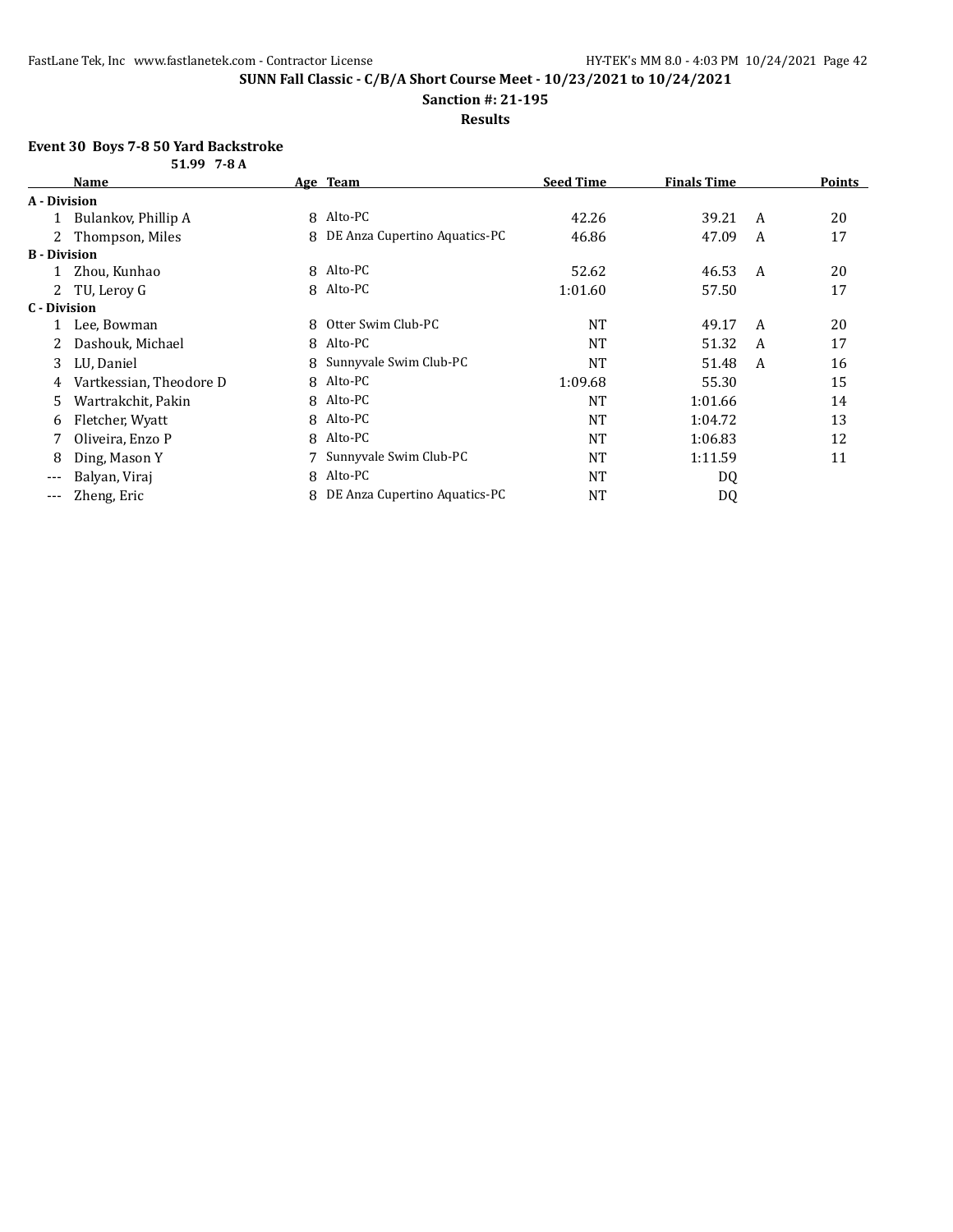## SUNN Fall Classic - C/B/A Short Course Meet - 10/23/2021 to 10/24/2021

**Sanction #: 21-195**

**Results**

### Event 30 Boys 7-8 50 Yard Backstroke

**51.99 7-8 A**

| | Name | Age | Team | Seed Time | Finals Time | | Points |
|---|---|---|---|---|---|---|---|
| **A - Division** | | | | | | | |
| 1 | Bulankov, Phillip A | 8 | Alto-PC | 42.26 | 39.21 | A | 20 |
| 2 | Thompson, Miles | 8 | DE Anza Cupertino Aquatics-PC | 46.86 | 47.09 | A | 17 |
| **B - Division** | | | | | | | |
| 1 | Zhou, Kunhao | 8 | Alto-PC | 52.62 | 46.53 | A | 20 |
| 2 | TU, Leroy G | 8 | Alto-PC | 1:01.60 | 57.50 | | 17 |
| **C - Division** | | | | | | | |
| 1 | Lee, Bowman | 8 | Otter Swim Club-PC | NT | 49.17 | A | 20 |
| 2 | Dashouk, Michael | 8 | Alto-PC | NT | 51.32 | A | 17 |
| 3 | LU, Daniel | 8 | Sunnyvale Swim Club-PC | NT | 51.48 | A | 16 |
| 4 | Vartkessian, Theodore D | 8 | Alto-PC | 1:09.68 | 55.30 | | 15 |
| 5 | Wartrakchit, Pakin | 8 | Alto-PC | NT | 1:01.66 | | 14 |
| 6 | Fletcher, Wyatt | 8 | Alto-PC | NT | 1:04.72 | | 13 |
| 7 | Oliveira, Enzo P | 8 | Alto-PC | NT | 1:06.83 | | 12 |
| 8 | Ding, Mason Y | 7 | Sunnyvale Swim Club-PC | NT | 1:11.59 | | 11 |
| --- | Balyan, Viraj | 8 | Alto-PC | NT | DQ | | |
| --- | Zheng, Eric | 8 | DE Anza Cupertino Aquatics-PC | NT | DQ | | |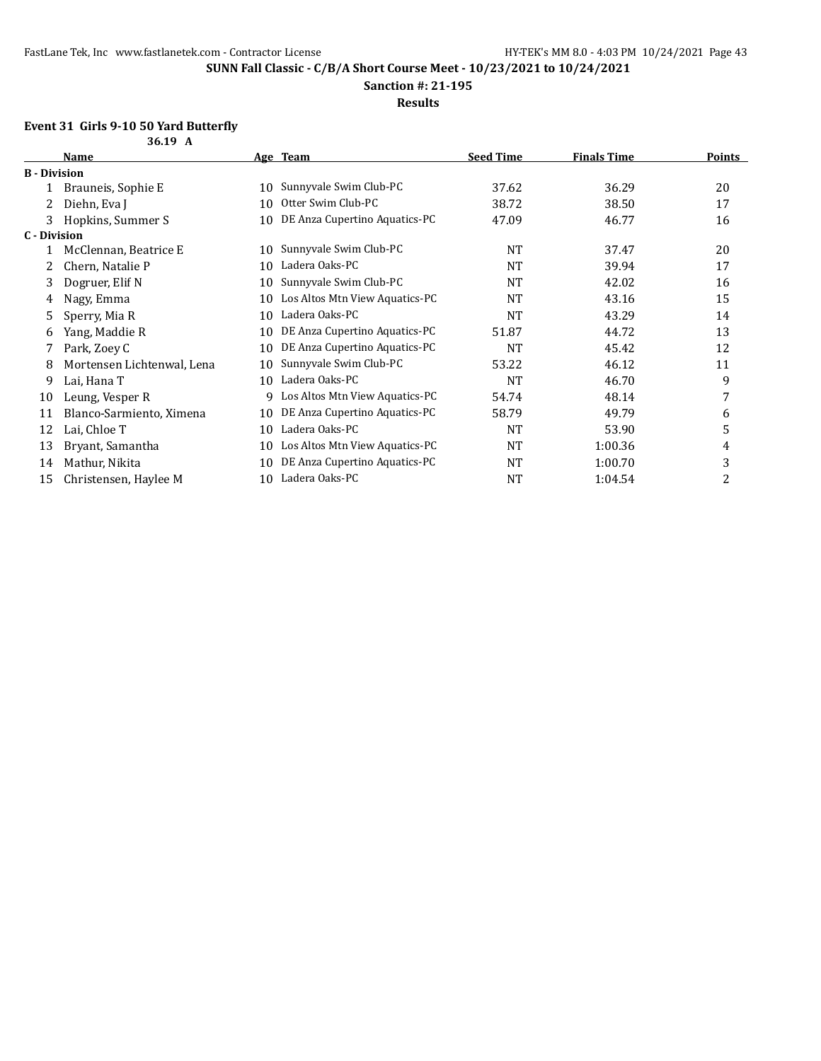**SUNN Fall Classic - C/B/A Short Course Meet - 10/23/2021 to 10/24/2021**

**Sanction #: 21-195**

**Results**

### Event 31 Girls 9-10 50 Yard Butterfly

**36.19 A**

| | Name | Age | Team | Seed Time | Finals Time | Points |
|---|---|---|---|---|---|---|
| **B - Division** | | | | | | |
| 1 | Brauneis, Sophie E | 10 | Sunnyvale Swim Club-PC | 37.62 | 36.29 | 20 |
| 2 | Diehn, Eva J | 10 | Otter Swim Club-PC | 38.72 | 38.50 | 17 |
| 3 | Hopkins, Summer S | 10 | DE Anza Cupertino Aquatics-PC | 47.09 | 46.77 | 16 |
| **C - Division** | | | | | | |
| 1 | McClennan, Beatrice E | 10 | Sunnyvale Swim Club-PC | NT | 37.47 | 20 |
| 2 | Chern, Natalie P | 10 | Ladera Oaks-PC | NT | 39.94 | 17 |
| 3 | Dogruer, Elif N | 10 | Sunnyvale Swim Club-PC | NT | 42.02 | 16 |
| 4 | Nagy, Emma | 10 | Los Altos Mtn View Aquatics-PC | NT | 43.16 | 15 |
| 5 | Sperry, Mia R | 10 | Ladera Oaks-PC | NT | 43.29 | 14 |
| 6 | Yang, Maddie R | 10 | DE Anza Cupertino Aquatics-PC | 51.87 | 44.72 | 13 |
| 7 | Park, Zoey C | 10 | DE Anza Cupertino Aquatics-PC | NT | 45.42 | 12 |
| 8 | Mortensen Lichtenwal, Lena | 10 | Sunnyvale Swim Club-PC | 53.22 | 46.12 | 11 |
| 9 | Lai, Hana T | 10 | Ladera Oaks-PC | NT | 46.70 | 9 |
| 10 | Leung, Vesper R | 9 | Los Altos Mtn View Aquatics-PC | 54.74 | 48.14 | 7 |
| 11 | Blanco-Sarmiento, Ximena | 10 | DE Anza Cupertino Aquatics-PC | 58.79 | 49.79 | 6 |
| 12 | Lai, Chloe T | 10 | Ladera Oaks-PC | NT | 53.90 | 5 |
| 13 | Bryant, Samantha | 10 | Los Altos Mtn View Aquatics-PC | NT | 1:00.36 | 4 |
| 14 | Mathur, Nikita | 10 | DE Anza Cupertino Aquatics-PC | NT | 1:00.70 | 3 |
| 15 | Christensen, Haylee M | 10 | Ladera Oaks-PC | NT | 1:04.54 | 2 |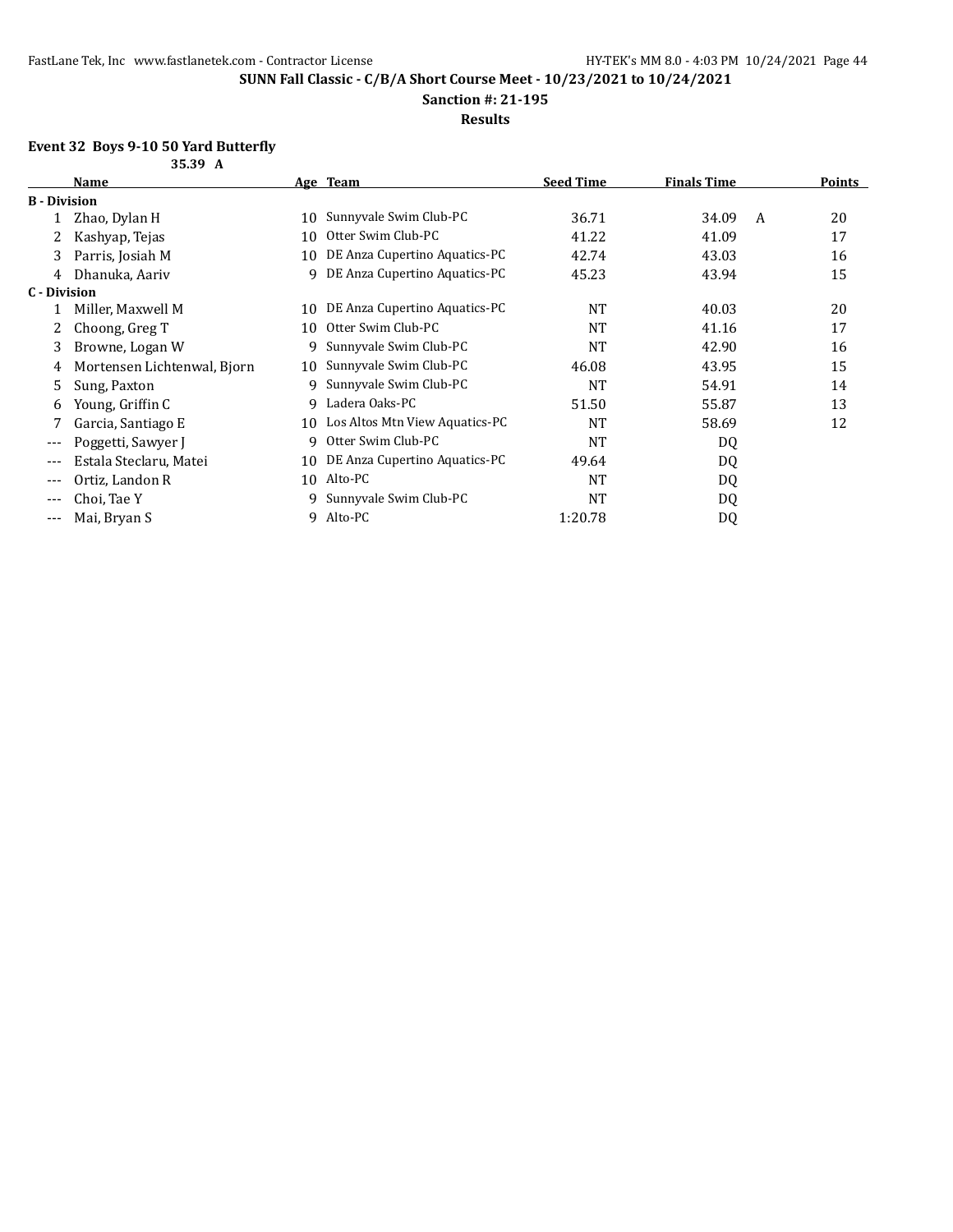**SUNN Fall Classic - C/B/A Short Course Meet - 10/23/2021 to 10/24/2021**

**Sanction #: 21-195**

**Results**

### Event 32 Boys 9-10 50 Yard Butterfly

**35.39 A**

| | Name | Age | Team | Seed Time | Finals Time | | Points |
|---|---|---|---|---|---|---|---|
| **B - Division** | | | | | | | |
| 1 | Zhao, Dylan H | 10 | Sunnyvale Swim Club-PC | 36.71 | 34.09 | A | 20 |
| 2 | Kashyap, Tejas | 10 | Otter Swim Club-PC | 41.22 | 41.09 | | 17 |
| 3 | Parris, Josiah M | 10 | DE Anza Cupertino Aquatics-PC | 42.74 | 43.03 | | 16 |
| 4 | Dhanuka, Aariv | 9 | DE Anza Cupertino Aquatics-PC | 45.23 | 43.94 | | 15 |
| **C - Division** | | | | | | | |
| 1 | Miller, Maxwell M | 10 | DE Anza Cupertino Aquatics-PC | NT | 40.03 | | 20 |
| 2 | Choong, Greg T | 10 | Otter Swim Club-PC | NT | 41.16 | | 17 |
| 3 | Browne, Logan W | 9 | Sunnyvale Swim Club-PC | NT | 42.90 | | 16 |
| 4 | Mortensen Lichtenwal, Bjorn | 10 | Sunnyvale Swim Club-PC | 46.08 | 43.95 | | 15 |
| 5 | Sung, Paxton | 9 | Sunnyvale Swim Club-PC | NT | 54.91 | | 14 |
| 6 | Young, Griffin C | 9 | Ladera Oaks-PC | 51.50 | 55.87 | | 13 |
| 7 | Garcia, Santiago E | 10 | Los Altos Mtn View Aquatics-PC | NT | 58.69 | | 12 |
| --- | Poggetti, Sawyer J | 9 | Otter Swim Club-PC | NT | DQ | | |
| --- | Estala Steclaru, Matei | 10 | DE Anza Cupertino Aquatics-PC | 49.64 | DQ | | |
| --- | Ortiz, Landon R | 10 | Alto-PC | NT | DQ | | |
| --- | Choi, Tae Y | 9 | Sunnyvale Swim Club-PC | NT | DQ | | |
| --- | Mai, Bryan S | 9 | Alto-PC | 1:20.78 | DQ | | |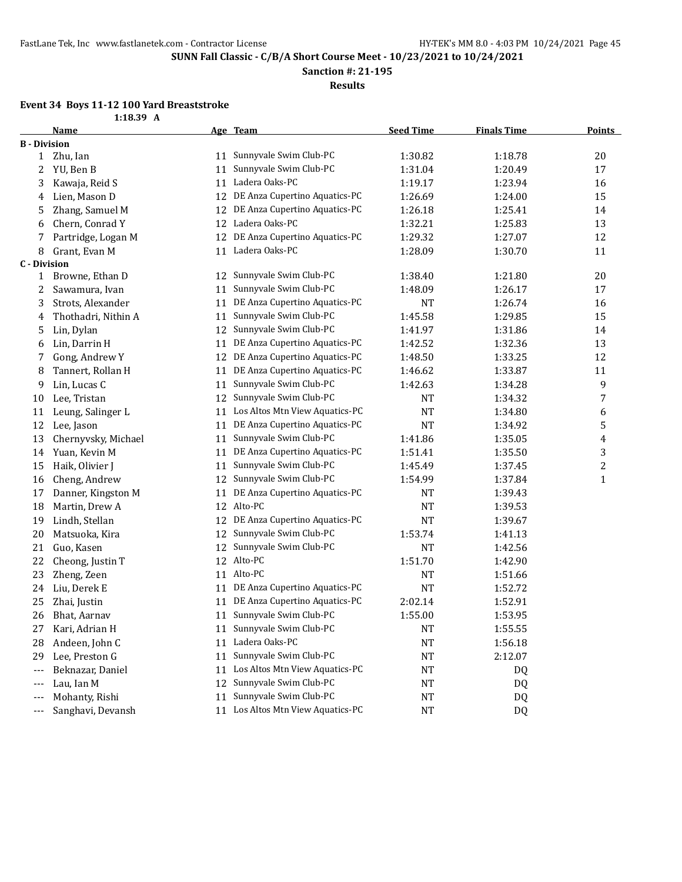# SUNN Fall Classic - C/B/A Short Course Meet - 10/23/2021 to 10/24/2021

**Sanction #: 21-195**

**Results**

### Event 34 Boys 11-12 100 Yard Breaststroke

1:18.39 A

| | Name | Age | Team | Seed Time | Finals Time | Points |
|---|---|---|---|---|---|---|
| **B - Division** | | | | | | |
| 1 | Zhu, Ian | 11 | Sunnyvale Swim Club-PC | 1:30.82 | 1:18.78 | 20 |
| 2 | YU, Ben B | 11 | Sunnyvale Swim Club-PC | 1:31.04 | 1:20.49 | 17 |
| 3 | Kawaja, Reid S | 11 | Ladera Oaks-PC | 1:19.17 | 1:23.94 | 16 |
| 4 | Lien, Mason D | 12 | DE Anza Cupertino Aquatics-PC | 1:26.69 | 1:24.00 | 15 |
| 5 | Zhang, Samuel M | 12 | DE Anza Cupertino Aquatics-PC | 1:26.18 | 1:25.41 | 14 |
| 6 | Chern, Conrad Y | 12 | Ladera Oaks-PC | 1:32.21 | 1:25.83 | 13 |
| 7 | Partridge, Logan M | 12 | DE Anza Cupertino Aquatics-PC | 1:29.32 | 1:27.07 | 12 |
| 8 | Grant, Evan M | 11 | Ladera Oaks-PC | 1:28.09 | 1:30.70 | 11 |
| **C - Division** | | | | | | |
| 1 | Browne, Ethan D | 12 | Sunnyvale Swim Club-PC | 1:38.40 | 1:21.80 | 20 |
| 2 | Sawamura, Ivan | 11 | Sunnyvale Swim Club-PC | 1:48.09 | 1:26.17 | 17 |
| 3 | Strots, Alexander | 11 | DE Anza Cupertino Aquatics-PC | NT | 1:26.74 | 16 |
| 4 | Thothadri, Nithin A | 11 | Sunnyvale Swim Club-PC | 1:45.58 | 1:29.85 | 15 |
| 5 | Lin, Dylan | 12 | Sunnyvale Swim Club-PC | 1:41.97 | 1:31.86 | 14 |
| 6 | Lin, Darrin H | 11 | DE Anza Cupertino Aquatics-PC | 1:42.52 | 1:32.36 | 13 |
| 7 | Gong, Andrew Y | 12 | DE Anza Cupertino Aquatics-PC | 1:48.50 | 1:33.25 | 12 |
| 8 | Tannert, Rollan H | 11 | DE Anza Cupertino Aquatics-PC | 1:46.62 | 1:33.87 | 11 |
| 9 | Lin, Lucas C | 11 | Sunnyvale Swim Club-PC | 1:42.63 | 1:34.28 | 9 |
| 10 | Lee, Tristan | 12 | Sunnyvale Swim Club-PC | NT | 1:34.32 | 7 |
| 11 | Leung, Salinger L | 11 | Los Altos Mtn View Aquatics-PC | NT | 1:34.80 | 6 |
| 12 | Lee, Jason | 11 | DE Anza Cupertino Aquatics-PC | NT | 1:34.92 | 5 |
| 13 | Chernyvsky, Michael | 11 | Sunnyvale Swim Club-PC | 1:41.86 | 1:35.05 | 4 |
| 14 | Yuan, Kevin M | 11 | DE Anza Cupertino Aquatics-PC | 1:51.41 | 1:35.50 | 3 |
| 15 | Haik, Olivier J | 11 | Sunnyvale Swim Club-PC | 1:45.49 | 1:37.45 | 2 |
| 16 | Cheng, Andrew | 12 | Sunnyvale Swim Club-PC | 1:54.99 | 1:37.84 | 1 |
| 17 | Danner, Kingston M | 11 | DE Anza Cupertino Aquatics-PC | NT | 1:39.43 | |
| 18 | Martin, Drew A | 12 | Alto-PC | NT | 1:39.53 | |
| 19 | Lindh, Stellan | 12 | DE Anza Cupertino Aquatics-PC | NT | 1:39.67 | |
| 20 | Matsuoka, Kira | 12 | Sunnyvale Swim Club-PC | 1:53.74 | 1:41.13 | |
| 21 | Guo, Kasen | 12 | Sunnyvale Swim Club-PC | NT | 1:42.56 | |
| 22 | Cheong, Justin T | 12 | Alto-PC | 1:51.70 | 1:42.90 | |
| 23 | Zheng, Zeen | 11 | Alto-PC | NT | 1:51.66 | |
| 24 | Liu, Derek E | 11 | DE Anza Cupertino Aquatics-PC | NT | 1:52.72 | |
| 25 | Zhai, Justin | 11 | DE Anza Cupertino Aquatics-PC | 2:02.14 | 1:52.91 | |
| 26 | Bhat, Aarnav | 11 | Sunnyvale Swim Club-PC | 1:55.00 | 1:53.95 | |
| 27 | Kari, Adrian H | 11 | Sunnyvale Swim Club-PC | NT | 1:55.55 | |
| 28 | Andeen, John C | 11 | Ladera Oaks-PC | NT | 1:56.18 | |
| 29 | Lee, Preston G | 11 | Sunnyvale Swim Club-PC | NT | 2:12.07 | |
| --- | Beknazar, Daniel | 11 | Los Altos Mtn View Aquatics-PC | NT | DQ | |
| --- | Lau, Ian M | 12 | Sunnyvale Swim Club-PC | NT | DQ | |
| --- | Mohanty, Rishi | 11 | Sunnyvale Swim Club-PC | NT | DQ | |
| --- | Sanghavi, Devansh | 11 | Los Altos Mtn View Aquatics-PC | NT | DQ | |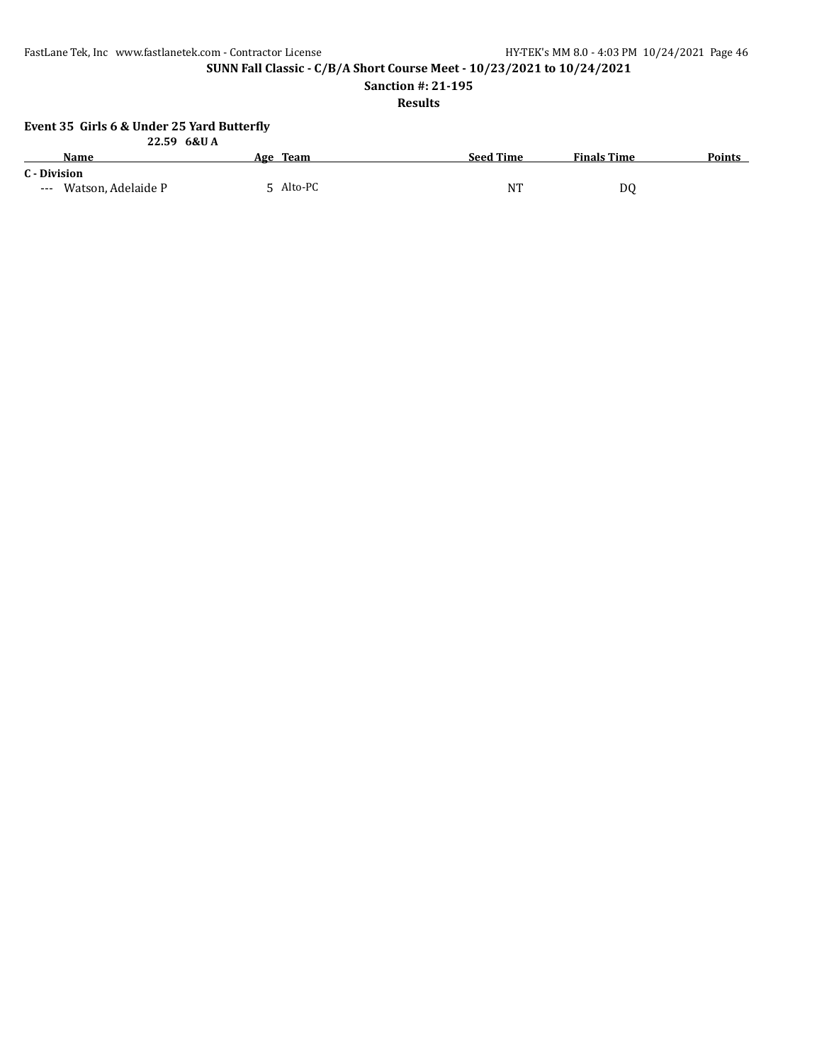**SUNN Fall Classic - C/B/A Short Course Meet - 10/23/2021 to 10/24/2021**

**Sanction #: 21-195**

**Results**

### Event 35 Girls 6 & Under 25 Yard Butterfly

**22.59 6&U A**

| | Name | Age | Team | Seed Time | Finals Time | Points |
|---|---|---|---|---|---|---|
| **C - Division** | | | | | | |
| --- | Watson, Adelaide P | 5 | Alto-PC | NT | DQ | |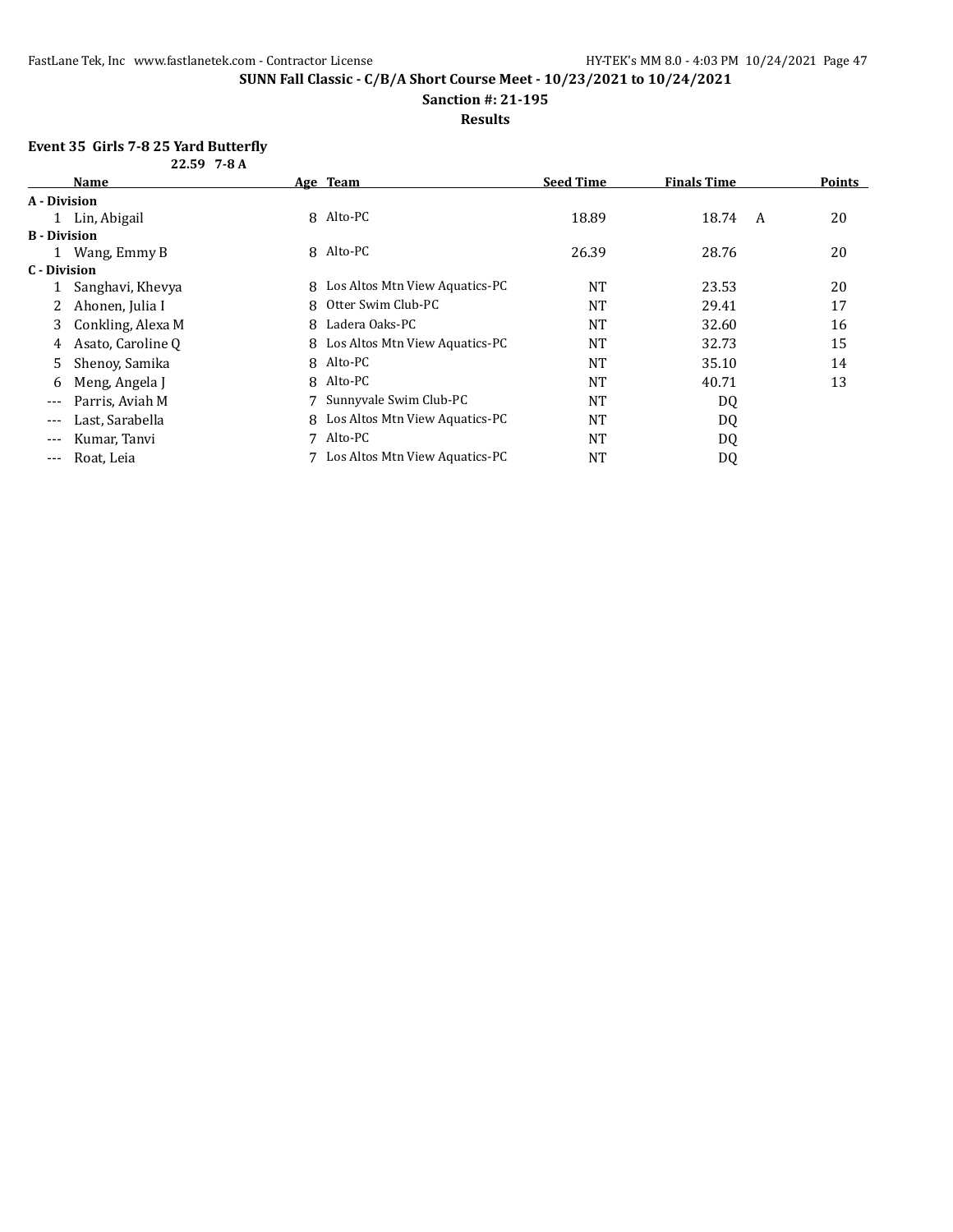# SUNN Fall Classic - C/B/A Short Course Meet - 10/23/2021 to 10/24/2021

**Sanction #: 21-195**

**Results**

### Event 35 Girls 7-8 25 Yard Butterfly

22.59 7-8 A

| | Name | Age | Team | Seed Time | Finals Time | | Points |
|---|---|---|---|---|---|---|---|
| **A - Division** | | | | | | | |
| 1 | Lin, Abigail | 8 | Alto-PC | 18.89 | 18.74 | A | 20 |
| **B - Division** | | | | | | | |
| 1 | Wang, Emmy B | 8 | Alto-PC | 26.39 | 28.76 | | 20 |
| **C - Division** | | | | | | | |
| 1 | Sanghavi, Khevya | 8 | Los Altos Mtn View Aquatics-PC | NT | 23.53 | | 20 |
| 2 | Ahonen, Julia I | 8 | Otter Swim Club-PC | NT | 29.41 | | 17 |
| 3 | Conkling, Alexa M | 8 | Ladera Oaks-PC | NT | 32.60 | | 16 |
| 4 | Asato, Caroline Q | 8 | Los Altos Mtn View Aquatics-PC | NT | 32.73 | | 15 |
| 5 | Shenoy, Samika | 8 | Alto-PC | NT | 35.10 | | 14 |
| 6 | Meng, Angela J | 8 | Alto-PC | NT | 40.71 | | 13 |
| --- | Parris, Aviah M | 7 | Sunnyvale Swim Club-PC | NT | DQ | | |
| --- | Last, Sarabella | 8 | Los Altos Mtn View Aquatics-PC | NT | DQ | | |
| --- | Kumar, Tanvi | 7 | Alto-PC | NT | DQ | | |
| --- | Roat, Leia | 7 | Los Altos Mtn View Aquatics-PC | NT | DQ | | |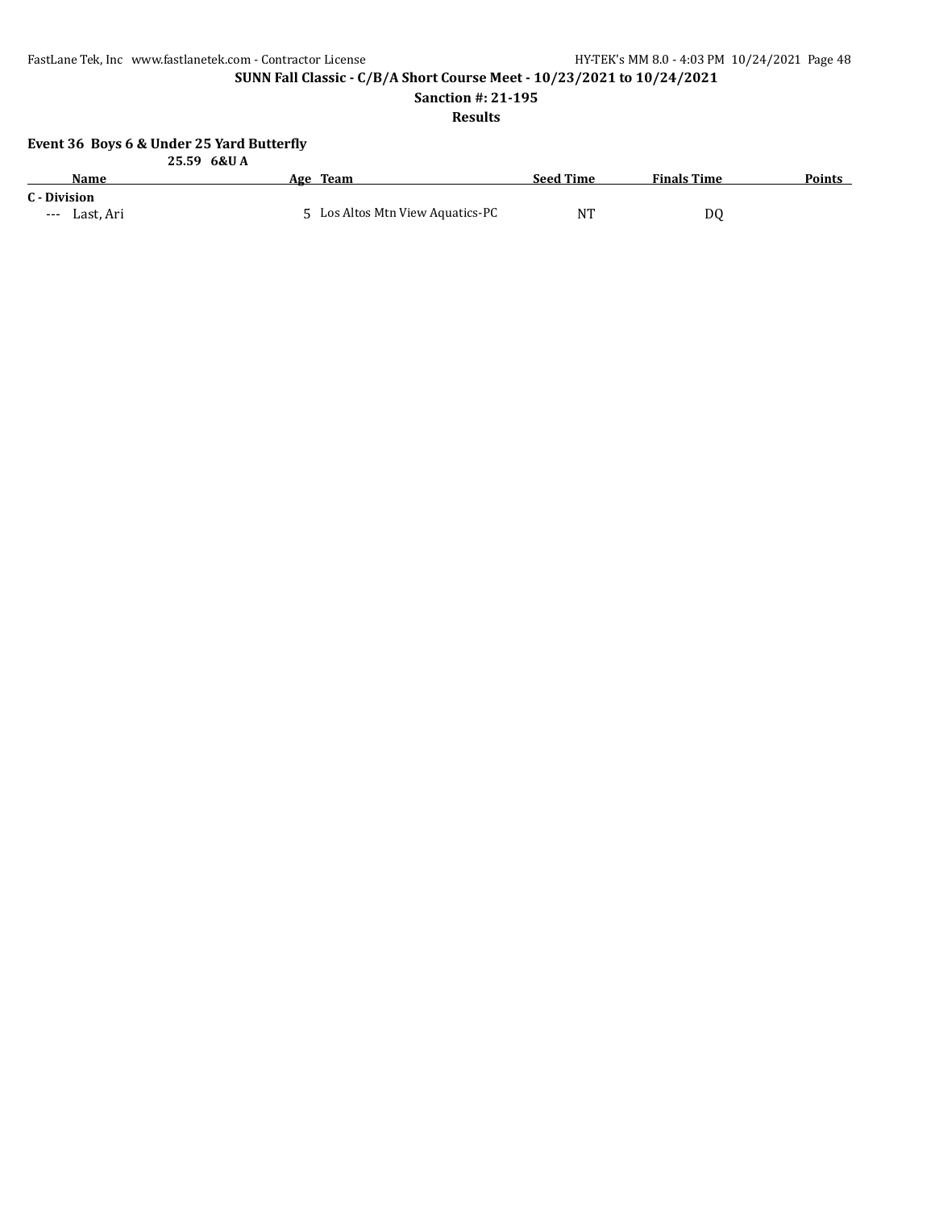**SUNN Fall Classic - C/B/A Short Course Meet - 10/23/2021 to 10/24/2021**

**Sanction #: 21-195**

**Results**

### Event 36 Boys 6 & Under 25 Yard Butterfly

**25.59 6&U A**

| | Name | Age | Team | Seed Time | Finals Time | Points |
|---|---|---|---|---|---|---|
| **C - Division** | | | | | | |
| --- | Last, Ari | 5 | Los Altos Mtn View Aquatics-PC | NT | DQ | |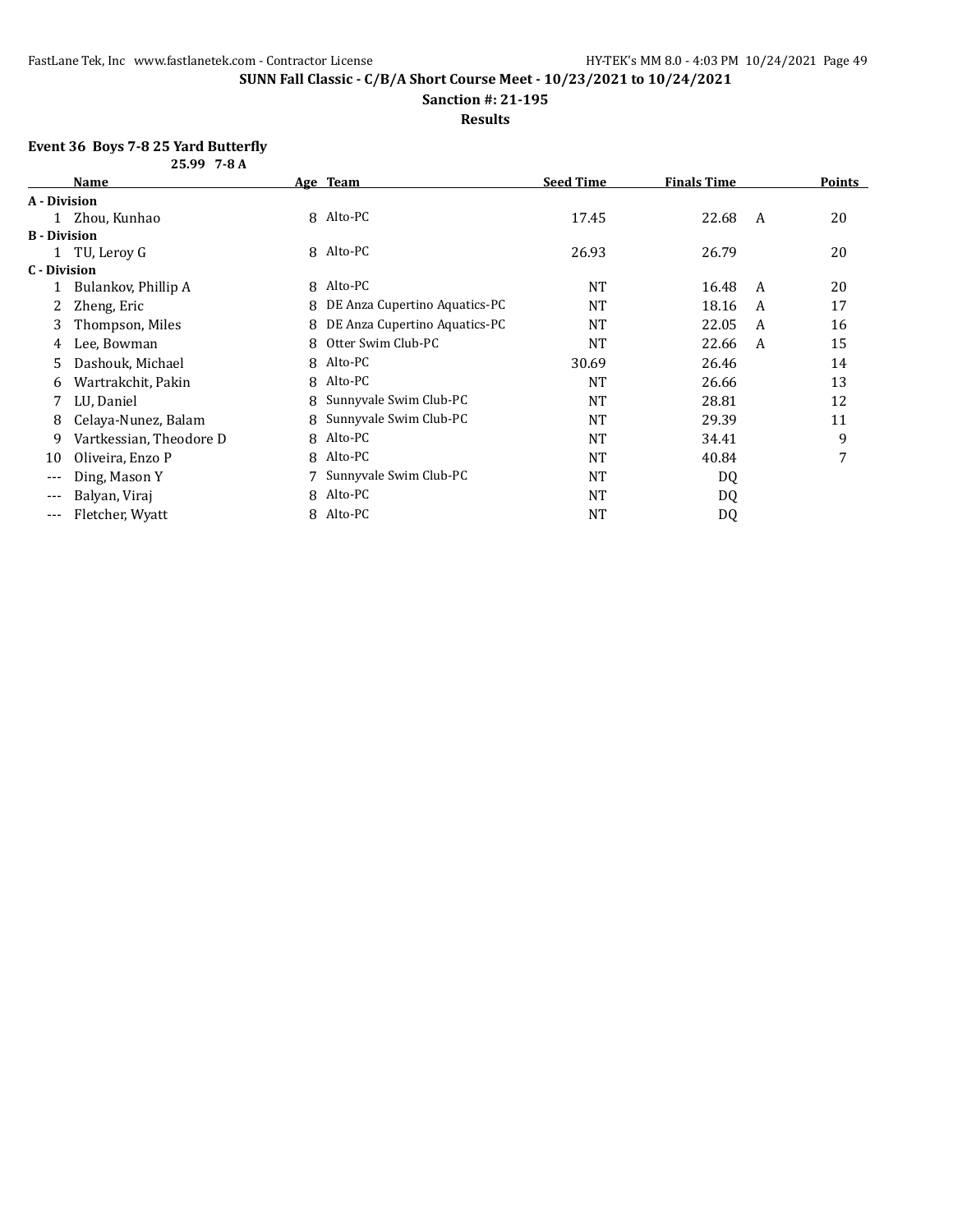**SUNN Fall Classic - C/B/A Short Course Meet - 10/23/2021 to 10/24/2021**

**Sanction #: 21-195**

**Results**

### Event 36 Boys 7-8 25 Yard Butterfly

**25.99 7-8 A**

| | Name | Age | Team | Seed Time | Finals Time | | Points |
|---|---|---|---|---|---|---|---|
| **A - Division** | | | | | | | |
| 1 | Zhou, Kunhao | 8 | Alto-PC | 17.45 | 22.68 | A | 20 |
| **B - Division** | | | | | | | |
| 1 | TU, Leroy G | 8 | Alto-PC | 26.93 | 26.79 | | 20 |
| **C - Division** | | | | | | | |
| 1 | Bulankov, Phillip A | 8 | Alto-PC | NT | 16.48 | A | 20 |
| 2 | Zheng, Eric | 8 | DE Anza Cupertino Aquatics-PC | NT | 18.16 | A | 17 |
| 3 | Thompson, Miles | 8 | DE Anza Cupertino Aquatics-PC | NT | 22.05 | A | 16 |
| 4 | Lee, Bowman | 8 | Otter Swim Club-PC | NT | 22.66 | A | 15 |
| 5 | Dashouk, Michael | 8 | Alto-PC | 30.69 | 26.46 | | 14 |
| 6 | Wartrakchit, Pakin | 8 | Alto-PC | NT | 26.66 | | 13 |
| 7 | LU, Daniel | 8 | Sunnyvale Swim Club-PC | NT | 28.81 | | 12 |
| 8 | Celaya-Nunez, Balam | 8 | Sunnyvale Swim Club-PC | NT | 29.39 | | 11 |
| 9 | Vartkessian, Theodore D | 8 | Alto-PC | NT | 34.41 | | 9 |
| 10 | Oliveira, Enzo P | 8 | Alto-PC | NT | 40.84 | | 7 |
| --- | Ding, Mason Y | 7 | Sunnyvale Swim Club-PC | NT | DQ | | |
| --- | Balyan, Viraj | 8 | Alto-PC | NT | DQ | | |
| --- | Fletcher, Wyatt | 8 | Alto-PC | NT | DQ | | |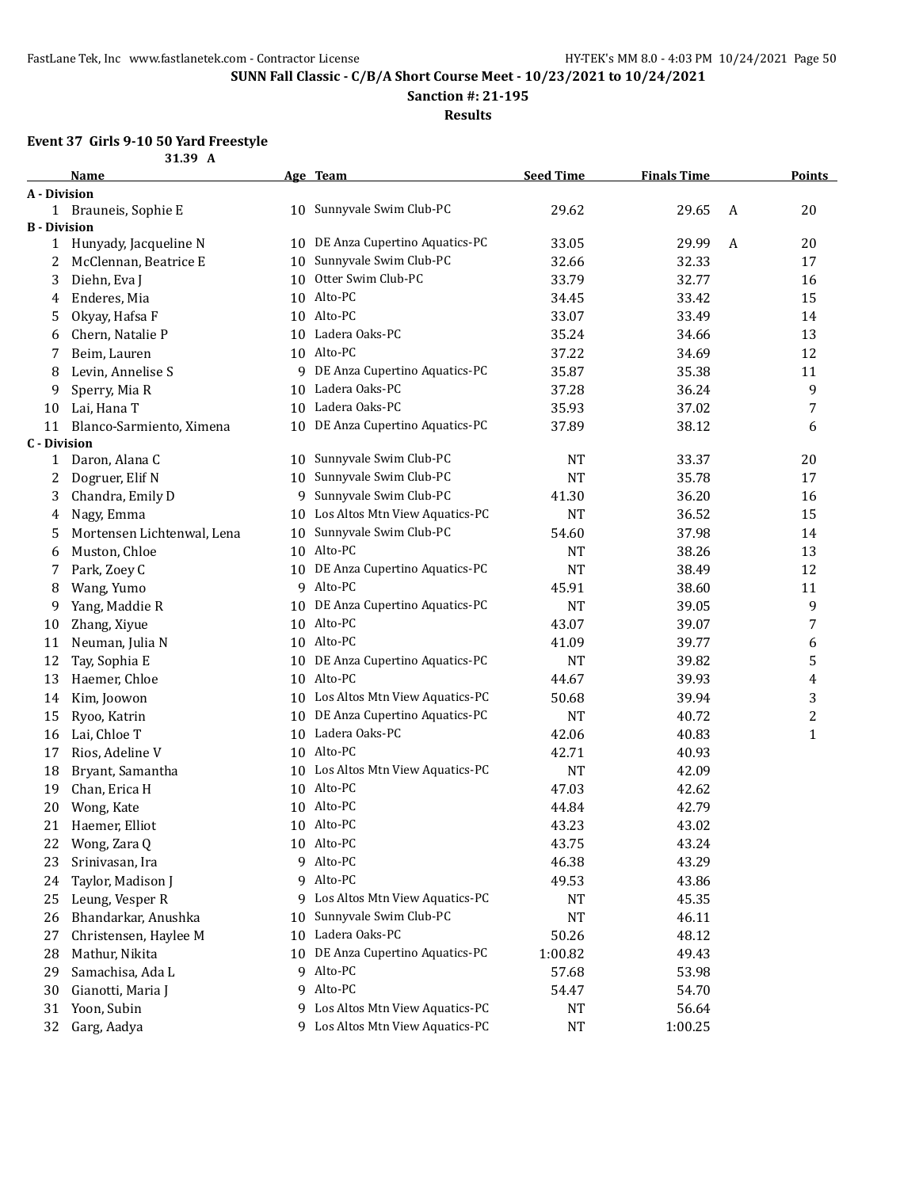**SUNN Fall Classic - C/B/A Short Course Meet - 10/23/2021 to 10/24/2021**

**Sanction #: 21-195**

**Results**

### Event 37 Girls 9-10 50 Yard Freestyle

31.39 A

| | Name | Age | Team | Seed Time | Finals Time | | Points |
|---|---|---|---|---|---|---|---|
| **A - Division** | | | | | | | |
| 1 | Brauneis, Sophie E | 10 | Sunnyvale Swim Club-PC | 29.62 | 29.65 | A | 20 |
| **B - Division** | | | | | | | |
| 1 | Hunyady, Jacqueline N | 10 | DE Anza Cupertino Aquatics-PC | 33.05 | 29.99 | A | 20 |
| 2 | McClennan, Beatrice E | 10 | Sunnyvale Swim Club-PC | 32.66 | 32.33 | | 17 |
| 3 | Diehn, Eva J | 10 | Otter Swim Club-PC | 33.79 | 32.77 | | 16 |
| 4 | Enderes, Mia | 10 | Alto-PC | 34.45 | 33.42 | | 15 |
| 5 | Okyay, Hafsa F | 10 | Alto-PC | 33.07 | 33.49 | | 14 |
| 6 | Chern, Natalie P | 10 | Ladera Oaks-PC | 35.24 | 34.66 | | 13 |
| 7 | Beim, Lauren | 10 | Alto-PC | 37.22 | 34.69 | | 12 |
| 8 | Levin, Annelise S | 9 | DE Anza Cupertino Aquatics-PC | 35.87 | 35.38 | | 11 |
| 9 | Sperry, Mia R | 10 | Ladera Oaks-PC | 37.28 | 36.24 | | 9 |
| 10 | Lai, Hana T | 10 | Ladera Oaks-PC | 35.93 | 37.02 | | 7 |
| 11 | Blanco-Sarmiento, Ximena | 10 | DE Anza Cupertino Aquatics-PC | 37.89 | 38.12 | | 6 |
| **C - Division** | | | | | | | |
| 1 | Daron, Alana C | 10 | Sunnyvale Swim Club-PC | NT | 33.37 | | 20 |
| 2 | Dogruer, Elif N | 10 | Sunnyvale Swim Club-PC | NT | 35.78 | | 17 |
| 3 | Chandra, Emily D | 9 | Sunnyvale Swim Club-PC | 41.30 | 36.20 | | 16 |
| 4 | Nagy, Emma | 10 | Los Altos Mtn View Aquatics-PC | NT | 36.52 | | 15 |
| 5 | Mortensen Lichtenwal, Lena | 10 | Sunnyvale Swim Club-PC | 54.60 | 37.98 | | 14 |
| 6 | Muston, Chloe | 10 | Alto-PC | NT | 38.26 | | 13 |
| 7 | Park, Zoey C | 10 | DE Anza Cupertino Aquatics-PC | NT | 38.49 | | 12 |
| 8 | Wang, Yumo | 9 | Alto-PC | 45.91 | 38.60 | | 11 |
| 9 | Yang, Maddie R | 10 | DE Anza Cupertino Aquatics-PC | NT | 39.05 | | 9 |
| 10 | Zhang, Xiyue | 10 | Alto-PC | 43.07 | 39.07 | | 7 |
| 11 | Neuman, Julia N | 10 | Alto-PC | 41.09 | 39.77 | | 6 |
| 12 | Tay, Sophia E | 10 | DE Anza Cupertino Aquatics-PC | NT | 39.82 | | 5 |
| 13 | Haemer, Chloe | 10 | Alto-PC | 44.67 | 39.93 | | 4 |
| 14 | Kim, Joowon | 10 | Los Altos Mtn View Aquatics-PC | 50.68 | 39.94 | | 3 |
| 15 | Ryoo, Katrin | 10 | DE Anza Cupertino Aquatics-PC | NT | 40.72 | | 2 |
| 16 | Lai, Chloe T | 10 | Ladera Oaks-PC | 42.06 | 40.83 | | 1 |
| 17 | Rios, Adeline V | 10 | Alto-PC | 42.71 | 40.93 | | |
| 18 | Bryant, Samantha | 10 | Los Altos Mtn View Aquatics-PC | NT | 42.09 | | |
| 19 | Chan, Erica H | 10 | Alto-PC | 47.03 | 42.62 | | |
| 20 | Wong, Kate | 10 | Alto-PC | 44.84 | 42.79 | | |
| 21 | Haemer, Elliot | 10 | Alto-PC | 43.23 | 43.02 | | |
| 22 | Wong, Zara Q | 10 | Alto-PC | 43.75 | 43.24 | | |
| 23 | Srinivasan, Ira | 9 | Alto-PC | 46.38 | 43.29 | | |
| 24 | Taylor, Madison J | 9 | Alto-PC | 49.53 | 43.86 | | |
| 25 | Leung, Vesper R | 9 | Los Altos Mtn View Aquatics-PC | NT | 45.35 | | |
| 26 | Bhandarkar, Anushka | 10 | Sunnyvale Swim Club-PC | NT | 46.11 | | |
| 27 | Christensen, Haylee M | 10 | Ladera Oaks-PC | 50.26 | 48.12 | | |
| 28 | Mathur, Nikita | 10 | DE Anza Cupertino Aquatics-PC | 1:00.82 | 49.43 | | |
| 29 | Samachisa, Ada L | 9 | Alto-PC | 57.68 | 53.98 | | |
| 30 | Gianotti, Maria J | 9 | Alto-PC | 54.47 | 54.70 | | |
| 31 | Yoon, Subin | 9 | Los Altos Mtn View Aquatics-PC | NT | 56.64 | | |
| 32 | Garg, Aadya | 9 | Los Altos Mtn View Aquatics-PC | NT | 1:00.25 | | |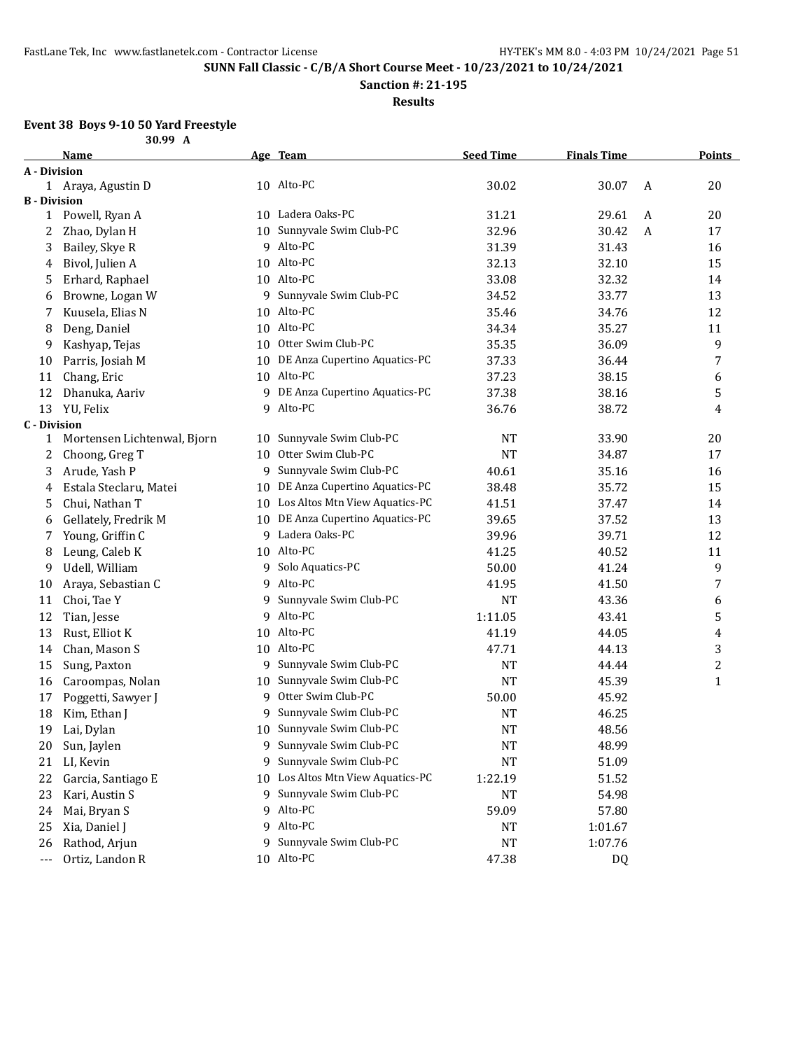**SUNN Fall Classic - C/B/A Short Course Meet - 10/23/2021 to 10/24/2021**

**Sanction #: 21-195**

**Results**

### Event 38 Boys 9-10 50 Yard Freestyle

30.99 A

| | Name | Age | Team | Seed Time | Finals Time | | Points |
|---|---|---|---|---|---|---|---|
| **A - Division** | | | | | | | |
| 1 | Araya, Agustin D | 10 | Alto-PC | 30.02 | 30.07 | A | 20 |
| **B - Division** | | | | | | | |
| 1 | Powell, Ryan A | 10 | Ladera Oaks-PC | 31.21 | 29.61 | A | 20 |
| 2 | Zhao, Dylan H | 10 | Sunnyvale Swim Club-PC | 32.96 | 30.42 | A | 17 |
| 3 | Bailey, Skye R | 9 | Alto-PC | 31.39 | 31.43 | | 16 |
| 4 | Bivol, Julien A | 10 | Alto-PC | 32.13 | 32.10 | | 15 |
| 5 | Erhard, Raphael | 10 | Alto-PC | 33.08 | 32.32 | | 14 |
| 6 | Browne, Logan W | 9 | Sunnyvale Swim Club-PC | 34.52 | 33.77 | | 13 |
| 7 | Kuusela, Elias N | 10 | Alto-PC | 35.46 | 34.76 | | 12 |
| 8 | Deng, Daniel | 10 | Alto-PC | 34.34 | 35.27 | | 11 |
| 9 | Kashyap, Tejas | 10 | Otter Swim Club-PC | 35.35 | 36.09 | | 9 |
| 10 | Parris, Josiah M | 10 | DE Anza Cupertino Aquatics-PC | 37.33 | 36.44 | | 7 |
| 11 | Chang, Eric | 10 | Alto-PC | 37.23 | 38.15 | | 6 |
| 12 | Dhanuka, Aariv | 9 | DE Anza Cupertino Aquatics-PC | 37.38 | 38.16 | | 5 |
| 13 | YU, Felix | 9 | Alto-PC | 36.76 | 38.72 | | 4 |
| **C - Division** | | | | | | | |
| 1 | Mortensen Lichtenwal, Bjorn | 10 | Sunnyvale Swim Club-PC | NT | 33.90 | | 20 |
| 2 | Choong, Greg T | 10 | Otter Swim Club-PC | NT | 34.87 | | 17 |
| 3 | Arude, Yash P | 9 | Sunnyvale Swim Club-PC | 40.61 | 35.16 | | 16 |
| 4 | Estala Steclaru, Matei | 10 | DE Anza Cupertino Aquatics-PC | 38.48 | 35.72 | | 15 |
| 5 | Chui, Nathan T | 10 | Los Altos Mtn View Aquatics-PC | 41.51 | 37.47 | | 14 |
| 6 | Gellately, Fredrik M | 10 | DE Anza Cupertino Aquatics-PC | 39.65 | 37.52 | | 13 |
| 7 | Young, Griffin C | 9 | Ladera Oaks-PC | 39.96 | 39.71 | | 12 |
| 8 | Leung, Caleb K | 10 | Alto-PC | 41.25 | 40.52 | | 11 |
| 9 | Udell, William | 9 | Solo Aquatics-PC | 50.00 | 41.24 | | 9 |
| 10 | Araya, Sebastian C | 9 | Alto-PC | 41.95 | 41.50 | | 7 |
| 11 | Choi, Tae Y | 9 | Sunnyvale Swim Club-PC | NT | 43.36 | | 6 |
| 12 | Tian, Jesse | 9 | Alto-PC | 1:11.05 | 43.41 | | 5 |
| 13 | Rust, Elliot K | 10 | Alto-PC | 41.19 | 44.05 | | 4 |
| 14 | Chan, Mason S | 10 | Alto-PC | 47.71 | 44.13 | | 3 |
| 15 | Sung, Paxton | 9 | Sunnyvale Swim Club-PC | NT | 44.44 | | 2 |
| 16 | Caroompas, Nolan | 10 | Sunnyvale Swim Club-PC | NT | 45.39 | | 1 |
| 17 | Poggetti, Sawyer J | 9 | Otter Swim Club-PC | 50.00 | 45.92 | | |
| 18 | Kim, Ethan J | 9 | Sunnyvale Swim Club-PC | NT | 46.25 | | |
| 19 | Lai, Dylan | 10 | Sunnyvale Swim Club-PC | NT | 48.56 | | |
| 20 | Sun, Jaylen | 9 | Sunnyvale Swim Club-PC | NT | 48.99 | | |
| 21 | LI, Kevin | 9 | Sunnyvale Swim Club-PC | NT | 51.09 | | |
| 22 | Garcia, Santiago E | 10 | Los Altos Mtn View Aquatics-PC | 1:22.19 | 51.52 | | |
| 23 | Kari, Austin S | 9 | Sunnyvale Swim Club-PC | NT | 54.98 | | |
| 24 | Mai, Bryan S | 9 | Alto-PC | 59.09 | 57.80 | | |
| 25 | Xia, Daniel J | 9 | Alto-PC | NT | 1:01.67 | | |
| 26 | Rathod, Arjun | 9 | Sunnyvale Swim Club-PC | NT | 1:07.76 | | |
| --- | Ortiz, Landon R | 10 | Alto-PC | 47.38 | DQ | | |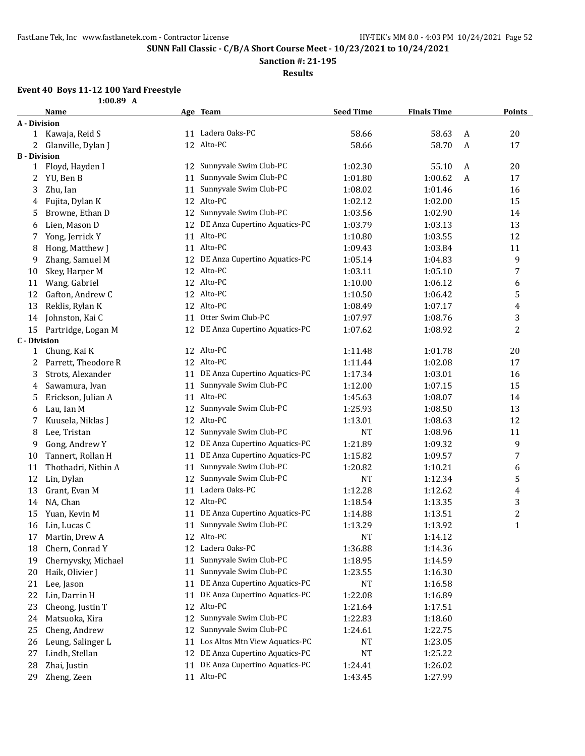**SUNN Fall Classic - C/B/A Short Course Meet - 10/23/2021 to 10/24/2021**

**Sanction #: 21-195**

**Results**

### Event 40 Boys 11-12 100 Yard Freestyle

1:00.89 A

| | Name | Age | Team | Seed Time | Finals Time | | Points |
|---|---|---|---|---|---|---|---|
| **A - Division** | | | | | | | |
| 1 | Kawaja, Reid S | 11 | Ladera Oaks-PC | 58.66 | 58.63 | A | 20 |
| 2 | Glanville, Dylan J | 12 | Alto-PC | 58.66 | 58.70 | A | 17 |
| **B - Division** | | | | | | | |
| 1 | Floyd, Hayden I | 12 | Sunnyvale Swim Club-PC | 1:02.30 | 55.10 | A | 20 |
| 2 | YU, Ben B | 11 | Sunnyvale Swim Club-PC | 1:01.80 | 1:00.62 | A | 17 |
| 3 | Zhu, Ian | 11 | Sunnyvale Swim Club-PC | 1:08.02 | 1:01.46 | | 16 |
| 4 | Fujita, Dylan K | 12 | Alto-PC | 1:02.12 | 1:02.00 | | 15 |
| 5 | Browne, Ethan D | 12 | Sunnyvale Swim Club-PC | 1:03.56 | 1:02.90 | | 14 |
| 6 | Lien, Mason D | 12 | DE Anza Cupertino Aquatics-PC | 1:03.79 | 1:03.13 | | 13 |
| 7 | Yong, Jerrick Y | 11 | Alto-PC | 1:10.80 | 1:03.55 | | 12 |
| 8 | Hong, Matthew J | 11 | Alto-PC | 1:09.43 | 1:03.84 | | 11 |
| 9 | Zhang, Samuel M | 12 | DE Anza Cupertino Aquatics-PC | 1:05.14 | 1:04.83 | | 9 |
| 10 | Skey, Harper M | 12 | Alto-PC | 1:03.11 | 1:05.10 | | 7 |
| 11 | Wang, Gabriel | 12 | Alto-PC | 1:10.00 | 1:06.12 | | 6 |
| 12 | Gafton, Andrew C | 12 | Alto-PC | 1:10.50 | 1:06.42 | | 5 |
| 13 | Reklis, Rylan K | 12 | Alto-PC | 1:08.49 | 1:07.17 | | 4 |
| 14 | Johnston, Kai C | 11 | Otter Swim Club-PC | 1:07.97 | 1:08.76 | | 3 |
| 15 | Partridge, Logan M | 12 | DE Anza Cupertino Aquatics-PC | 1:07.62 | 1:08.92 | | 2 |
| **C - Division** | | | | | | | |
| 1 | Chung, Kai K | 12 | Alto-PC | 1:11.48 | 1:01.78 | | 20 |
| 2 | Parrett, Theodore R | 12 | Alto-PC | 1:11.44 | 1:02.08 | | 17 |
| 3 | Strots, Alexander | 11 | DE Anza Cupertino Aquatics-PC | 1:17.34 | 1:03.01 | | 16 |
| 4 | Sawamura, Ivan | 11 | Sunnyvale Swim Club-PC | 1:12.00 | 1:07.15 | | 15 |
| 5 | Erickson, Julian A | 11 | Alto-PC | 1:45.63 | 1:08.07 | | 14 |
| 6 | Lau, Ian M | 12 | Sunnyvale Swim Club-PC | 1:25.93 | 1:08.50 | | 13 |
| 7 | Kuusela, Niklas J | 12 | Alto-PC | 1:13.01 | 1:08.63 | | 12 |
| 8 | Lee, Tristan | 12 | Sunnyvale Swim Club-PC | NT | 1:08.96 | | 11 |
| 9 | Gong, Andrew Y | 12 | DE Anza Cupertino Aquatics-PC | 1:21.89 | 1:09.32 | | 9 |
| 10 | Tannert, Rollan H | 11 | DE Anza Cupertino Aquatics-PC | 1:15.82 | 1:09.57 | | 7 |
| 11 | Thothadri, Nithin A | 11 | Sunnyvale Swim Club-PC | 1:20.82 | 1:10.21 | | 6 |
| 12 | Lin, Dylan | 12 | Sunnyvale Swim Club-PC | NT | 1:12.34 | | 5 |
| 13 | Grant, Evan M | 11 | Ladera Oaks-PC | 1:12.28 | 1:12.62 | | 4 |
| 14 | NA, Chan | 12 | Alto-PC | 1:18.54 | 1:13.35 | | 3 |
| 15 | Yuan, Kevin M | 11 | DE Anza Cupertino Aquatics-PC | 1:14.88 | 1:13.51 | | 2 |
| 16 | Lin, Lucas C | 11 | Sunnyvale Swim Club-PC | 1:13.29 | 1:13.92 | | 1 |
| 17 | Martin, Drew A | 12 | Alto-PC | NT | 1:14.12 | | |
| 18 | Chern, Conrad Y | 12 | Ladera Oaks-PC | 1:36.88 | 1:14.36 | | |
| 19 | Chernyvsky, Michael | 11 | Sunnyvale Swim Club-PC | 1:18.95 | 1:14.59 | | |
| 20 | Haik, Olivier J | 11 | Sunnyvale Swim Club-PC | 1:23.55 | 1:16.30 | | |
| 21 | Lee, Jason | 11 | DE Anza Cupertino Aquatics-PC | NT | 1:16.58 | | |
| 22 | Lin, Darrin H | 11 | DE Anza Cupertino Aquatics-PC | 1:22.08 | 1:16.89 | | |
| 23 | Cheong, Justin T | 12 | Alto-PC | 1:21.64 | 1:17.51 | | |
| 24 | Matsuoka, Kira | 12 | Sunnyvale Swim Club-PC | 1:22.83 | 1:18.60 | | |
| 25 | Cheng, Andrew | 12 | Sunnyvale Swim Club-PC | 1:24.61 | 1:22.75 | | |
| 26 | Leung, Salinger L | 11 | Los Altos Mtn View Aquatics-PC | NT | 1:23.05 | | |
| 27 | Lindh, Stellan | 12 | DE Anza Cupertino Aquatics-PC | NT | 1:25.22 | | |
| 28 | Zhai, Justin | 11 | DE Anza Cupertino Aquatics-PC | 1:24.41 | 1:26.02 | | |
| 29 | Zheng, Zeen | 11 | Alto-PC | 1:43.45 | 1:27.99 | | |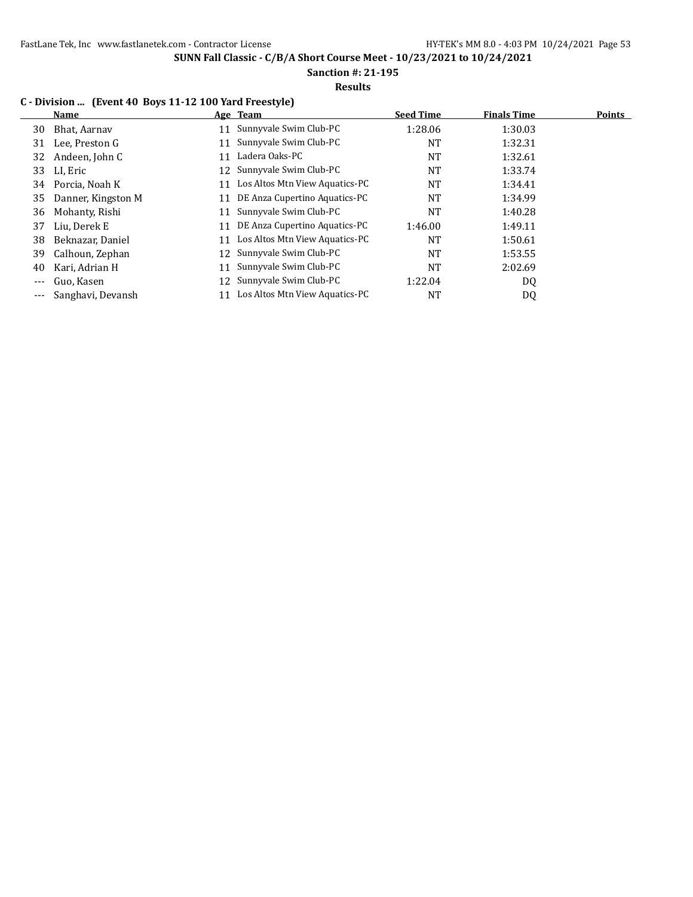**SUNN Fall Classic - C/B/A Short Course Meet - 10/23/2021 to 10/24/2021**

**Sanction #: 21-195**

**Results**

### C - Division ... (Event 40 Boys 11-12 100 Yard Freestyle)

| | Name | Age | Team | Seed Time | Finals Time | Points |
|---|---|---|---|---|---|---|
| 30 | Bhat, Aarnav | 11 | Sunnyvale Swim Club-PC | 1:28.06 | 1:30.03 | |
| 31 | Lee, Preston G | 11 | Sunnyvale Swim Club-PC | NT | 1:32.31 | |
| 32 | Andeen, John C | 11 | Ladera Oaks-PC | NT | 1:32.61 | |
| 33 | LI, Eric | 12 | Sunnyvale Swim Club-PC | NT | 1:33.74 | |
| 34 | Porcia, Noah K | 11 | Los Altos Mtn View Aquatics-PC | NT | 1:34.41 | |
| 35 | Danner, Kingston M | 11 | DE Anza Cupertino Aquatics-PC | NT | 1:34.99 | |
| 36 | Mohanty, Rishi | 11 | Sunnyvale Swim Club-PC | NT | 1:40.28 | |
| 37 | Liu, Derek E | 11 | DE Anza Cupertino Aquatics-PC | 1:46.00 | 1:49.11 | |
| 38 | Beknazar, Daniel | 11 | Los Altos Mtn View Aquatics-PC | NT | 1:50.61 | |
| 39 | Calhoun, Zephan | 12 | Sunnyvale Swim Club-PC | NT | 1:53.55 | |
| 40 | Kari, Adrian H | 11 | Sunnyvale Swim Club-PC | NT | 2:02.69 | |
| --- | Guo, Kasen | 12 | Sunnyvale Swim Club-PC | 1:22.04 | DQ | |
| --- | Sanghavi, Devansh | 11 | Los Altos Mtn View Aquatics-PC | NT | DQ | |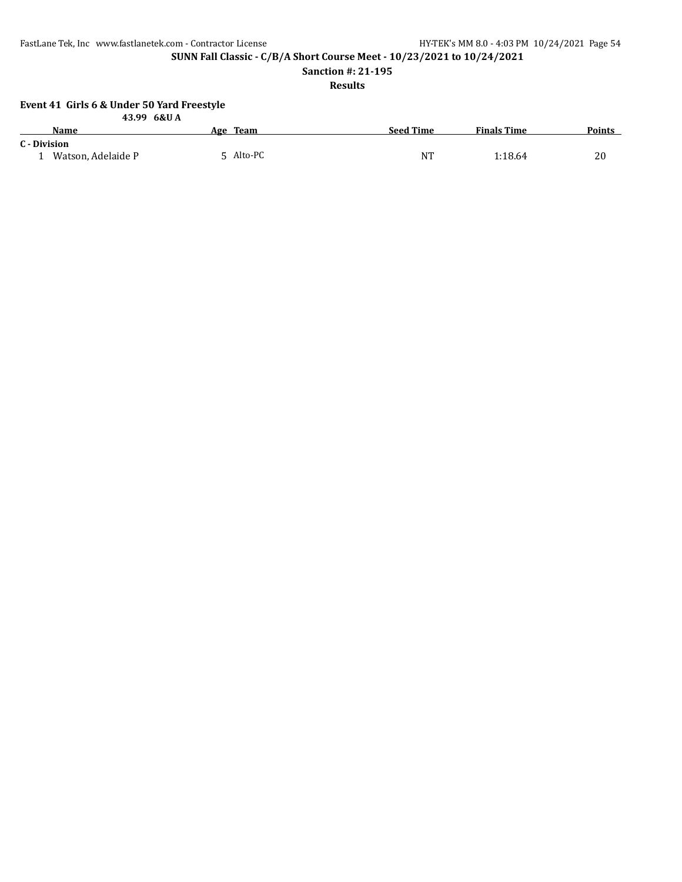## SUNN Fall Classic - C/B/A Short Course Meet - 10/23/2021 to 10/24/2021

**Sanction #: 21-195**

**Results**

### Event 41 Girls 6 & Under 50 Yard Freestyle

**43.99 6&U A**

| | Name | Age | Team | Seed Time | Finals Time | Points |
|---|---|---|---|---|---|---|
| **C - Division** | | | | | | |
| 1 | Watson, Adelaide P | 5 | Alto-PC | NT | 1:18.64 | 20 |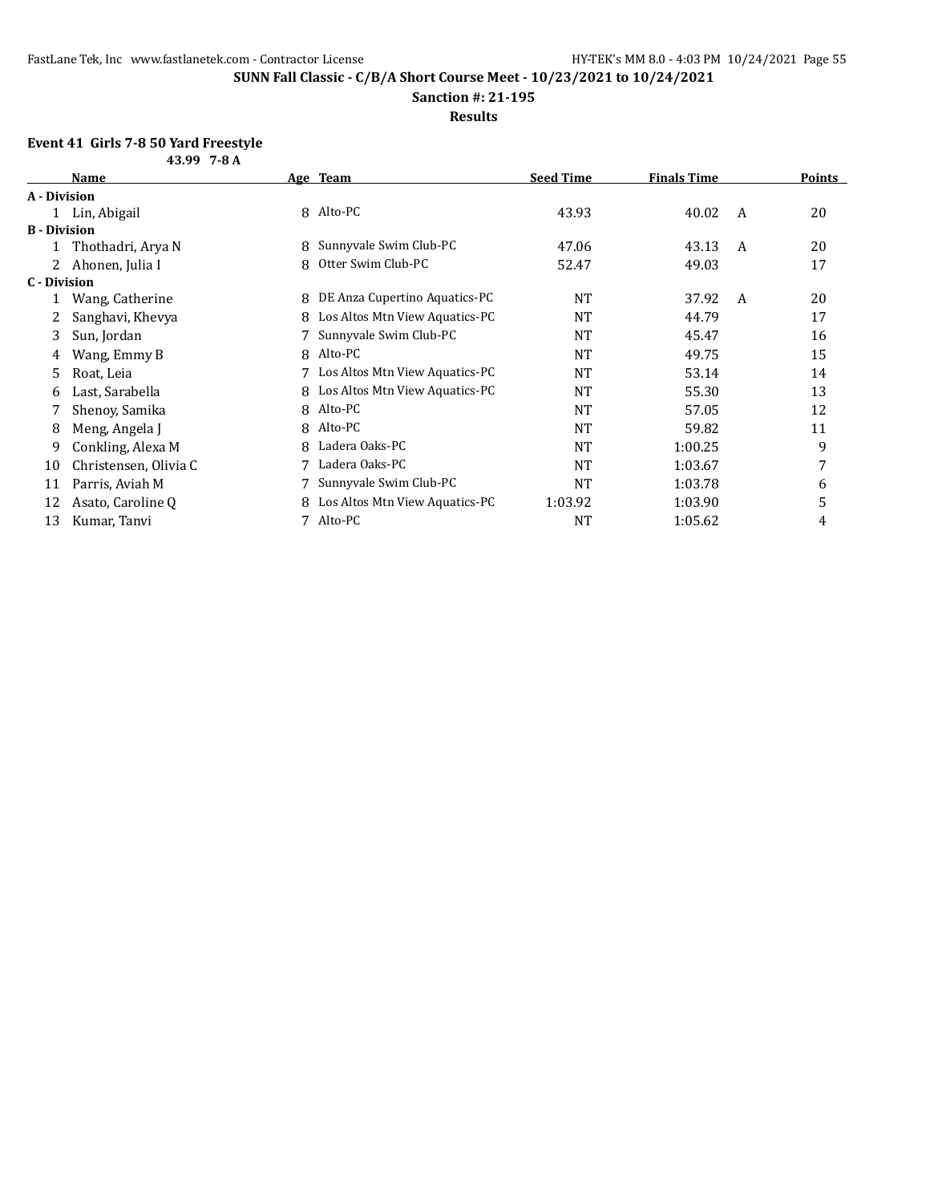**SUNN Fall Classic - C/B/A Short Course Meet - 10/23/2021 to 10/24/2021**

**Sanction #: 21-195**

**Results**

### Event 41 Girls 7-8 50 Yard Freestyle

**43.99 7-8 A**

| | Name | Age | Team | Seed Time | Finals Time | | Points |
|---|---|---|---|---|---|---|---|
| **A - Division** | | | | | | | |
| 1 | Lin, Abigail | 8 | Alto-PC | 43.93 | 40.02 | A | 20 |
| **B - Division** | | | | | | | |
| 1 | Thothadri, Arya N | 8 | Sunnyvale Swim Club-PC | 47.06 | 43.13 | A | 20 |
| 2 | Ahonen, Julia I | 8 | Otter Swim Club-PC | 52.47 | 49.03 | | 17 |
| **C - Division** | | | | | | | |
| 1 | Wang, Catherine | 8 | DE Anza Cupertino Aquatics-PC | NT | 37.92 | A | 20 |
| 2 | Sanghavi, Khevya | 8 | Los Altos Mtn View Aquatics-PC | NT | 44.79 | | 17 |
| 3 | Sun, Jordan | 7 | Sunnyvale Swim Club-PC | NT | 45.47 | | 16 |
| 4 | Wang, Emmy B | 8 | Alto-PC | NT | 49.75 | | 15 |
| 5 | Roat, Leia | 7 | Los Altos Mtn View Aquatics-PC | NT | 53.14 | | 14 |
| 6 | Last, Sarabella | 8 | Los Altos Mtn View Aquatics-PC | NT | 55.30 | | 13 |
| 7 | Shenoy, Samika | 8 | Alto-PC | NT | 57.05 | | 12 |
| 8 | Meng, Angela J | 8 | Alto-PC | NT | 59.82 | | 11 |
| 9 | Conkling, Alexa M | 8 | Ladera Oaks-PC | NT | 1:00.25 | | 9 |
| 10 | Christensen, Olivia C | 7 | Ladera Oaks-PC | NT | 1:03.67 | | 7 |
| 11 | Parris, Aviah M | 7 | Sunnyvale Swim Club-PC | NT | 1:03.78 | | 6 |
| 12 | Asato, Caroline Q | 8 | Los Altos Mtn View Aquatics-PC | 1:03.92 | 1:03.90 | | 5 |
| 13 | Kumar, Tanvi | 7 | Alto-PC | NT | 1:05.62 | | 4 |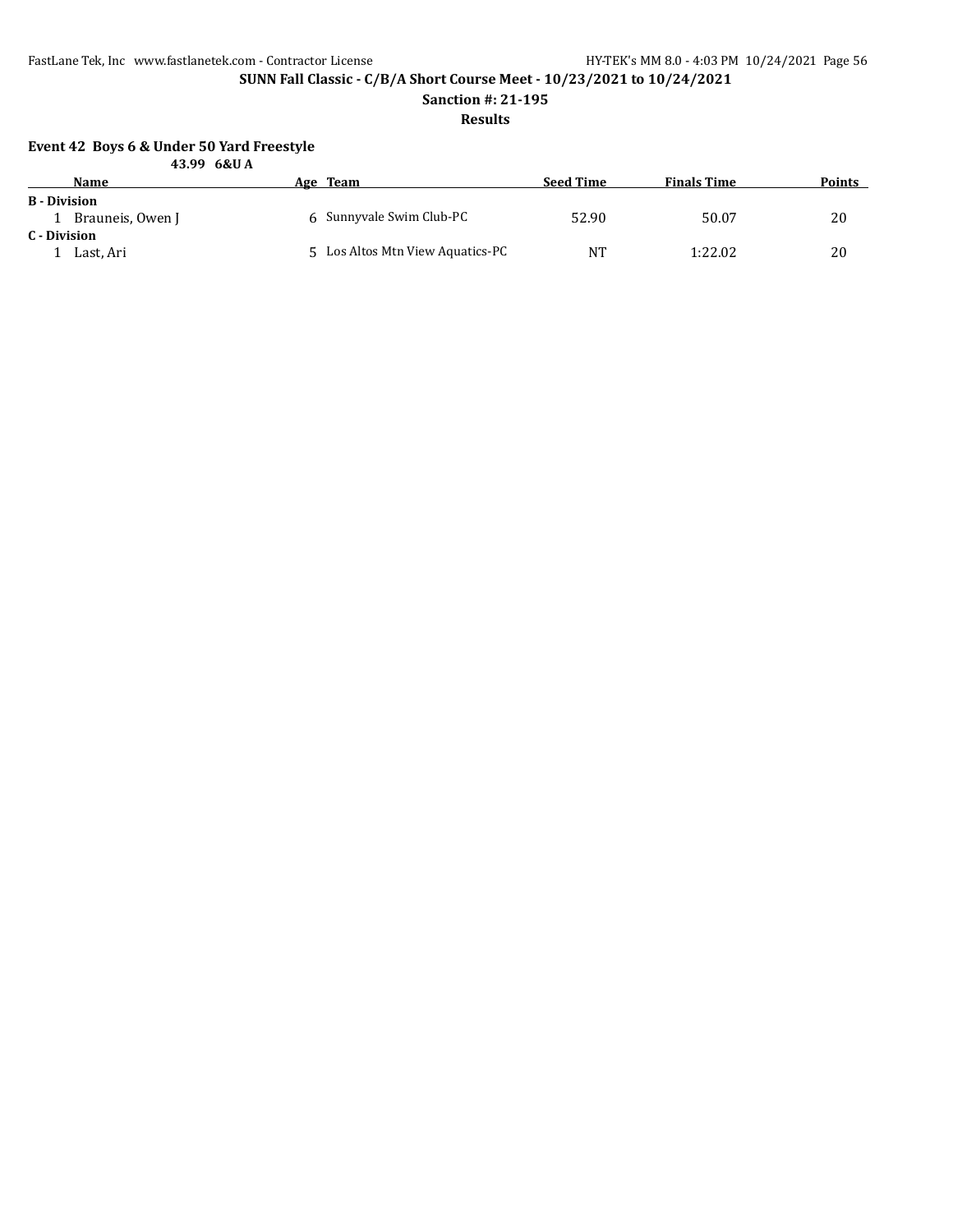**SUNN Fall Classic - C/B/A Short Course Meet - 10/23/2021 to 10/24/2021**

**Sanction #: 21-195**

**Results**

### Event 42 Boys 6 & Under 50 Yard Freestyle

**43.99 6&U A**

| | Name | Age | Team | Seed Time | Finals Time | Points |
|---|---|---|---|---|---|---|
| **B - Division** | | | | | | |
| 1 | Brauneis, Owen J | 6 | Sunnyvale Swim Club-PC | 52.90 | 50.07 | 20 |
| **C - Division** | | | | | | |
| 1 | Last, Ari | 5 | Los Altos Mtn View Aquatics-PC | NT | 1:22.02 | 20 |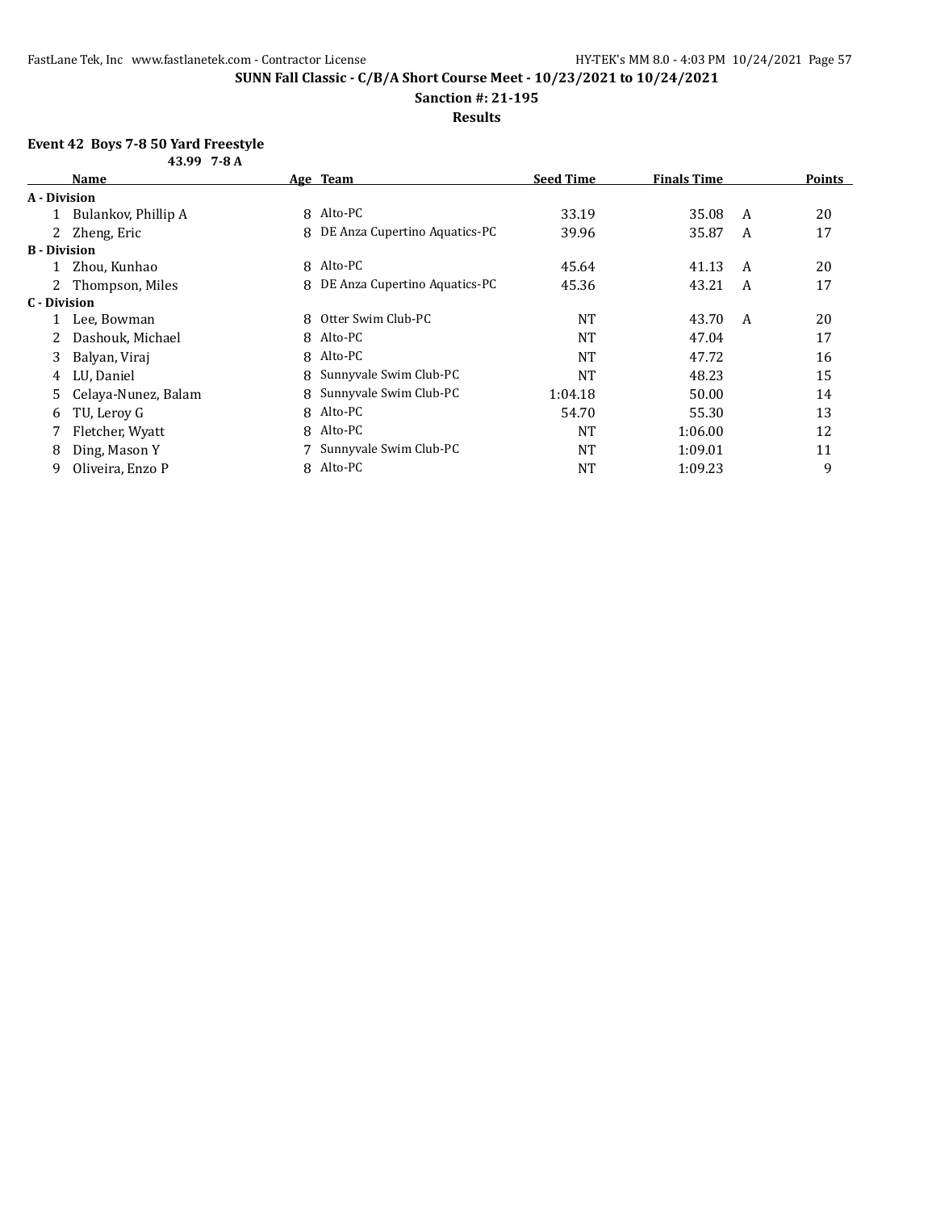**SUNN Fall Classic - C/B/A Short Course Meet - 10/23/2021 to 10/24/2021**

**Sanction #: 21-195**

**Results**

### Event 42 Boys 7-8 50 Yard Freestyle

**43.99 7-8 A**

| | Name | Age | Team | Seed Time | Finals Time | | Points |
|---|---|---|---|---|---|---|---|
| **A - Division** | | | | | | | |
| 1 | Bulankov, Phillip A | 8 | Alto-PC | 33.19 | 35.08 | A | 20 |
| 2 | Zheng, Eric | 8 | DE Anza Cupertino Aquatics-PC | 39.96 | 35.87 | A | 17 |
| **B - Division** | | | | | | | |
| 1 | Zhou, Kunhao | 8 | Alto-PC | 45.64 | 41.13 | A | 20 |
| 2 | Thompson, Miles | 8 | DE Anza Cupertino Aquatics-PC | 45.36 | 43.21 | A | 17 |
| **C - Division** | | | | | | | |
| 1 | Lee, Bowman | 8 | Otter Swim Club-PC | NT | 43.70 | A | 20 |
| 2 | Dashouk, Michael | 8 | Alto-PC | NT | 47.04 | | 17 |
| 3 | Balyan, Viraj | 8 | Alto-PC | NT | 47.72 | | 16 |
| 4 | LU, Daniel | 8 | Sunnyvale Swim Club-PC | NT | 48.23 | | 15 |
| 5 | Celaya-Nunez, Balam | 8 | Sunnyvale Swim Club-PC | 1:04.18 | 50.00 | | 14 |
| 6 | TU, Leroy G | 8 | Alto-PC | 54.70 | 55.30 | | 13 |
| 7 | Fletcher, Wyatt | 8 | Alto-PC | NT | 1:06.00 | | 12 |
| 8 | Ding, Mason Y | 7 | Sunnyvale Swim Club-PC | NT | 1:09.01 | | 11 |
| 9 | Oliveira, Enzo P | 8 | Alto-PC | NT | 1:09.23 | | 9 |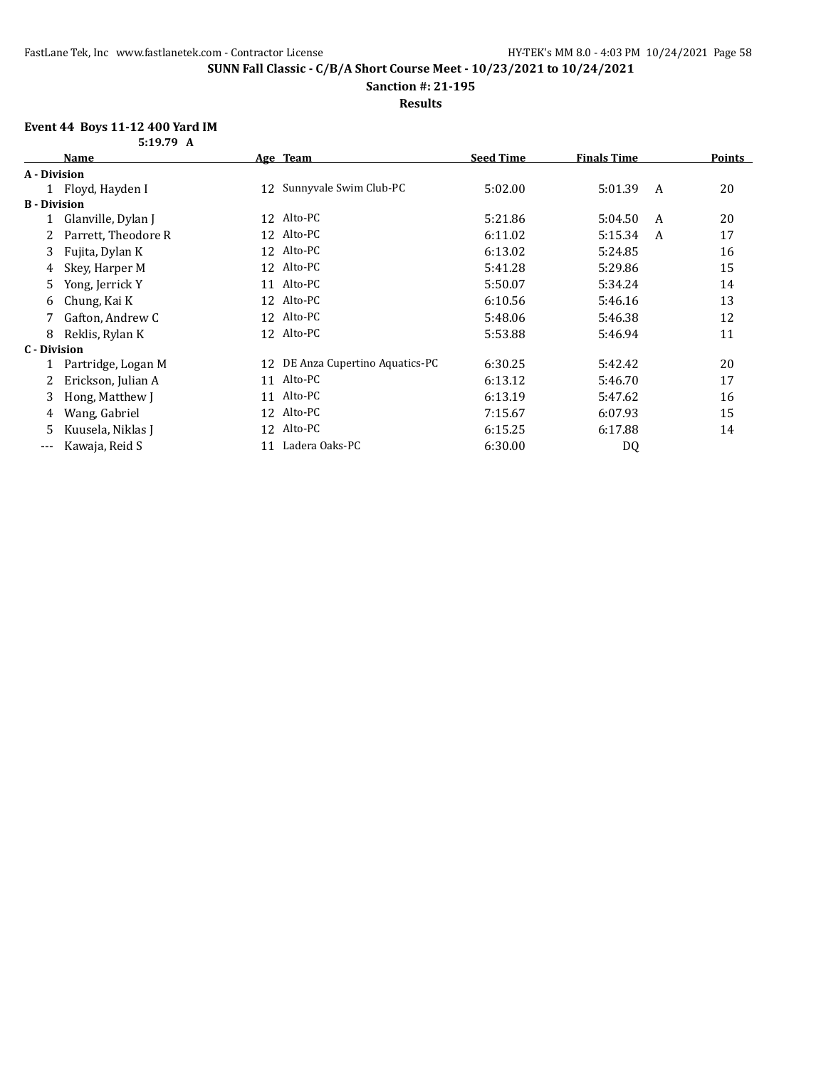**SUNN Fall Classic - C/B/A Short Course Meet - 10/23/2021 to 10/24/2021**

**Sanction #: 21-195**

**Results**

### Event 44 Boys 11-12 400 Yard IM

5:19.79 A

| | Name | Age | Team | Seed Time | Finals Time | | Points |
|---|---|---|---|---|---|---|---|
| **A - Division** | | | | | | | |
| 1 | Floyd, Hayden I | 12 | Sunnyvale Swim Club-PC | 5:02.00 | 5:01.39 | A | 20 |
| **B - Division** | | | | | | | |
| 1 | Glanville, Dylan J | 12 | Alto-PC | 5:21.86 | 5:04.50 | A | 20 |
| 2 | Parrett, Theodore R | 12 | Alto-PC | 6:11.02 | 5:15.34 | A | 17 |
| 3 | Fujita, Dylan K | 12 | Alto-PC | 6:13.02 | 5:24.85 | | 16 |
| 4 | Skey, Harper M | 12 | Alto-PC | 5:41.28 | 5:29.86 | | 15 |
| 5 | Yong, Jerrick Y | 11 | Alto-PC | 5:50.07 | 5:34.24 | | 14 |
| 6 | Chung, Kai K | 12 | Alto-PC | 6:10.56 | 5:46.16 | | 13 |
| 7 | Gafton, Andrew C | 12 | Alto-PC | 5:48.06 | 5:46.38 | | 12 |
| 8 | Reklis, Rylan K | 12 | Alto-PC | 5:53.88 | 5:46.94 | | 11 |
| **C - Division** | | | | | | | |
| 1 | Partridge, Logan M | 12 | DE Anza Cupertino Aquatics-PC | 6:30.25 | 5:42.42 | | 20 |
| 2 | Erickson, Julian A | 11 | Alto-PC | 6:13.12 | 5:46.70 | | 17 |
| 3 | Hong, Matthew J | 11 | Alto-PC | 6:13.19 | 5:47.62 | | 16 |
| 4 | Wang, Gabriel | 12 | Alto-PC | 7:15.67 | 6:07.93 | | 15 |
| 5 | Kuusela, Niklas J | 12 | Alto-PC | 6:15.25 | 6:17.88 | | 14 |
| --- | Kawaja, Reid S | 11 | Ladera Oaks-PC | 6:30.00 | DQ | | |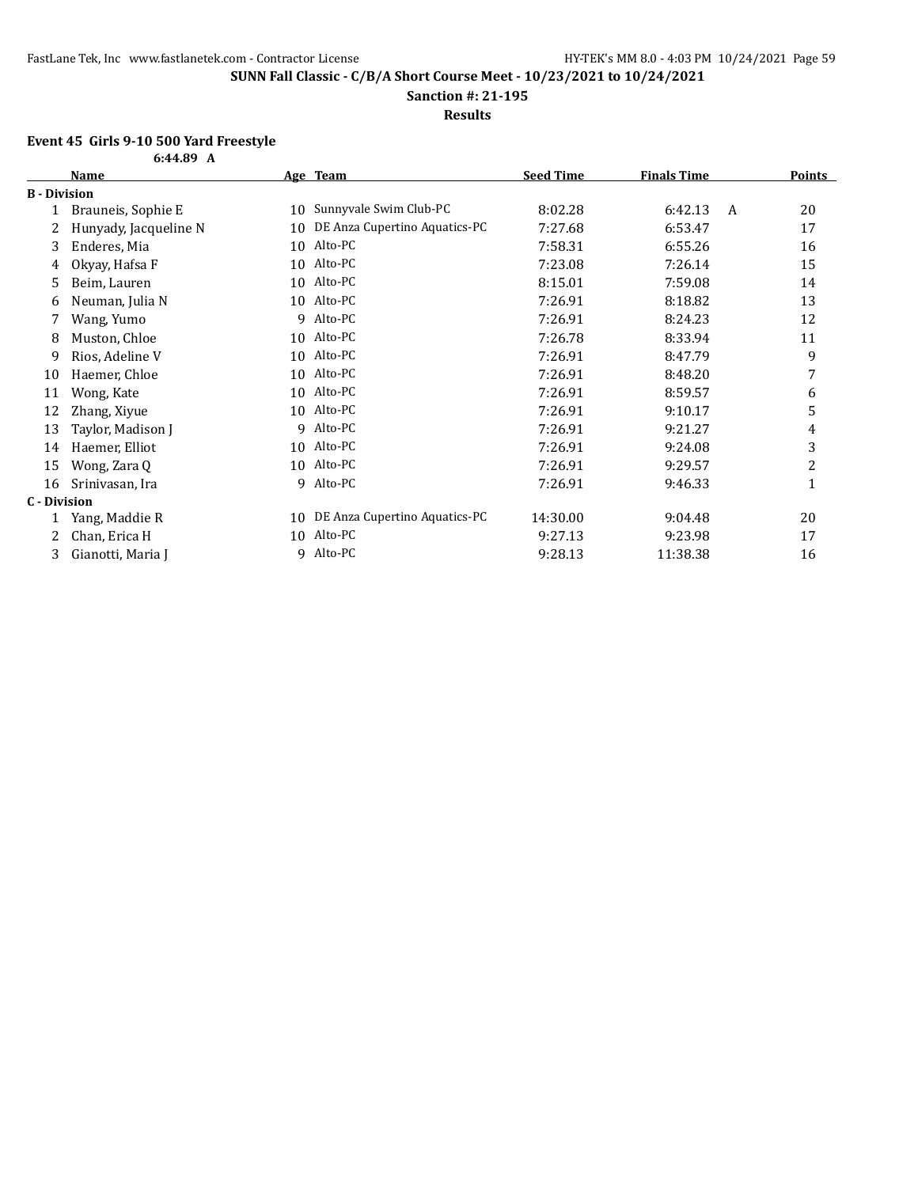**SUNN Fall Classic - C/B/A Short Course Meet - 10/23/2021 to 10/24/2021**

**Sanction #: 21-195**

**Results**

### Event 45 Girls 9-10 500 Yard Freestyle

**6:44.89 A**

| | Name | Age | Team | Seed Time | Finals Time | | Points |
|---|---|---|---|---|---|---|---|
| **B - Division** | | | | | | | |
| 1 | Brauneis, Sophie E | 10 | Sunnyvale Swim Club-PC | 8:02.28 | 6:42.13 | A | 20 |
| 2 | Hunyady, Jacqueline N | 10 | DE Anza Cupertino Aquatics-PC | 7:27.68 | 6:53.47 | | 17 |
| 3 | Enderes, Mia | 10 | Alto-PC | 7:58.31 | 6:55.26 | | 16 |
| 4 | Okyay, Hafsa F | 10 | Alto-PC | 7:23.08 | 7:26.14 | | 15 |
| 5 | Beim, Lauren | 10 | Alto-PC | 8:15.01 | 7:59.08 | | 14 |
| 6 | Neuman, Julia N | 10 | Alto-PC | 7:26.91 | 8:18.82 | | 13 |
| 7 | Wang, Yumo | 9 | Alto-PC | 7:26.91 | 8:24.23 | | 12 |
| 8 | Muston, Chloe | 10 | Alto-PC | 7:26.78 | 8:33.94 | | 11 |
| 9 | Rios, Adeline V | 10 | Alto-PC | 7:26.91 | 8:47.79 | | 9 |
| 10 | Haemer, Chloe | 10 | Alto-PC | 7:26.91 | 8:48.20 | | 7 |
| 11 | Wong, Kate | 10 | Alto-PC | 7:26.91 | 8:59.57 | | 6 |
| 12 | Zhang, Xiyue | 10 | Alto-PC | 7:26.91 | 9:10.17 | | 5 |
| 13 | Taylor, Madison J | 9 | Alto-PC | 7:26.91 | 9:21.27 | | 4 |
| 14 | Haemer, Elliot | 10 | Alto-PC | 7:26.91 | 9:24.08 | | 3 |
| 15 | Wong, Zara Q | 10 | Alto-PC | 7:26.91 | 9:29.57 | | 2 |
| 16 | Srinivasan, Ira | 9 | Alto-PC | 7:26.91 | 9:46.33 | | 1 |
| **C - Division** | | | | | | | |
| 1 | Yang, Maddie R | 10 | DE Anza Cupertino Aquatics-PC | 14:30.00 | 9:04.48 | | 20 |
| 2 | Chan, Erica H | 10 | Alto-PC | 9:27.13 | 9:23.98 | | 17 |
| 3 | Gianotti, Maria J | 9 | Alto-PC | 9:28.13 | 11:38.38 | | 16 |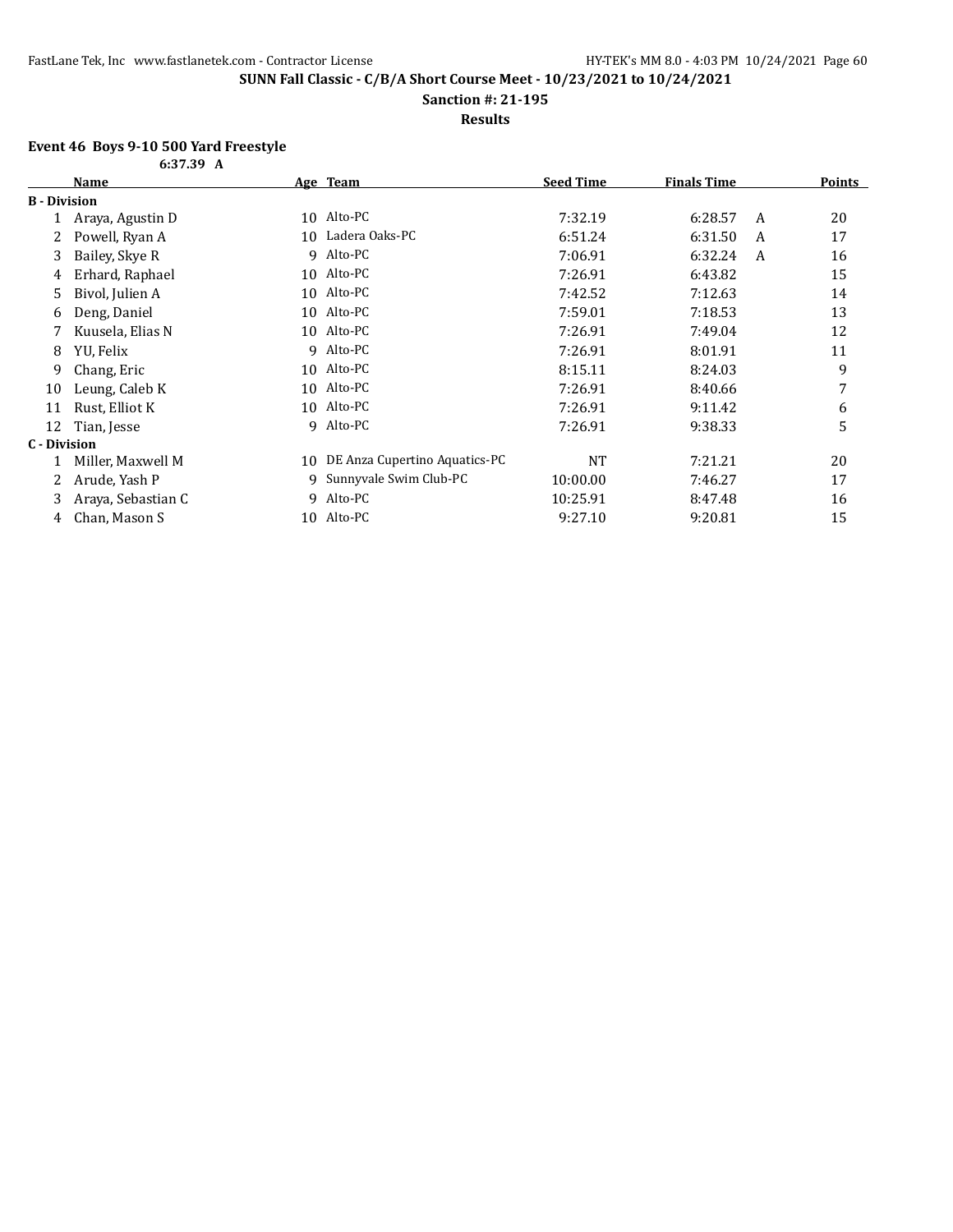**SUNN Fall Classic - C/B/A Short Course Meet - 10/23/2021 to 10/24/2021**

**Sanction #: 21-195**

**Results**

### Event 46 Boys 9-10 500 Yard Freestyle

6:37.39 A

| | Name | Age | Team | Seed Time | Finals Time | | Points |
|---|---|---|---|---|---|---|---|
| **B - Division** | | | | | | | |
| 1 | Araya, Agustin D | 10 | Alto-PC | 7:32.19 | 6:28.57 | A | 20 |
| 2 | Powell, Ryan A | 10 | Ladera Oaks-PC | 6:51.24 | 6:31.50 | A | 17 |
| 3 | Bailey, Skye R | 9 | Alto-PC | 7:06.91 | 6:32.24 | A | 16 |
| 4 | Erhard, Raphael | 10 | Alto-PC | 7:26.91 | 6:43.82 | | 15 |
| 5 | Bivol, Julien A | 10 | Alto-PC | 7:42.52 | 7:12.63 | | 14 |
| 6 | Deng, Daniel | 10 | Alto-PC | 7:59.01 | 7:18.53 | | 13 |
| 7 | Kuusela, Elias N | 10 | Alto-PC | 7:26.91 | 7:49.04 | | 12 |
| 8 | YU, Felix | 9 | Alto-PC | 7:26.91 | 8:01.91 | | 11 |
| 9 | Chang, Eric | 10 | Alto-PC | 8:15.11 | 8:24.03 | | 9 |
| 10 | Leung, Caleb K | 10 | Alto-PC | 7:26.91 | 8:40.66 | | 7 |
| 11 | Rust, Elliot K | 10 | Alto-PC | 7:26.91 | 9:11.42 | | 6 |
| 12 | Tian, Jesse | 9 | Alto-PC | 7:26.91 | 9:38.33 | | 5 |
| **C - Division** | | | | | | | |
| 1 | Miller, Maxwell M | 10 | DE Anza Cupertino Aquatics-PC | NT | 7:21.21 | | 20 |
| 2 | Arude, Yash P | 9 | Sunnyvale Swim Club-PC | 10:00.00 | 7:46.27 | | 17 |
| 3 | Araya, Sebastian C | 9 | Alto-PC | 10:25.91 | 8:47.48 | | 16 |
| 4 | Chan, Mason S | 10 | Alto-PC | 9:27.10 | 9:20.81 | | 15 |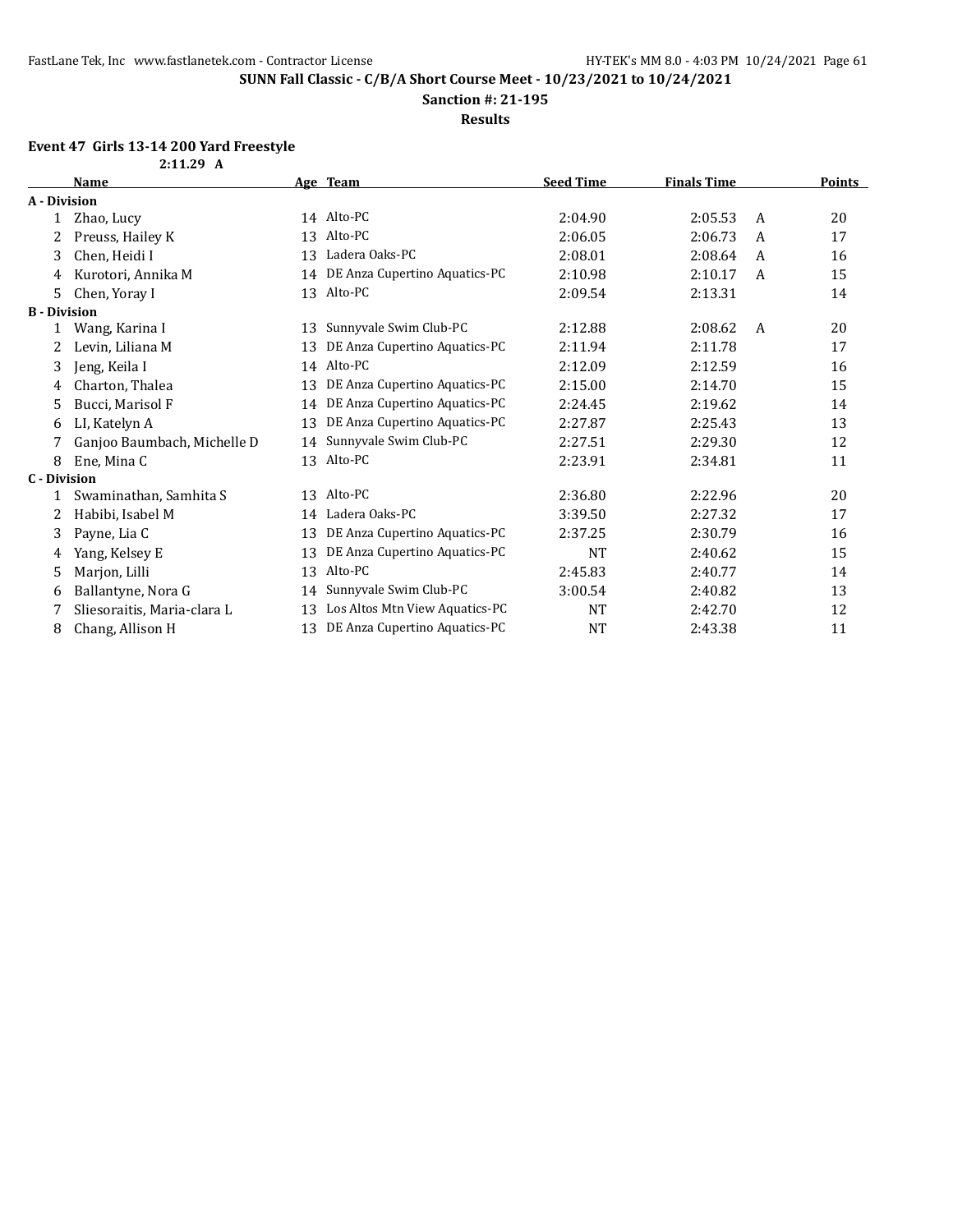**SUNN Fall Classic - C/B/A Short Course Meet - 10/23/2021 to 10/24/2021**

**Sanction #: 21-195**

**Results**

### Event 47 Girls 13-14 200 Yard Freestyle

2:11.29 A

| | Name | Age | Team | Seed Time | Finals Time | | Points |
|---|---|---|---|---|---|---|---|
| **A - Division** | | | | | | | |
| 1 | Zhao, Lucy | 14 | Alto-PC | 2:04.90 | 2:05.53 | A | 20 |
| 2 | Preuss, Hailey K | 13 | Alto-PC | 2:06.05 | 2:06.73 | A | 17 |
| 3 | Chen, Heidi I | 13 | Ladera Oaks-PC | 2:08.01 | 2:08.64 | A | 16 |
| 4 | Kurotori, Annika M | 14 | DE Anza Cupertino Aquatics-PC | 2:10.98 | 2:10.17 | A | 15 |
| 5 | Chen, Yoray I | 13 | Alto-PC | 2:09.54 | 2:13.31 | | 14 |
| **B - Division** | | | | | | | |
| 1 | Wang, Karina I | 13 | Sunnyvale Swim Club-PC | 2:12.88 | 2:08.62 | A | 20 |
| 2 | Levin, Liliana M | 13 | DE Anza Cupertino Aquatics-PC | 2:11.94 | 2:11.78 | | 17 |
| 3 | Jeng, Keila I | 14 | Alto-PC | 2:12.09 | 2:12.59 | | 16 |
| 4 | Charton, Thalea | 13 | DE Anza Cupertino Aquatics-PC | 2:15.00 | 2:14.70 | | 15 |
| 5 | Bucci, Marisol F | 14 | DE Anza Cupertino Aquatics-PC | 2:24.45 | 2:19.62 | | 14 |
| 6 | LI, Katelyn A | 13 | DE Anza Cupertino Aquatics-PC | 2:27.87 | 2:25.43 | | 13 |
| 7 | Ganjoo Baumbach, Michelle D | 14 | Sunnyvale Swim Club-PC | 2:27.51 | 2:29.30 | | 12 |
| 8 | Ene, Mina C | 13 | Alto-PC | 2:23.91 | 2:34.81 | | 11 |
| **C - Division** | | | | | | | |
| 1 | Swaminathan, Samhita S | 13 | Alto-PC | 2:36.80 | 2:22.96 | | 20 |
| 2 | Habibi, Isabel M | 14 | Ladera Oaks-PC | 3:39.50 | 2:27.32 | | 17 |
| 3 | Payne, Lia C | 13 | DE Anza Cupertino Aquatics-PC | 2:37.25 | 2:30.79 | | 16 |
| 4 | Yang, Kelsey E | 13 | DE Anza Cupertino Aquatics-PC | NT | 2:40.62 | | 15 |
| 5 | Marjon, Lilli | 13 | Alto-PC | 2:45.83 | 2:40.77 | | 14 |
| 6 | Ballantyne, Nora G | 14 | Sunnyvale Swim Club-PC | 3:00.54 | 2:40.82 | | 13 |
| 7 | Sliesoraitis, Maria-clara L | 13 | Los Altos Mtn View Aquatics-PC | NT | 2:42.70 | | 12 |
| 8 | Chang, Allison H | 13 | DE Anza Cupertino Aquatics-PC | NT | 2:43.38 | | 11 |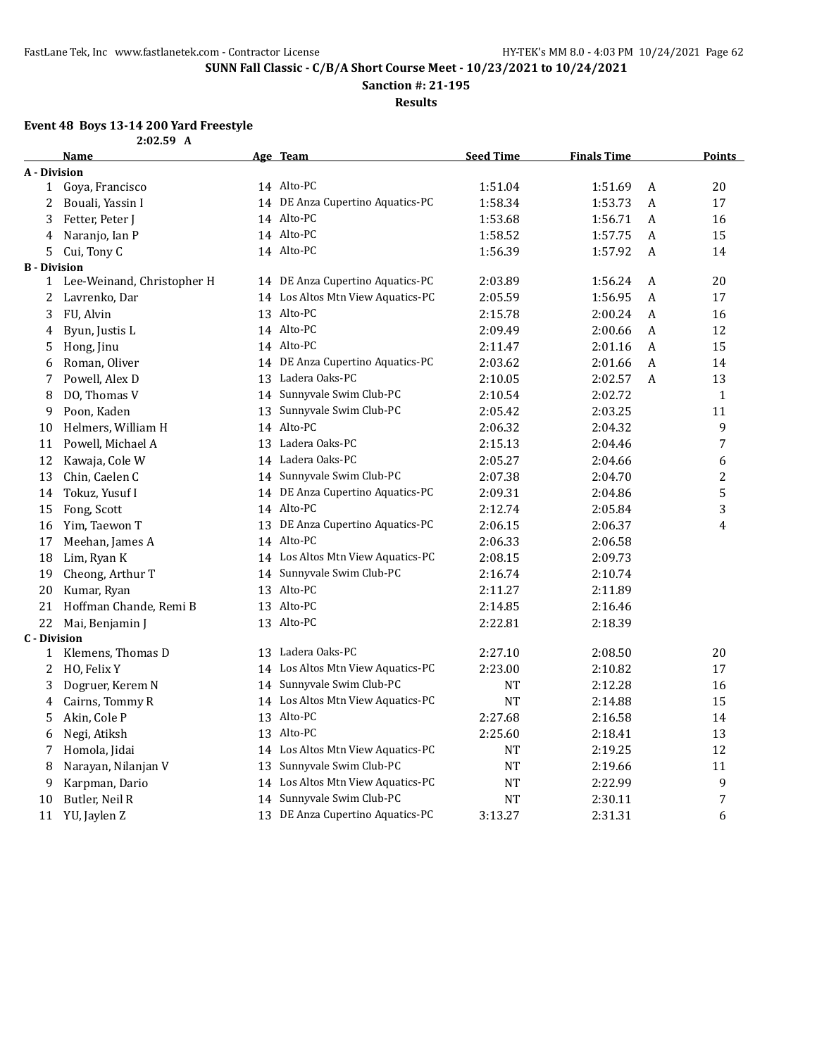**SUNN Fall Classic - C/B/A Short Course Meet - 10/23/2021 to 10/24/2021**

**Sanction #: 21-195**

**Results**

### Event 48 Boys 13-14 200 Yard Freestyle

2:02.59 A

| | Name | Age | Team | Seed Time | Finals Time | | Points |
|---|---|---|---|---|---|---|---|
| **A - Division** | | | | | | | |
| 1 | Goya, Francisco | 14 | Alto-PC | 1:51.04 | 1:51.69 | A | 20 |
| 2 | Bouali, Yassin I | 14 | DE Anza Cupertino Aquatics-PC | 1:58.34 | 1:53.73 | A | 17 |
| 3 | Fetter, Peter J | 14 | Alto-PC | 1:53.68 | 1:56.71 | A | 16 |
| 4 | Naranjo, Ian P | 14 | Alto-PC | 1:58.52 | 1:57.75 | A | 15 |
| 5 | Cui, Tony C | 14 | Alto-PC | 1:56.39 | 1:57.92 | A | 14 |
| **B - Division** | | | | | | | |
| 1 | Lee-Weinand, Christopher H | 14 | DE Anza Cupertino Aquatics-PC | 2:03.89 | 1:56.24 | A | 20 |
| 2 | Lavrenko, Dar | 14 | Los Altos Mtn View Aquatics-PC | 2:05.59 | 1:56.95 | A | 17 |
| 3 | FU, Alvin | 13 | Alto-PC | 2:15.78 | 2:00.24 | A | 16 |
| 4 | Byun, Justis L | 14 | Alto-PC | 2:09.49 | 2:00.66 | A | 12 |
| 5 | Hong, Jinu | 14 | Alto-PC | 2:11.47 | 2:01.16 | A | 15 |
| 6 | Roman, Oliver | 14 | DE Anza Cupertino Aquatics-PC | 2:03.62 | 2:01.66 | A | 14 |
| 7 | Powell, Alex D | 13 | Ladera Oaks-PC | 2:10.05 | 2:02.57 | A | 13 |
| 8 | DO, Thomas V | 14 | Sunnyvale Swim Club-PC | 2:10.54 | 2:02.72 | | 1 |
| 9 | Poon, Kaden | 13 | Sunnyvale Swim Club-PC | 2:05.42 | 2:03.25 | | 11 |
| 10 | Helmers, William H | 14 | Alto-PC | 2:06.32 | 2:04.32 | | 9 |
| 11 | Powell, Michael A | 13 | Ladera Oaks-PC | 2:15.13 | 2:04.46 | | 7 |
| 12 | Kawaja, Cole W | 14 | Ladera Oaks-PC | 2:05.27 | 2:04.66 | | 6 |
| 13 | Chin, Caelen C | 14 | Sunnyvale Swim Club-PC | 2:07.38 | 2:04.70 | | 2 |
| 14 | Tokuz, Yusuf I | 14 | DE Anza Cupertino Aquatics-PC | 2:09.31 | 2:04.86 | | 5 |
| 15 | Fong, Scott | 14 | Alto-PC | 2:12.74 | 2:05.84 | | 3 |
| 16 | Yim, Taewon T | 13 | DE Anza Cupertino Aquatics-PC | 2:06.15 | 2:06.37 | | 4 |
| 17 | Meehan, James A | 14 | Alto-PC | 2:06.33 | 2:06.58 | | |
| 18 | Lim, Ryan K | 14 | Los Altos Mtn View Aquatics-PC | 2:08.15 | 2:09.73 | | |
| 19 | Cheong, Arthur T | 14 | Sunnyvale Swim Club-PC | 2:16.74 | 2:10.74 | | |
| 20 | Kumar, Ryan | 13 | Alto-PC | 2:11.27 | 2:11.89 | | |
| 21 | Hoffman Chande, Remi B | 13 | Alto-PC | 2:14.85 | 2:16.46 | | |
| 22 | Mai, Benjamin J | 13 | Alto-PC | 2:22.81 | 2:18.39 | | |
| **C - Division** | | | | | | | |
| 1 | Klemens, Thomas D | 13 | Ladera Oaks-PC | 2:27.10 | 2:08.50 | | 20 |
| 2 | HO, Felix Y | 14 | Los Altos Mtn View Aquatics-PC | 2:23.00 | 2:10.82 | | 17 |
| 3 | Dogruer, Kerem N | 14 | Sunnyvale Swim Club-PC | NT | 2:12.28 | | 16 |
| 4 | Cairns, Tommy R | 14 | Los Altos Mtn View Aquatics-PC | NT | 2:14.88 | | 15 |
| 5 | Akin, Cole P | 13 | Alto-PC | 2:27.68 | 2:16.58 | | 14 |
| 6 | Negi, Atiksh | 13 | Alto-PC | 2:25.60 | 2:18.41 | | 13 |
| 7 | Homola, Jidai | 14 | Los Altos Mtn View Aquatics-PC | NT | 2:19.25 | | 12 |
| 8 | Narayan, Nilanjan V | 13 | Sunnyvale Swim Club-PC | NT | 2:19.66 | | 11 |
| 9 | Karpman, Dario | 14 | Los Altos Mtn View Aquatics-PC | NT | 2:22.99 | | 9 |
| 10 | Butler, Neil R | 14 | Sunnyvale Swim Club-PC | NT | 2:30.11 | | 7 |
| 11 | YU, Jaylen Z | 13 | DE Anza Cupertino Aquatics-PC | 3:13.27 | 2:31.31 | | 6 |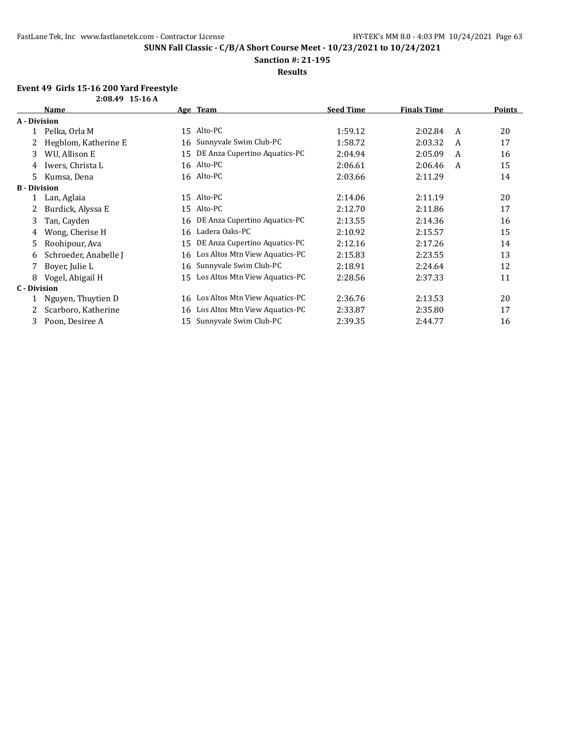**SUNN Fall Classic - C/B/A Short Course Meet - 10/23/2021 to 10/24/2021**

**Sanction #: 21-195**

**Results**

### Event 49 Girls 15-16 200 Yard Freestyle

**2:08.49 15-16 A**

| | Name | Age | Team | Seed Time | Finals Time | | Points |
|---|---|---|---|---|---|---|---|
| **A - Division** | | | | | | | |
| 1 | Pelka, Orla M | 15 | Alto-PC | 1:59.12 | 2:02.84 | A | 20 |
| 2 | Hegblom, Katherine E | 16 | Sunnyvale Swim Club-PC | 1:58.72 | 2:03.32 | A | 17 |
| 3 | WU, Allison E | 15 | DE Anza Cupertino Aquatics-PC | 2:04.94 | 2:05.09 | A | 16 |
| 4 | Iwers, Christa L | 16 | Alto-PC | 2:06.61 | 2:06.46 | A | 15 |
| 5 | Kumsa, Dena | 16 | Alto-PC | 2:03.66 | 2:11.29 | | 14 |
| **B - Division** | | | | | | | |
| 1 | Lan, Aglaia | 15 | Alto-PC | 2:14.06 | 2:11.19 | | 20 |
| 2 | Burdick, Alyssa E | 15 | Alto-PC | 2:12.70 | 2:11.86 | | 17 |
| 3 | Tan, Cayden | 16 | DE Anza Cupertino Aquatics-PC | 2:13.55 | 2:14.36 | | 16 |
| 4 | Wong, Cherise H | 16 | Ladera Oaks-PC | 2:10.92 | 2:15.57 | | 15 |
| 5 | Roohipour, Ava | 15 | DE Anza Cupertino Aquatics-PC | 2:12.16 | 2:17.26 | | 14 |
| 6 | Schroeder, Anabelle J | 16 | Los Altos Mtn View Aquatics-PC | 2:15.83 | 2:23.55 | | 13 |
| 7 | Boyer, Julie L | 16 | Sunnyvale Swim Club-PC | 2:18.91 | 2:24.64 | | 12 |
| 8 | Vogel, Abigail H | 15 | Los Altos Mtn View Aquatics-PC | 2:28.56 | 2:37.33 | | 11 |
| **C - Division** | | | | | | | |
| 1 | Nguyen, Thuytien D | 16 | Los Altos Mtn View Aquatics-PC | 2:36.76 | 2:13.53 | | 20 |
| 2 | Scarboro, Katherine | 16 | Los Altos Mtn View Aquatics-PC | 2:33.87 | 2:35.80 | | 17 |
| 3 | Poon, Desiree A | 15 | Sunnyvale Swim Club-PC | 2:39.35 | 2:44.77 | | 16 |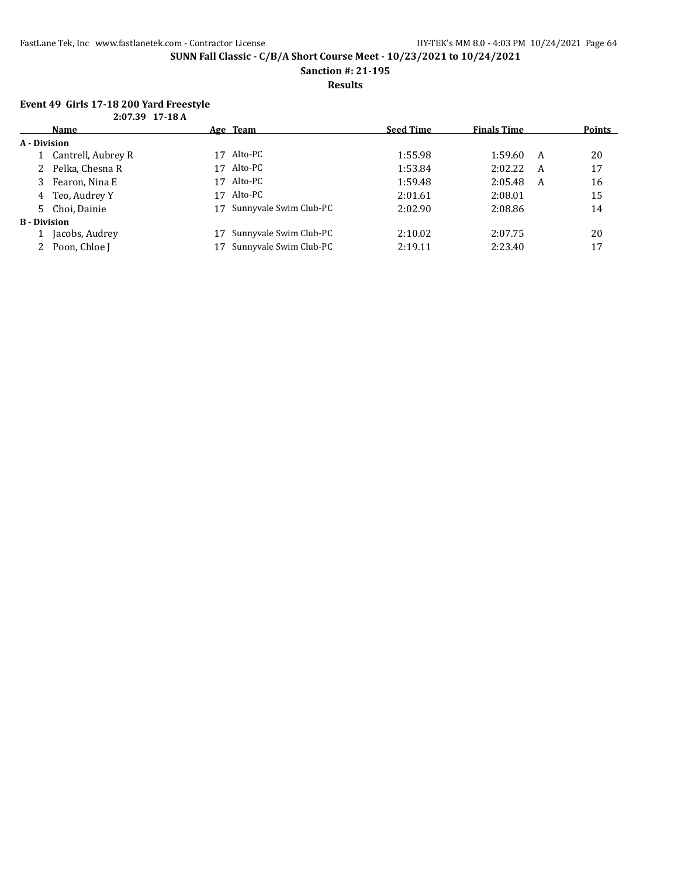**SUNN Fall Classic - C/B/A Short Course Meet - 10/23/2021 to 10/24/2021**

**Sanction #: 21-195**

**Results**

### Event 49 Girls 17-18 200 Yard Freestyle

**2:07.39 17-18 A**

| | Name | Age | Team | Seed Time | Finals Time | | Points |
|---|---|---|---|---|---|---|---|
| **A - Division** | | | | | | | |
| 1 | Cantrell, Aubrey R | 17 | Alto-PC | 1:55.98 | 1:59.60 | A | 20 |
| 2 | Pelka, Chesna R | 17 | Alto-PC | 1:53.84 | 2:02.22 | A | 17 |
| 3 | Fearon, Nina E | 17 | Alto-PC | 1:59.48 | 2:05.48 | A | 16 |
| 4 | Teo, Audrey Y | 17 | Alto-PC | 2:01.61 | 2:08.01 | | 15 |
| 5 | Choi, Dainie | 17 | Sunnyvale Swim Club-PC | 2:02.90 | 2:08.86 | | 14 |
| **B - Division** | | | | | | | |
| 1 | Jacobs, Audrey | 17 | Sunnyvale Swim Club-PC | 2:10.02 | 2:07.75 | | 20 |
| 2 | Poon, Chloe J | 17 | Sunnyvale Swim Club-PC | 2:19.11 | 2:23.40 | | 17 |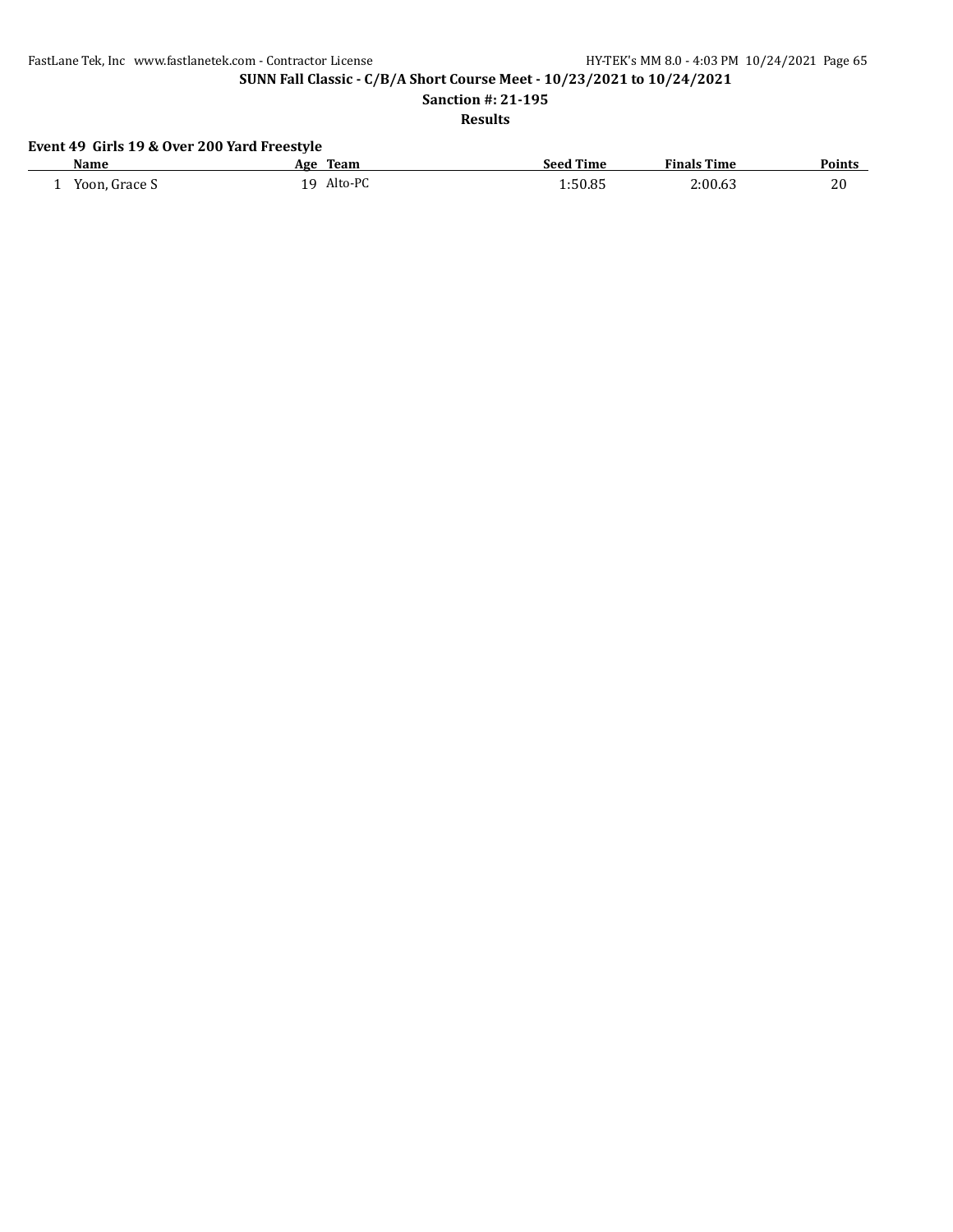## Event 49 Girls 19 & Over 200 Yard Freestyle

| | Name | Age | Team | Seed Time | Finals Time | Points |
|---|---|---|---|---|---|---|
| 1 | Yoon, Grace S | 19 | Alto-PC | 1:50.85 | 2:00.63 | 20 |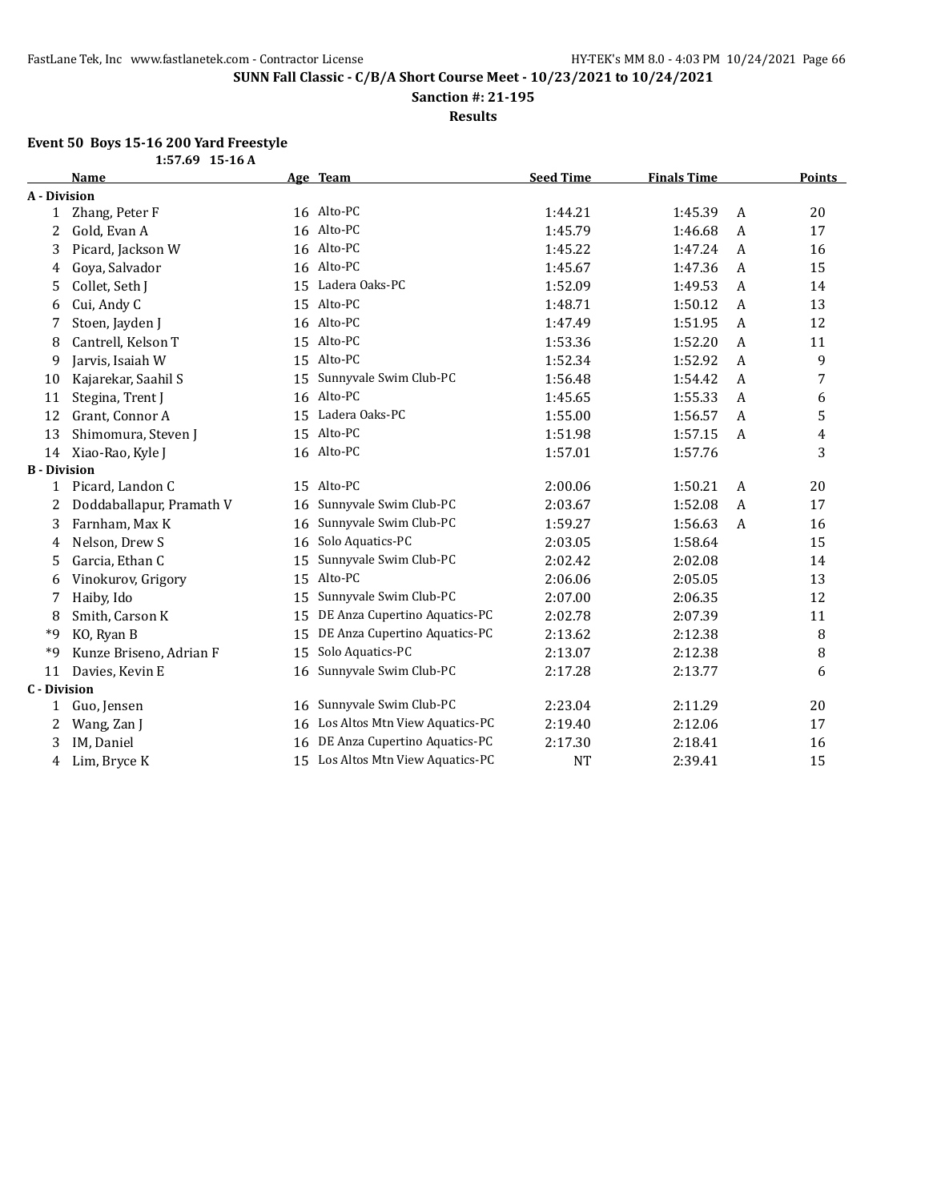**SUNN Fall Classic - C/B/A Short Course Meet - 10/23/2021 to 10/24/2021**

**Sanction #: 21-195**

**Results**

### Event 50 Boys 15-16 200 Yard Freestyle

1:57.69 15-16 A

| | Name | Age | Team | Seed Time | Finals Time | | Points |
|---|---|---|---|---|---|---|---|
| **A - Division** | | | | | | | |
| 1 | Zhang, Peter F | 16 | Alto-PC | 1:44.21 | 1:45.39 | A | 20 |
| 2 | Gold, Evan A | 16 | Alto-PC | 1:45.79 | 1:46.68 | A | 17 |
| 3 | Picard, Jackson W | 16 | Alto-PC | 1:45.22 | 1:47.24 | A | 16 |
| 4 | Goya, Salvador | 16 | Alto-PC | 1:45.67 | 1:47.36 | A | 15 |
| 5 | Collet, Seth J | 15 | Ladera Oaks-PC | 1:52.09 | 1:49.53 | A | 14 |
| 6 | Cui, Andy C | 15 | Alto-PC | 1:48.71 | 1:50.12 | A | 13 |
| 7 | Stoen, Jayden J | 16 | Alto-PC | 1:47.49 | 1:51.95 | A | 12 |
| 8 | Cantrell, Kelson T | 15 | Alto-PC | 1:53.36 | 1:52.20 | A | 11 |
| 9 | Jarvis, Isaiah W | 15 | Alto-PC | 1:52.34 | 1:52.92 | A | 9 |
| 10 | Kajarekar, Saahil S | 15 | Sunnyvale Swim Club-PC | 1:56.48 | 1:54.42 | A | 7 |
| 11 | Stegina, Trent J | 16 | Alto-PC | 1:45.65 | 1:55.33 | A | 6 |
| 12 | Grant, Connor A | 15 | Ladera Oaks-PC | 1:55.00 | 1:56.57 | A | 5 |
| 13 | Shimomura, Steven J | 15 | Alto-PC | 1:51.98 | 1:57.15 | A | 4 |
| 14 | Xiao-Rao, Kyle J | 16 | Alto-PC | 1:57.01 | 1:57.76 | | 3 |
| **B - Division** | | | | | | | |
| 1 | Picard, Landon C | 15 | Alto-PC | 2:00.06 | 1:50.21 | A | 20 |
| 2 | Doddaballapur, Pramath V | 16 | Sunnyvale Swim Club-PC | 2:03.67 | 1:52.08 | A | 17 |
| 3 | Farnham, Max K | 16 | Sunnyvale Swim Club-PC | 1:59.27 | 1:56.63 | A | 16 |
| 4 | Nelson, Drew S | 16 | Solo Aquatics-PC | 2:03.05 | 1:58.64 | | 15 |
| 5 | Garcia, Ethan C | 15 | Sunnyvale Swim Club-PC | 2:02.42 | 2:02.08 | | 14 |
| 6 | Vinokurov, Grigory | 15 | Alto-PC | 2:06.06 | 2:05.05 | | 13 |
| 7 | Haiby, Ido | 15 | Sunnyvale Swim Club-PC | 2:07.00 | 2:06.35 | | 12 |
| 8 | Smith, Carson K | 15 | DE Anza Cupertino Aquatics-PC | 2:02.78 | 2:07.39 | | 11 |
| *9 | KO, Ryan B | 15 | DE Anza Cupertino Aquatics-PC | 2:13.62 | 2:12.38 | | 8 |
| *9 | Kunze Briseno, Adrian F | 15 | Solo Aquatics-PC | 2:13.07 | 2:12.38 | | 8 |
| 11 | Davies, Kevin E | 16 | Sunnyvale Swim Club-PC | 2:17.28 | 2:13.77 | | 6 |
| **C - Division** | | | | | | | |
| 1 | Guo, Jensen | 16 | Sunnyvale Swim Club-PC | 2:23.04 | 2:11.29 | | 20 |
| 2 | Wang, Zan J | 16 | Los Altos Mtn View Aquatics-PC | 2:19.40 | 2:12.06 | | 17 |
| 3 | IM, Daniel | 16 | DE Anza Cupertino Aquatics-PC | 2:17.30 | 2:18.41 | | 16 |
| 4 | Lim, Bryce K | 15 | Los Altos Mtn View Aquatics-PC | NT | 2:39.41 | | 15 |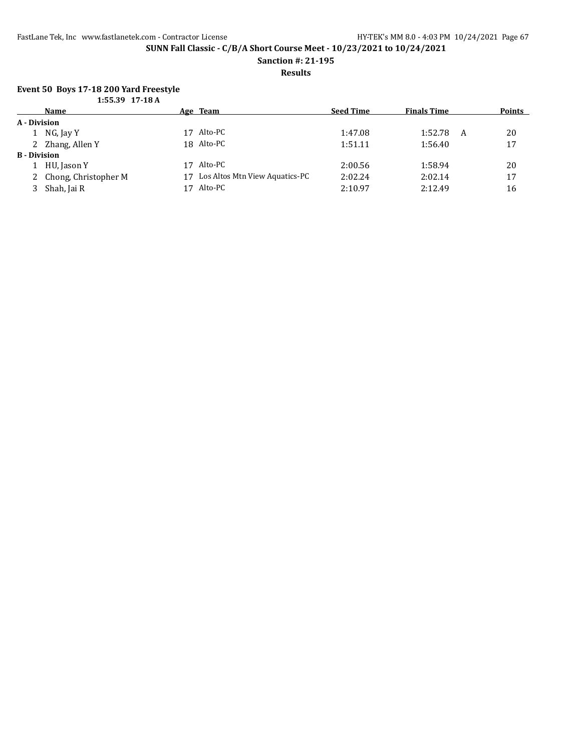**SUNN Fall Classic - C/B/A Short Course Meet - 10/23/2021 to 10/24/2021**

**Sanction #: 21-195**

**Results**

### Event 50 Boys 17-18 200 Yard Freestyle

**1:55.39 17-18 A**

| | Name | Age | Team | Seed Time | Finals Time | | Points |
|---|---|---|---|---|---|---|---|
| **A - Division** | | | | | | | |
| 1 | NG, Jay Y | 17 | Alto-PC | 1:47.08 | 1:52.78 | A | 20 |
| 2 | Zhang, Allen Y | 18 | Alto-PC | 1:51.11 | 1:56.40 | | 17 |
| **B - Division** | | | | | | | |
| 1 | HU, Jason Y | 17 | Alto-PC | 2:00.56 | 1:58.94 | | 20 |
| 2 | Chong, Christopher M | 17 | Los Altos Mtn View Aquatics-PC | 2:02.24 | 2:02.14 | | 17 |
| 3 | Shah, Jai R | 17 | Alto-PC | 2:10.97 | 2:12.49 | | 16 |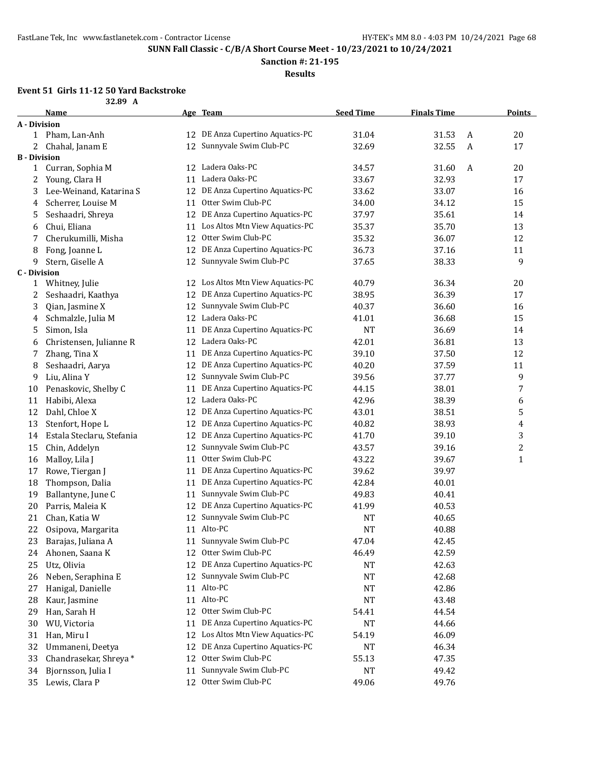**SUNN Fall Classic - C/B/A Short Course Meet - 10/23/2021 to 10/24/2021**

**Sanction #: 21-195**

**Results**

### Event 51 Girls 11-12 50 Yard Backstroke

32.89 A

| | Name | Age | Team | Seed Time | Finals Time | | Points |
|---|---|---|---|---|---|---|---|
| **A - Division** | | | | | | | |
| 1 | Pham, Lan-Anh | 12 | DE Anza Cupertino Aquatics-PC | 31.04 | 31.53 | A | 20 |
| 2 | Chahal, Janam E | 12 | Sunnyvale Swim Club-PC | 32.69 | 32.55 | A | 17 |
| **B - Division** | | | | | | | |
| 1 | Curran, Sophia M | 12 | Ladera Oaks-PC | 34.57 | 31.60 | A | 20 |
| 2 | Young, Clara H | 11 | Ladera Oaks-PC | 33.67 | 32.93 | | 17 |
| 3 | Lee-Weinand, Katarina S | 12 | DE Anza Cupertino Aquatics-PC | 33.62 | 33.07 | | 16 |
| 4 | Scherrer, Louise M | 11 | Otter Swim Club-PC | 34.00 | 34.12 | | 15 |
| 5 | Seshaadri, Shreya | 12 | DE Anza Cupertino Aquatics-PC | 37.97 | 35.61 | | 14 |
| 6 | Chui, Eliana | 11 | Los Altos Mtn View Aquatics-PC | 35.37 | 35.70 | | 13 |
| 7 | Cherukumilli, Misha | 12 | Otter Swim Club-PC | 35.32 | 36.07 | | 12 |
| 8 | Fong, Joanne L | 12 | DE Anza Cupertino Aquatics-PC | 36.73 | 37.16 | | 11 |
| 9 | Stern, Giselle A | 12 | Sunnyvale Swim Club-PC | 37.65 | 38.33 | | 9 |
| **C - Division** | | | | | | | |
| 1 | Whitney, Julie | 12 | Los Altos Mtn View Aquatics-PC | 40.79 | 36.34 | | 20 |
| 2 | Seshaadri, Kaathya | 12 | DE Anza Cupertino Aquatics-PC | 38.95 | 36.39 | | 17 |
| 3 | Qian, Jasmine X | 12 | Sunnyvale Swim Club-PC | 40.37 | 36.60 | | 16 |
| 4 | Schmalzle, Julia M | 12 | Ladera Oaks-PC | 41.01 | 36.68 | | 15 |
| 5 | Simon, Isla | 11 | DE Anza Cupertino Aquatics-PC | NT | 36.69 | | 14 |
| 6 | Christensen, Julianne R | 12 | Ladera Oaks-PC | 42.01 | 36.81 | | 13 |
| 7 | Zhang, Tina X | 11 | DE Anza Cupertino Aquatics-PC | 39.10 | 37.50 | | 12 |
| 8 | Seshaadri, Aarya | 12 | DE Anza Cupertino Aquatics-PC | 40.20 | 37.59 | | 11 |
| 9 | Liu, Alina Y | 12 | Sunnyvale Swim Club-PC | 39.56 | 37.77 | | 9 |
| 10 | Penaskovic, Shelby C | 11 | DE Anza Cupertino Aquatics-PC | 44.15 | 38.01 | | 7 |
| 11 | Habibi, Alexa | 12 | Ladera Oaks-PC | 42.96 | 38.39 | | 6 |
| 12 | Dahl, Chloe X | 12 | DE Anza Cupertino Aquatics-PC | 43.01 | 38.51 | | 5 |
| 13 | Stenfort, Hope L | 12 | DE Anza Cupertino Aquatics-PC | 40.82 | 38.93 | | 4 |
| 14 | Estala Steclaru, Stefania | 12 | DE Anza Cupertino Aquatics-PC | 41.70 | 39.10 | | 3 |
| 15 | Chin, Addelyn | 12 | Sunnyvale Swim Club-PC | 43.57 | 39.16 | | 2 |
| 16 | Malloy, Lila J | 11 | Otter Swim Club-PC | 43.22 | 39.67 | | 1 |
| 17 | Rowe, Tiergan J | 11 | DE Anza Cupertino Aquatics-PC | 39.62 | 39.97 | | |
| 18 | Thompson, Dalia | 11 | DE Anza Cupertino Aquatics-PC | 42.84 | 40.01 | | |
| 19 | Ballantyne, June C | 11 | Sunnyvale Swim Club-PC | 49.83 | 40.41 | | |
| 20 | Parris, Maleia K | 12 | DE Anza Cupertino Aquatics-PC | 41.99 | 40.53 | | |
| 21 | Chan, Katia W | 12 | Sunnyvale Swim Club-PC | NT | 40.65 | | |
| 22 | Osipova, Margarita | 11 | Alto-PC | NT | 40.88 | | |
| 23 | Barajas, Juliana A | 11 | Sunnyvale Swim Club-PC | 47.04 | 42.45 | | |
| 24 | Ahonen, Saana K | 12 | Otter Swim Club-PC | 46.49 | 42.59 | | |
| 25 | Utz, Olivia | 12 | DE Anza Cupertino Aquatics-PC | NT | 42.63 | | |
| 26 | Neben, Seraphina E | 12 | Sunnyvale Swim Club-PC | NT | 42.68 | | |
| 27 | Hanigal, Danielle | 11 | Alto-PC | NT | 42.86 | | |
| 28 | Kaur, Jasmine | 11 | Alto-PC | NT | 43.48 | | |
| 29 | Han, Sarah H | 12 | Otter Swim Club-PC | 54.41 | 44.54 | | |
| 30 | WU, Victoria | 11 | DE Anza Cupertino Aquatics-PC | NT | 44.66 | | |
| 31 | Han, Miru I | 12 | Los Altos Mtn View Aquatics-PC | 54.19 | 46.09 | | |
| 32 | Ummaneni, Deetya | 12 | DE Anza Cupertino Aquatics-PC | NT | 46.34 | | |
| 33 | Chandrasekar, Shreya * | 12 | Otter Swim Club-PC | 55.13 | 47.35 | | |
| 34 | Bjornsson, Julia I | 11 | Sunnyvale Swim Club-PC | NT | 49.42 | | |
| 35 | Lewis, Clara P | 12 | Otter Swim Club-PC | 49.06 | 49.76 | | |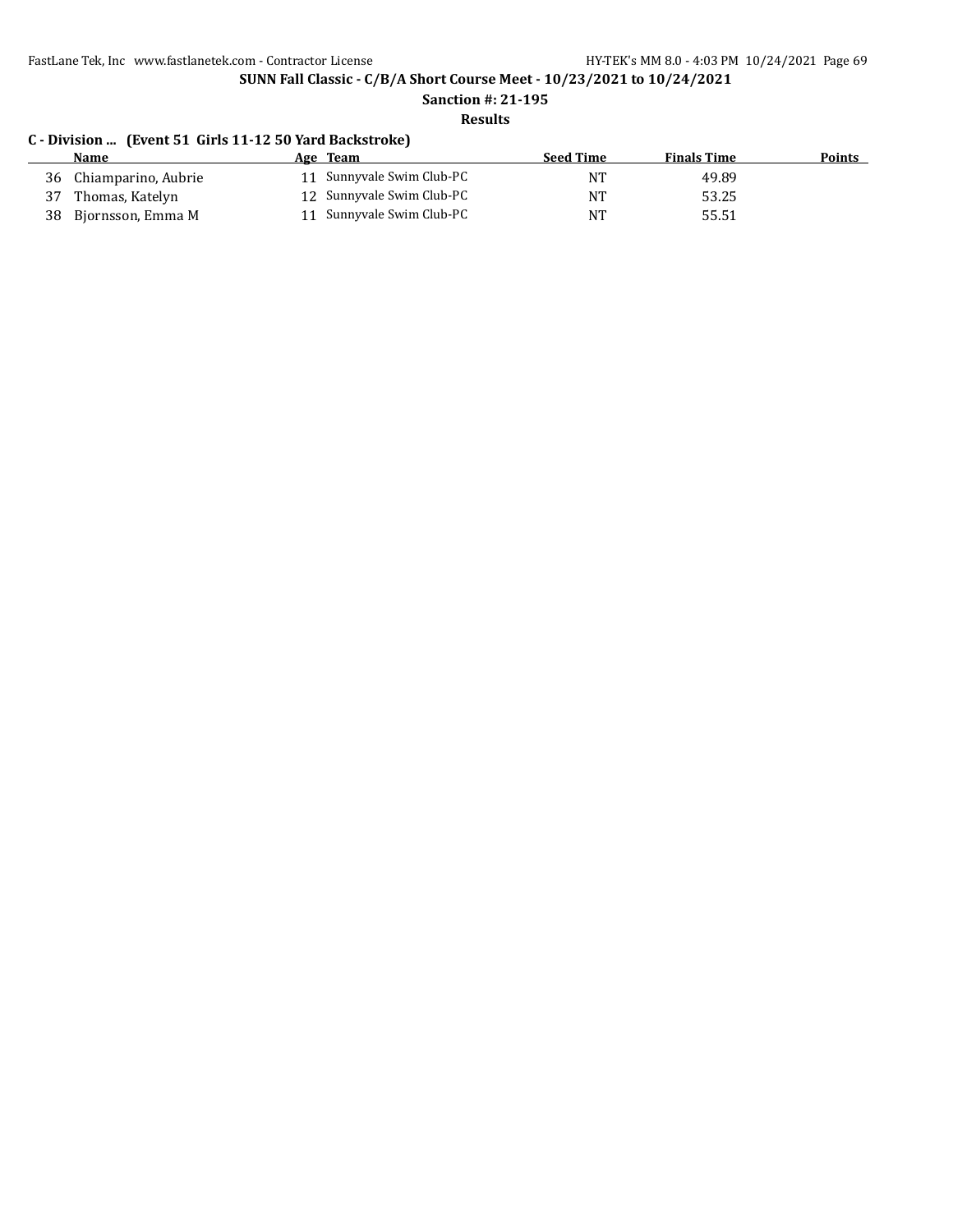**SUNN Fall Classic - C/B/A Short Course Meet - 10/23/2021 to 10/24/2021**

**Sanction #: 21-195**

**Results**

### C - Division ... (Event 51 Girls 11-12 50 Yard Backstroke)

| | Name | Age | Team | Seed Time | Finals Time | Points |
|---|---|---|---|---|---|---|
| 36 | Chiamparino, Aubrie | 11 | Sunnyvale Swim Club-PC | NT | 49.89 | |
| 37 | Thomas, Katelyn | 12 | Sunnyvale Swim Club-PC | NT | 53.25 | |
| 38 | Bjornsson, Emma M | 11 | Sunnyvale Swim Club-PC | NT | 55.51 | |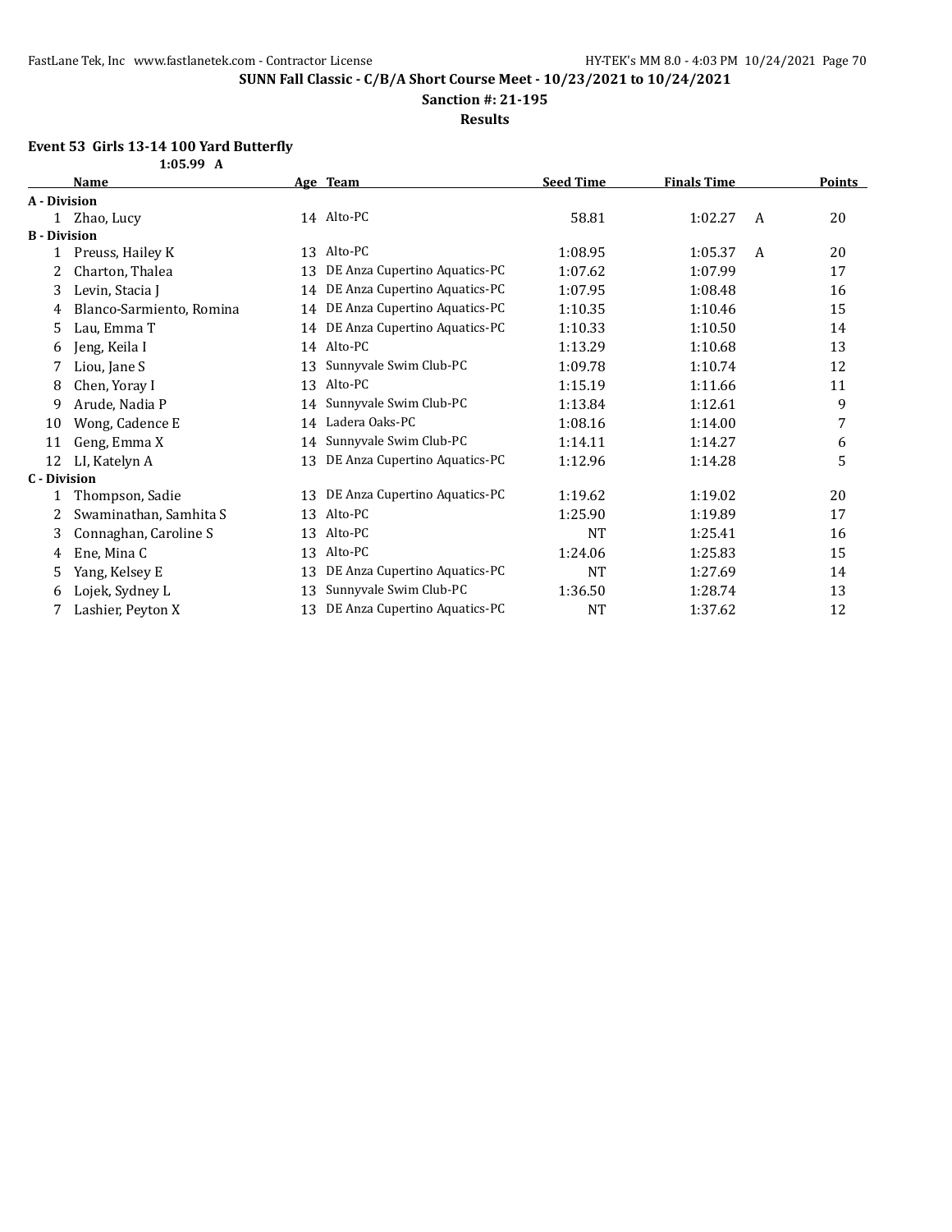**SUNN Fall Classic - C/B/A Short Course Meet - 10/23/2021 to 10/24/2021**

**Sanction #: 21-195**

**Results**

### Event 53 Girls 13-14 100 Yard Butterfly

**1:05.99 A**

| | Name | Age | Team | Seed Time | Finals Time | | Points |
|---|---|---|---|---|---|---|---|
| **A - Division** | | | | | | | |
| 1 | Zhao, Lucy | 14 | Alto-PC | 58.81 | 1:02.27 | A | 20 |
| **B - Division** | | | | | | | |
| 1 | Preuss, Hailey K | 13 | Alto-PC | 1:08.95 | 1:05.37 | A | 20 |
| 2 | Charton, Thalea | 13 | DE Anza Cupertino Aquatics-PC | 1:07.62 | 1:07.99 | | 17 |
| 3 | Levin, Stacia J | 14 | DE Anza Cupertino Aquatics-PC | 1:07.95 | 1:08.48 | | 16 |
| 4 | Blanco-Sarmiento, Romina | 14 | DE Anza Cupertino Aquatics-PC | 1:10.35 | 1:10.46 | | 15 |
| 5 | Lau, Emma T | 14 | DE Anza Cupertino Aquatics-PC | 1:10.33 | 1:10.50 | | 14 |
| 6 | Jeng, Keila I | 14 | Alto-PC | 1:13.29 | 1:10.68 | | 13 |
| 7 | Liou, Jane S | 13 | Sunnyvale Swim Club-PC | 1:09.78 | 1:10.74 | | 12 |
| 8 | Chen, Yoray I | 13 | Alto-PC | 1:15.19 | 1:11.66 | | 11 |
| 9 | Arude, Nadia P | 14 | Sunnyvale Swim Club-PC | 1:13.84 | 1:12.61 | | 9 |
| 10 | Wong, Cadence E | 14 | Ladera Oaks-PC | 1:08.16 | 1:14.00 | | 7 |
| 11 | Geng, Emma X | 14 | Sunnyvale Swim Club-PC | 1:14.11 | 1:14.27 | | 6 |
| 12 | LI, Katelyn A | 13 | DE Anza Cupertino Aquatics-PC | 1:12.96 | 1:14.28 | | 5 |
| **C - Division** | | | | | | | |
| 1 | Thompson, Sadie | 13 | DE Anza Cupertino Aquatics-PC | 1:19.62 | 1:19.02 | | 20 |
| 2 | Swaminathan, Samhita S | 13 | Alto-PC | 1:25.90 | 1:19.89 | | 17 |
| 3 | Connaghan, Caroline S | 13 | Alto-PC | NT | 1:25.41 | | 16 |
| 4 | Ene, Mina C | 13 | Alto-PC | 1:24.06 | 1:25.83 | | 15 |
| 5 | Yang, Kelsey E | 13 | DE Anza Cupertino Aquatics-PC | NT | 1:27.69 | | 14 |
| 6 | Lojek, Sydney L | 13 | Sunnyvale Swim Club-PC | 1:36.50 | 1:28.74 | | 13 |
| 7 | Lashier, Peyton X | 13 | DE Anza Cupertino Aquatics-PC | NT | 1:37.62 | | 12 |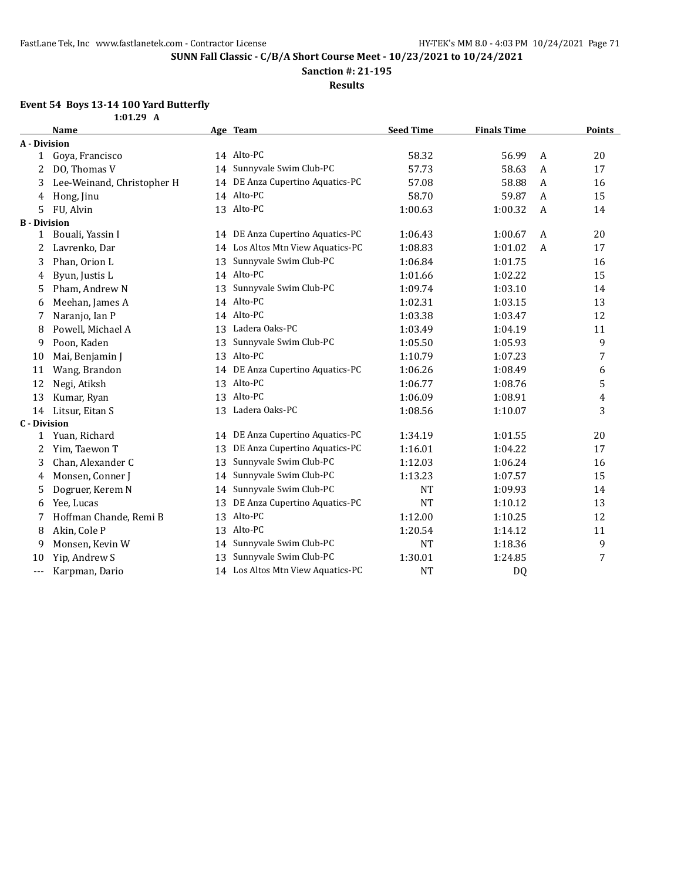**SUNN Fall Classic - C/B/A Short Course Meet - 10/23/2021 to 10/24/2021**

**Sanction #: 21-195**

**Results**

### Event 54 Boys 13-14 100 Yard Butterfly

1:01.29 A

| | Name | Age | Team | Seed Time | Finals Time | | Points |
|---|---|---|---|---|---|---|---|
| **A - Division** | | | | | | | |
| 1 | Goya, Francisco | 14 | Alto-PC | 58.32 | 56.99 | A | 20 |
| 2 | DO, Thomas V | 14 | Sunnyvale Swim Club-PC | 57.73 | 58.63 | A | 17 |
| 3 | Lee-Weinand, Christopher H | 14 | DE Anza Cupertino Aquatics-PC | 57.08 | 58.88 | A | 16 |
| 4 | Hong, Jinu | 14 | Alto-PC | 58.70 | 59.87 | A | 15 |
| 5 | FU, Alvin | 13 | Alto-PC | 1:00.63 | 1:00.32 | A | 14 |
| **B - Division** | | | | | | | |
| 1 | Bouali, Yassin I | 14 | DE Anza Cupertino Aquatics-PC | 1:06.43 | 1:00.67 | A | 20 |
| 2 | Lavrenko, Dar | 14 | Los Altos Mtn View Aquatics-PC | 1:08.83 | 1:01.02 | A | 17 |
| 3 | Phan, Orion L | 13 | Sunnyvale Swim Club-PC | 1:06.84 | 1:01.75 | | 16 |
| 4 | Byun, Justis L | 14 | Alto-PC | 1:01.66 | 1:02.22 | | 15 |
| 5 | Pham, Andrew N | 13 | Sunnyvale Swim Club-PC | 1:09.74 | 1:03.10 | | 14 |
| 6 | Meehan, James A | 14 | Alto-PC | 1:02.31 | 1:03.15 | | 13 |
| 7 | Naranjo, Ian P | 14 | Alto-PC | 1:03.38 | 1:03.47 | | 12 |
| 8 | Powell, Michael A | 13 | Ladera Oaks-PC | 1:03.49 | 1:04.19 | | 11 |
| 9 | Poon, Kaden | 13 | Sunnyvale Swim Club-PC | 1:05.50 | 1:05.93 | | 9 |
| 10 | Mai, Benjamin J | 13 | Alto-PC | 1:10.79 | 1:07.23 | | 7 |
| 11 | Wang, Brandon | 14 | DE Anza Cupertino Aquatics-PC | 1:06.26 | 1:08.49 | | 6 |
| 12 | Negi, Atiksh | 13 | Alto-PC | 1:06.77 | 1:08.76 | | 5 |
| 13 | Kumar, Ryan | 13 | Alto-PC | 1:06.09 | 1:08.91 | | 4 |
| 14 | Litsur, Eitan S | 13 | Ladera Oaks-PC | 1:08.56 | 1:10.07 | | 3 |
| **C - Division** | | | | | | | |
| 1 | Yuan, Richard | 14 | DE Anza Cupertino Aquatics-PC | 1:34.19 | 1:01.55 | | 20 |
| 2 | Yim, Taewon T | 13 | DE Anza Cupertino Aquatics-PC | 1:16.01 | 1:04.22 | | 17 |
| 3 | Chan, Alexander C | 13 | Sunnyvale Swim Club-PC | 1:12.03 | 1:06.24 | | 16 |
| 4 | Monsen, Conner J | 14 | Sunnyvale Swim Club-PC | 1:13.23 | 1:07.57 | | 15 |
| 5 | Dogruer, Kerem N | 14 | Sunnyvale Swim Club-PC | NT | 1:09.93 | | 14 |
| 6 | Yee, Lucas | 13 | DE Anza Cupertino Aquatics-PC | NT | 1:10.12 | | 13 |
| 7 | Hoffman Chande, Remi B | 13 | Alto-PC | 1:12.00 | 1:10.25 | | 12 |
| 8 | Akin, Cole P | 13 | Alto-PC | 1:20.54 | 1:14.12 | | 11 |
| 9 | Monsen, Kevin W | 14 | Sunnyvale Swim Club-PC | NT | 1:18.36 | | 9 |
| 10 | Yip, Andrew S | 13 | Sunnyvale Swim Club-PC | 1:30.01 | 1:24.85 | | 7 |
| --- | Karpman, Dario | 14 | Los Altos Mtn View Aquatics-PC | NT | DQ | | |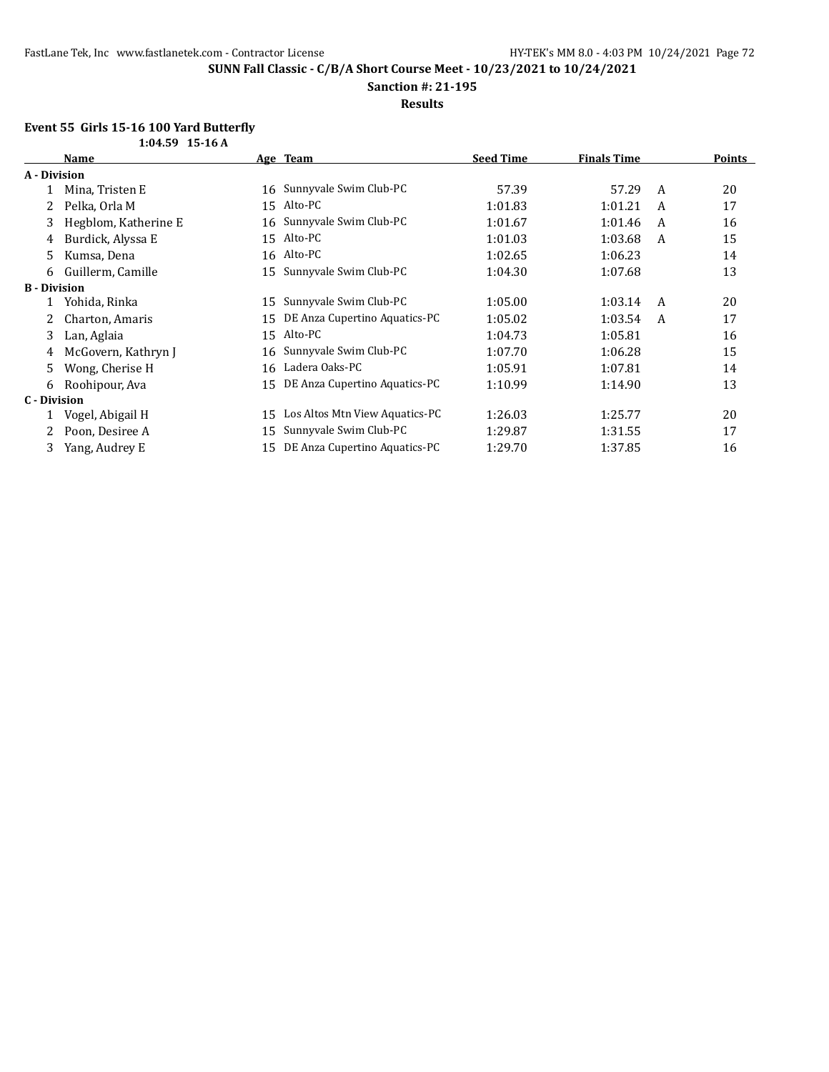# SUNN Fall Classic - C/B/A Short Course Meet - 10/23/2021 to 10/24/2021

**Sanction #: 21-195**

**Results**

### Event 55 Girls 15-16 100 Yard Butterfly

1:04.59 15-16 A

| | Name | Age | Team | Seed Time | Finals Time | | Points |
|---|---|---|---|---|---|---|---|
| **A - Division** | | | | | | | |
| 1 | Mina, Tristen E | 16 | Sunnyvale Swim Club-PC | 57.39 | 57.29 | A | 20 |
| 2 | Pelka, Orla M | 15 | Alto-PC | 1:01.83 | 1:01.21 | A | 17 |
| 3 | Hegblom, Katherine E | 16 | Sunnyvale Swim Club-PC | 1:01.67 | 1:01.46 | A | 16 |
| 4 | Burdick, Alyssa E | 15 | Alto-PC | 1:01.03 | 1:03.68 | A | 15 |
| 5 | Kumsa, Dena | 16 | Alto-PC | 1:02.65 | 1:06.23 | | 14 |
| 6 | Guillerm, Camille | 15 | Sunnyvale Swim Club-PC | 1:04.30 | 1:07.68 | | 13 |
| **B - Division** | | | | | | | |
| 1 | Yohida, Rinka | 15 | Sunnyvale Swim Club-PC | 1:05.00 | 1:03.14 | A | 20 |
| 2 | Charton, Amaris | 15 | DE Anza Cupertino Aquatics-PC | 1:05.02 | 1:03.54 | A | 17 |
| 3 | Lan, Aglaia | 15 | Alto-PC | 1:04.73 | 1:05.81 | | 16 |
| 4 | McGovern, Kathryn J | 16 | Sunnyvale Swim Club-PC | 1:07.70 | 1:06.28 | | 15 |
| 5 | Wong, Cherise H | 16 | Ladera Oaks-PC | 1:05.91 | 1:07.81 | | 14 |
| 6 | Roohipour, Ava | 15 | DE Anza Cupertino Aquatics-PC | 1:10.99 | 1:14.90 | | 13 |
| **C - Division** | | | | | | | |
| 1 | Vogel, Abigail H | 15 | Los Altos Mtn View Aquatics-PC | 1:26.03 | 1:25.77 | | 20 |
| 2 | Poon, Desiree A | 15 | Sunnyvale Swim Club-PC | 1:29.87 | 1:31.55 | | 17 |
| 3 | Yang, Audrey E | 15 | DE Anza Cupertino Aquatics-PC | 1:29.70 | 1:37.85 | | 16 |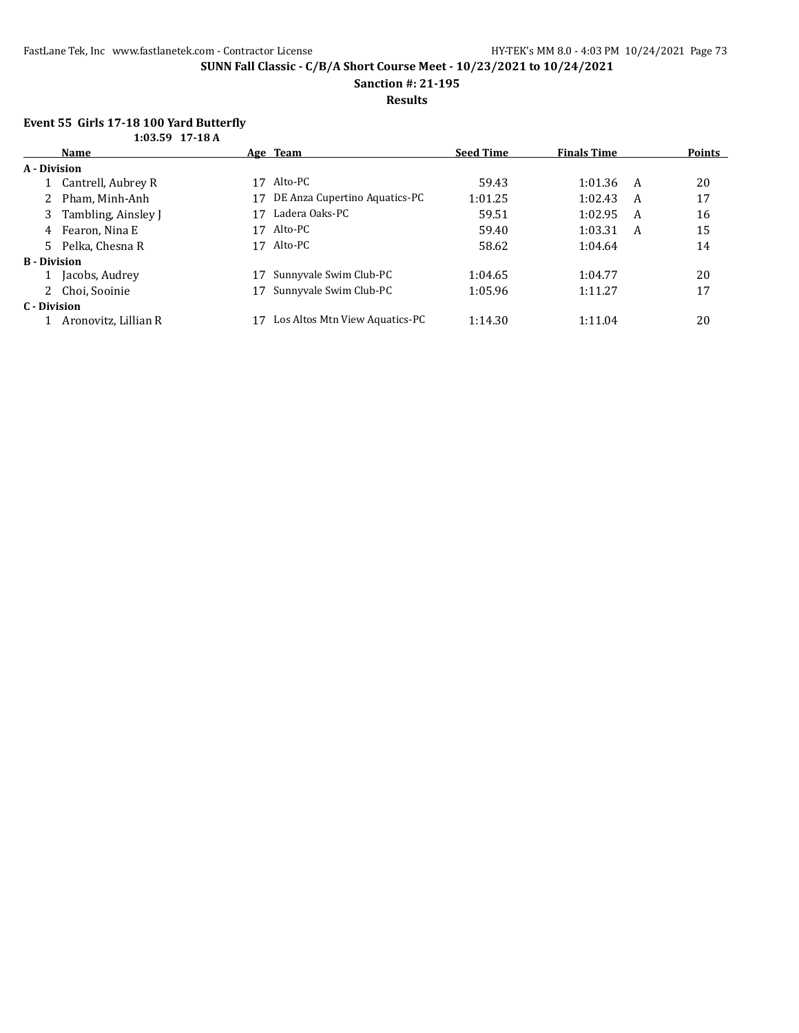**SUNN Fall Classic - C/B/A Short Course Meet - 10/23/2021 to 10/24/2021**

**Sanction #: 21-195**

**Results**

### Event 55 Girls 17-18 100 Yard Butterfly

**1:03.59 17-18 A**

| | Name | Age | Team | Seed Time | Finals Time | | Points |
|---|---|---|---|---|---|---|---|
| **A - Division** | | | | | | | |
| 1 | Cantrell, Aubrey R | 17 | Alto-PC | 59.43 | 1:01.36 | A | 20 |
| 2 | Pham, Minh-Anh | 17 | DE Anza Cupertino Aquatics-PC | 1:01.25 | 1:02.43 | A | 17 |
| 3 | Tambling, Ainsley J | 17 | Ladera Oaks-PC | 59.51 | 1:02.95 | A | 16 |
| 4 | Fearon, Nina E | 17 | Alto-PC | 59.40 | 1:03.31 | A | 15 |
| 5 | Pelka, Chesna R | 17 | Alto-PC | 58.62 | 1:04.64 | | 14 |
| **B - Division** | | | | | | | |
| 1 | Jacobs, Audrey | 17 | Sunnyvale Swim Club-PC | 1:04.65 | 1:04.77 | | 20 |
| 2 | Choi, Sooinie | 17 | Sunnyvale Swim Club-PC | 1:05.96 | 1:11.27 | | 17 |
| **C - Division** | | | | | | | |
| 1 | Aronovitz, Lillian R | 17 | Los Altos Mtn View Aquatics-PC | 1:14.30 | 1:11.04 | | 20 |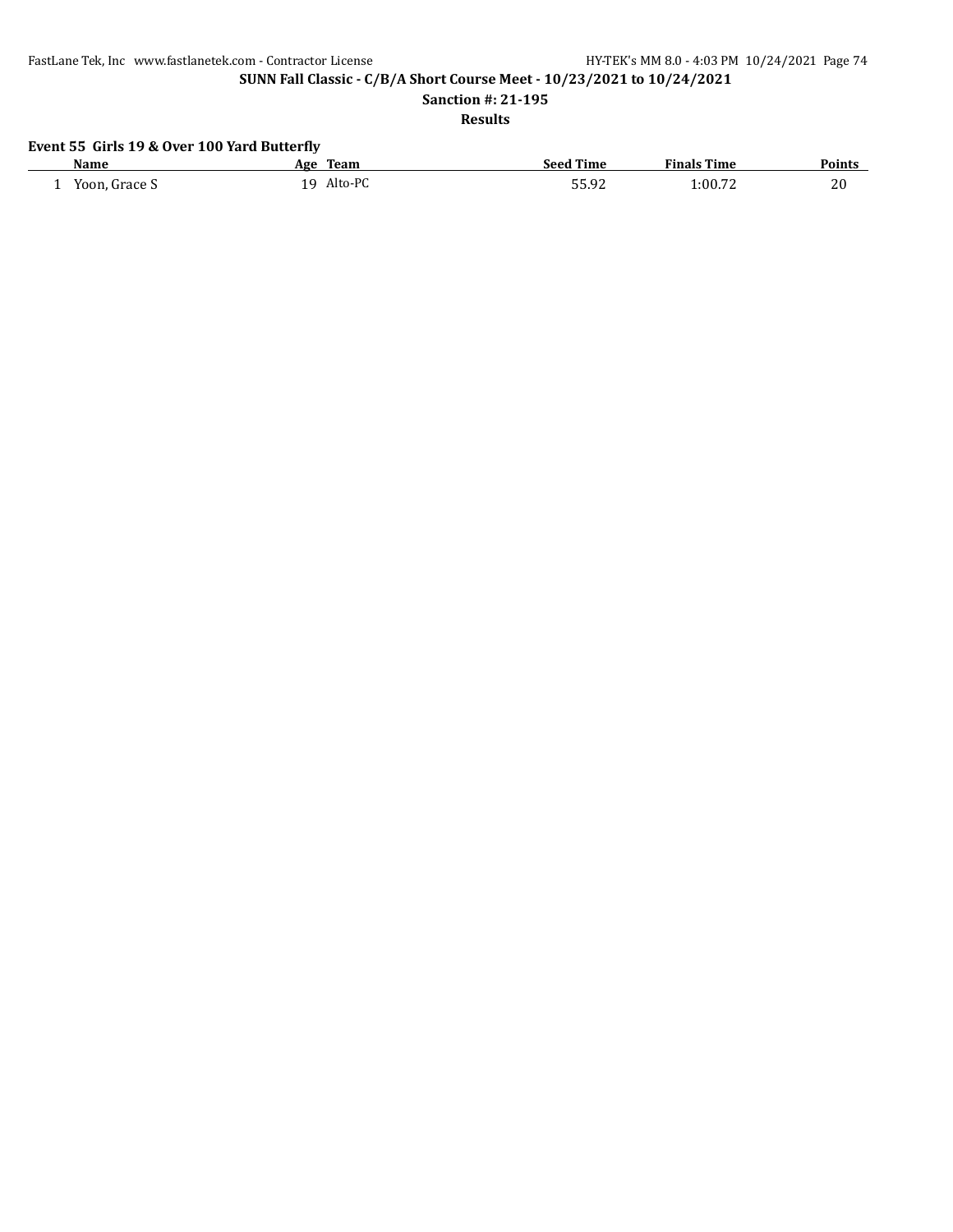**SUNN Fall Classic - C/B/A Short Course Meet - 10/23/2021 to 10/24/2021**

**Sanction #: 21-195**

**Results**

**Event 55 Girls 19 & Over 100 Yard Butterfly**

| | Name | Age | Team | Seed Time | Finals Time | Points |
|---|---|---|---|---|---|---|
| 1 | Yoon, Grace S | 19 | Alto-PC | 55.92 | 1:00.72 | 20 |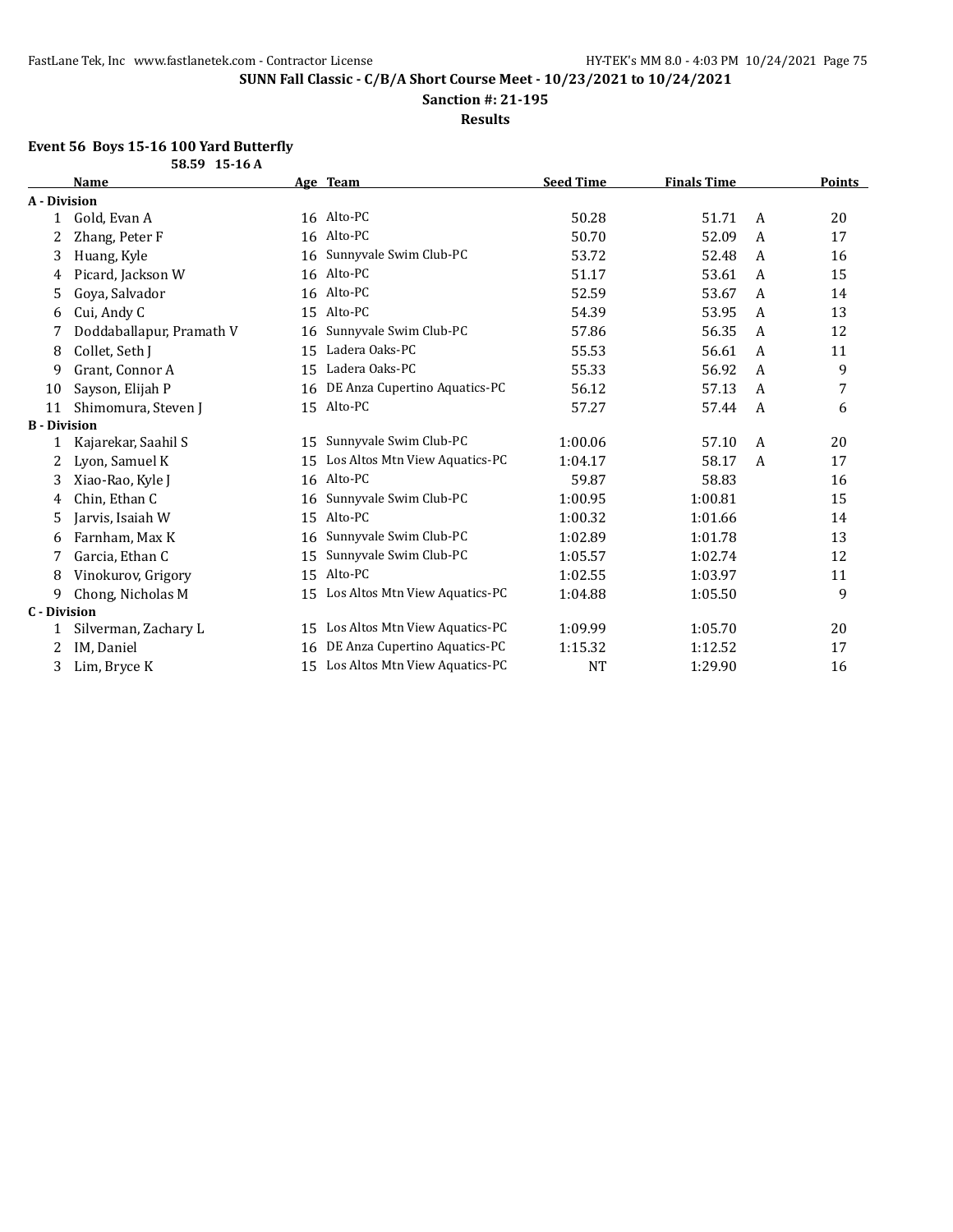**SUNN Fall Classic - C/B/A Short Course Meet - 10/23/2021 to 10/24/2021**

**Sanction #: 21-195**

**Results**

### Event 56 Boys 15-16 100 Yard Butterfly

**58.59 15-16 A**

| | Name | Age | Team | Seed Time | Finals Time | | Points |
|---|---|---|---|---|---|---|---|
| **A - Division** | | | | | | | |
| 1 | Gold, Evan A | 16 | Alto-PC | 50.28 | 51.71 | A | 20 |
| 2 | Zhang, Peter F | 16 | Alto-PC | 50.70 | 52.09 | A | 17 |
| 3 | Huang, Kyle | 16 | Sunnyvale Swim Club-PC | 53.72 | 52.48 | A | 16 |
| 4 | Picard, Jackson W | 16 | Alto-PC | 51.17 | 53.61 | A | 15 |
| 5 | Goya, Salvador | 16 | Alto-PC | 52.59 | 53.67 | A | 14 |
| 6 | Cui, Andy C | 15 | Alto-PC | 54.39 | 53.95 | A | 13 |
| 7 | Doddaballapur, Pramath V | 16 | Sunnyvale Swim Club-PC | 57.86 | 56.35 | A | 12 |
| 8 | Collet, Seth J | 15 | Ladera Oaks-PC | 55.53 | 56.61 | A | 11 |
| 9 | Grant, Connor A | 15 | Ladera Oaks-PC | 55.33 | 56.92 | A | 9 |
| 10 | Sayson, Elijah P | 16 | DE Anza Cupertino Aquatics-PC | 56.12 | 57.13 | A | 7 |
| 11 | Shimomura, Steven J | 15 | Alto-PC | 57.27 | 57.44 | A | 6 |
| **B - Division** | | | | | | | |
| 1 | Kajarekar, Saahil S | 15 | Sunnyvale Swim Club-PC | 1:00.06 | 57.10 | A | 20 |
| 2 | Lyon, Samuel K | 15 | Los Altos Mtn View Aquatics-PC | 1:04.17 | 58.17 | A | 17 |
| 3 | Xiao-Rao, Kyle J | 16 | Alto-PC | 59.87 | 58.83 | | 16 |
| 4 | Chin, Ethan C | 16 | Sunnyvale Swim Club-PC | 1:00.95 | 1:00.81 | | 15 |
| 5 | Jarvis, Isaiah W | 15 | Alto-PC | 1:00.32 | 1:01.66 | | 14 |
| 6 | Farnham, Max K | 16 | Sunnyvale Swim Club-PC | 1:02.89 | 1:01.78 | | 13 |
| 7 | Garcia, Ethan C | 15 | Sunnyvale Swim Club-PC | 1:05.57 | 1:02.74 | | 12 |
| 8 | Vinokurov, Grigory | 15 | Alto-PC | 1:02.55 | 1:03.97 | | 11 |
| 9 | Chong, Nicholas M | 15 | Los Altos Mtn View Aquatics-PC | 1:04.88 | 1:05.50 | | 9 |
| **C - Division** | | | | | | | |
| 1 | Silverman, Zachary L | 15 | Los Altos Mtn View Aquatics-PC | 1:09.99 | 1:05.70 | | 20 |
| 2 | IM, Daniel | 16 | DE Anza Cupertino Aquatics-PC | 1:15.32 | 1:12.52 | | 17 |
| 3 | Lim, Bryce K | 15 | Los Altos Mtn View Aquatics-PC | NT | 1:29.90 | | 16 |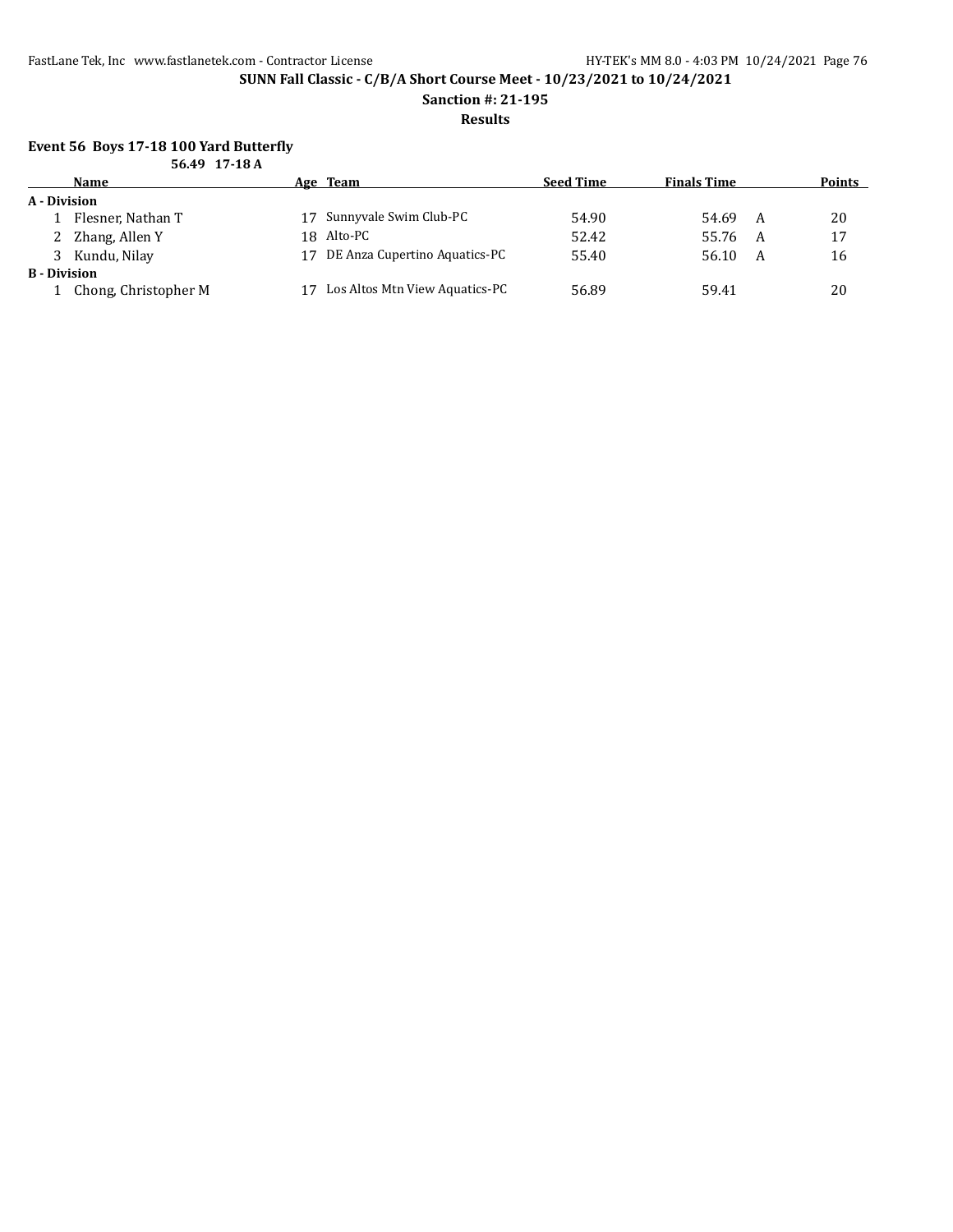**SUNN Fall Classic - C/B/A Short Course Meet - 10/23/2021 to 10/24/2021**

**Sanction #: 21-195**

**Results**

### Event 56 Boys 17-18 100 Yard Butterfly

**56.49 17-18 A**

| | Name | Age | Team | Seed Time | Finals Time | | Points |
|---|---|---|---|---|---|---|---|
| **A - Division** | | | | | | | |
| 1 | Flesner, Nathan T | 17 | Sunnyvale Swim Club-PC | 54.90 | 54.69 | A | 20 |
| 2 | Zhang, Allen Y | 18 | Alto-PC | 52.42 | 55.76 | A | 17 |
| 3 | Kundu, Nilay | 17 | DE Anza Cupertino Aquatics-PC | 55.40 | 56.10 | A | 16 |
| **B - Division** | | | | | | | |
| 1 | Chong, Christopher M | 17 | Los Altos Mtn View Aquatics-PC | 56.89 | 59.41 | | 20 |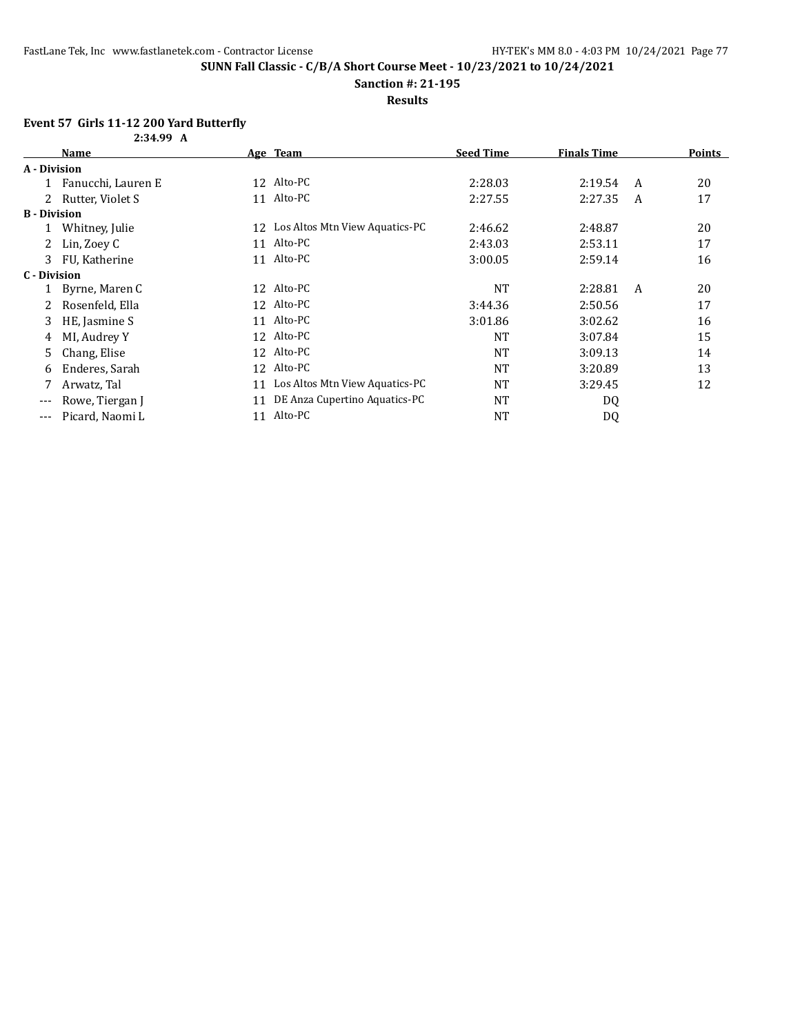**SUNN Fall Classic - C/B/A Short Course Meet - 10/23/2021 to 10/24/2021**

**Sanction #: 21-195**

**Results**

**Event 57 Girls 11-12 200 Yard Butterfly**

2:34.99 A

| | Name | Age | Team | Seed Time | Finals Time | | Points |
|---|---|---|---|---|---|---|---|
| **A - Division** | | | | | | | |
| 1 | Fanucchi, Lauren E | 12 | Alto-PC | 2:28.03 | 2:19.54 | A | 20 |
| 2 | Rutter, Violet S | 11 | Alto-PC | 2:27.55 | 2:27.35 | A | 17 |
| **B - Division** | | | | | | | |
| 1 | Whitney, Julie | 12 | Los Altos Mtn View Aquatics-PC | 2:46.62 | 2:48.87 | | 20 |
| 2 | Lin, Zoey C | 11 | Alto-PC | 2:43.03 | 2:53.11 | | 17 |
| 3 | FU, Katherine | 11 | Alto-PC | 3:00.05 | 2:59.14 | | 16 |
| **C - Division** | | | | | | | |
| 1 | Byrne, Maren C | 12 | Alto-PC | NT | 2:28.81 | A | 20 |
| 2 | Rosenfeld, Ella | 12 | Alto-PC | 3:44.36 | 2:50.56 | | 17 |
| 3 | HE, Jasmine S | 11 | Alto-PC | 3:01.86 | 3:02.62 | | 16 |
| 4 | MI, Audrey Y | 12 | Alto-PC | NT | 3:07.84 | | 15 |
| 5 | Chang, Elise | 12 | Alto-PC | NT | 3:09.13 | | 14 |
| 6 | Enderes, Sarah | 12 | Alto-PC | NT | 3:20.89 | | 13 |
| 7 | Arwatz, Tal | 11 | Los Altos Mtn View Aquatics-PC | NT | 3:29.45 | | 12 |
| --- | Rowe, Tiergan J | 11 | DE Anza Cupertino Aquatics-PC | NT | DQ | | |
| --- | Picard, Naomi L | 11 | Alto-PC | NT | DQ | | |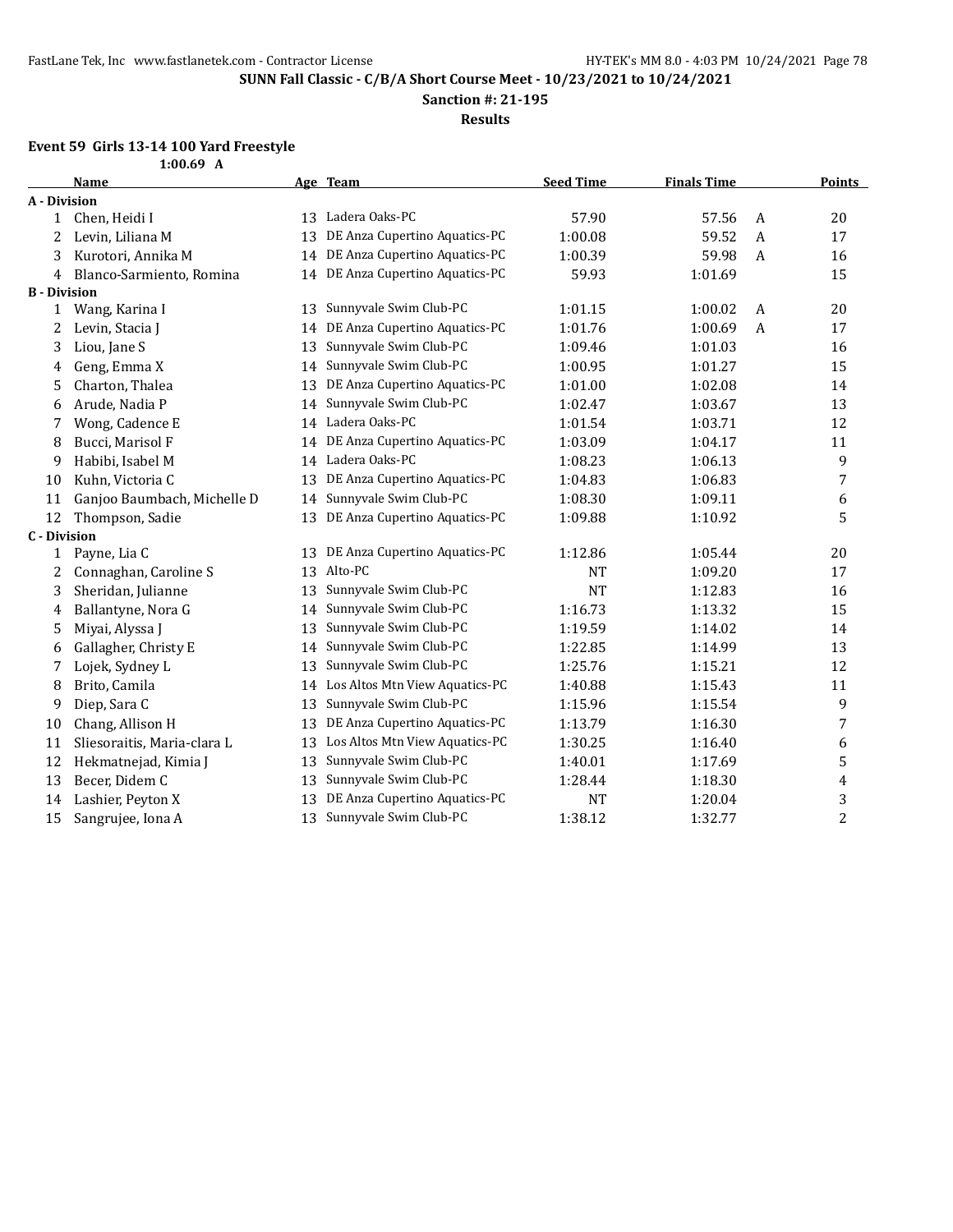**SUNN Fall Classic - C/B/A Short Course Meet - 10/23/2021 to 10/24/2021**

**Sanction #: 21-195**

**Results**

### Event 59 Girls 13-14 100 Yard Freestyle

1:00.69 A

| | Name | Age | Team | Seed Time | Finals Time | | Points |
|---|---|---|---|---|---|---|---|
| **A - Division** | | | | | | | |
| 1 | Chen, Heidi I | 13 | Ladera Oaks-PC | 57.90 | 57.56 | A | 20 |
| 2 | Levin, Liliana M | 13 | DE Anza Cupertino Aquatics-PC | 1:00.08 | 59.52 | A | 17 |
| 3 | Kurotori, Annika M | 14 | DE Anza Cupertino Aquatics-PC | 1:00.39 | 59.98 | A | 16 |
| 4 | Blanco-Sarmiento, Romina | 14 | DE Anza Cupertino Aquatics-PC | 59.93 | 1:01.69 | | 15 |
| **B - Division** | | | | | | | |
| 1 | Wang, Karina I | 13 | Sunnyvale Swim Club-PC | 1:01.15 | 1:00.02 | A | 20 |
| 2 | Levin, Stacia J | 14 | DE Anza Cupertino Aquatics-PC | 1:01.76 | 1:00.69 | A | 17 |
| 3 | Liou, Jane S | 13 | Sunnyvale Swim Club-PC | 1:09.46 | 1:01.03 | | 16 |
| 4 | Geng, Emma X | 14 | Sunnyvale Swim Club-PC | 1:00.95 | 1:01.27 | | 15 |
| 5 | Charton, Thalea | 13 | DE Anza Cupertino Aquatics-PC | 1:01.00 | 1:02.08 | | 14 |
| 6 | Arude, Nadia P | 14 | Sunnyvale Swim Club-PC | 1:02.47 | 1:03.67 | | 13 |
| 7 | Wong, Cadence E | 14 | Ladera Oaks-PC | 1:01.54 | 1:03.71 | | 12 |
| 8 | Bucci, Marisol F | 14 | DE Anza Cupertino Aquatics-PC | 1:03.09 | 1:04.17 | | 11 |
| 9 | Habibi, Isabel M | 14 | Ladera Oaks-PC | 1:08.23 | 1:06.13 | | 9 |
| 10 | Kuhn, Victoria C | 13 | DE Anza Cupertino Aquatics-PC | 1:04.83 | 1:06.83 | | 7 |
| 11 | Ganjoo Baumbach, Michelle D | 14 | Sunnyvale Swim Club-PC | 1:08.30 | 1:09.11 | | 6 |
| 12 | Thompson, Sadie | 13 | DE Anza Cupertino Aquatics-PC | 1:09.88 | 1:10.92 | | 5 |
| **C - Division** | | | | | | | |
| 1 | Payne, Lia C | 13 | DE Anza Cupertino Aquatics-PC | 1:12.86 | 1:05.44 | | 20 |
| 2 | Connaghan, Caroline S | 13 | Alto-PC | NT | 1:09.20 | | 17 |
| 3 | Sheridan, Julianne | 13 | Sunnyvale Swim Club-PC | NT | 1:12.83 | | 16 |
| 4 | Ballantyne, Nora G | 14 | Sunnyvale Swim Club-PC | 1:16.73 | 1:13.32 | | 15 |
| 5 | Miyai, Alyssa J | 13 | Sunnyvale Swim Club-PC | 1:19.59 | 1:14.02 | | 14 |
| 6 | Gallagher, Christy E | 14 | Sunnyvale Swim Club-PC | 1:22.85 | 1:14.99 | | 13 |
| 7 | Lojek, Sydney L | 13 | Sunnyvale Swim Club-PC | 1:25.76 | 1:15.21 | | 12 |
| 8 | Brito, Camila | 14 | Los Altos Mtn View Aquatics-PC | 1:40.88 | 1:15.43 | | 11 |
| 9 | Diep, Sara C | 13 | Sunnyvale Swim Club-PC | 1:15.96 | 1:15.54 | | 9 |
| 10 | Chang, Allison H | 13 | DE Anza Cupertino Aquatics-PC | 1:13.79 | 1:16.30 | | 7 |
| 11 | Sliesoraitis, Maria-clara L | 13 | Los Altos Mtn View Aquatics-PC | 1:30.25 | 1:16.40 | | 6 |
| 12 | Hekmatnejad, Kimia J | 13 | Sunnyvale Swim Club-PC | 1:40.01 | 1:17.69 | | 5 |
| 13 | Becer, Didem C | 13 | Sunnyvale Swim Club-PC | 1:28.44 | 1:18.30 | | 4 |
| 14 | Lashier, Peyton X | 13 | DE Anza Cupertino Aquatics-PC | NT | 1:20.04 | | 3 |
| 15 | Sangrujee, Iona A | 13 | Sunnyvale Swim Club-PC | 1:38.12 | 1:32.77 | | 2 |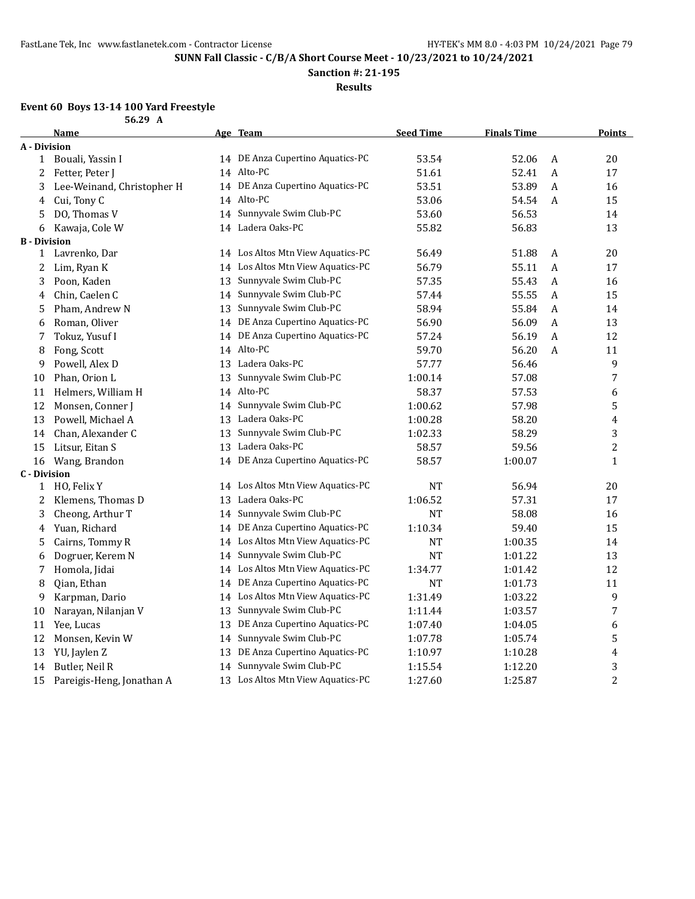**SUNN Fall Classic - C/B/A Short Course Meet - 10/23/2021 to 10/24/2021**

**Sanction #: 21-195**

**Results**

### Event 60 Boys 13-14 100 Yard Freestyle

56.29 A

| | Name | Age | Team | Seed Time | Finals Time | | Points |
|---|---|---|---|---|---|---|---|
| **A - Division** | | | | | | | |
| 1 | Bouali, Yassin I | 14 | DE Anza Cupertino Aquatics-PC | 53.54 | 52.06 | A | 20 |
| 2 | Fetter, Peter J | 14 | Alto-PC | 51.61 | 52.41 | A | 17 |
| 3 | Lee-Weinand, Christopher H | 14 | DE Anza Cupertino Aquatics-PC | 53.51 | 53.89 | A | 16 |
| 4 | Cui, Tony C | 14 | Alto-PC | 53.06 | 54.54 | A | 15 |
| 5 | DO, Thomas V | 14 | Sunnyvale Swim Club-PC | 53.60 | 56.53 | | 14 |
| 6 | Kawaja, Cole W | 14 | Ladera Oaks-PC | 55.82 | 56.83 | | 13 |
| **B - Division** | | | | | | | |
| 1 | Lavrenko, Dar | 14 | Los Altos Mtn View Aquatics-PC | 56.49 | 51.88 | A | 20 |
| 2 | Lim, Ryan K | 14 | Los Altos Mtn View Aquatics-PC | 56.79 | 55.11 | A | 17 |
| 3 | Poon, Kaden | 13 | Sunnyvale Swim Club-PC | 57.35 | 55.43 | A | 16 |
| 4 | Chin, Caelen C | 14 | Sunnyvale Swim Club-PC | 57.44 | 55.55 | A | 15 |
| 5 | Pham, Andrew N | 13 | Sunnyvale Swim Club-PC | 58.94 | 55.84 | A | 14 |
| 6 | Roman, Oliver | 14 | DE Anza Cupertino Aquatics-PC | 56.90 | 56.09 | A | 13 |
| 7 | Tokuz, Yusuf I | 14 | DE Anza Cupertino Aquatics-PC | 57.24 | 56.19 | A | 12 |
| 8 | Fong, Scott | 14 | Alto-PC | 59.70 | 56.20 | A | 11 |
| 9 | Powell, Alex D | 13 | Ladera Oaks-PC | 57.77 | 56.46 | | 9 |
| 10 | Phan, Orion L | 13 | Sunnyvale Swim Club-PC | 1:00.14 | 57.08 | | 7 |
| 11 | Helmers, William H | 14 | Alto-PC | 58.37 | 57.53 | | 6 |
| 12 | Monsen, Conner J | 14 | Sunnyvale Swim Club-PC | 1:00.62 | 57.98 | | 5 |
| 13 | Powell, Michael A | 13 | Ladera Oaks-PC | 1:00.28 | 58.20 | | 4 |
| 14 | Chan, Alexander C | 13 | Sunnyvale Swim Club-PC | 1:02.33 | 58.29 | | 3 |
| 15 | Litsur, Eitan S | 13 | Ladera Oaks-PC | 58.57 | 59.56 | | 2 |
| 16 | Wang, Brandon | 14 | DE Anza Cupertino Aquatics-PC | 58.57 | 1:00.07 | | 1 |
| **C - Division** | | | | | | | |
| 1 | HO, Felix Y | 14 | Los Altos Mtn View Aquatics-PC | NT | 56.94 | | 20 |
| 2 | Klemens, Thomas D | 13 | Ladera Oaks-PC | 1:06.52 | 57.31 | | 17 |
| 3 | Cheong, Arthur T | 14 | Sunnyvale Swim Club-PC | NT | 58.08 | | 16 |
| 4 | Yuan, Richard | 14 | DE Anza Cupertino Aquatics-PC | 1:10.34 | 59.40 | | 15 |
| 5 | Cairns, Tommy R | 14 | Los Altos Mtn View Aquatics-PC | NT | 1:00.35 | | 14 |
| 6 | Dogruer, Kerem N | 14 | Sunnyvale Swim Club-PC | NT | 1:01.22 | | 13 |
| 7 | Homola, Jidai | 14 | Los Altos Mtn View Aquatics-PC | 1:34.77 | 1:01.42 | | 12 |
| 8 | Qian, Ethan | 14 | DE Anza Cupertino Aquatics-PC | NT | 1:01.73 | | 11 |
| 9 | Karpman, Dario | 14 | Los Altos Mtn View Aquatics-PC | 1:31.49 | 1:03.22 | | 9 |
| 10 | Narayan, Nilanjan V | 13 | Sunnyvale Swim Club-PC | 1:11.44 | 1:03.57 | | 7 |
| 11 | Yee, Lucas | 13 | DE Anza Cupertino Aquatics-PC | 1:07.40 | 1:04.05 | | 6 |
| 12 | Monsen, Kevin W | 14 | Sunnyvale Swim Club-PC | 1:07.78 | 1:05.74 | | 5 |
| 13 | YU, Jaylen Z | 13 | DE Anza Cupertino Aquatics-PC | 1:10.97 | 1:10.28 | | 4 |
| 14 | Butler, Neil R | 14 | Sunnyvale Swim Club-PC | 1:15.54 | 1:12.20 | | 3 |
| 15 | Pareigis-Heng, Jonathan A | 13 | Los Altos Mtn View Aquatics-PC | 1:27.60 | 1:25.87 | | 2 |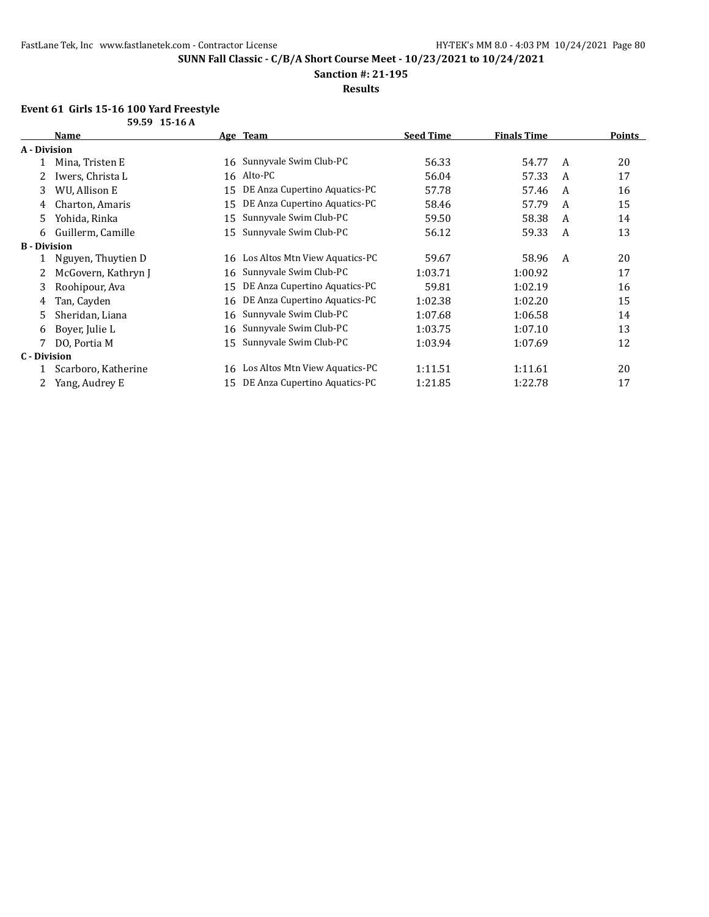## SUNN Fall Classic - C/B/A Short Course Meet - 10/23/2021 to 10/24/2021

**Sanction #: 21-195**

**Results**

### Event 61 Girls 15-16 100 Yard Freestyle

59.59 15-16 A

| | Name | Age | Team | Seed Time | Finals Time | | Points |
|---|---|---|---|---|---|---|---|
| **A - Division** | | | | | | | |
| 1 | Mina, Tristen E | 16 | Sunnyvale Swim Club-PC | 56.33 | 54.77 | A | 20 |
| 2 | Iwers, Christa L | 16 | Alto-PC | 56.04 | 57.33 | A | 17 |
| 3 | WU, Allison E | 15 | DE Anza Cupertino Aquatics-PC | 57.78 | 57.46 | A | 16 |
| 4 | Charton, Amaris | 15 | DE Anza Cupertino Aquatics-PC | 58.46 | 57.79 | A | 15 |
| 5 | Yohida, Rinka | 15 | Sunnyvale Swim Club-PC | 59.50 | 58.38 | A | 14 |
| 6 | Guillerm, Camille | 15 | Sunnyvale Swim Club-PC | 56.12 | 59.33 | A | 13 |
| **B - Division** | | | | | | | |
| 1 | Nguyen, Thuytien D | 16 | Los Altos Mtn View Aquatics-PC | 59.67 | 58.96 | A | 20 |
| 2 | McGovern, Kathryn J | 16 | Sunnyvale Swim Club-PC | 1:03.71 | 1:00.92 | | 17 |
| 3 | Roohipour, Ava | 15 | DE Anza Cupertino Aquatics-PC | 59.81 | 1:02.19 | | 16 |
| 4 | Tan, Cayden | 16 | DE Anza Cupertino Aquatics-PC | 1:02.38 | 1:02.20 | | 15 |
| 5 | Sheridan, Liana | 16 | Sunnyvale Swim Club-PC | 1:07.68 | 1:06.58 | | 14 |
| 6 | Boyer, Julie L | 16 | Sunnyvale Swim Club-PC | 1:03.75 | 1:07.10 | | 13 |
| 7 | DO, Portia M | 15 | Sunnyvale Swim Club-PC | 1:03.94 | 1:07.69 | | 12 |
| **C - Division** | | | | | | | |
| 1 | Scarboro, Katherine | 16 | Los Altos Mtn View Aquatics-PC | 1:11.51 | 1:11.61 | | 20 |
| 2 | Yang, Audrey E | 15 | DE Anza Cupertino Aquatics-PC | 1:21.85 | 1:22.78 | | 17 |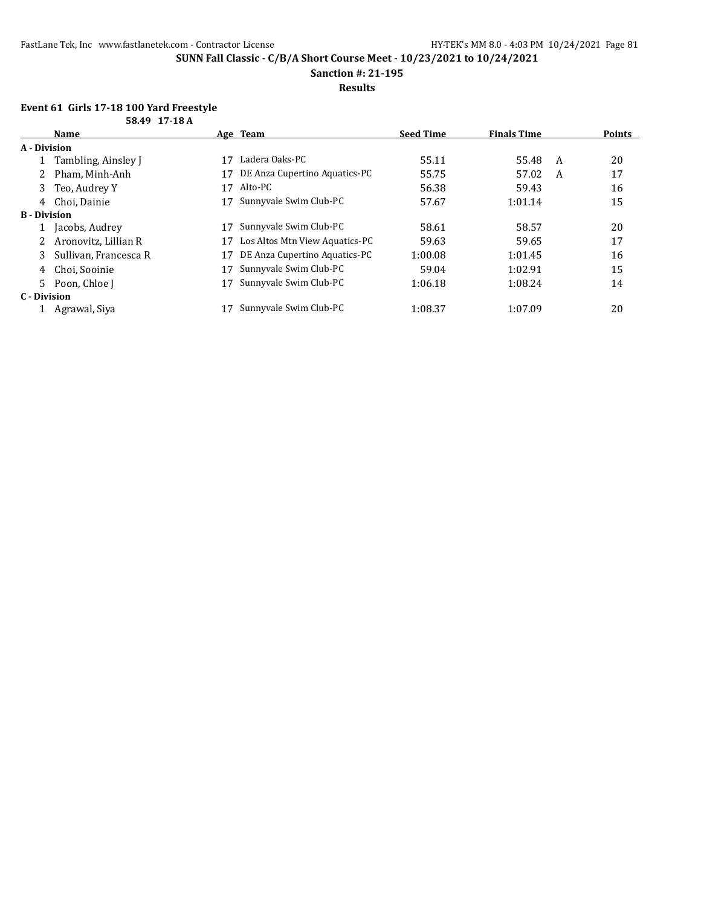## SUNN Fall Classic - C/B/A Short Course Meet - 10/23/2021 to 10/24/2021

**Sanction #: 21-195**

**Results**

### Event 61 Girls 17-18 100 Yard Freestyle

**58.49 17-18 A**

| | Name | Age | Team | Seed Time | Finals Time | | Points |
|---|---|---|---|---|---|---|---|
| **A - Division** | | | | | | | |
| 1 | Tambling, Ainsley J | 17 | Ladera Oaks-PC | 55.11 | 55.48 | A | 20 |
| 2 | Pham, Minh-Anh | 17 | DE Anza Cupertino Aquatics-PC | 55.75 | 57.02 | A | 17 |
| 3 | Teo, Audrey Y | 17 | Alto-PC | 56.38 | 59.43 | | 16 |
| 4 | Choi, Dainie | 17 | Sunnyvale Swim Club-PC | 57.67 | 1:01.14 | | 15 |
| **B - Division** | | | | | | | |
| 1 | Jacobs, Audrey | 17 | Sunnyvale Swim Club-PC | 58.61 | 58.57 | | 20 |
| 2 | Aronovitz, Lillian R | 17 | Los Altos Mtn View Aquatics-PC | 59.63 | 59.65 | | 17 |
| 3 | Sullivan, Francesca R | 17 | DE Anza Cupertino Aquatics-PC | 1:00.08 | 1:01.45 | | 16 |
| 4 | Choi, Sooinie | 17 | Sunnyvale Swim Club-PC | 59.04 | 1:02.91 | | 15 |
| 5 | Poon, Chloe J | 17 | Sunnyvale Swim Club-PC | 1:06.18 | 1:08.24 | | 14 |
| **C - Division** | | | | | | | |
| 1 | Agrawal, Siya | 17 | Sunnyvale Swim Club-PC | 1:08.37 | 1:07.09 | | 20 |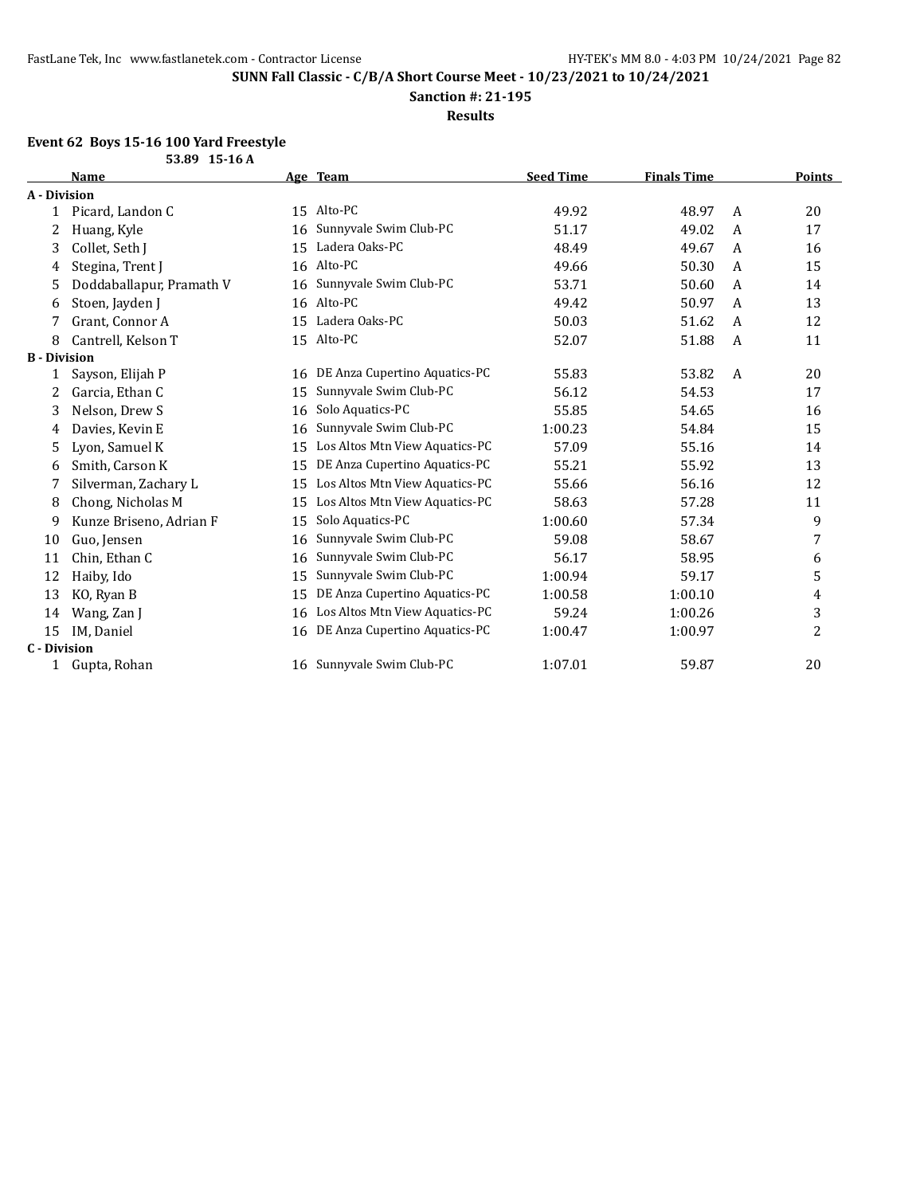**SUNN Fall Classic - C/B/A Short Course Meet - 10/23/2021 to 10/24/2021**

**Sanction #: 21-195**

**Results**

### Event 62 Boys 15-16 100 Yard Freestyle

**53.89 15-16 A**

| | Name | Age | Team | Seed Time | Finals Time | | Points |
|---|---|---|---|---|---|---|---|
| **A - Division** | | | | | | | |
| 1 | Picard, Landon C | 15 | Alto-PC | 49.92 | 48.97 | A | 20 |
| 2 | Huang, Kyle | 16 | Sunnyvale Swim Club-PC | 51.17 | 49.02 | A | 17 |
| 3 | Collet, Seth J | 15 | Ladera Oaks-PC | 48.49 | 49.67 | A | 16 |
| 4 | Stegina, Trent J | 16 | Alto-PC | 49.66 | 50.30 | A | 15 |
| 5 | Doddaballapur, Pramath V | 16 | Sunnyvale Swim Club-PC | 53.71 | 50.60 | A | 14 |
| 6 | Stoen, Jayden J | 16 | Alto-PC | 49.42 | 50.97 | A | 13 |
| 7 | Grant, Connor A | 15 | Ladera Oaks-PC | 50.03 | 51.62 | A | 12 |
| 8 | Cantrell, Kelson T | 15 | Alto-PC | 52.07 | 51.88 | A | 11 |
| **B - Division** | | | | | | | |
| 1 | Sayson, Elijah P | 16 | DE Anza Cupertino Aquatics-PC | 55.83 | 53.82 | A | 20 |
| 2 | Garcia, Ethan C | 15 | Sunnyvale Swim Club-PC | 56.12 | 54.53 | | 17 |
| 3 | Nelson, Drew S | 16 | Solo Aquatics-PC | 55.85 | 54.65 | | 16 |
| 4 | Davies, Kevin E | 16 | Sunnyvale Swim Club-PC | 1:00.23 | 54.84 | | 15 |
| 5 | Lyon, Samuel K | 15 | Los Altos Mtn View Aquatics-PC | 57.09 | 55.16 | | 14 |
| 6 | Smith, Carson K | 15 | DE Anza Cupertino Aquatics-PC | 55.21 | 55.92 | | 13 |
| 7 | Silverman, Zachary L | 15 | Los Altos Mtn View Aquatics-PC | 55.66 | 56.16 | | 12 |
| 8 | Chong, Nicholas M | 15 | Los Altos Mtn View Aquatics-PC | 58.63 | 57.28 | | 11 |
| 9 | Kunze Briseno, Adrian F | 15 | Solo Aquatics-PC | 1:00.60 | 57.34 | | 9 |
| 10 | Guo, Jensen | 16 | Sunnyvale Swim Club-PC | 59.08 | 58.67 | | 7 |
| 11 | Chin, Ethan C | 16 | Sunnyvale Swim Club-PC | 56.17 | 58.95 | | 6 |
| 12 | Haiby, Ido | 15 | Sunnyvale Swim Club-PC | 1:00.94 | 59.17 | | 5 |
| 13 | KO, Ryan B | 15 | DE Anza Cupertino Aquatics-PC | 1:00.58 | 1:00.10 | | 4 |
| 14 | Wang, Zan J | 16 | Los Altos Mtn View Aquatics-PC | 59.24 | 1:00.26 | | 3 |
| 15 | IM, Daniel | 16 | DE Anza Cupertino Aquatics-PC | 1:00.47 | 1:00.97 | | 2 |
| **C - Division** | | | | | | | |
| 1 | Gupta, Rohan | 16 | Sunnyvale Swim Club-PC | 1:07.01 | 59.87 | | 20 |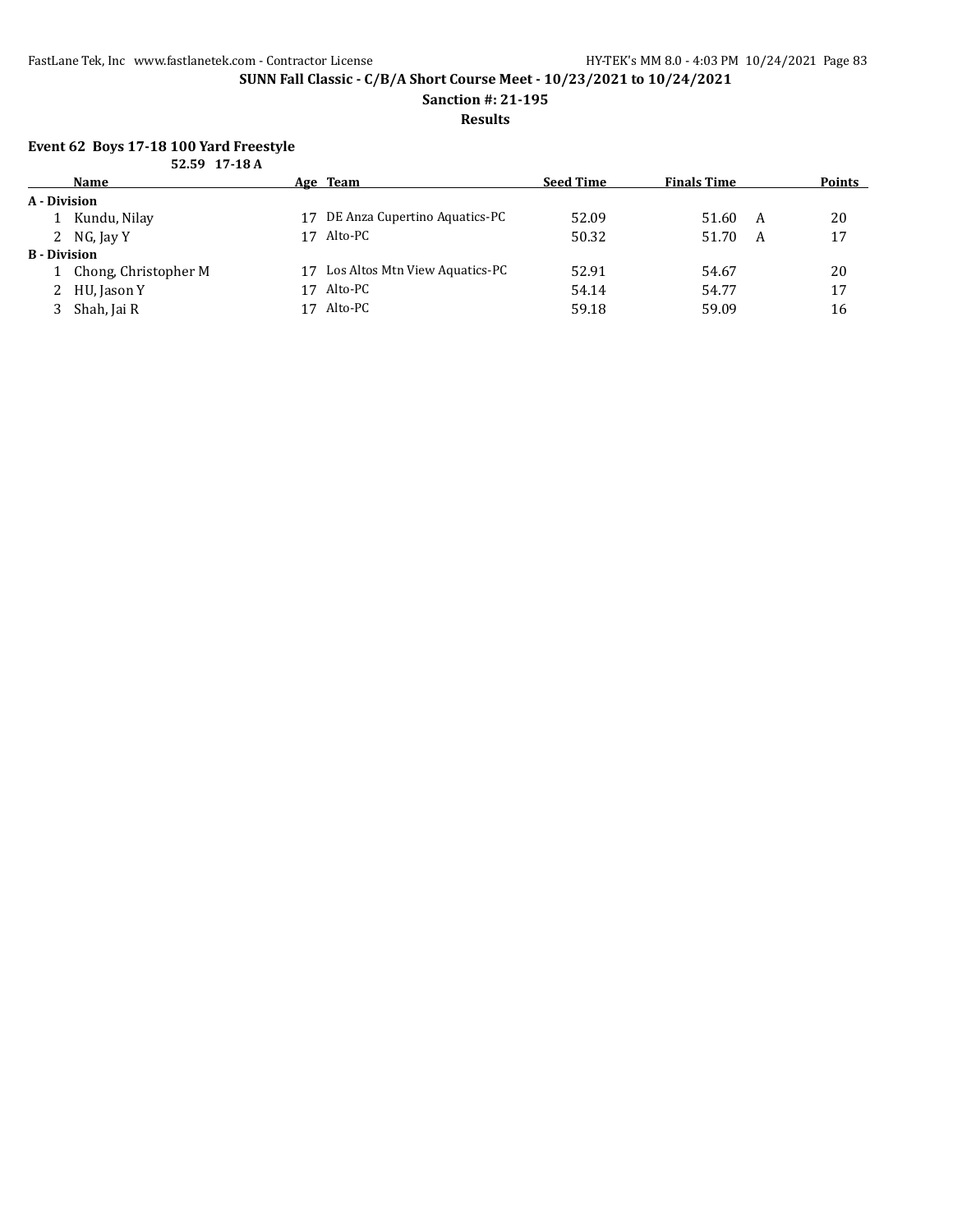**SUNN Fall Classic - C/B/A Short Course Meet - 10/23/2021 to 10/24/2021**

**Sanction #: 21-195**

**Results**

### Event 62 Boys 17-18 100 Yard Freestyle

**52.59 17-18 A**

| | Name | Age | Team | Seed Time | Finals Time | | Points |
|---|---|---|---|---|---|---|---|
| **A - Division** | | | | | | | |
| 1 | Kundu, Nilay | 17 | DE Anza Cupertino Aquatics-PC | 52.09 | 51.60 | A | 20 |
| 2 | NG, Jay Y | 17 | Alto-PC | 50.32 | 51.70 | A | 17 |
| **B - Division** | | | | | | | |
| 1 | Chong, Christopher M | 17 | Los Altos Mtn View Aquatics-PC | 52.91 | 54.67 | | 20 |
| 2 | HU, Jason Y | 17 | Alto-PC | 54.14 | 54.77 | | 17 |
| 3 | Shah, Jai R | 17 | Alto-PC | 59.18 | 59.09 | | 16 |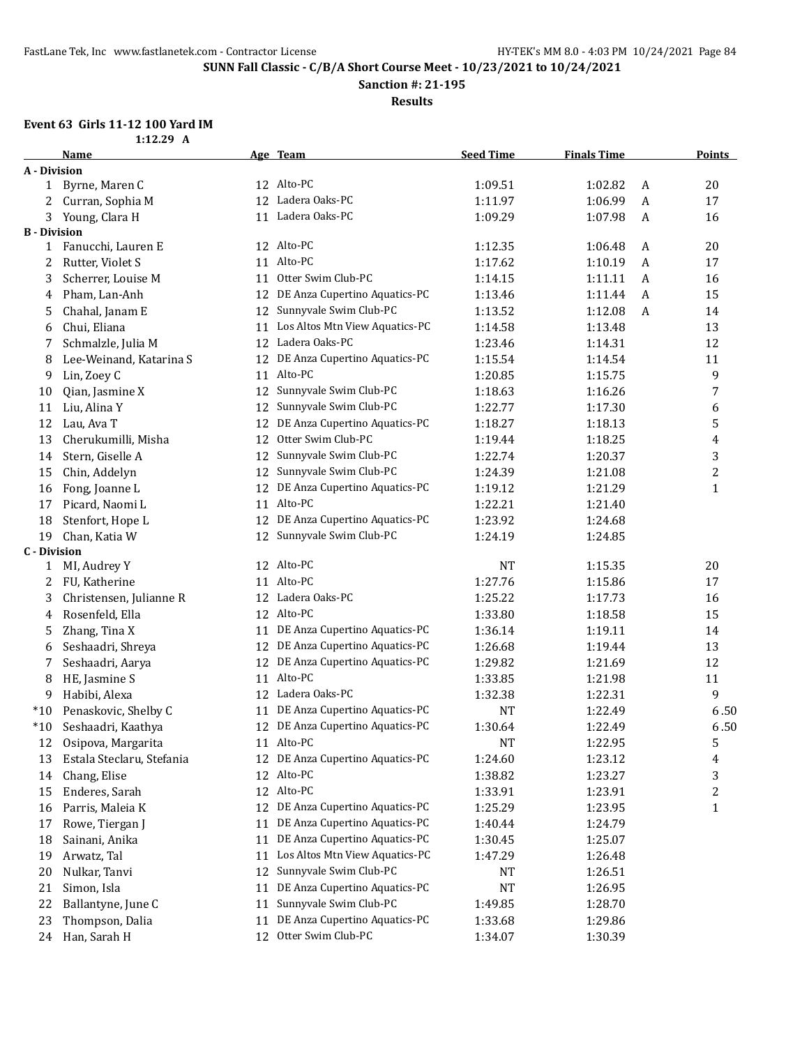**SUNN Fall Classic - C/B/A Short Course Meet - 10/23/2021 to 10/24/2021**

**Sanction #: 21-195**

**Results**

### Event 63 Girls 11-12 100 Yard IM

1:12.29 A

| | Name | Age | Team | Seed Time | Finals Time | | Points |
|---|---|---|---|---|---|---|---|
| **A - Division** | | | | | | | |
| 1 | Byrne, Maren C | 12 | Alto-PC | 1:09.51 | 1:02.82 | A | 20 |
| 2 | Curran, Sophia M | 12 | Ladera Oaks-PC | 1:11.97 | 1:06.99 | A | 17 |
| 3 | Young, Clara H | 11 | Ladera Oaks-PC | 1:09.29 | 1:07.98 | A | 16 |
| **B - Division** | | | | | | | |
| 1 | Fanucchi, Lauren E | 12 | Alto-PC | 1:12.35 | 1:06.48 | A | 20 |
| 2 | Rutter, Violet S | 11 | Alto-PC | 1:17.62 | 1:10.19 | A | 17 |
| 3 | Scherrer, Louise M | 11 | Otter Swim Club-PC | 1:14.15 | 1:11.11 | A | 16 |
| 4 | Pham, Lan-Anh | 12 | DE Anza Cupertino Aquatics-PC | 1:13.46 | 1:11.44 | A | 15 |
| 5 | Chahal, Janam E | 12 | Sunnyvale Swim Club-PC | 1:13.52 | 1:12.08 | A | 14 |
| 6 | Chui, Eliana | 11 | Los Altos Mtn View Aquatics-PC | 1:14.58 | 1:13.48 | | 13 |
| 7 | Schmalzle, Julia M | 12 | Ladera Oaks-PC | 1:23.46 | 1:14.31 | | 12 |
| 8 | Lee-Weinand, Katarina S | 12 | DE Anza Cupertino Aquatics-PC | 1:15.54 | 1:14.54 | | 11 |
| 9 | Lin, Zoey C | 11 | Alto-PC | 1:20.85 | 1:15.75 | | 9 |
| 10 | Qian, Jasmine X | 12 | Sunnyvale Swim Club-PC | 1:18.63 | 1:16.26 | | 7 |
| 11 | Liu, Alina Y | 12 | Sunnyvale Swim Club-PC | 1:22.77 | 1:17.30 | | 6 |
| 12 | Lau, Ava T | 12 | DE Anza Cupertino Aquatics-PC | 1:18.27 | 1:18.13 | | 5 |
| 13 | Cherukumilli, Misha | 12 | Otter Swim Club-PC | 1:19.44 | 1:18.25 | | 4 |
| 14 | Stern, Giselle A | 12 | Sunnyvale Swim Club-PC | 1:22.74 | 1:20.37 | | 3 |
| 15 | Chin, Addelyn | 12 | Sunnyvale Swim Club-PC | 1:24.39 | 1:21.08 | | 2 |
| 16 | Fong, Joanne L | 12 | DE Anza Cupertino Aquatics-PC | 1:19.12 | 1:21.29 | | 1 |
| 17 | Picard, Naomi L | 11 | Alto-PC | 1:22.21 | 1:21.40 | | |
| 18 | Stenfort, Hope L | 12 | DE Anza Cupertino Aquatics-PC | 1:23.92 | 1:24.68 | | |
| 19 | Chan, Katia W | 12 | Sunnyvale Swim Club-PC | 1:24.19 | 1:24.85 | | |
| **C - Division** | | | | | | | |
| 1 | MI, Audrey Y | 12 | Alto-PC | NT | 1:15.35 | | 20 |
| 2 | FU, Katherine | 11 | Alto-PC | 1:27.76 | 1:15.86 | | 17 |
| 3 | Christensen, Julianne R | 12 | Ladera Oaks-PC | 1:25.22 | 1:17.73 | | 16 |
| 4 | Rosenfeld, Ella | 12 | Alto-PC | 1:33.80 | 1:18.58 | | 15 |
| 5 | Zhang, Tina X | 11 | DE Anza Cupertino Aquatics-PC | 1:36.14 | 1:19.11 | | 14 |
| 6 | Seshaadri, Shreya | 12 | DE Anza Cupertino Aquatics-PC | 1:26.68 | 1:19.44 | | 13 |
| 7 | Seshaadri, Aarya | 12 | DE Anza Cupertino Aquatics-PC | 1:29.82 | 1:21.69 | | 12 |
| 8 | HE, Jasmine S | 11 | Alto-PC | 1:33.85 | 1:21.98 | | 11 |
| 9 | Habibi, Alexa | 12 | Ladera Oaks-PC | 1:32.38 | 1:22.31 | | 9 |
| *10 | Penaskovic, Shelby C | 11 | DE Anza Cupertino Aquatics-PC | NT | 1:22.49 | | 6.50 |
| *10 | Seshaadri, Kaathya | 12 | DE Anza Cupertino Aquatics-PC | 1:30.64 | 1:22.49 | | 6.50 |
| 12 | Osipova, Margarita | 11 | Alto-PC | NT | 1:22.95 | | 5 |
| 13 | Estala Steclaru, Stefania | 12 | DE Anza Cupertino Aquatics-PC | 1:24.60 | 1:23.12 | | 4 |
| 14 | Chang, Elise | 12 | Alto-PC | 1:38.82 | 1:23.27 | | 3 |
| 15 | Enderes, Sarah | 12 | Alto-PC | 1:33.91 | 1:23.91 | | 2 |
| 16 | Parris, Maleia K | 12 | DE Anza Cupertino Aquatics-PC | 1:25.29 | 1:23.95 | | 1 |
| 17 | Rowe, Tiergan J | 11 | DE Anza Cupertino Aquatics-PC | 1:40.44 | 1:24.79 | | |
| 18 | Sainani, Anika | 11 | DE Anza Cupertino Aquatics-PC | 1:30.45 | 1:25.07 | | |
| 19 | Arwatz, Tal | 11 | Los Altos Mtn View Aquatics-PC | 1:47.29 | 1:26.48 | | |
| 20 | Nulkar, Tanvi | 12 | Sunnyvale Swim Club-PC | NT | 1:26.51 | | |
| 21 | Simon, Isla | 11 | DE Anza Cupertino Aquatics-PC | NT | 1:26.95 | | |
| 22 | Ballantyne, June C | 11 | Sunnyvale Swim Club-PC | 1:49.85 | 1:28.70 | | |
| 23 | Thompson, Dalia | 11 | DE Anza Cupertino Aquatics-PC | 1:33.68 | 1:29.86 | | |
| 24 | Han, Sarah H | 12 | Otter Swim Club-PC | 1:34.07 | 1:30.39 | | |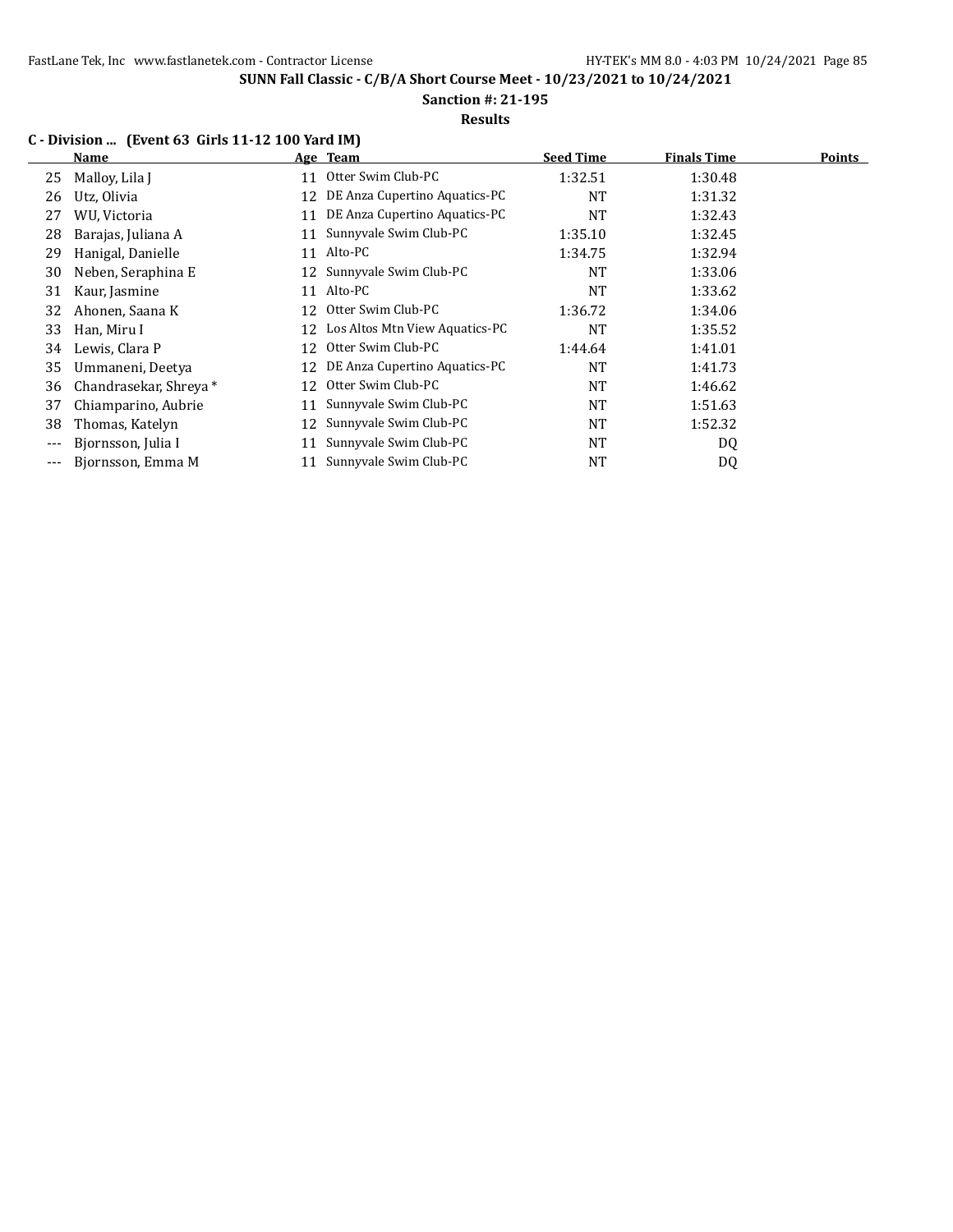## SUNN Fall Classic - C/B/A Short Course Meet - 10/23/2021 to 10/24/2021

**Sanction #: 21-195**

**Results**

### C - Division ... (Event 63 Girls 11-12 100 Yard IM)

| | Name | Age | Team | Seed Time | Finals Time | Points |
|---|---|---|---|---|---|---|
| 25 | Malloy, Lila J | 11 | Otter Swim Club-PC | 1:32.51 | 1:30.48 | |
| 26 | Utz, Olivia | 12 | DE Anza Cupertino Aquatics-PC | NT | 1:31.32 | |
| 27 | WU, Victoria | 11 | DE Anza Cupertino Aquatics-PC | NT | 1:32.43 | |
| 28 | Barajas, Juliana A | 11 | Sunnyvale Swim Club-PC | 1:35.10 | 1:32.45 | |
| 29 | Hanigal, Danielle | 11 | Alto-PC | 1:34.75 | 1:32.94 | |
| 30 | Neben, Seraphina E | 12 | Sunnyvale Swim Club-PC | NT | 1:33.06 | |
| 31 | Kaur, Jasmine | 11 | Alto-PC | NT | 1:33.62 | |
| 32 | Ahonen, Saana K | 12 | Otter Swim Club-PC | 1:36.72 | 1:34.06 | |
| 33 | Han, Miru I | 12 | Los Altos Mtn View Aquatics-PC | NT | 1:35.52 | |
| 34 | Lewis, Clara P | 12 | Otter Swim Club-PC | 1:44.64 | 1:41.01 | |
| 35 | Ummaneni, Deetya | 12 | DE Anza Cupertino Aquatics-PC | NT | 1:41.73 | |
| 36 | Chandrasekar, Shreya * | 12 | Otter Swim Club-PC | NT | 1:46.62 | |
| 37 | Chiamparino, Aubrie | 11 | Sunnyvale Swim Club-PC | NT | 1:51.63 | |
| 38 | Thomas, Katelyn | 12 | Sunnyvale Swim Club-PC | NT | 1:52.32 | |
| --- | Bjornsson, Julia I | 11 | Sunnyvale Swim Club-PC | NT | DQ | |
| --- | Bjornsson, Emma M | 11 | Sunnyvale Swim Club-PC | NT | DQ | |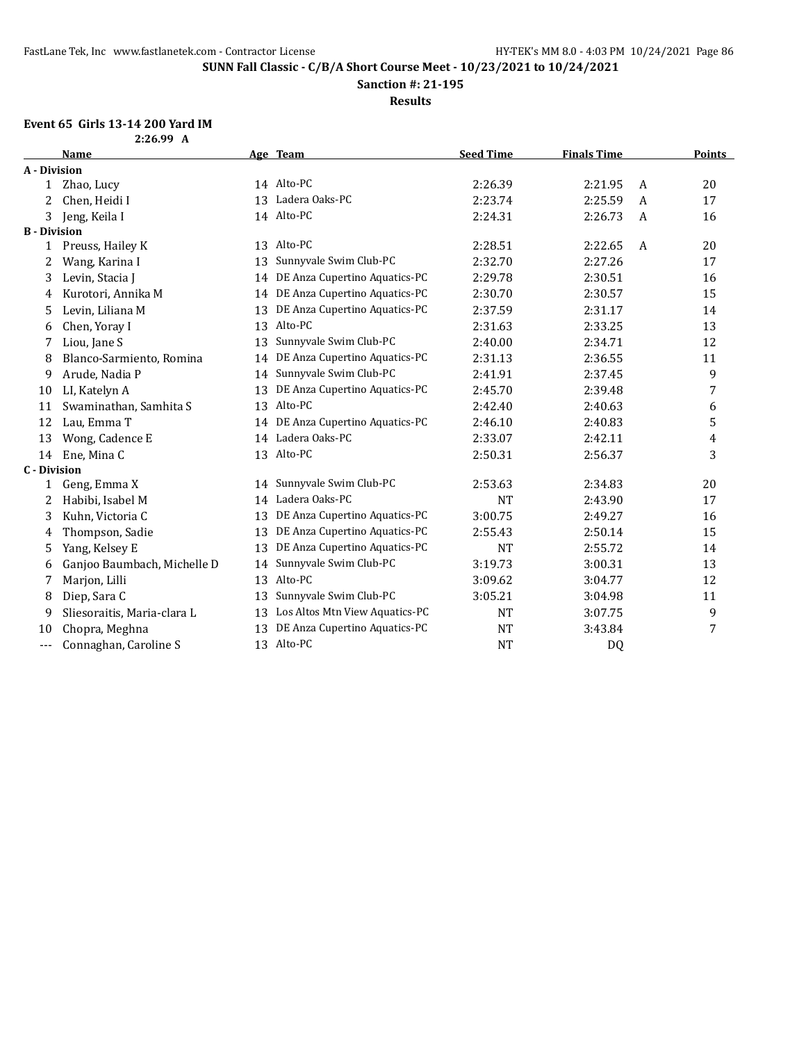**SUNN Fall Classic - C/B/A Short Course Meet - 10/23/2021 to 10/24/2021**

**Sanction #: 21-195**

**Results**

### Event 65 Girls 13-14 200 Yard IM

2:26.99 A

| | Name | Age | Team | Seed Time | Finals Time | | Points |
|---|---|---|---|---|---|---|---|
| **A - Division** | | | | | | | |
| 1 | Zhao, Lucy | 14 | Alto-PC | 2:26.39 | 2:21.95 | A | 20 |
| 2 | Chen, Heidi I | 13 | Ladera Oaks-PC | 2:23.74 | 2:25.59 | A | 17 |
| 3 | Jeng, Keila I | 14 | Alto-PC | 2:24.31 | 2:26.73 | A | 16 |
| **B - Division** | | | | | | | |
| 1 | Preuss, Hailey K | 13 | Alto-PC | 2:28.51 | 2:22.65 | A | 20 |
| 2 | Wang, Karina I | 13 | Sunnyvale Swim Club-PC | 2:32.70 | 2:27.26 | | 17 |
| 3 | Levin, Stacia J | 14 | DE Anza Cupertino Aquatics-PC | 2:29.78 | 2:30.51 | | 16 |
| 4 | Kurotori, Annika M | 14 | DE Anza Cupertino Aquatics-PC | 2:30.70 | 2:30.57 | | 15 |
| 5 | Levin, Liliana M | 13 | DE Anza Cupertino Aquatics-PC | 2:37.59 | 2:31.17 | | 14 |
| 6 | Chen, Yoray I | 13 | Alto-PC | 2:31.63 | 2:33.25 | | 13 |
| 7 | Liou, Jane S | 13 | Sunnyvale Swim Club-PC | 2:40.00 | 2:34.71 | | 12 |
| 8 | Blanco-Sarmiento, Romina | 14 | DE Anza Cupertino Aquatics-PC | 2:31.13 | 2:36.55 | | 11 |
| 9 | Arude, Nadia P | 14 | Sunnyvale Swim Club-PC | 2:41.91 | 2:37.45 | | 9 |
| 10 | LI, Katelyn A | 13 | DE Anza Cupertino Aquatics-PC | 2:45.70 | 2:39.48 | | 7 |
| 11 | Swaminathan, Samhita S | 13 | Alto-PC | 2:42.40 | 2:40.63 | | 6 |
| 12 | Lau, Emma T | 14 | DE Anza Cupertino Aquatics-PC | 2:46.10 | 2:40.83 | | 5 |
| 13 | Wong, Cadence E | 14 | Ladera Oaks-PC | 2:33.07 | 2:42.11 | | 4 |
| 14 | Ene, Mina C | 13 | Alto-PC | 2:50.31 | 2:56.37 | | 3 |
| **C - Division** | | | | | | | |
| 1 | Geng, Emma X | 14 | Sunnyvale Swim Club-PC | 2:53.63 | 2:34.83 | | 20 |
| 2 | Habibi, Isabel M | 14 | Ladera Oaks-PC | NT | 2:43.90 | | 17 |
| 3 | Kuhn, Victoria C | 13 | DE Anza Cupertino Aquatics-PC | 3:00.75 | 2:49.27 | | 16 |
| 4 | Thompson, Sadie | 13 | DE Anza Cupertino Aquatics-PC | 2:55.43 | 2:50.14 | | 15 |
| 5 | Yang, Kelsey E | 13 | DE Anza Cupertino Aquatics-PC | NT | 2:55.72 | | 14 |
| 6 | Ganjoo Baumbach, Michelle D | 14 | Sunnyvale Swim Club-PC | 3:19.73 | 3:00.31 | | 13 |
| 7 | Marjon, Lilli | 13 | Alto-PC | 3:09.62 | 3:04.77 | | 12 |
| 8 | Diep, Sara C | 13 | Sunnyvale Swim Club-PC | 3:05.21 | 3:04.98 | | 11 |
| 9 | Sliesoraitis, Maria-clara L | 13 | Los Altos Mtn View Aquatics-PC | NT | 3:07.75 | | 9 |
| 10 | Chopra, Meghna | 13 | DE Anza Cupertino Aquatics-PC | NT | 3:43.84 | | 7 |
| --- | Connaghan, Caroline S | 13 | Alto-PC | NT | DQ | | |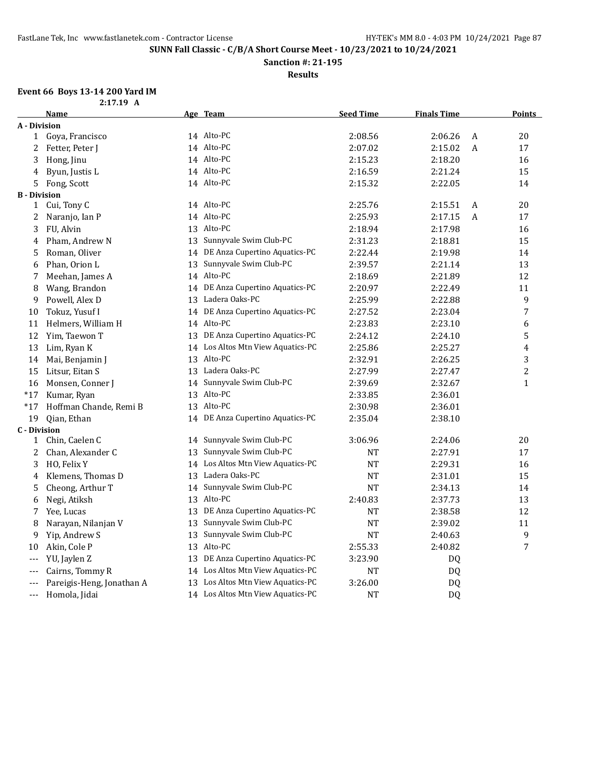**SUNN Fall Classic - C/B/A Short Course Meet - 10/23/2021 to 10/24/2021**

**Sanction #: 21-195**

**Results**

### Event 66 Boys 13-14 200 Yard IM

2:17.19 A

| | Name | Age | Team | Seed Time | Finals Time | | Points |
|---|---|---|---|---|---|---|---|
| **A - Division** | | | | | | | |
| 1 | Goya, Francisco | 14 | Alto-PC | 2:08.56 | 2:06.26 | A | 20 |
| 2 | Fetter, Peter J | 14 | Alto-PC | 2:07.02 | 2:15.02 | A | 17 |
| 3 | Hong, Jinu | 14 | Alto-PC | 2:15.23 | 2:18.20 | | 16 |
| 4 | Byun, Justis L | 14 | Alto-PC | 2:16.59 | 2:21.24 | | 15 |
| 5 | Fong, Scott | 14 | Alto-PC | 2:15.32 | 2:22.05 | | 14 |
| **B - Division** | | | | | | | |
| 1 | Cui, Tony C | 14 | Alto-PC | 2:25.76 | 2:15.51 | A | 20 |
| 2 | Naranjo, Ian P | 14 | Alto-PC | 2:25.93 | 2:17.15 | A | 17 |
| 3 | FU, Alvin | 13 | Alto-PC | 2:18.94 | 2:17.98 | | 16 |
| 4 | Pham, Andrew N | 13 | Sunnyvale Swim Club-PC | 2:31.23 | 2:18.81 | | 15 |
| 5 | Roman, Oliver | 14 | DE Anza Cupertino Aquatics-PC | 2:22.44 | 2:19.98 | | 14 |
| 6 | Phan, Orion L | 13 | Sunnyvale Swim Club-PC | 2:39.57 | 2:21.14 | | 13 |
| 7 | Meehan, James A | 14 | Alto-PC | 2:18.69 | 2:21.89 | | 12 |
| 8 | Wang, Brandon | 14 | DE Anza Cupertino Aquatics-PC | 2:20.97 | 2:22.49 | | 11 |
| 9 | Powell, Alex D | 13 | Ladera Oaks-PC | 2:25.99 | 2:22.88 | | 9 |
| 10 | Tokuz, Yusuf I | 14 | DE Anza Cupertino Aquatics-PC | 2:27.52 | 2:23.04 | | 7 |
| 11 | Helmers, William H | 14 | Alto-PC | 2:23.83 | 2:23.10 | | 6 |
| 12 | Yim, Taewon T | 13 | DE Anza Cupertino Aquatics-PC | 2:24.12 | 2:24.10 | | 5 |
| 13 | Lim, Ryan K | 14 | Los Altos Mtn View Aquatics-PC | 2:25.86 | 2:25.27 | | 4 |
| 14 | Mai, Benjamin J | 13 | Alto-PC | 2:32.91 | 2:26.25 | | 3 |
| 15 | Litsur, Eitan S | 13 | Ladera Oaks-PC | 2:27.99 | 2:27.47 | | 2 |
| 16 | Monsen, Conner J | 14 | Sunnyvale Swim Club-PC | 2:39.69 | 2:32.67 | | 1 |
| *17 | Kumar, Ryan | 13 | Alto-PC | 2:33.85 | 2:36.01 | | |
| *17 | Hoffman Chande, Remi B | 13 | Alto-PC | 2:30.98 | 2:36.01 | | |
| 19 | Qian, Ethan | 14 | DE Anza Cupertino Aquatics-PC | 2:35.04 | 2:38.10 | | |
| **C - Division** | | | | | | | |
| 1 | Chin, Caelen C | 14 | Sunnyvale Swim Club-PC | 3:06.96 | 2:24.06 | | 20 |
| 2 | Chan, Alexander C | 13 | Sunnyvale Swim Club-PC | NT | 2:27.91 | | 17 |
| 3 | HO, Felix Y | 14 | Los Altos Mtn View Aquatics-PC | NT | 2:29.31 | | 16 |
| 4 | Klemens, Thomas D | 13 | Ladera Oaks-PC | NT | 2:31.01 | | 15 |
| 5 | Cheong, Arthur T | 14 | Sunnyvale Swim Club-PC | NT | 2:34.13 | | 14 |
| 6 | Negi, Atiksh | 13 | Alto-PC | 2:40.83 | 2:37.73 | | 13 |
| 7 | Yee, Lucas | 13 | DE Anza Cupertino Aquatics-PC | NT | 2:38.58 | | 12 |
| 8 | Narayan, Nilanjan V | 13 | Sunnyvale Swim Club-PC | NT | 2:39.02 | | 11 |
| 9 | Yip, Andrew S | 13 | Sunnyvale Swim Club-PC | NT | 2:40.63 | | 9 |
| 10 | Akin, Cole P | 13 | Alto-PC | 2:55.33 | 2:40.82 | | 7 |
| --- | YU, Jaylen Z | 13 | DE Anza Cupertino Aquatics-PC | 3:23.90 | DQ | | |
| --- | Cairns, Tommy R | 14 | Los Altos Mtn View Aquatics-PC | NT | DQ | | |
| --- | Pareigis-Heng, Jonathan A | 13 | Los Altos Mtn View Aquatics-PC | 3:26.00 | DQ | | |
| --- | Homola, Jidai | 14 | Los Altos Mtn View Aquatics-PC | NT | DQ | | |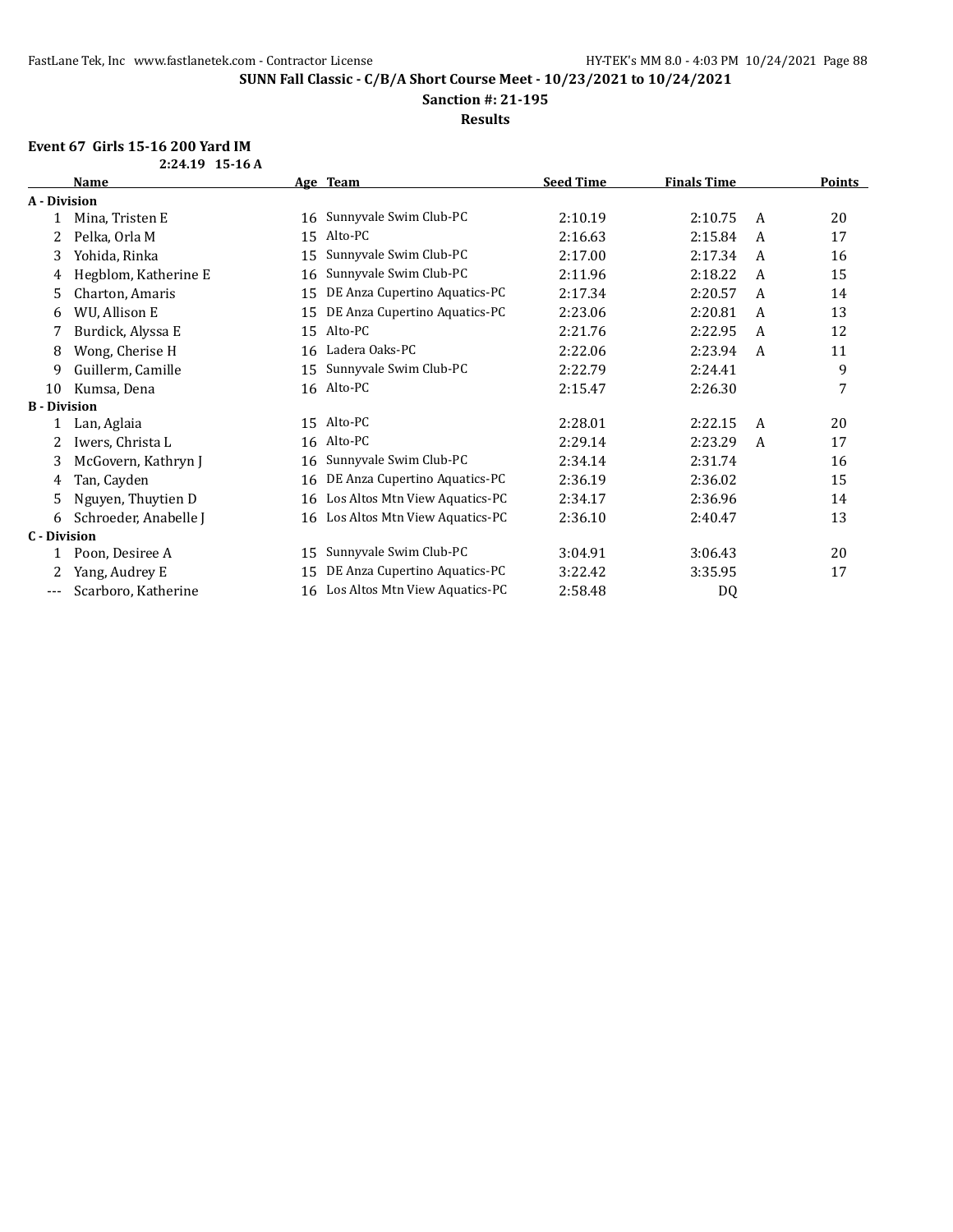**SUNN Fall Classic - C/B/A Short Course Meet - 10/23/2021 to 10/24/2021**

**Sanction #: 21-195**

**Results**

### Event 67 Girls 15-16 200 Yard IM

**2:24.19 15-16 A**

| | Name | Age | Team | Seed Time | Finals Time | | Points |
|---|---|---|---|---|---|---|---|
| **A - Division** | | | | | | | |
| 1 | Mina, Tristen E | 16 | Sunnyvale Swim Club-PC | 2:10.19 | 2:10.75 | A | 20 |
| 2 | Pelka, Orla M | 15 | Alto-PC | 2:16.63 | 2:15.84 | A | 17 |
| 3 | Yohida, Rinka | 15 | Sunnyvale Swim Club-PC | 2:17.00 | 2:17.34 | A | 16 |
| 4 | Hegblom, Katherine E | 16 | Sunnyvale Swim Club-PC | 2:11.96 | 2:18.22 | A | 15 |
| 5 | Charton, Amaris | 15 | DE Anza Cupertino Aquatics-PC | 2:17.34 | 2:20.57 | A | 14 |
| 6 | WU, Allison E | 15 | DE Anza Cupertino Aquatics-PC | 2:23.06 | 2:20.81 | A | 13 |
| 7 | Burdick, Alyssa E | 15 | Alto-PC | 2:21.76 | 2:22.95 | A | 12 |
| 8 | Wong, Cherise H | 16 | Ladera Oaks-PC | 2:22.06 | 2:23.94 | A | 11 |
| 9 | Guillerm, Camille | 15 | Sunnyvale Swim Club-PC | 2:22.79 | 2:24.41 | | 9 |
| 10 | Kumsa, Dena | 16 | Alto-PC | 2:15.47 | 2:26.30 | | 7 |
| **B - Division** | | | | | | | |
| 1 | Lan, Aglaia | 15 | Alto-PC | 2:28.01 | 2:22.15 | A | 20 |
| 2 | Iwers, Christa L | 16 | Alto-PC | 2:29.14 | 2:23.29 | A | 17 |
| 3 | McGovern, Kathryn J | 16 | Sunnyvale Swim Club-PC | 2:34.14 | 2:31.74 | | 16 |
| 4 | Tan, Cayden | 16 | DE Anza Cupertino Aquatics-PC | 2:36.19 | 2:36.02 | | 15 |
| 5 | Nguyen, Thuytien D | 16 | Los Altos Mtn View Aquatics-PC | 2:34.17 | 2:36.96 | | 14 |
| 6 | Schroeder, Anabelle J | 16 | Los Altos Mtn View Aquatics-PC | 2:36.10 | 2:40.47 | | 13 |
| **C - Division** | | | | | | | |
| 1 | Poon, Desiree A | 15 | Sunnyvale Swim Club-PC | 3:04.91 | 3:06.43 | | 20 |
| 2 | Yang, Audrey E | 15 | DE Anza Cupertino Aquatics-PC | 3:22.42 | 3:35.95 | | 17 |
| --- | Scarboro, Katherine | 16 | Los Altos Mtn View Aquatics-PC | 2:58.48 | DQ | | |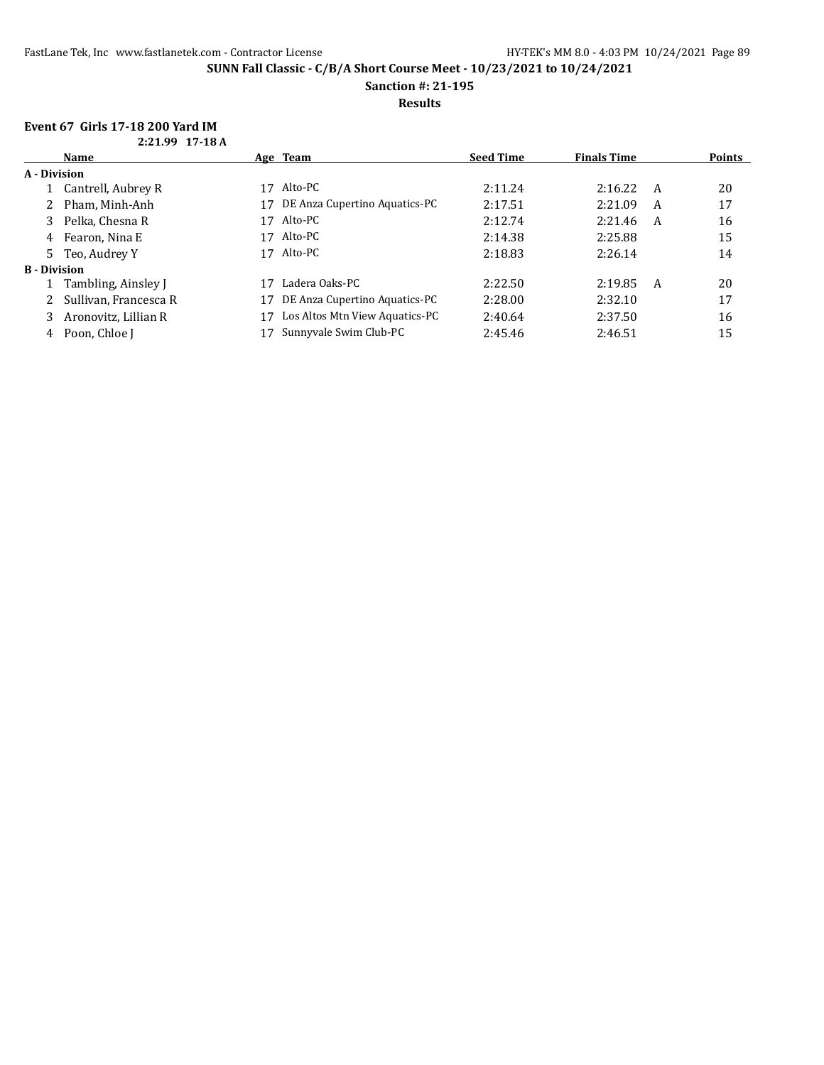**SUNN Fall Classic - C/B/A Short Course Meet - 10/23/2021 to 10/24/2021**

**Sanction #: 21-195**

**Results**

### Event 67 Girls 17-18 200 Yard IM

**2:21.99 17-18 A**

| | Name | Age | Team | Seed Time | Finals Time | | Points |
|---|---|---|---|---|---|---|---|
| **A - Division** | | | | | | | |
| 1 | Cantrell, Aubrey R | 17 | Alto-PC | 2:11.24 | 2:16.22 | A | 20 |
| 2 | Pham, Minh-Anh | 17 | DE Anza Cupertino Aquatics-PC | 2:17.51 | 2:21.09 | A | 17 |
| 3 | Pelka, Chesna R | 17 | Alto-PC | 2:12.74 | 2:21.46 | A | 16 |
| 4 | Fearon, Nina E | 17 | Alto-PC | 2:14.38 | 2:25.88 | | 15 |
| 5 | Teo, Audrey Y | 17 | Alto-PC | 2:18.83 | 2:26.14 | | 14 |
| **B - Division** | | | | | | | |
| 1 | Tambling, Ainsley J | 17 | Ladera Oaks-PC | 2:22.50 | 2:19.85 | A | 20 |
| 2 | Sullivan, Francesca R | 17 | DE Anza Cupertino Aquatics-PC | 2:28.00 | 2:32.10 | | 17 |
| 3 | Aronovitz, Lillian R | 17 | Los Altos Mtn View Aquatics-PC | 2:40.64 | 2:37.50 | | 16 |
| 4 | Poon, Chloe J | 17 | Sunnyvale Swim Club-PC | 2:45.46 | 2:46.51 | | 15 |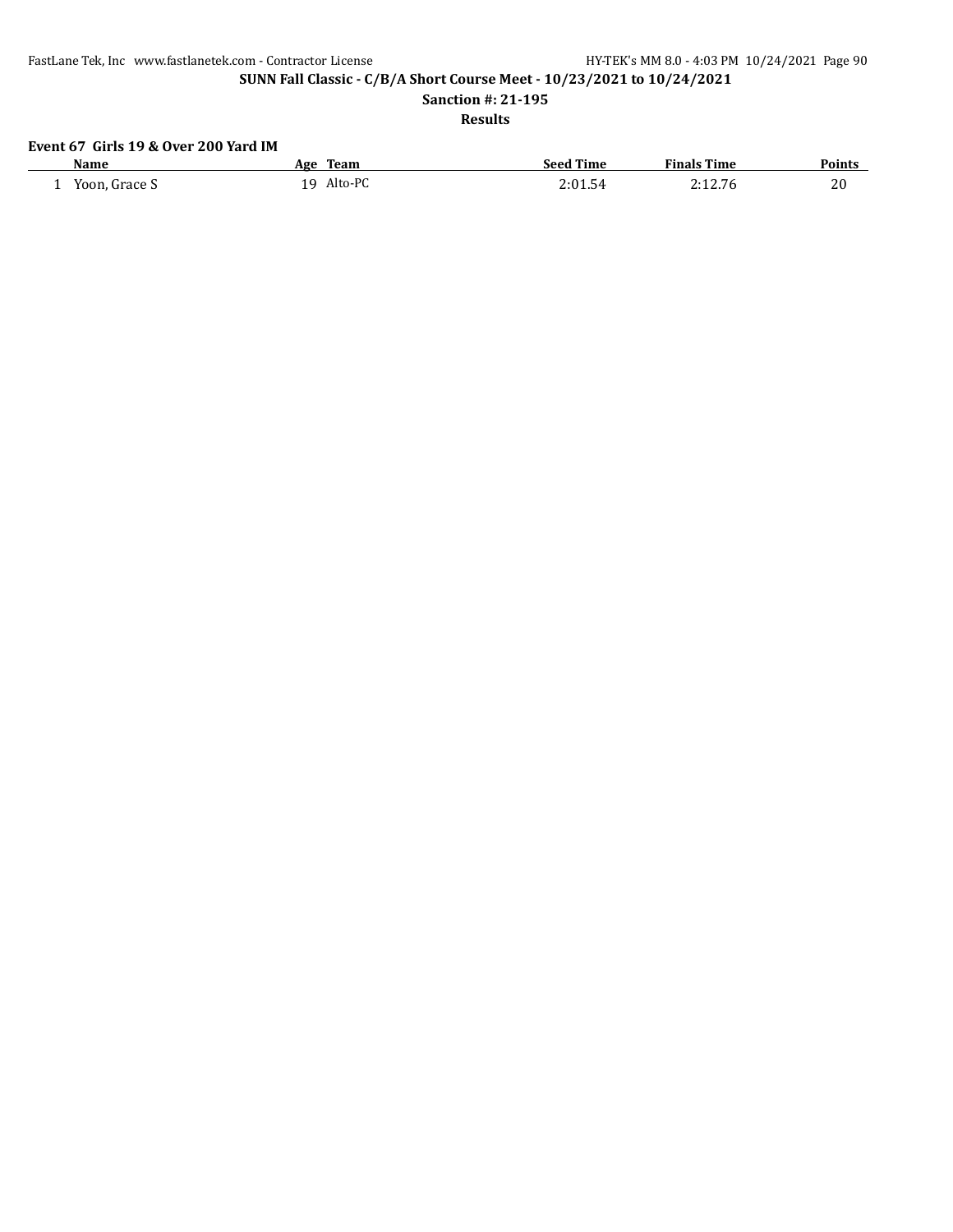**SUNN Fall Classic - C/B/A Short Course Meet - 10/23/2021 to 10/24/2021**

**Sanction #: 21-195**

**Results**

**Event 67 Girls 19 & Over 200 Yard IM**

| | Name | Age | Team | Seed Time | Finals Time | Points |
|---|---|---|---|---|---|---|
| 1 | Yoon, Grace S | 19 | Alto-PC | 2:01.54 | 2:12.76 | 20 |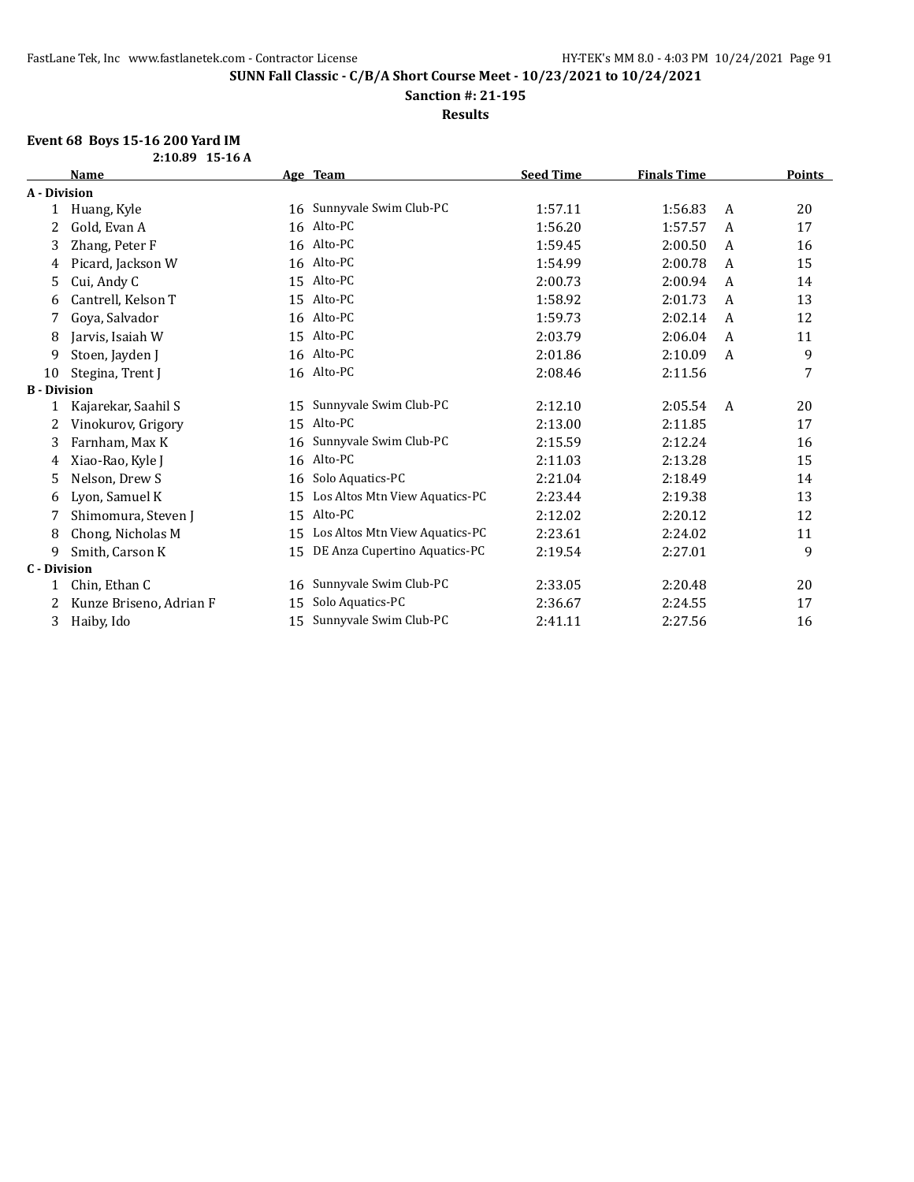**SUNN Fall Classic - C/B/A Short Course Meet - 10/23/2021 to 10/24/2021**

**Sanction #: 21-195**

**Results**

### Event 68 Boys 15-16 200 Yard IM

**2:10.89 15-16 A**

| | Name | Age | Team | Seed Time | Finals Time | | Points |
|---|---|---|---|---|---|---|---|
| **A - Division** | | | | | | | |
| 1 | Huang, Kyle | 16 | Sunnyvale Swim Club-PC | 1:57.11 | 1:56.83 | A | 20 |
| 2 | Gold, Evan A | 16 | Alto-PC | 1:56.20 | 1:57.57 | A | 17 |
| 3 | Zhang, Peter F | 16 | Alto-PC | 1:59.45 | 2:00.50 | A | 16 |
| 4 | Picard, Jackson W | 16 | Alto-PC | 1:54.99 | 2:00.78 | A | 15 |
| 5 | Cui, Andy C | 15 | Alto-PC | 2:00.73 | 2:00.94 | A | 14 |
| 6 | Cantrell, Kelson T | 15 | Alto-PC | 1:58.92 | 2:01.73 | A | 13 |
| 7 | Goya, Salvador | 16 | Alto-PC | 1:59.73 | 2:02.14 | A | 12 |
| 8 | Jarvis, Isaiah W | 15 | Alto-PC | 2:03.79 | 2:06.04 | A | 11 |
| 9 | Stoen, Jayden J | 16 | Alto-PC | 2:01.86 | 2:10.09 | A | 9 |
| 10 | Stegina, Trent J | 16 | Alto-PC | 2:08.46 | 2:11.56 | | 7 |
| **B - Division** | | | | | | | |
| 1 | Kajarekar, Saahil S | 15 | Sunnyvale Swim Club-PC | 2:12.10 | 2:05.54 | A | 20 |
| 2 | Vinokurov, Grigory | 15 | Alto-PC | 2:13.00 | 2:11.85 | | 17 |
| 3 | Farnham, Max K | 16 | Sunnyvale Swim Club-PC | 2:15.59 | 2:12.24 | | 16 |
| 4 | Xiao-Rao, Kyle J | 16 | Alto-PC | 2:11.03 | 2:13.28 | | 15 |
| 5 | Nelson, Drew S | 16 | Solo Aquatics-PC | 2:21.04 | 2:18.49 | | 14 |
| 6 | Lyon, Samuel K | 15 | Los Altos Mtn View Aquatics-PC | 2:23.44 | 2:19.38 | | 13 |
| 7 | Shimomura, Steven J | 15 | Alto-PC | 2:12.02 | 2:20.12 | | 12 |
| 8 | Chong, Nicholas M | 15 | Los Altos Mtn View Aquatics-PC | 2:23.61 | 2:24.02 | | 11 |
| 9 | Smith, Carson K | 15 | DE Anza Cupertino Aquatics-PC | 2:19.54 | 2:27.01 | | 9 |
| **C - Division** | | | | | | | |
| 1 | Chin, Ethan C | 16 | Sunnyvale Swim Club-PC | 2:33.05 | 2:20.48 | | 20 |
| 2 | Kunze Briseno, Adrian F | 15 | Solo Aquatics-PC | 2:36.67 | 2:24.55 | | 17 |
| 3 | Haiby, Ido | 15 | Sunnyvale Swim Club-PC | 2:41.11 | 2:27.56 | | 16 |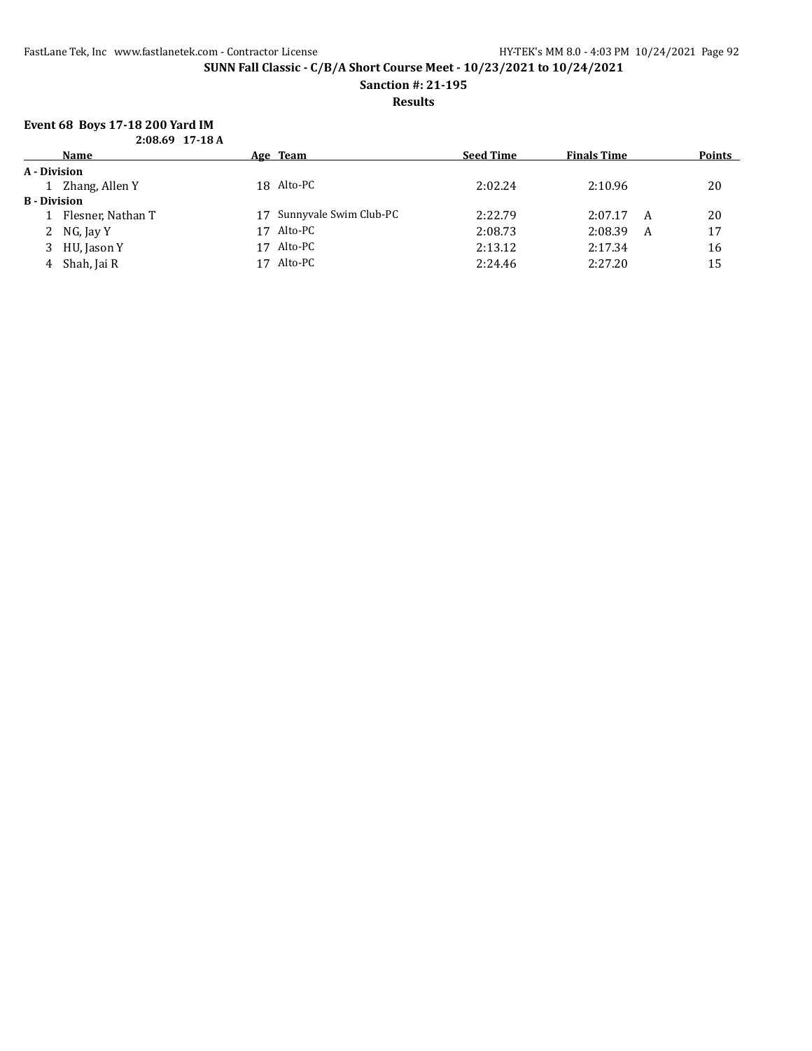**SUNN Fall Classic - C/B/A Short Course Meet - 10/23/2021 to 10/24/2021**

**Sanction #: 21-195**

**Results**

### Event 68 Boys 17-18 200 Yard IM

**2:08.69 17-18 A**

| | Name | Age | Team | Seed Time | Finals Time | | Points |
|---|---|---|---|---|---|---|---|
| **A - Division** | | | | | | | |
| 1 | Zhang, Allen Y | 18 | Alto-PC | 2:02.24 | 2:10.96 | | 20 |
| **B - Division** | | | | | | | |
| 1 | Flesner, Nathan T | 17 | Sunnyvale Swim Club-PC | 2:22.79 | 2:07.17 | A | 20 |
| 2 | NG, Jay Y | 17 | Alto-PC | 2:08.73 | 2:08.39 | A | 17 |
| 3 | HU, Jason Y | 17 | Alto-PC | 2:13.12 | 2:17.34 | | 16 |
| 4 | Shah, Jai R | 17 | Alto-PC | 2:24.46 | 2:27.20 | | 15 |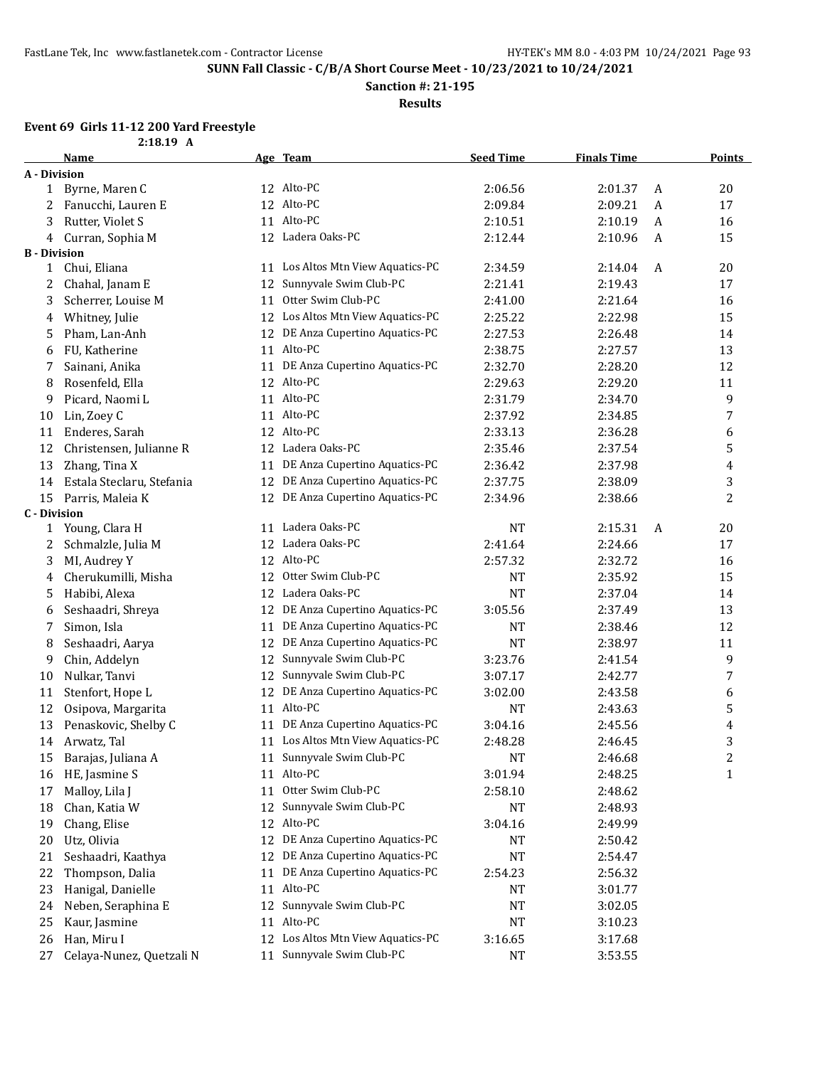**SUNN Fall Classic - C/B/A Short Course Meet - 10/23/2021 to 10/24/2021**

**Sanction #: 21-195**

**Results**

### Event 69 Girls 11-12 200 Yard Freestyle

2:18.19 A

| | Name | Age | Team | Seed Time | Finals Time | | Points |
|---|---|---|---|---|---|---|---|
| **A - Division** | | | | | | | |
| 1 | Byrne, Maren C | 12 | Alto-PC | 2:06.56 | 2:01.37 | A | 20 |
| 2 | Fanucchi, Lauren E | 12 | Alto-PC | 2:09.84 | 2:09.21 | A | 17 |
| 3 | Rutter, Violet S | 11 | Alto-PC | 2:10.51 | 2:10.19 | A | 16 |
| 4 | Curran, Sophia M | 12 | Ladera Oaks-PC | 2:12.44 | 2:10.96 | A | 15 |
| **B - Division** | | | | | | | |
| 1 | Chui, Eliana | 11 | Los Altos Mtn View Aquatics-PC | 2:34.59 | 2:14.04 | A | 20 |
| 2 | Chahal, Janam E | 12 | Sunnyvale Swim Club-PC | 2:21.41 | 2:19.43 | | 17 |
| 3 | Scherrer, Louise M | 11 | Otter Swim Club-PC | 2:41.00 | 2:21.64 | | 16 |
| 4 | Whitney, Julie | 12 | Los Altos Mtn View Aquatics-PC | 2:25.22 | 2:22.98 | | 15 |
| 5 | Pham, Lan-Anh | 12 | DE Anza Cupertino Aquatics-PC | 2:27.53 | 2:26.48 | | 14 |
| 6 | FU, Katherine | 11 | Alto-PC | 2:38.75 | 2:27.57 | | 13 |
| 7 | Sainani, Anika | 11 | DE Anza Cupertino Aquatics-PC | 2:32.70 | 2:28.20 | | 12 |
| 8 | Rosenfeld, Ella | 12 | Alto-PC | 2:29.63 | 2:29.20 | | 11 |
| 9 | Picard, Naomi L | 11 | Alto-PC | 2:31.79 | 2:34.70 | | 9 |
| 10 | Lin, Zoey C | 11 | Alto-PC | 2:37.92 | 2:34.85 | | 7 |
| 11 | Enderes, Sarah | 12 | Alto-PC | 2:33.13 | 2:36.28 | | 6 |
| 12 | Christensen, Julianne R | 12 | Ladera Oaks-PC | 2:35.46 | 2:37.54 | | 5 |
| 13 | Zhang, Tina X | 11 | DE Anza Cupertino Aquatics-PC | 2:36.42 | 2:37.98 | | 4 |
| 14 | Estala Steclaru, Stefania | 12 | DE Anza Cupertino Aquatics-PC | 2:37.75 | 2:38.09 | | 3 |
| 15 | Parris, Maleia K | 12 | DE Anza Cupertino Aquatics-PC | 2:34.96 | 2:38.66 | | 2 |
| **C - Division** | | | | | | | |
| 1 | Young, Clara H | 11 | Ladera Oaks-PC | NT | 2:15.31 | A | 20 |
| 2 | Schmalzle, Julia M | 12 | Ladera Oaks-PC | 2:41.64 | 2:24.66 | | 17 |
| 3 | MI, Audrey Y | 12 | Alto-PC | 2:57.32 | 2:32.72 | | 16 |
| 4 | Cherukumilli, Misha | 12 | Otter Swim Club-PC | NT | 2:35.92 | | 15 |
| 5 | Habibi, Alexa | 12 | Ladera Oaks-PC | NT | 2:37.04 | | 14 |
| 6 | Seshaadri, Shreya | 12 | DE Anza Cupertino Aquatics-PC | 3:05.56 | 2:37.49 | | 13 |
| 7 | Simon, Isla | 11 | DE Anza Cupertino Aquatics-PC | NT | 2:38.46 | | 12 |
| 8 | Seshaadri, Aarya | 12 | DE Anza Cupertino Aquatics-PC | NT | 2:38.97 | | 11 |
| 9 | Chin, Addelyn | 12 | Sunnyvale Swim Club-PC | 3:23.76 | 2:41.54 | | 9 |
| 10 | Nulkar, Tanvi | 12 | Sunnyvale Swim Club-PC | 3:07.17 | 2:42.77 | | 7 |
| 11 | Stenfort, Hope L | 12 | DE Anza Cupertino Aquatics-PC | 3:02.00 | 2:43.58 | | 6 |
| 12 | Osipova, Margarita | 11 | Alto-PC | NT | 2:43.63 | | 5 |
| 13 | Penaskovic, Shelby C | 11 | DE Anza Cupertino Aquatics-PC | 3:04.16 | 2:45.56 | | 4 |
| 14 | Arwatz, Tal | 11 | Los Altos Mtn View Aquatics-PC | 2:48.28 | 2:46.45 | | 3 |
| 15 | Barajas, Juliana A | 11 | Sunnyvale Swim Club-PC | NT | 2:46.68 | | 2 |
| 16 | HE, Jasmine S | 11 | Alto-PC | 3:01.94 | 2:48.25 | | 1 |
| 17 | Malloy, Lila J | 11 | Otter Swim Club-PC | 2:58.10 | 2:48.62 | | |
| 18 | Chan, Katia W | 12 | Sunnyvale Swim Club-PC | NT | 2:48.93 | | |
| 19 | Chang, Elise | 12 | Alto-PC | 3:04.16 | 2:49.99 | | |
| 20 | Utz, Olivia | 12 | DE Anza Cupertino Aquatics-PC | NT | 2:50.42 | | |
| 21 | Seshaadri, Kaathya | 12 | DE Anza Cupertino Aquatics-PC | NT | 2:54.47 | | |
| 22 | Thompson, Dalia | 11 | DE Anza Cupertino Aquatics-PC | 2:54.23 | 2:56.32 | | |
| 23 | Hanigal, Danielle | 11 | Alto-PC | NT | 3:01.77 | | |
| 24 | Neben, Seraphina E | 12 | Sunnyvale Swim Club-PC | NT | 3:02.05 | | |
| 25 | Kaur, Jasmine | 11 | Alto-PC | NT | 3:10.23 | | |
| 26 | Han, Miru I | 12 | Los Altos Mtn View Aquatics-PC | 3:16.65 | 3:17.68 | | |
| 27 | Celaya-Nunez, Quetzali N | 11 | Sunnyvale Swim Club-PC | NT | 3:53.55 | | |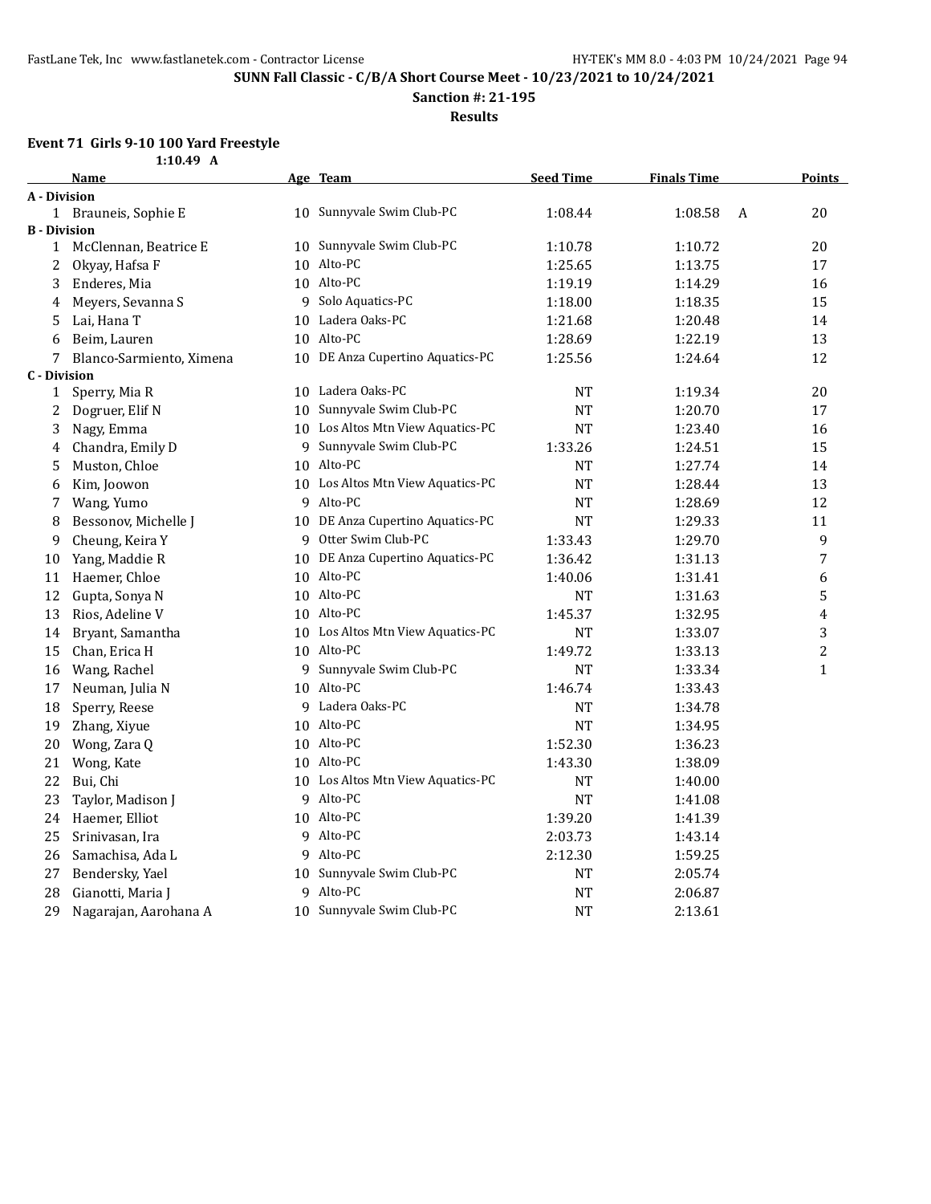## SUNN Fall Classic - C/B/A Short Course Meet - 10/23/2021 to 10/24/2021

**Sanction #: 21-195**

**Results**

### Event 71 Girls 9-10 100 Yard Freestyle

1:10.49 A

| | Name | Age | Team | Seed Time | Finals Time | | Points |
|---|---|---|---|---|---|---|---|
| **A - Division** | | | | | | | |
| 1 | Brauneis, Sophie E | 10 | Sunnyvale Swim Club-PC | 1:08.44 | 1:08.58 | A | 20 |
| **B - Division** | | | | | | | |
| 1 | McClennan, Beatrice E | 10 | Sunnyvale Swim Club-PC | 1:10.78 | 1:10.72 | | 20 |
| 2 | Okyay, Hafsa F | 10 | Alto-PC | 1:25.65 | 1:13.75 | | 17 |
| 3 | Enderes, Mia | 10 | Alto-PC | 1:19.19 | 1:14.29 | | 16 |
| 4 | Meyers, Sevanna S | 9 | Solo Aquatics-PC | 1:18.00 | 1:18.35 | | 15 |
| 5 | Lai, Hana T | 10 | Ladera Oaks-PC | 1:21.68 | 1:20.48 | | 14 |
| 6 | Beim, Lauren | 10 | Alto-PC | 1:28.69 | 1:22.19 | | 13 |
| 7 | Blanco-Sarmiento, Ximena | 10 | DE Anza Cupertino Aquatics-PC | 1:25.56 | 1:24.64 | | 12 |
| **C - Division** | | | | | | | |
| 1 | Sperry, Mia R | 10 | Ladera Oaks-PC | NT | 1:19.34 | | 20 |
| 2 | Dogruer, Elif N | 10 | Sunnyvale Swim Club-PC | NT | 1:20.70 | | 17 |
| 3 | Nagy, Emma | 10 | Los Altos Mtn View Aquatics-PC | NT | 1:23.40 | | 16 |
| 4 | Chandra, Emily D | 9 | Sunnyvale Swim Club-PC | 1:33.26 | 1:24.51 | | 15 |
| 5 | Muston, Chloe | 10 | Alto-PC | NT | 1:27.74 | | 14 |
| 6 | Kim, Joowon | 10 | Los Altos Mtn View Aquatics-PC | NT | 1:28.44 | | 13 |
| 7 | Wang, Yumo | 9 | Alto-PC | NT | 1:28.69 | | 12 |
| 8 | Bessonov, Michelle J | 10 | DE Anza Cupertino Aquatics-PC | NT | 1:29.33 | | 11 |
| 9 | Cheung, Keira Y | 9 | Otter Swim Club-PC | 1:33.43 | 1:29.70 | | 9 |
| 10 | Yang, Maddie R | 10 | DE Anza Cupertino Aquatics-PC | 1:36.42 | 1:31.13 | | 7 |
| 11 | Haemer, Chloe | 10 | Alto-PC | 1:40.06 | 1:31.41 | | 6 |
| 12 | Gupta, Sonya N | 10 | Alto-PC | NT | 1:31.63 | | 5 |
| 13 | Rios, Adeline V | 10 | Alto-PC | 1:45.37 | 1:32.95 | | 4 |
| 14 | Bryant, Samantha | 10 | Los Altos Mtn View Aquatics-PC | NT | 1:33.07 | | 3 |
| 15 | Chan, Erica H | 10 | Alto-PC | 1:49.72 | 1:33.13 | | 2 |
| 16 | Wang, Rachel | 9 | Sunnyvale Swim Club-PC | NT | 1:33.34 | | 1 |
| 17 | Neuman, Julia N | 10 | Alto-PC | 1:46.74 | 1:33.43 | | |
| 18 | Sperry, Reese | 9 | Ladera Oaks-PC | NT | 1:34.78 | | |
| 19 | Zhang, Xiyue | 10 | Alto-PC | NT | 1:34.95 | | |
| 20 | Wong, Zara Q | 10 | Alto-PC | 1:52.30 | 1:36.23 | | |
| 21 | Wong, Kate | 10 | Alto-PC | 1:43.30 | 1:38.09 | | |
| 22 | Bui, Chi | 10 | Los Altos Mtn View Aquatics-PC | NT | 1:40.00 | | |
| 23 | Taylor, Madison J | 9 | Alto-PC | NT | 1:41.08 | | |
| 24 | Haemer, Elliot | 10 | Alto-PC | 1:39.20 | 1:41.39 | | |
| 25 | Srinivasan, Ira | 9 | Alto-PC | 2:03.73 | 1:43.14 | | |
| 26 | Samachisa, Ada L | 9 | Alto-PC | 2:12.30 | 1:59.25 | | |
| 27 | Bendersky, Yael | 10 | Sunnyvale Swim Club-PC | NT | 2:05.74 | | |
| 28 | Gianotti, Maria J | 9 | Alto-PC | NT | 2:06.87 | | |
| 29 | Nagarajan, Aarohana A | 10 | Sunnyvale Swim Club-PC | NT | 2:13.61 | | |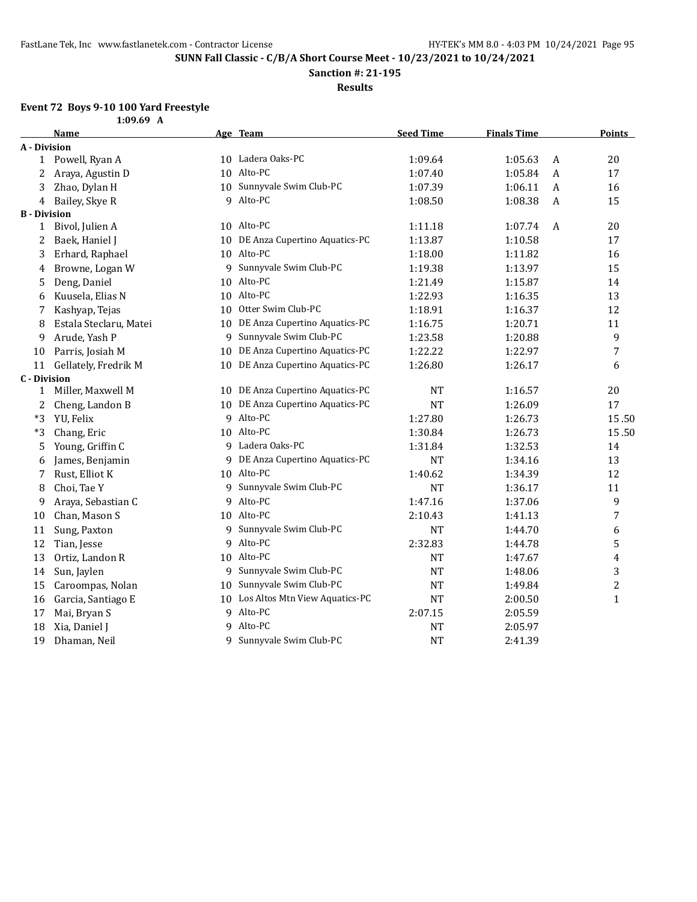**SUNN Fall Classic - C/B/A Short Course Meet - 10/23/2021 to 10/24/2021**

**Sanction #: 21-195**

**Results**

### Event 72 Boys 9-10 100 Yard Freestyle

1:09.69 A

| | Name | Age | Team | Seed Time | Finals Time | | Points |
|---|---|---|---|---|---|---|---|
| **A - Division** | | | | | | | |
| 1 | Powell, Ryan A | 10 | Ladera Oaks-PC | 1:09.64 | 1:05.63 | A | 20 |
| 2 | Araya, Agustin D | 10 | Alto-PC | 1:07.40 | 1:05.84 | A | 17 |
| 3 | Zhao, Dylan H | 10 | Sunnyvale Swim Club-PC | 1:07.39 | 1:06.11 | A | 16 |
| 4 | Bailey, Skye R | 9 | Alto-PC | 1:08.50 | 1:08.38 | A | 15 |
| **B - Division** | | | | | | | |
| 1 | Bivol, Julien A | 10 | Alto-PC | 1:11.18 | 1:07.74 | A | 20 |
| 2 | Baek, Haniel J | 10 | DE Anza Cupertino Aquatics-PC | 1:13.87 | 1:10.58 | | 17 |
| 3 | Erhard, Raphael | 10 | Alto-PC | 1:18.00 | 1:11.82 | | 16 |
| 4 | Browne, Logan W | 9 | Sunnyvale Swim Club-PC | 1:19.38 | 1:13.97 | | 15 |
| 5 | Deng, Daniel | 10 | Alto-PC | 1:21.49 | 1:15.87 | | 14 |
| 6 | Kuusela, Elias N | 10 | Alto-PC | 1:22.93 | 1:16.35 | | 13 |
| 7 | Kashyap, Tejas | 10 | Otter Swim Club-PC | 1:18.91 | 1:16.37 | | 12 |
| 8 | Estala Steclaru, Matei | 10 | DE Anza Cupertino Aquatics-PC | 1:16.75 | 1:20.71 | | 11 |
| 9 | Arude, Yash P | 9 | Sunnyvale Swim Club-PC | 1:23.58 | 1:20.88 | | 9 |
| 10 | Parris, Josiah M | 10 | DE Anza Cupertino Aquatics-PC | 1:22.22 | 1:22.97 | | 7 |
| 11 | Gellately, Fredrik M | 10 | DE Anza Cupertino Aquatics-PC | 1:26.80 | 1:26.17 | | 6 |
| **C - Division** | | | | | | | |
| 1 | Miller, Maxwell M | 10 | DE Anza Cupertino Aquatics-PC | NT | 1:16.57 | | 20 |
| 2 | Cheng, Landon B | 10 | DE Anza Cupertino Aquatics-PC | NT | 1:26.09 | | 17 |
| *3 | YU, Felix | 9 | Alto-PC | 1:27.80 | 1:26.73 | | 15.50 |
| *3 | Chang, Eric | 10 | Alto-PC | 1:30.84 | 1:26.73 | | 15.50 |
| 5 | Young, Griffin C | 9 | Ladera Oaks-PC | 1:31.84 | 1:32.53 | | 14 |
| 6 | James, Benjamin | 9 | DE Anza Cupertino Aquatics-PC | NT | 1:34.16 | | 13 |
| 7 | Rust, Elliot K | 10 | Alto-PC | 1:40.62 | 1:34.39 | | 12 |
| 8 | Choi, Tae Y | 9 | Sunnyvale Swim Club-PC | NT | 1:36.17 | | 11 |
| 9 | Araya, Sebastian C | 9 | Alto-PC | 1:47.16 | 1:37.06 | | 9 |
| 10 | Chan, Mason S | 10 | Alto-PC | 2:10.43 | 1:41.13 | | 7 |
| 11 | Sung, Paxton | 9 | Sunnyvale Swim Club-PC | NT | 1:44.70 | | 6 |
| 12 | Tian, Jesse | 9 | Alto-PC | 2:32.83 | 1:44.78 | | 5 |
| 13 | Ortiz, Landon R | 10 | Alto-PC | NT | 1:47.67 | | 4 |
| 14 | Sun, Jaylen | 9 | Sunnyvale Swim Club-PC | NT | 1:48.06 | | 3 |
| 15 | Caroompas, Nolan | 10 | Sunnyvale Swim Club-PC | NT | 1:49.84 | | 2 |
| 16 | Garcia, Santiago E | 10 | Los Altos Mtn View Aquatics-PC | NT | 2:00.50 | | 1 |
| 17 | Mai, Bryan S | 9 | Alto-PC | 2:07.15 | 2:05.59 | | |
| 18 | Xia, Daniel J | 9 | Alto-PC | NT | 2:05.97 | | |
| 19 | Dhaman, Neil | 9 | Sunnyvale Swim Club-PC | NT | 2:41.39 | | |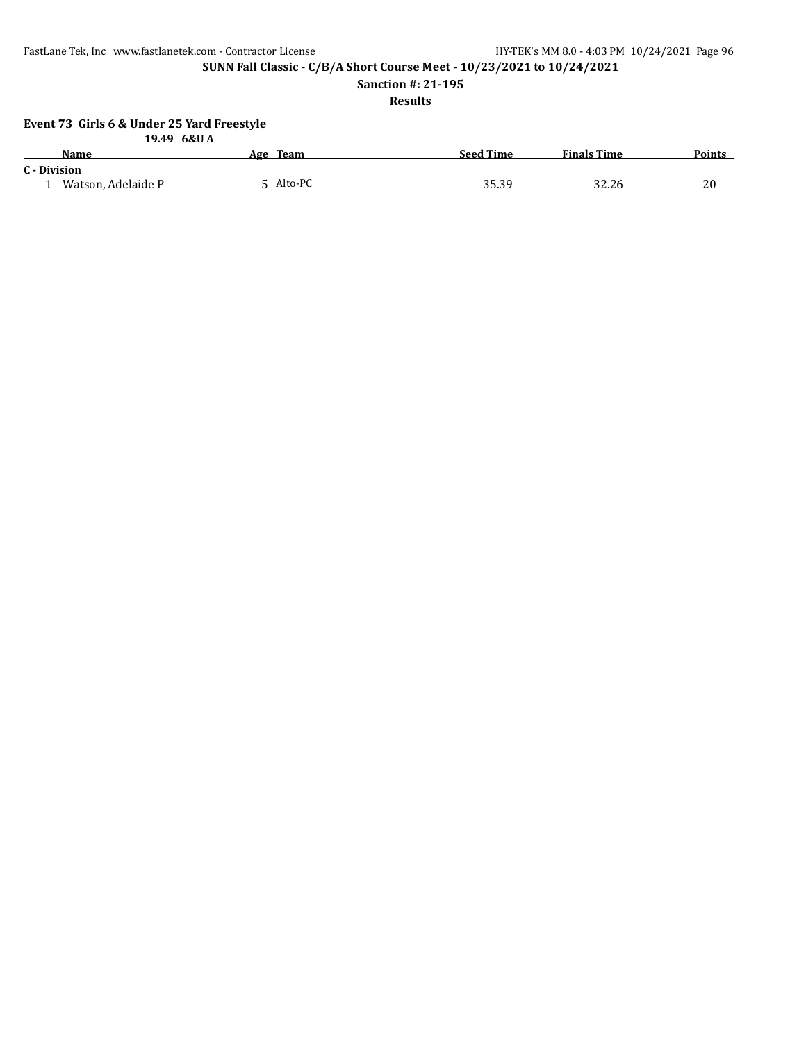**SUNN Fall Classic - C/B/A Short Course Meet - 10/23/2021 to 10/24/2021**

**Sanction #: 21-195**

**Results**

### Event 73 Girls 6 & Under 25 Yard Freestyle

**19.49 6&U A**

| | Name | Age | Team | Seed Time | Finals Time | Points |
|---|---|---|---|---|---|---|
| **C - Division** | | | | | | |
| 1 | Watson, Adelaide P | 5 | Alto-PC | 35.39 | 32.26 | 20 |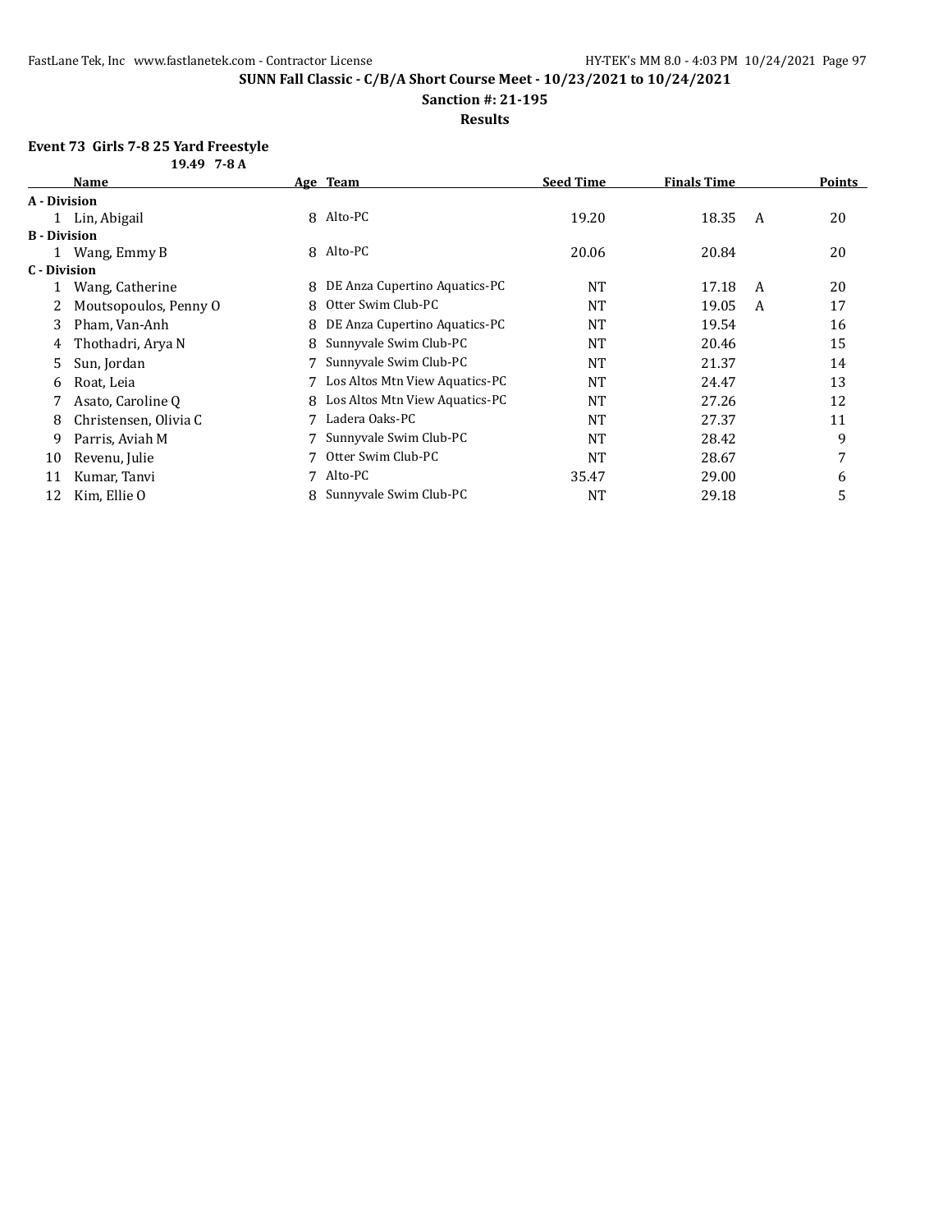**SUNN Fall Classic - C/B/A Short Course Meet - 10/23/2021 to 10/24/2021**

**Sanction #: 21-195**

**Results**

### Event 73 Girls 7-8 25 Yard Freestyle

19.49 7-8 A

| | Name | Age | Team | Seed Time | Finals Time | | Points |
|---|---|---|---|---|---|---|---|
| **A - Division** | | | | | | | |
| 1 | Lin, Abigail | 8 | Alto-PC | 19.20 | 18.35 | A | 20 |
| **B - Division** | | | | | | | |
| 1 | Wang, Emmy B | 8 | Alto-PC | 20.06 | 20.84 | | 20 |
| **C - Division** | | | | | | | |
| 1 | Wang, Catherine | 8 | DE Anza Cupertino Aquatics-PC | NT | 17.18 | A | 20 |
| 2 | Moutsopoulos, Penny O | 8 | Otter Swim Club-PC | NT | 19.05 | A | 17 |
| 3 | Pham, Van-Anh | 8 | DE Anza Cupertino Aquatics-PC | NT | 19.54 | | 16 |
| 4 | Thothadri, Arya N | 8 | Sunnyvale Swim Club-PC | NT | 20.46 | | 15 |
| 5 | Sun, Jordan | 7 | Sunnyvale Swim Club-PC | NT | 21.37 | | 14 |
| 6 | Roat, Leia | 7 | Los Altos Mtn View Aquatics-PC | NT | 24.47 | | 13 |
| 7 | Asato, Caroline Q | 8 | Los Altos Mtn View Aquatics-PC | NT | 27.26 | | 12 |
| 8 | Christensen, Olivia C | 7 | Ladera Oaks-PC | NT | 27.37 | | 11 |
| 9 | Parris, Aviah M | 7 | Sunnyvale Swim Club-PC | NT | 28.42 | | 9 |
| 10 | Revenu, Julie | 7 | Otter Swim Club-PC | NT | 28.67 | | 7 |
| 11 | Kumar, Tanvi | 7 | Alto-PC | 35.47 | 29.00 | | 6 |
| 12 | Kim, Ellie O | 8 | Sunnyvale Swim Club-PC | NT | 29.18 | | 5 |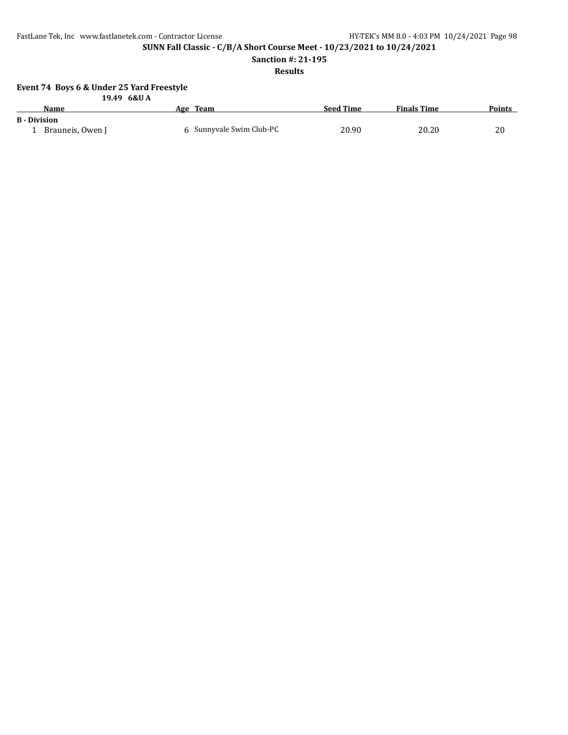**SUNN Fall Classic - C/B/A Short Course Meet - 10/23/2021 to 10/24/2021**

**Sanction #: 21-195**

**Results**

### Event 74 Boys 6 & Under 25 Yard Freestyle

**19.49 6&U A**

| | Name | Age | Team | Seed Time | Finals Time | Points |
|---|---|---|---|---|---|---|
| **B - Division** | | | | | | |
| 1 | Brauneis, Owen J | 6 | Sunnyvale Swim Club-PC | 20.90 | 20.20 | 20 |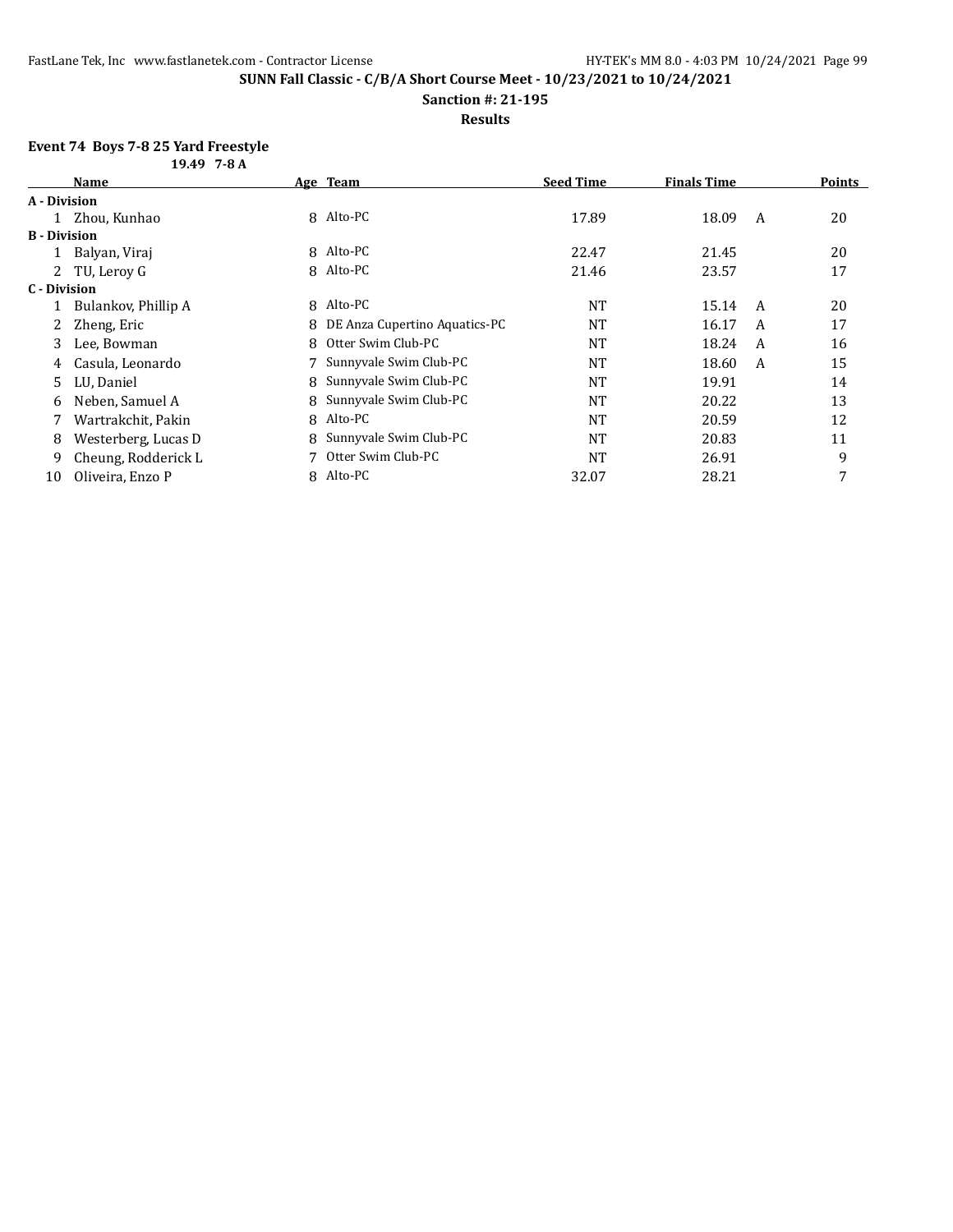**SUNN Fall Classic - C/B/A Short Course Meet - 10/23/2021 to 10/24/2021**

**Sanction #: 21-195**

**Results**

**Event 74 Boys 7-8 25 Yard Freestyle**

**19.49 7-8 A**

| | Name | Age | Team | Seed Time | Finals Time | | Points |
|---|---|---|---|---|---|---|---|
| **A - Division** | | | | | | | |
| 1 | Zhou, Kunhao | 8 | Alto-PC | 17.89 | 18.09 | A | 20 |
| **B - Division** | | | | | | | |
| 1 | Balyan, Viraj | 8 | Alto-PC | 22.47 | 21.45 | | 20 |
| 2 | TU, Leroy G | 8 | Alto-PC | 21.46 | 23.57 | | 17 |
| **C - Division** | | | | | | | |
| 1 | Bulankov, Phillip A | 8 | Alto-PC | NT | 15.14 | A | 20 |
| 2 | Zheng, Eric | 8 | DE Anza Cupertino Aquatics-PC | NT | 16.17 | A | 17 |
| 3 | Lee, Bowman | 8 | Otter Swim Club-PC | NT | 18.24 | A | 16 |
| 4 | Casula, Leonardo | 7 | Sunnyvale Swim Club-PC | NT | 18.60 | A | 15 |
| 5 | LU, Daniel | 8 | Sunnyvale Swim Club-PC | NT | 19.91 | | 14 |
| 6 | Neben, Samuel A | 8 | Sunnyvale Swim Club-PC | NT | 20.22 | | 13 |
| 7 | Wartrakchit, Pakin | 8 | Alto-PC | NT | 20.59 | | 12 |
| 8 | Westerberg, Lucas D | 8 | Sunnyvale Swim Club-PC | NT | 20.83 | | 11 |
| 9 | Cheung, Rodderick L | 7 | Otter Swim Club-PC | NT | 26.91 | | 9 |
| 10 | Oliveira, Enzo P | 8 | Alto-PC | 32.07 | 28.21 | | 7 |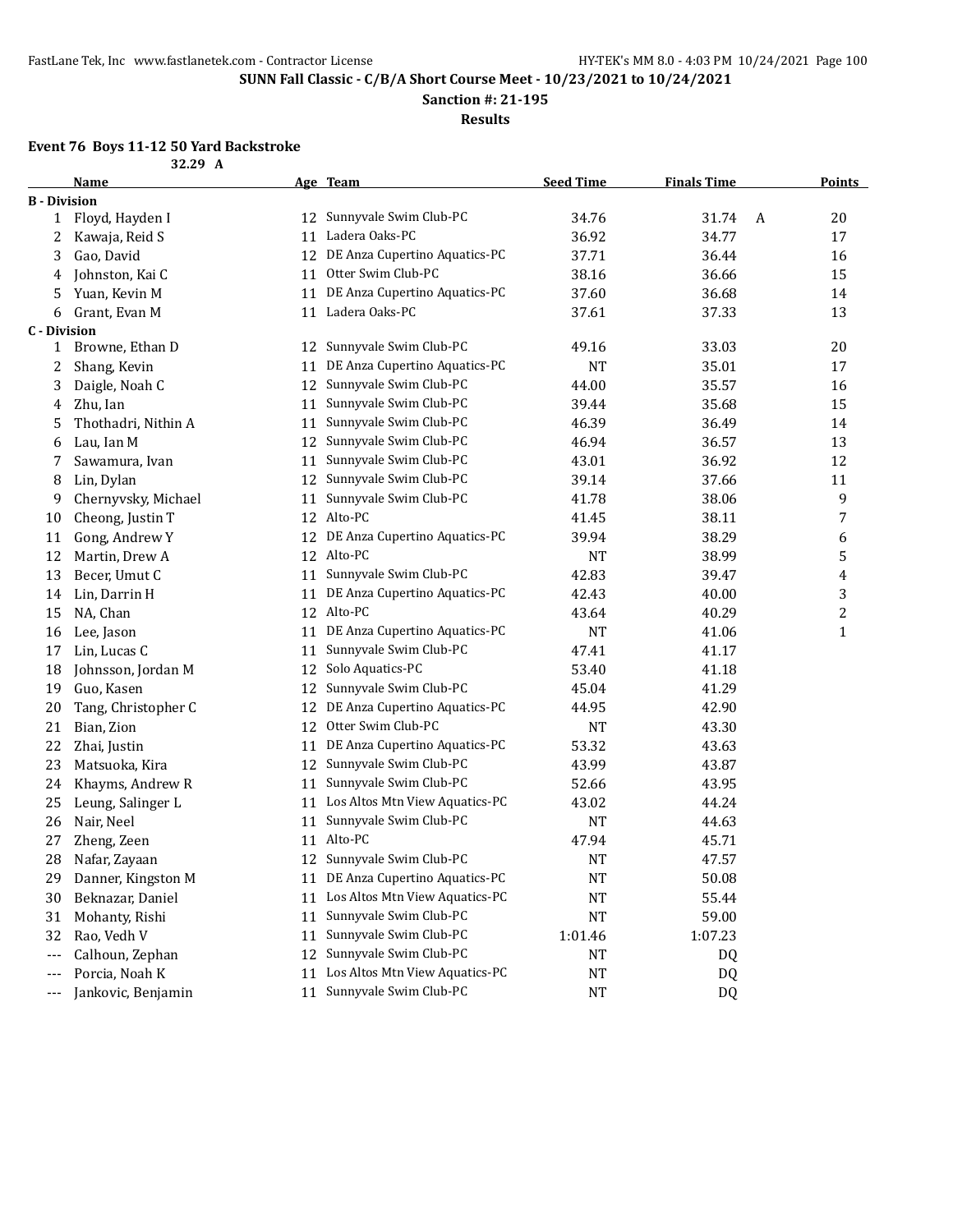**SUNN Fall Classic - C/B/A Short Course Meet - 10/23/2021 to 10/24/2021**

**Sanction #: 21-195**

**Results**

### Event 76 Boys 11-12 50 Yard Backstroke

32.29 A

| | Name | Age | Team | Seed Time | Finals Time | | Points |
|---|---|---|---|---|---|---|---|
| **B - Division** | | | | | | | |
| 1 | Floyd, Hayden I | 12 | Sunnyvale Swim Club-PC | 34.76 | 31.74 | A | 20 |
| 2 | Kawaja, Reid S | 11 | Ladera Oaks-PC | 36.92 | 34.77 | | 17 |
| 3 | Gao, David | 12 | DE Anza Cupertino Aquatics-PC | 37.71 | 36.44 | | 16 |
| 4 | Johnston, Kai C | 11 | Otter Swim Club-PC | 38.16 | 36.66 | | 15 |
| 5 | Yuan, Kevin M | 11 | DE Anza Cupertino Aquatics-PC | 37.60 | 36.68 | | 14 |
| 6 | Grant, Evan M | 11 | Ladera Oaks-PC | 37.61 | 37.33 | | 13 |
| **C - Division** | | | | | | | |
| 1 | Browne, Ethan D | 12 | Sunnyvale Swim Club-PC | 49.16 | 33.03 | | 20 |
| 2 | Shang, Kevin | 11 | DE Anza Cupertino Aquatics-PC | NT | 35.01 | | 17 |
| 3 | Daigle, Noah C | 12 | Sunnyvale Swim Club-PC | 44.00 | 35.57 | | 16 |
| 4 | Zhu, Ian | 11 | Sunnyvale Swim Club-PC | 39.44 | 35.68 | | 15 |
| 5 | Thothadri, Nithin A | 11 | Sunnyvale Swim Club-PC | 46.39 | 36.49 | | 14 |
| 6 | Lau, Ian M | 12 | Sunnyvale Swim Club-PC | 46.94 | 36.57 | | 13 |
| 7 | Sawamura, Ivan | 11 | Sunnyvale Swim Club-PC | 43.01 | 36.92 | | 12 |
| 8 | Lin, Dylan | 12 | Sunnyvale Swim Club-PC | 39.14 | 37.66 | | 11 |
| 9 | Chernyvsky, Michael | 11 | Sunnyvale Swim Club-PC | 41.78 | 38.06 | | 9 |
| 10 | Cheong, Justin T | 12 | Alto-PC | 41.45 | 38.11 | | 7 |
| 11 | Gong, Andrew Y | 12 | DE Anza Cupertino Aquatics-PC | 39.94 | 38.29 | | 6 |
| 12 | Martin, Drew A | 12 | Alto-PC | NT | 38.99 | | 5 |
| 13 | Becer, Umut C | 11 | Sunnyvale Swim Club-PC | 42.83 | 39.47 | | 4 |
| 14 | Lin, Darrin H | 11 | DE Anza Cupertino Aquatics-PC | 42.43 | 40.00 | | 3 |
| 15 | NA, Chan | 12 | Alto-PC | 43.64 | 40.29 | | 2 |
| 16 | Lee, Jason | 11 | DE Anza Cupertino Aquatics-PC | NT | 41.06 | | 1 |
| 17 | Lin, Lucas C | 11 | Sunnyvale Swim Club-PC | 47.41 | 41.17 | | |
| 18 | Johnsson, Jordan M | 12 | Solo Aquatics-PC | 53.40 | 41.18 | | |
| 19 | Guo, Kasen | 12 | Sunnyvale Swim Club-PC | 45.04 | 41.29 | | |
| 20 | Tang, Christopher C | 12 | DE Anza Cupertino Aquatics-PC | 44.95 | 42.90 | | |
| 21 | Bian, Zion | 12 | Otter Swim Club-PC | NT | 43.30 | | |
| 22 | Zhai, Justin | 11 | DE Anza Cupertino Aquatics-PC | 53.32 | 43.63 | | |
| 23 | Matsuoka, Kira | 12 | Sunnyvale Swim Club-PC | 43.99 | 43.87 | | |
| 24 | Khayms, Andrew R | 11 | Sunnyvale Swim Club-PC | 52.66 | 43.95 | | |
| 25 | Leung, Salinger L | 11 | Los Altos Mtn View Aquatics-PC | 43.02 | 44.24 | | |
| 26 | Nair, Neel | 11 | Sunnyvale Swim Club-PC | NT | 44.63 | | |
| 27 | Zheng, Zeen | 11 | Alto-PC | 47.94 | 45.71 | | |
| 28 | Nafar, Zayaan | 12 | Sunnyvale Swim Club-PC | NT | 47.57 | | |
| 29 | Danner, Kingston M | 11 | DE Anza Cupertino Aquatics-PC | NT | 50.08 | | |
| 30 | Beknazar, Daniel | 11 | Los Altos Mtn View Aquatics-PC | NT | 55.44 | | |
| 31 | Mohanty, Rishi | 11 | Sunnyvale Swim Club-PC | NT | 59.00 | | |
| 32 | Rao, Vedh V | 11 | Sunnyvale Swim Club-PC | 1:01.46 | 1:07.23 | | |
| --- | Calhoun, Zephan | 12 | Sunnyvale Swim Club-PC | NT | DQ | | |
| --- | Porcia, Noah K | 11 | Los Altos Mtn View Aquatics-PC | NT | DQ | | |
| --- | Jankovic, Benjamin | 11 | Sunnyvale Swim Club-PC | NT | DQ | | |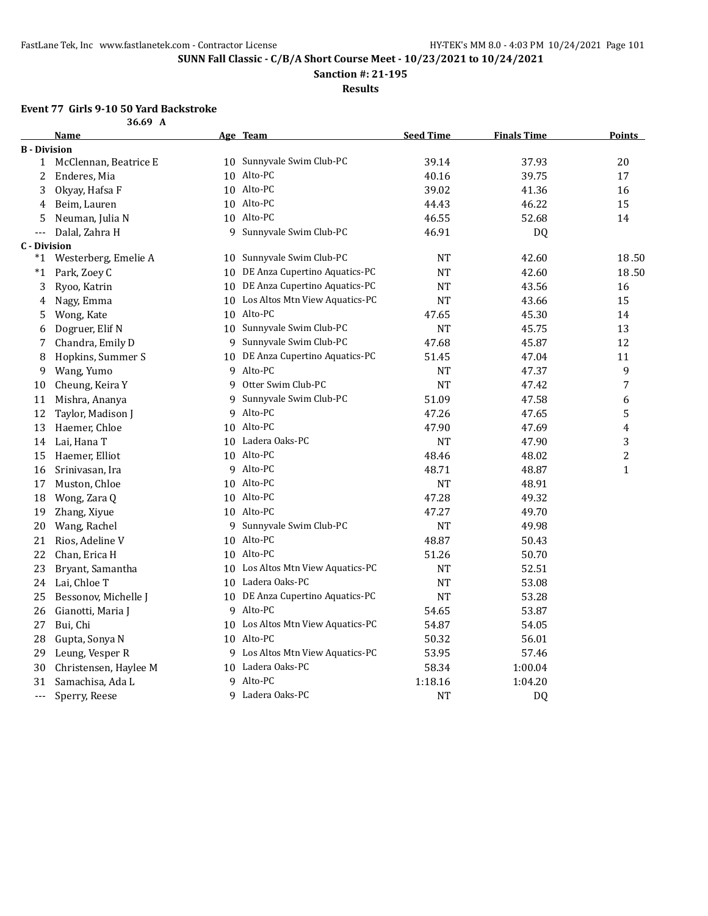**SUNN Fall Classic - C/B/A Short Course Meet - 10/23/2021 to 10/24/2021**

**Sanction #: 21-195**

**Results**

### Event 77 Girls 9-10 50 Yard Backstroke

36.69 A

| | Name | Age | Team | Seed Time | Finals Time | Points |
|---|---|---|---|---|---|---|
| **B - Division** | | | | | | |
| 1 | McClennan, Beatrice E | 10 | Sunnyvale Swim Club-PC | 39.14 | 37.93 | 20 |
| 2 | Enderes, Mia | 10 | Alto-PC | 40.16 | 39.75 | 17 |
| 3 | Okyay, Hafsa F | 10 | Alto-PC | 39.02 | 41.36 | 16 |
| 4 | Beim, Lauren | 10 | Alto-PC | 44.43 | 46.22 | 15 |
| 5 | Neuman, Julia N | 10 | Alto-PC | 46.55 | 52.68 | 14 |
| --- | Dalal, Zahra H | 9 | Sunnyvale Swim Club-PC | 46.91 | DQ | |
| **C - Division** | | | | | | |
| *1 | Westerberg, Emelie A | 10 | Sunnyvale Swim Club-PC | NT | 42.60 | 18.50 |
| *1 | Park, Zoey C | 10 | DE Anza Cupertino Aquatics-PC | NT | 42.60 | 18.50 |
| 3 | Ryoo, Katrin | 10 | DE Anza Cupertino Aquatics-PC | NT | 43.56 | 16 |
| 4 | Nagy, Emma | 10 | Los Altos Mtn View Aquatics-PC | NT | 43.66 | 15 |
| 5 | Wong, Kate | 10 | Alto-PC | 47.65 | 45.30 | 14 |
| 6 | Dogruer, Elif N | 10 | Sunnyvale Swim Club-PC | NT | 45.75 | 13 |
| 7 | Chandra, Emily D | 9 | Sunnyvale Swim Club-PC | 47.68 | 45.87 | 12 |
| 8 | Hopkins, Summer S | 10 | DE Anza Cupertino Aquatics-PC | 51.45 | 47.04 | 11 |
| 9 | Wang, Yumo | 9 | Alto-PC | NT | 47.37 | 9 |
| 10 | Cheung, Keira Y | 9 | Otter Swim Club-PC | NT | 47.42 | 7 |
| 11 | Mishra, Ananya | 9 | Sunnyvale Swim Club-PC | 51.09 | 47.58 | 6 |
| 12 | Taylor, Madison J | 9 | Alto-PC | 47.26 | 47.65 | 5 |
| 13 | Haemer, Chloe | 10 | Alto-PC | 47.90 | 47.69 | 4 |
| 14 | Lai, Hana T | 10 | Ladera Oaks-PC | NT | 47.90 | 3 |
| 15 | Haemer, Elliot | 10 | Alto-PC | 48.46 | 48.02 | 2 |
| 16 | Srinivasan, Ira | 9 | Alto-PC | 48.71 | 48.87 | 1 |
| 17 | Muston, Chloe | 10 | Alto-PC | NT | 48.91 | |
| 18 | Wong, Zara Q | 10 | Alto-PC | 47.28 | 49.32 | |
| 19 | Zhang, Xiyue | 10 | Alto-PC | 47.27 | 49.70 | |
| 20 | Wang, Rachel | 9 | Sunnyvale Swim Club-PC | NT | 49.98 | |
| 21 | Rios, Adeline V | 10 | Alto-PC | 48.87 | 50.43 | |
| 22 | Chan, Erica H | 10 | Alto-PC | 51.26 | 50.70 | |
| 23 | Bryant, Samantha | 10 | Los Altos Mtn View Aquatics-PC | NT | 52.51 | |
| 24 | Lai, Chloe T | 10 | Ladera Oaks-PC | NT | 53.08 | |
| 25 | Bessonov, Michelle J | 10 | DE Anza Cupertino Aquatics-PC | NT | 53.28 | |
| 26 | Gianotti, Maria J | 9 | Alto-PC | 54.65 | 53.87 | |
| 27 | Bui, Chi | 10 | Los Altos Mtn View Aquatics-PC | 54.87 | 54.05 | |
| 28 | Gupta, Sonya N | 10 | Alto-PC | 50.32 | 56.01 | |
| 29 | Leung, Vesper R | 9 | Los Altos Mtn View Aquatics-PC | 53.95 | 57.46 | |
| 30 | Christensen, Haylee M | 10 | Ladera Oaks-PC | 58.34 | 1:00.04 | |
| 31 | Samachisa, Ada L | 9 | Alto-PC | 1:18.16 | 1:04.20 | |
| --- | Sperry, Reese | 9 | Ladera Oaks-PC | NT | DQ | |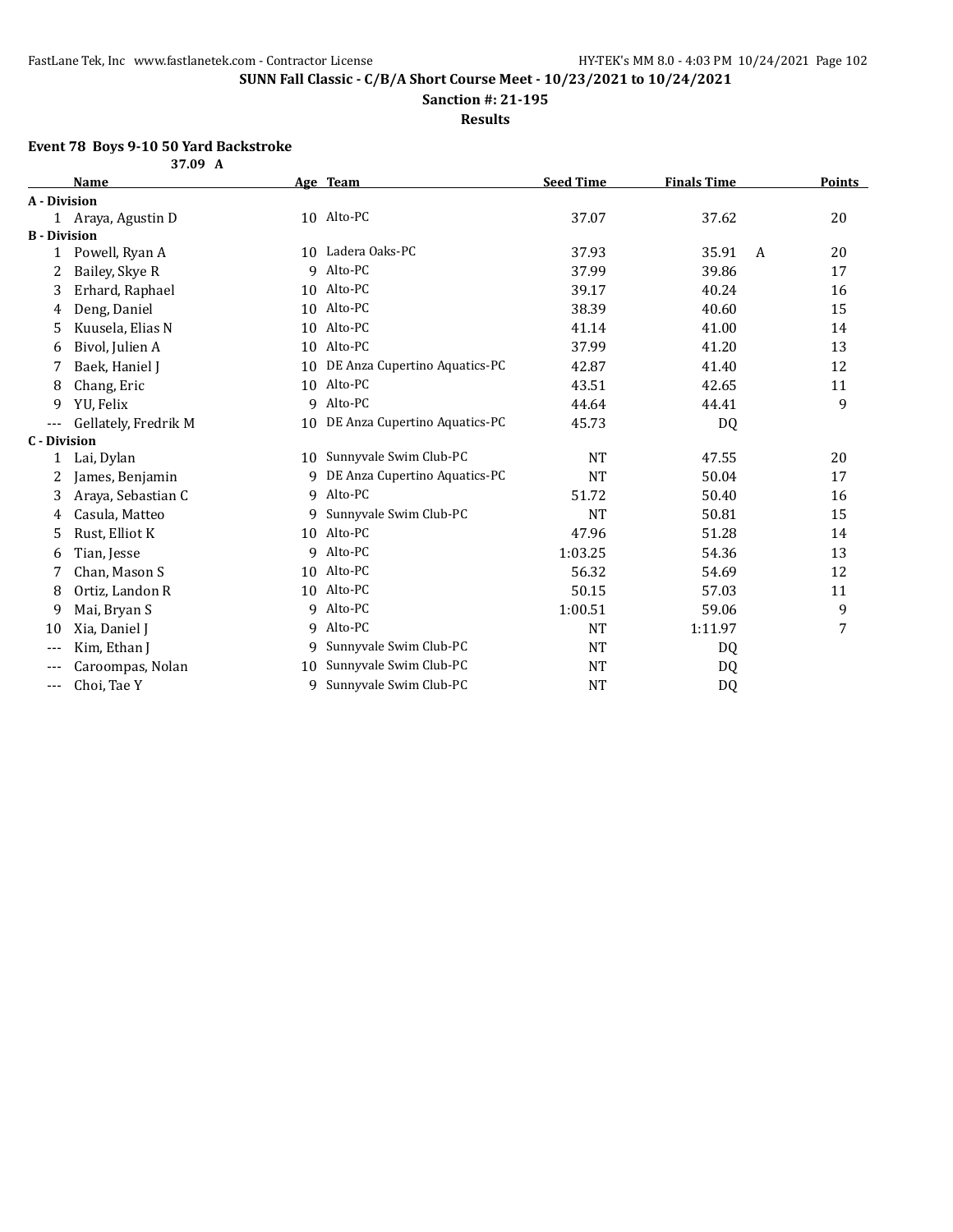**SUNN Fall Classic - C/B/A Short Course Meet - 10/23/2021 to 10/24/2021**

**Sanction #: 21-195**

**Results**

### Event 78 Boys 9-10 50 Yard Backstroke

37.09 A

| | Name | Age | Team | Seed Time | Finals Time | | Points |
|---|---|---|---|---|---|---|---|
| **A - Division** | | | | | | | |
| 1 | Araya, Agustin D | 10 | Alto-PC | 37.07 | 37.62 | | 20 |
| **B - Division** | | | | | | | |
| 1 | Powell, Ryan A | 10 | Ladera Oaks-PC | 37.93 | 35.91 | A | 20 |
| 2 | Bailey, Skye R | 9 | Alto-PC | 37.99 | 39.86 | | 17 |
| 3 | Erhard, Raphael | 10 | Alto-PC | 39.17 | 40.24 | | 16 |
| 4 | Deng, Daniel | 10 | Alto-PC | 38.39 | 40.60 | | 15 |
| 5 | Kuusela, Elias N | 10 | Alto-PC | 41.14 | 41.00 | | 14 |
| 6 | Bivol, Julien A | 10 | Alto-PC | 37.99 | 41.20 | | 13 |
| 7 | Baek, Haniel J | 10 | DE Anza Cupertino Aquatics-PC | 42.87 | 41.40 | | 12 |
| 8 | Chang, Eric | 10 | Alto-PC | 43.51 | 42.65 | | 11 |
| 9 | YU, Felix | 9 | Alto-PC | 44.64 | 44.41 | | 9 |
| --- | Gellately, Fredrik M | 10 | DE Anza Cupertino Aquatics-PC | 45.73 | DQ | | |
| **C - Division** | | | | | | | |
| 1 | Lai, Dylan | 10 | Sunnyvale Swim Club-PC | NT | 47.55 | | 20 |
| 2 | James, Benjamin | 9 | DE Anza Cupertino Aquatics-PC | NT | 50.04 | | 17 |
| 3 | Araya, Sebastian C | 9 | Alto-PC | 51.72 | 50.40 | | 16 |
| 4 | Casula, Matteo | 9 | Sunnyvale Swim Club-PC | NT | 50.81 | | 15 |
| 5 | Rust, Elliot K | 10 | Alto-PC | 47.96 | 51.28 | | 14 |
| 6 | Tian, Jesse | 9 | Alto-PC | 1:03.25 | 54.36 | | 13 |
| 7 | Chan, Mason S | 10 | Alto-PC | 56.32 | 54.69 | | 12 |
| 8 | Ortiz, Landon R | 10 | Alto-PC | 50.15 | 57.03 | | 11 |
| 9 | Mai, Bryan S | 9 | Alto-PC | 1:00.51 | 59.06 | | 9 |
| 10 | Xia, Daniel J | 9 | Alto-PC | NT | 1:11.97 | | 7 |
| --- | Kim, Ethan J | 9 | Sunnyvale Swim Club-PC | NT | DQ | | |
| --- | Caroompas, Nolan | 10 | Sunnyvale Swim Club-PC | NT | DQ | | |
| --- | Choi, Tae Y | 9 | Sunnyvale Swim Club-PC | NT | DQ | | |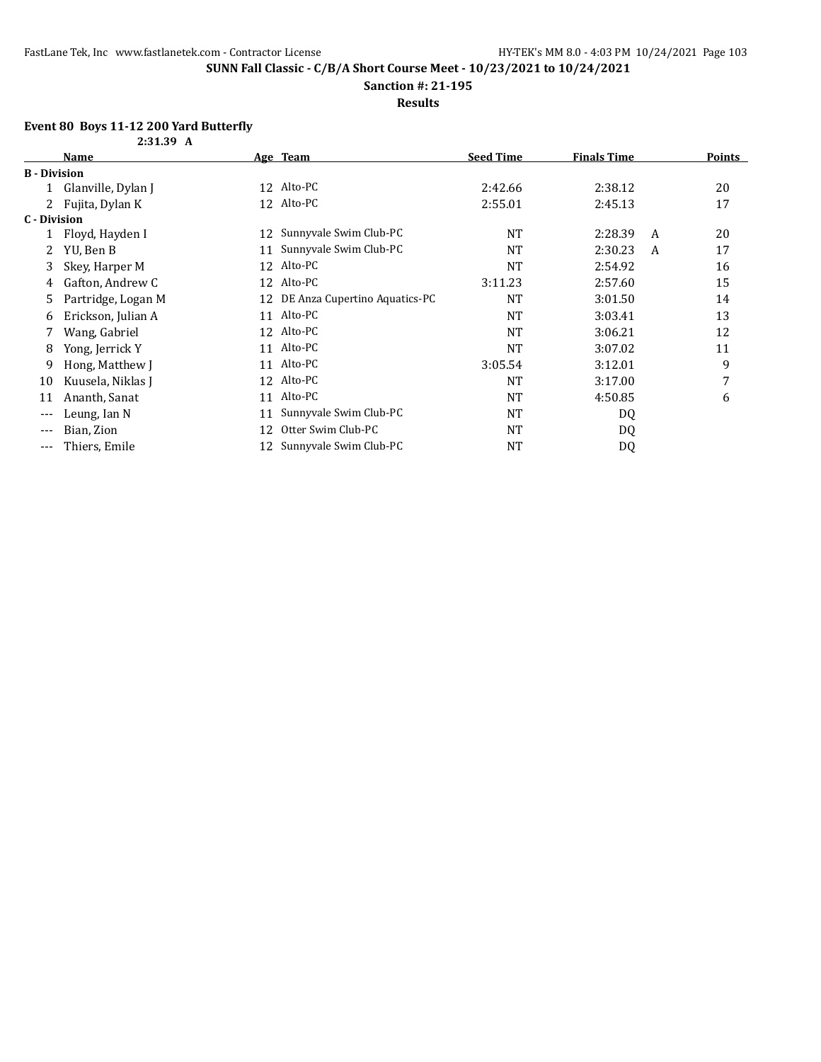**SUNN Fall Classic - C/B/A Short Course Meet - 10/23/2021 to 10/24/2021**

**Sanction #: 21-195**

**Results**

### Event 80 Boys 11-12 200 Yard Butterfly

2:31.39 A

| | Name | Age | Team | Seed Time | Finals Time | | Points |
|---|---|---|---|---|---|---|---|
| **B - Division** | | | | | | | |
| 1 | Glanville, Dylan J | 12 | Alto-PC | 2:42.66 | 2:38.12 | | 20 |
| 2 | Fujita, Dylan K | 12 | Alto-PC | 2:55.01 | 2:45.13 | | 17 |
| **C - Division** | | | | | | | |
| 1 | Floyd, Hayden I | 12 | Sunnyvale Swim Club-PC | NT | 2:28.39 | A | 20 |
| 2 | YU, Ben B | 11 | Sunnyvale Swim Club-PC | NT | 2:30.23 | A | 17 |
| 3 | Skey, Harper M | 12 | Alto-PC | NT | 2:54.92 | | 16 |
| 4 | Gafton, Andrew C | 12 | Alto-PC | 3:11.23 | 2:57.60 | | 15 |
| 5 | Partridge, Logan M | 12 | DE Anza Cupertino Aquatics-PC | NT | 3:01.50 | | 14 |
| 6 | Erickson, Julian A | 11 | Alto-PC | NT | 3:03.41 | | 13 |
| 7 | Wang, Gabriel | 12 | Alto-PC | NT | 3:06.21 | | 12 |
| 8 | Yong, Jerrick Y | 11 | Alto-PC | NT | 3:07.02 | | 11 |
| 9 | Hong, Matthew J | 11 | Alto-PC | 3:05.54 | 3:12.01 | | 9 |
| 10 | Kuusela, Niklas J | 12 | Alto-PC | NT | 3:17.00 | | 7 |
| 11 | Ananth, Sanat | 11 | Alto-PC | NT | 4:50.85 | | 6 |
| --- | Leung, Ian N | 11 | Sunnyvale Swim Club-PC | NT | DQ | | |
| --- | Bian, Zion | 12 | Otter Swim Club-PC | NT | DQ | | |
| --- | Thiers, Emile | 12 | Sunnyvale Swim Club-PC | NT | DQ | | |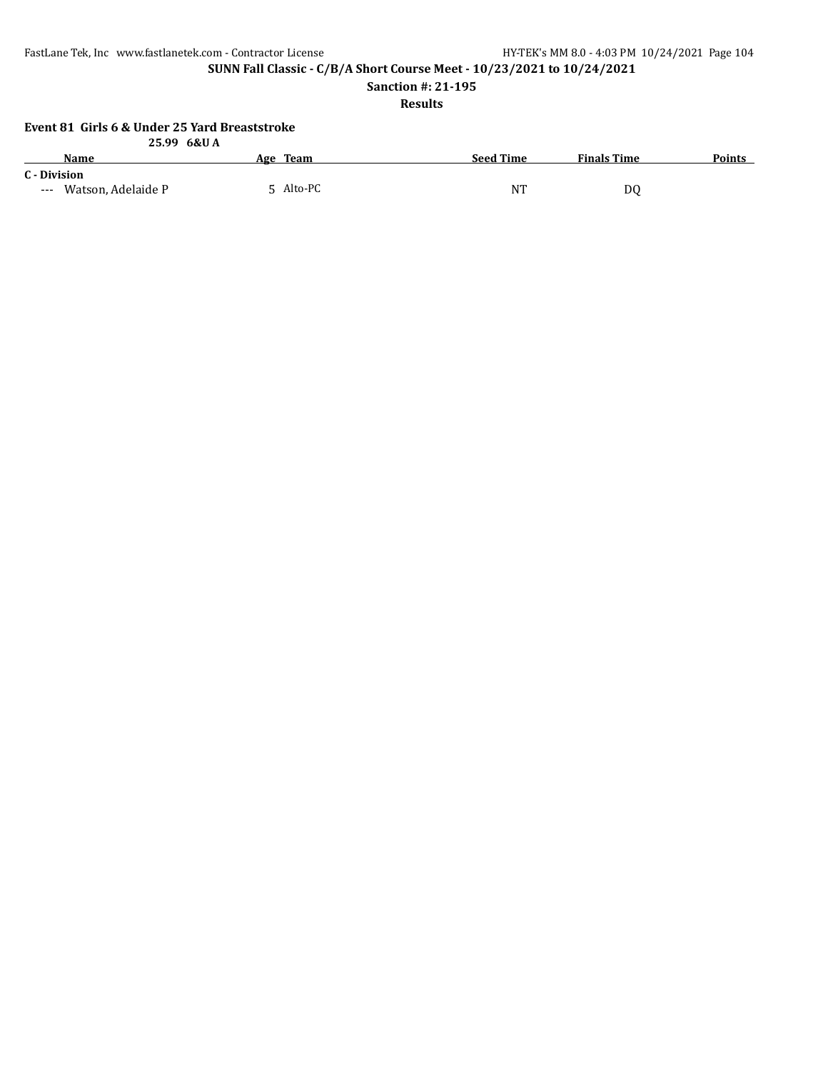**SUNN Fall Classic - C/B/A Short Course Meet - 10/23/2021 to 10/24/2021**

**Sanction #: 21-195**

**Results**

### Event 81 Girls 6 & Under 25 Yard Breaststroke

**25.99 6&U A**

| | Name | Age | Team | Seed Time | Finals Time | Points |
|---|---|---|---|---|---|---|
| **C - Division** | | | | | | |
| --- | Watson, Adelaide P | 5 | Alto-PC | NT | DQ | |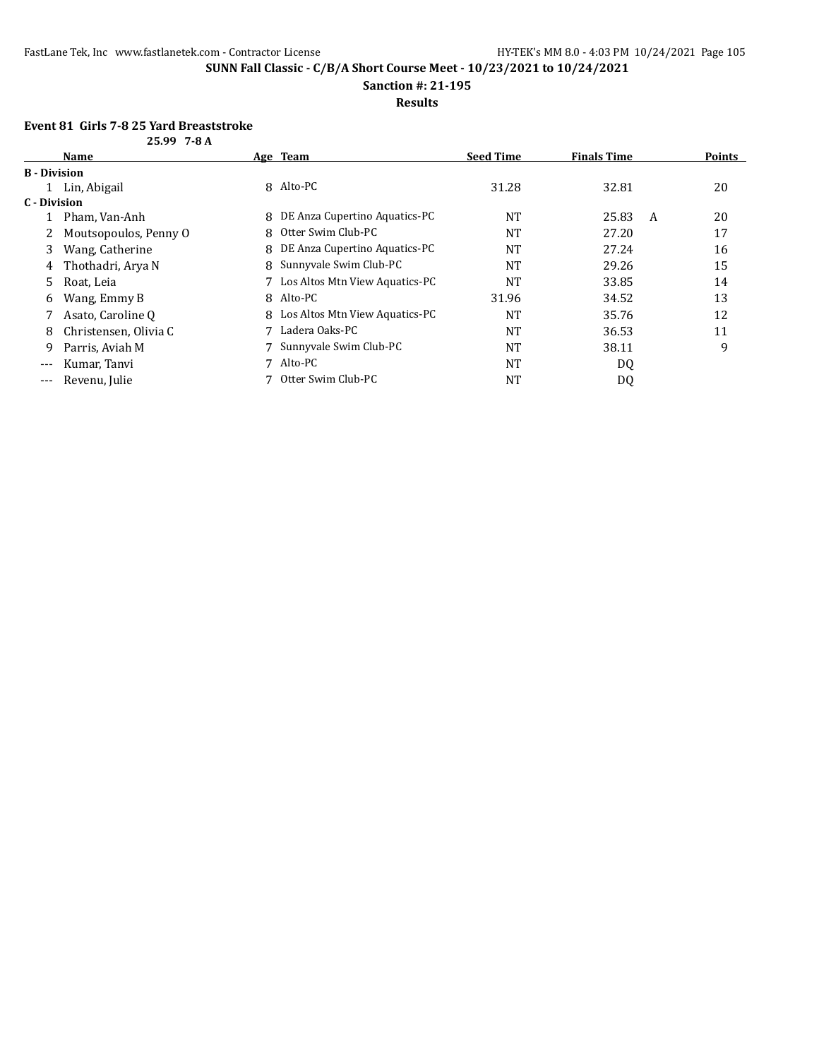**SUNN Fall Classic - C/B/A Short Course Meet - 10/23/2021 to 10/24/2021**

**Sanction #: 21-195**

**Results**

### Event 81 Girls 7-8 25 Yard Breaststroke

25.99 7-8 A

| | Name | Age | Team | Seed Time | Finals Time | | Points |
|---|---|---|---|---|---|---|---|
| **B - Division** | | | | | | | |
| 1 | Lin, Abigail | 8 | Alto-PC | 31.28 | 32.81 | | 20 |
| **C - Division** | | | | | | | |
| 1 | Pham, Van-Anh | 8 | DE Anza Cupertino Aquatics-PC | NT | 25.83 | A | 20 |
| 2 | Moutsopoulos, Penny O | 8 | Otter Swim Club-PC | NT | 27.20 | | 17 |
| 3 | Wang, Catherine | 8 | DE Anza Cupertino Aquatics-PC | NT | 27.24 | | 16 |
| 4 | Thothadri, Arya N | 8 | Sunnyvale Swim Club-PC | NT | 29.26 | | 15 |
| 5 | Roat, Leia | 7 | Los Altos Mtn View Aquatics-PC | NT | 33.85 | | 14 |
| 6 | Wang, Emmy B | 8 | Alto-PC | 31.96 | 34.52 | | 13 |
| 7 | Asato, Caroline Q | 8 | Los Altos Mtn View Aquatics-PC | NT | 35.76 | | 12 |
| 8 | Christensen, Olivia C | 7 | Ladera Oaks-PC | NT | 36.53 | | 11 |
| 9 | Parris, Aviah M | 7 | Sunnyvale Swim Club-PC | NT | 38.11 | | 9 |
| --- | Kumar, Tanvi | 7 | Alto-PC | NT | DQ | | |
| --- | Revenu, Julie | 7 | Otter Swim Club-PC | NT | DQ | | |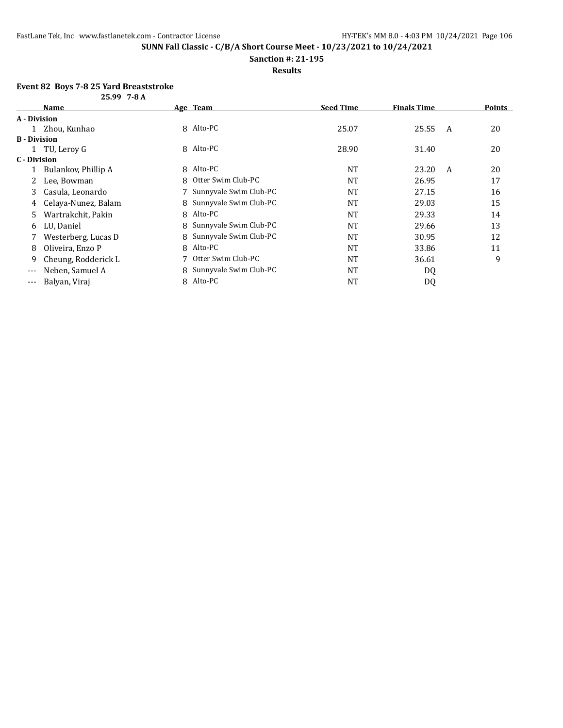**SUNN Fall Classic - C/B/A Short Course Meet - 10/23/2021 to 10/24/2021**

**Sanction #: 21-195**

**Results**

### Event 82 Boys 7-8 25 Yard Breaststroke

25.99 7-8 A

| | Name | Age | Team | Seed Time | Finals Time | | Points |
|---|---|---|---|---|---|---|---|
| **A - Division** | | | | | | | |
| 1 | Zhou, Kunhao | 8 | Alto-PC | 25.07 | 25.55 | A | 20 |
| **B - Division** | | | | | | | |
| 1 | TU, Leroy G | 8 | Alto-PC | 28.90 | 31.40 | | 20 |
| **C - Division** | | | | | | | |
| 1 | Bulankov, Phillip A | 8 | Alto-PC | NT | 23.20 | A | 20 |
| 2 | Lee, Bowman | 8 | Otter Swim Club-PC | NT | 26.95 | | 17 |
| 3 | Casula, Leonardo | 7 | Sunnyvale Swim Club-PC | NT | 27.15 | | 16 |
| 4 | Celaya-Nunez, Balam | 8 | Sunnyvale Swim Club-PC | NT | 29.03 | | 15 |
| 5 | Wartrakchit, Pakin | 8 | Alto-PC | NT | 29.33 | | 14 |
| 6 | LU, Daniel | 8 | Sunnyvale Swim Club-PC | NT | 29.66 | | 13 |
| 7 | Westerberg, Lucas D | 8 | Sunnyvale Swim Club-PC | NT | 30.95 | | 12 |
| 8 | Oliveira, Enzo P | 8 | Alto-PC | NT | 33.86 | | 11 |
| 9 | Cheung, Rodderick L | 7 | Otter Swim Club-PC | NT | 36.61 | | 9 |
| --- | Neben, Samuel A | 8 | Sunnyvale Swim Club-PC | NT | DQ | | |
| --- | Balyan, Viraj | 8 | Alto-PC | NT | DQ | | |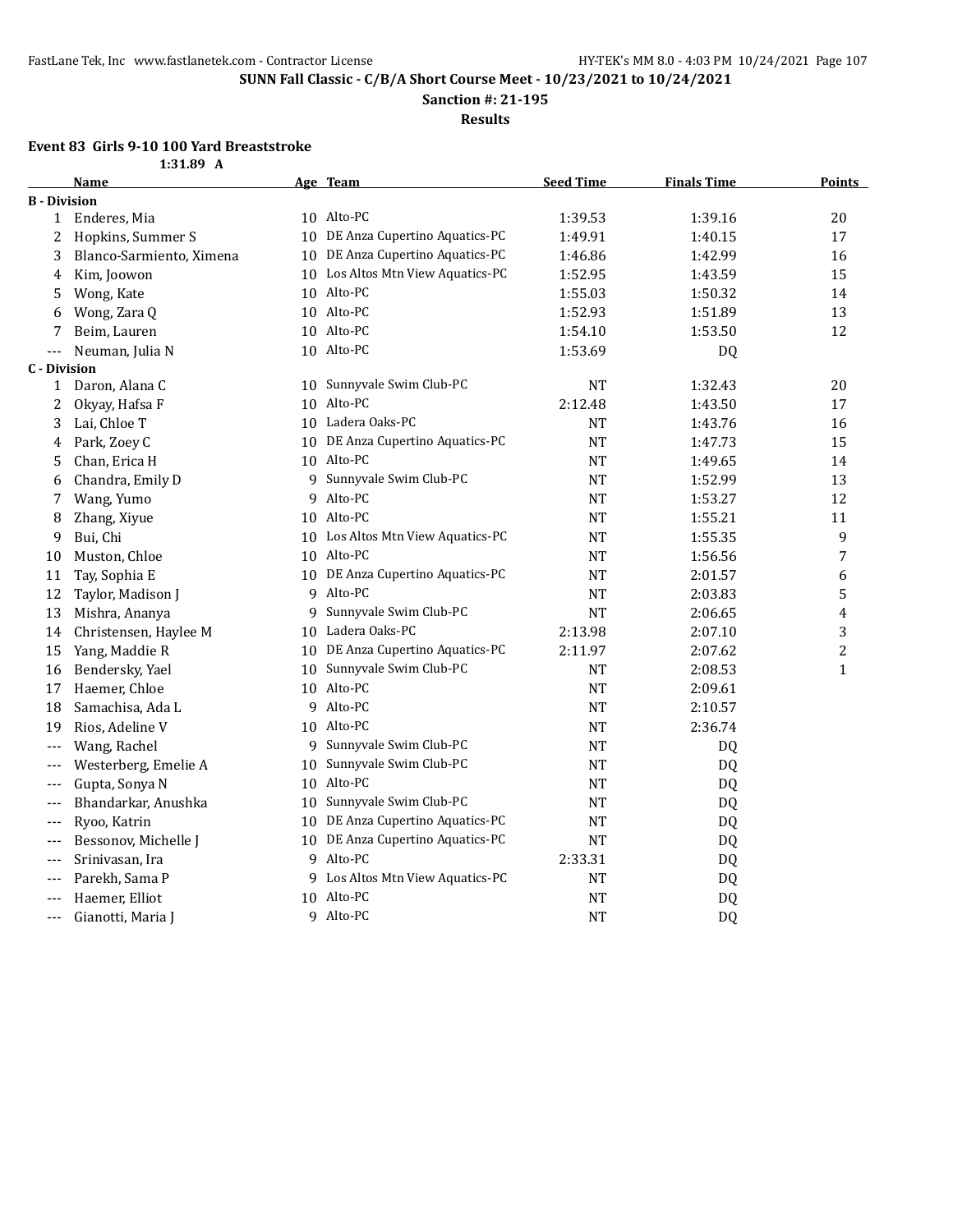## SUNN Fall Classic - C/B/A Short Course Meet - 10/23/2021 to 10/24/2021

**Sanction #: 21-195**

**Results**

### Event 83 Girls 9-10 100 Yard Breaststroke

1:31.89 A

| | Name | Age | Team | Seed Time | Finals Time | Points |
|---|---|---|---|---|---|---|
| **B - Division** | | | | | | |
| 1 | Enderes, Mia | 10 | Alto-PC | 1:39.53 | 1:39.16 | 20 |
| 2 | Hopkins, Summer S | 10 | DE Anza Cupertino Aquatics-PC | 1:49.91 | 1:40.15 | 17 |
| 3 | Blanco-Sarmiento, Ximena | 10 | DE Anza Cupertino Aquatics-PC | 1:46.86 | 1:42.99 | 16 |
| 4 | Kim, Joowon | 10 | Los Altos Mtn View Aquatics-PC | 1:52.95 | 1:43.59 | 15 |
| 5 | Wong, Kate | 10 | Alto-PC | 1:55.03 | 1:50.32 | 14 |
| 6 | Wong, Zara Q | 10 | Alto-PC | 1:52.93 | 1:51.89 | 13 |
| 7 | Beim, Lauren | 10 | Alto-PC | 1:54.10 | 1:53.50 | 12 |
| --- | Neuman, Julia N | 10 | Alto-PC | 1:53.69 | DQ | |
| **C - Division** | | | | | | |
| 1 | Daron, Alana C | 10 | Sunnyvale Swim Club-PC | NT | 1:32.43 | 20 |
| 2 | Okyay, Hafsa F | 10 | Alto-PC | 2:12.48 | 1:43.50 | 17 |
| 3 | Lai, Chloe T | 10 | Ladera Oaks-PC | NT | 1:43.76 | 16 |
| 4 | Park, Zoey C | 10 | DE Anza Cupertino Aquatics-PC | NT | 1:47.73 | 15 |
| 5 | Chan, Erica H | 10 | Alto-PC | NT | 1:49.65 | 14 |
| 6 | Chandra, Emily D | 9 | Sunnyvale Swim Club-PC | NT | 1:52.99 | 13 |
| 7 | Wang, Yumo | 9 | Alto-PC | NT | 1:53.27 | 12 |
| 8 | Zhang, Xiyue | 10 | Alto-PC | NT | 1:55.21 | 11 |
| 9 | Bui, Chi | 10 | Los Altos Mtn View Aquatics-PC | NT | 1:55.35 | 9 |
| 10 | Muston, Chloe | 10 | Alto-PC | NT | 1:56.56 | 7 |
| 11 | Tay, Sophia E | 10 | DE Anza Cupertino Aquatics-PC | NT | 2:01.57 | 6 |
| 12 | Taylor, Madison J | 9 | Alto-PC | NT | 2:03.83 | 5 |
| 13 | Mishra, Ananya | 9 | Sunnyvale Swim Club-PC | NT | 2:06.65 | 4 |
| 14 | Christensen, Haylee M | 10 | Ladera Oaks-PC | 2:13.98 | 2:07.10 | 3 |
| 15 | Yang, Maddie R | 10 | DE Anza Cupertino Aquatics-PC | 2:11.97 | 2:07.62 | 2 |
| 16 | Bendersky, Yael | 10 | Sunnyvale Swim Club-PC | NT | 2:08.53 | 1 |
| 17 | Haemer, Chloe | 10 | Alto-PC | NT | 2:09.61 | |
| 18 | Samachisa, Ada L | 9 | Alto-PC | NT | 2:10.57 | |
| 19 | Rios, Adeline V | 10 | Alto-PC | NT | 2:36.74 | |
| --- | Wang, Rachel | 9 | Sunnyvale Swim Club-PC | NT | DQ | |
| --- | Westerberg, Emelie A | 10 | Sunnyvale Swim Club-PC | NT | DQ | |
| --- | Gupta, Sonya N | 10 | Alto-PC | NT | DQ | |
| --- | Bhandarkar, Anushka | 10 | Sunnyvale Swim Club-PC | NT | DQ | |
| --- | Ryoo, Katrin | 10 | DE Anza Cupertino Aquatics-PC | NT | DQ | |
| --- | Bessonov, Michelle J | 10 | DE Anza Cupertino Aquatics-PC | NT | DQ | |
| --- | Srinivasan, Ira | 9 | Alto-PC | 2:33.31 | DQ | |
| --- | Parekh, Sama P | 9 | Los Altos Mtn View Aquatics-PC | NT | DQ | |
| --- | Haemer, Elliot | 10 | Alto-PC | NT | DQ | |
| --- | Gianotti, Maria J | 9 | Alto-PC | NT | DQ | |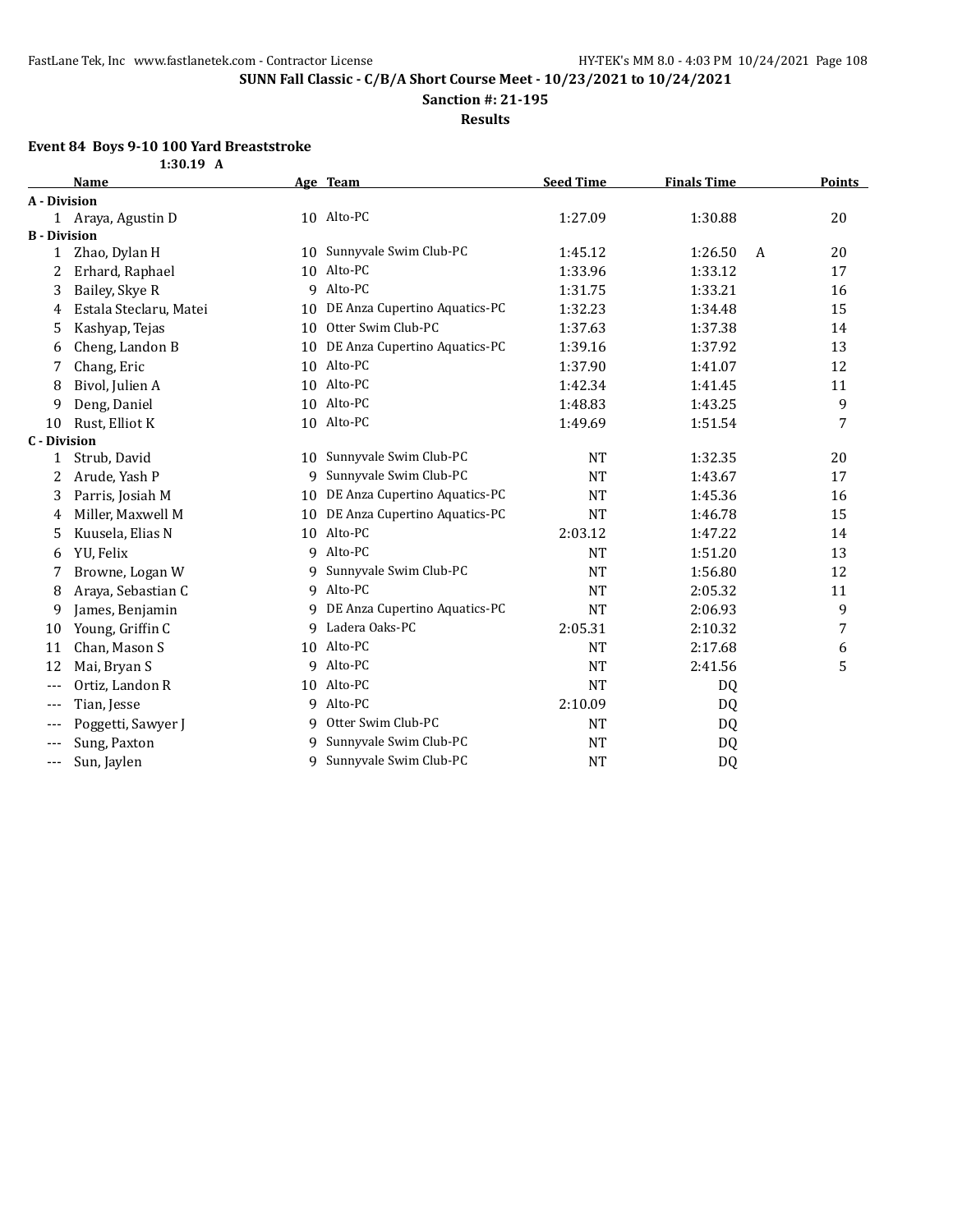**SUNN Fall Classic - C/B/A Short Course Meet - 10/23/2021 to 10/24/2021**

**Sanction #: 21-195**

**Results**

**Event 84 Boys 9-10 100 Yard Breaststroke**

1:30.19 A

| | Name | Age | Team | Seed Time | Finals Time | | Points |
|---|---|---|---|---|---|---|---|
| **A - Division** | | | | | | | |
| 1 | Araya, Agustin D | 10 | Alto-PC | 1:27.09 | 1:30.88 | | 20 |
| **B - Division** | | | | | | | |
| 1 | Zhao, Dylan H | 10 | Sunnyvale Swim Club-PC | 1:45.12 | 1:26.50 | A | 20 |
| 2 | Erhard, Raphael | 10 | Alto-PC | 1:33.96 | 1:33.12 | | 17 |
| 3 | Bailey, Skye R | 9 | Alto-PC | 1:31.75 | 1:33.21 | | 16 |
| 4 | Estala Steclaru, Matei | 10 | DE Anza Cupertino Aquatics-PC | 1:32.23 | 1:34.48 | | 15 |
| 5 | Kashyap, Tejas | 10 | Otter Swim Club-PC | 1:37.63 | 1:37.38 | | 14 |
| 6 | Cheng, Landon B | 10 | DE Anza Cupertino Aquatics-PC | 1:39.16 | 1:37.92 | | 13 |
| 7 | Chang, Eric | 10 | Alto-PC | 1:37.90 | 1:41.07 | | 12 |
| 8 | Bivol, Julien A | 10 | Alto-PC | 1:42.34 | 1:41.45 | | 11 |
| 9 | Deng, Daniel | 10 | Alto-PC | 1:48.83 | 1:43.25 | | 9 |
| 10 | Rust, Elliot K | 10 | Alto-PC | 1:49.69 | 1:51.54 | | 7 |
| **C - Division** | | | | | | | |
| 1 | Strub, David | 10 | Sunnyvale Swim Club-PC | NT | 1:32.35 | | 20 |
| 2 | Arude, Yash P | 9 | Sunnyvale Swim Club-PC | NT | 1:43.67 | | 17 |
| 3 | Parris, Josiah M | 10 | DE Anza Cupertino Aquatics-PC | NT | 1:45.36 | | 16 |
| 4 | Miller, Maxwell M | 10 | DE Anza Cupertino Aquatics-PC | NT | 1:46.78 | | 15 |
| 5 | Kuusela, Elias N | 10 | Alto-PC | 2:03.12 | 1:47.22 | | 14 |
| 6 | YU, Felix | 9 | Alto-PC | NT | 1:51.20 | | 13 |
| 7 | Browne, Logan W | 9 | Sunnyvale Swim Club-PC | NT | 1:56.80 | | 12 |
| 8 | Araya, Sebastian C | 9 | Alto-PC | NT | 2:05.32 | | 11 |
| 9 | James, Benjamin | 9 | DE Anza Cupertino Aquatics-PC | NT | 2:06.93 | | 9 |
| 10 | Young, Griffin C | 9 | Ladera Oaks-PC | 2:05.31 | 2:10.32 | | 7 |
| 11 | Chan, Mason S | 10 | Alto-PC | NT | 2:17.68 | | 6 |
| 12 | Mai, Bryan S | 9 | Alto-PC | NT | 2:41.56 | | 5 |
| --- | Ortiz, Landon R | 10 | Alto-PC | NT | DQ | | |
| --- | Tian, Jesse | 9 | Alto-PC | 2:10.09 | DQ | | |
| --- | Poggetti, Sawyer J | 9 | Otter Swim Club-PC | NT | DQ | | |
| --- | Sung, Paxton | 9 | Sunnyvale Swim Club-PC | NT | DQ | | |
| --- | Sun, Jaylen | 9 | Sunnyvale Swim Club-PC | NT | DQ | | |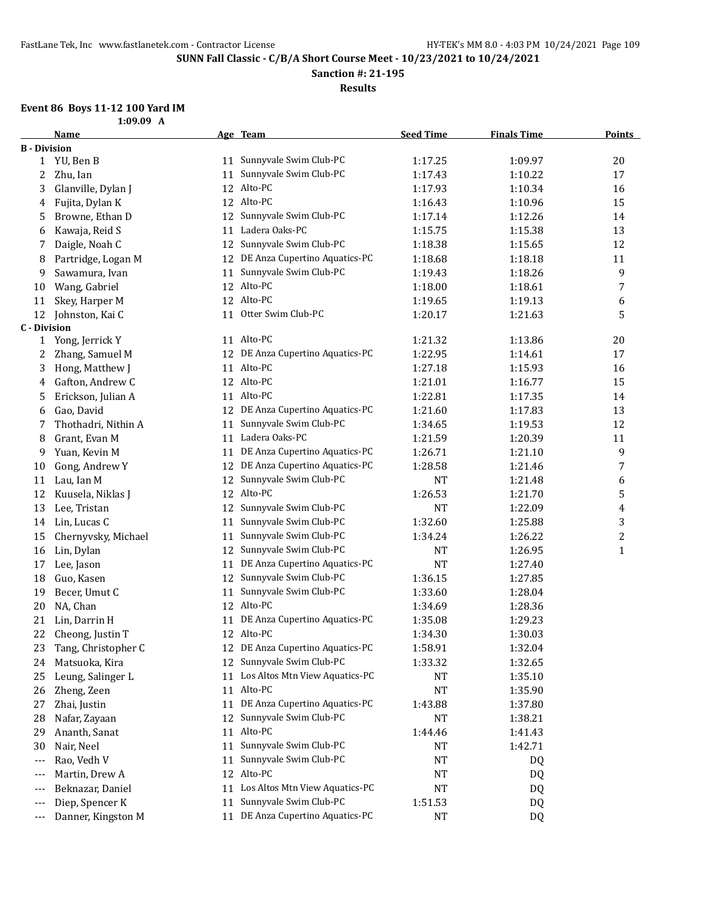**SUNN Fall Classic - C/B/A Short Course Meet - 10/23/2021 to 10/24/2021**

**Sanction #: 21-195**

**Results**

### Event 86 Boys 11-12 100 Yard IM

1:09.09 A

| | Name | Age | Team | Seed Time | Finals Time | Points |
|---|---|---|---|---|---|---|
| **B - Division** | | | | | | |
| 1 | YU, Ben B | 11 | Sunnyvale Swim Club-PC | 1:17.25 | 1:09.97 | 20 |
| 2 | Zhu, Ian | 11 | Sunnyvale Swim Club-PC | 1:17.43 | 1:10.22 | 17 |
| 3 | Glanville, Dylan J | 12 | Alto-PC | 1:17.93 | 1:10.34 | 16 |
| 4 | Fujita, Dylan K | 12 | Alto-PC | 1:16.43 | 1:10.96 | 15 |
| 5 | Browne, Ethan D | 12 | Sunnyvale Swim Club-PC | 1:17.14 | 1:12.26 | 14 |
| 6 | Kawaja, Reid S | 11 | Ladera Oaks-PC | 1:15.75 | 1:15.38 | 13 |
| 7 | Daigle, Noah C | 12 | Sunnyvale Swim Club-PC | 1:18.38 | 1:15.65 | 12 |
| 8 | Partridge, Logan M | 12 | DE Anza Cupertino Aquatics-PC | 1:18.68 | 1:18.18 | 11 |
| 9 | Sawamura, Ivan | 11 | Sunnyvale Swim Club-PC | 1:19.43 | 1:18.26 | 9 |
| 10 | Wang, Gabriel | 12 | Alto-PC | 1:18.00 | 1:18.61 | 7 |
| 11 | Skey, Harper M | 12 | Alto-PC | 1:19.65 | 1:19.13 | 6 |
| 12 | Johnston, Kai C | 11 | Otter Swim Club-PC | 1:20.17 | 1:21.63 | 5 |
| **C - Division** | | | | | | |
| 1 | Yong, Jerrick Y | 11 | Alto-PC | 1:21.32 | 1:13.86 | 20 |
| 2 | Zhang, Samuel M | 12 | DE Anza Cupertino Aquatics-PC | 1:22.95 | 1:14.61 | 17 |
| 3 | Hong, Matthew J | 11 | Alto-PC | 1:27.18 | 1:15.93 | 16 |
| 4 | Gafton, Andrew C | 12 | Alto-PC | 1:21.01 | 1:16.77 | 15 |
| 5 | Erickson, Julian A | 11 | Alto-PC | 1:22.81 | 1:17.35 | 14 |
| 6 | Gao, David | 12 | DE Anza Cupertino Aquatics-PC | 1:21.60 | 1:17.83 | 13 |
| 7 | Thothadri, Nithin A | 11 | Sunnyvale Swim Club-PC | 1:34.65 | 1:19.53 | 12 |
| 8 | Grant, Evan M | 11 | Ladera Oaks-PC | 1:21.59 | 1:20.39 | 11 |
| 9 | Yuan, Kevin M | 11 | DE Anza Cupertino Aquatics-PC | 1:26.71 | 1:21.10 | 9 |
| 10 | Gong, Andrew Y | 12 | DE Anza Cupertino Aquatics-PC | 1:28.58 | 1:21.46 | 7 |
| 11 | Lau, Ian M | 12 | Sunnyvale Swim Club-PC | NT | 1:21.48 | 6 |
| 12 | Kuusela, Niklas J | 12 | Alto-PC | 1:26.53 | 1:21.70 | 5 |
| 13 | Lee, Tristan | 12 | Sunnyvale Swim Club-PC | NT | 1:22.09 | 4 |
| 14 | Lin, Lucas C | 11 | Sunnyvale Swim Club-PC | 1:32.60 | 1:25.88 | 3 |
| 15 | Chernyvsky, Michael | 11 | Sunnyvale Swim Club-PC | 1:34.24 | 1:26.22 | 2 |
| 16 | Lin, Dylan | 12 | Sunnyvale Swim Club-PC | NT | 1:26.95 | 1 |
| 17 | Lee, Jason | 11 | DE Anza Cupertino Aquatics-PC | NT | 1:27.40 | |
| 18 | Guo, Kasen | 12 | Sunnyvale Swim Club-PC | 1:36.15 | 1:27.85 | |
| 19 | Becer, Umut C | 11 | Sunnyvale Swim Club-PC | 1:33.60 | 1:28.04 | |
| 20 | NA, Chan | 12 | Alto-PC | 1:34.69 | 1:28.36 | |
| 21 | Lin, Darrin H | 11 | DE Anza Cupertino Aquatics-PC | 1:35.08 | 1:29.23 | |
| 22 | Cheong, Justin T | 12 | Alto-PC | 1:34.30 | 1:30.03 | |
| 23 | Tang, Christopher C | 12 | DE Anza Cupertino Aquatics-PC | 1:58.91 | 1:32.04 | |
| 24 | Matsuoka, Kira | 12 | Sunnyvale Swim Club-PC | 1:33.32 | 1:32.65 | |
| 25 | Leung, Salinger L | 11 | Los Altos Mtn View Aquatics-PC | NT | 1:35.10 | |
| 26 | Zheng, Zeen | 11 | Alto-PC | NT | 1:35.90 | |
| 27 | Zhai, Justin | 11 | DE Anza Cupertino Aquatics-PC | 1:43.88 | 1:37.80 | |
| 28 | Nafar, Zayaan | 12 | Sunnyvale Swim Club-PC | NT | 1:38.21 | |
| 29 | Ananth, Sanat | 11 | Alto-PC | 1:44.46 | 1:41.43 | |
| 30 | Nair, Neel | 11 | Sunnyvale Swim Club-PC | NT | 1:42.71 | |
| --- | Rao, Vedh V | 11 | Sunnyvale Swim Club-PC | NT | DQ | |
| --- | Martin, Drew A | 12 | Alto-PC | NT | DQ | |
| --- | Beknazar, Daniel | 11 | Los Altos Mtn View Aquatics-PC | NT | DQ | |
| --- | Diep, Spencer K | 11 | Sunnyvale Swim Club-PC | 1:51.53 | DQ | |
| --- | Danner, Kingston M | 11 | DE Anza Cupertino Aquatics-PC | NT | DQ | |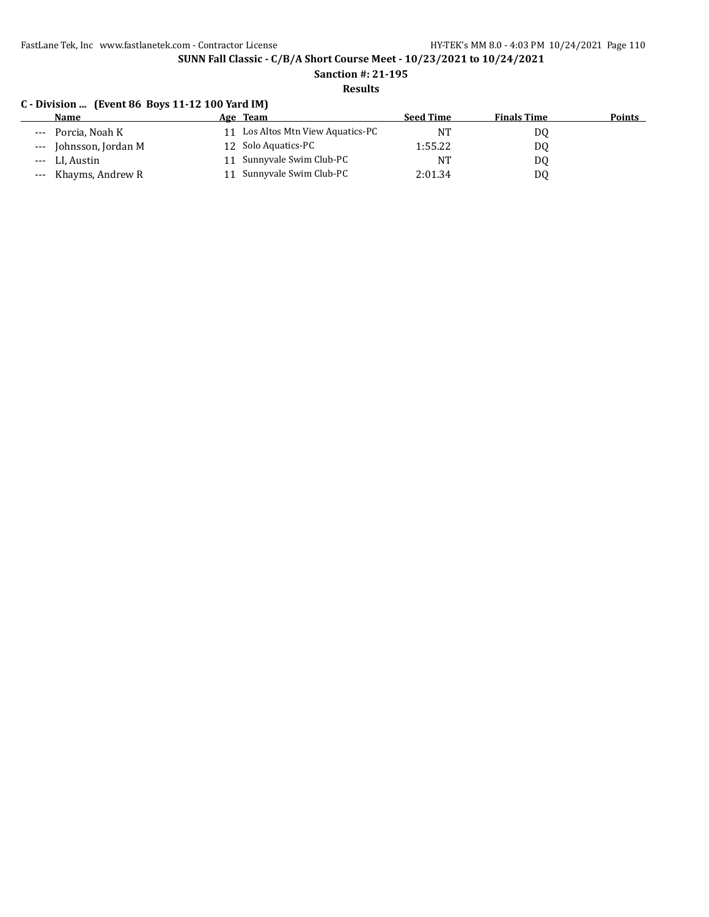**SUNN Fall Classic - C/B/A Short Course Meet - 10/23/2021 to 10/24/2021**

**Sanction #: 21-195**

**Results**

**C - Division ... (Event 86 Boys 11-12 100 Yard IM)**

| | Name | Age | Team | Seed Time | Finals Time | Points |
|---|---|---|---|---|---|---|
| --- | Porcia, Noah K | 11 | Los Altos Mtn View Aquatics-PC | NT | DQ | |
| --- | Johnsson, Jordan M | 12 | Solo Aquatics-PC | 1:55.22 | DQ | |
| --- | LI, Austin | 11 | Sunnyvale Swim Club-PC | NT | DQ | |
| --- | Khayms, Andrew R | 11 | Sunnyvale Swim Club-PC | 2:01.34 | DQ | |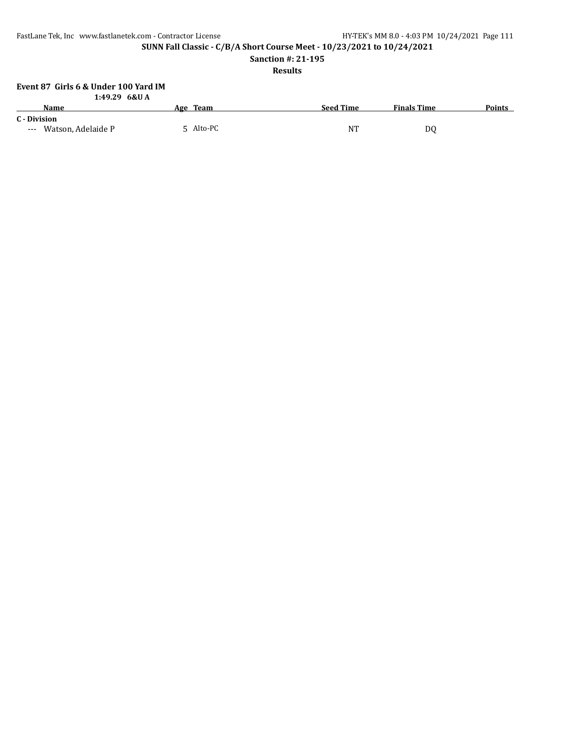SUNN Fall Classic - C/B/A Short Course Meet - 10/23/2021 to 10/24/2021

Sanction #: 21-195

Results

### Event 87 Girls 6 & Under 100 Yard IM

1:49.29 6&U A

| | Name | Age | Team | Seed Time | Finals Time | Points |
|---|---|---|---|---|---|---|
| **C - Division** | | | | | | |
| --- | Watson, Adelaide P | 5 | Alto-PC | NT | DQ | |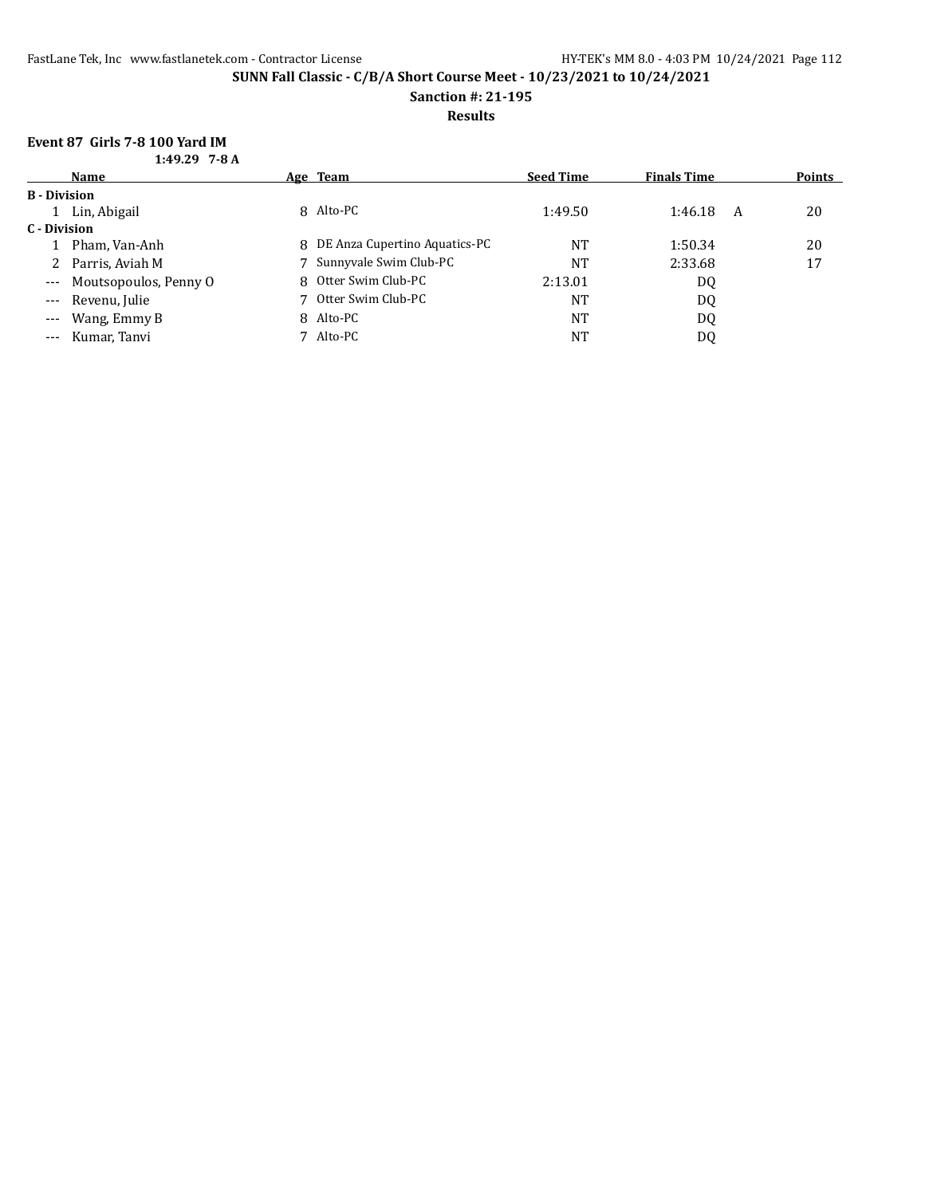**SUNN Fall Classic - C/B/A Short Course Meet - 10/23/2021 to 10/24/2021**

**Sanction #: 21-195**

**Results**

### Event 87 Girls 7-8 100 Yard IM

**1:49.29 7-8 A**

| | Name | Age | Team | Seed Time | Finals Time | | Points |
|---|---|---|---|---|---|---|---|
| **B - Division** | | | | | | | |
| 1 | Lin, Abigail | 8 | Alto-PC | 1:49.50 | 1:46.18 | A | 20 |
| **C - Division** | | | | | | | |
| 1 | Pham, Van-Anh | 8 | DE Anza Cupertino Aquatics-PC | NT | 1:50.34 | | 20 |
| 2 | Parris, Aviah M | 7 | Sunnyvale Swim Club-PC | NT | 2:33.68 | | 17 |
| --- | Moutsopoulos, Penny O | 8 | Otter Swim Club-PC | 2:13.01 | DQ | | |
| --- | Revenu, Julie | 7 | Otter Swim Club-PC | NT | DQ | | |
| --- | Wang, Emmy B | 8 | Alto-PC | NT | DQ | | |
| --- | Kumar, Tanvi | 7 | Alto-PC | NT | DQ | | |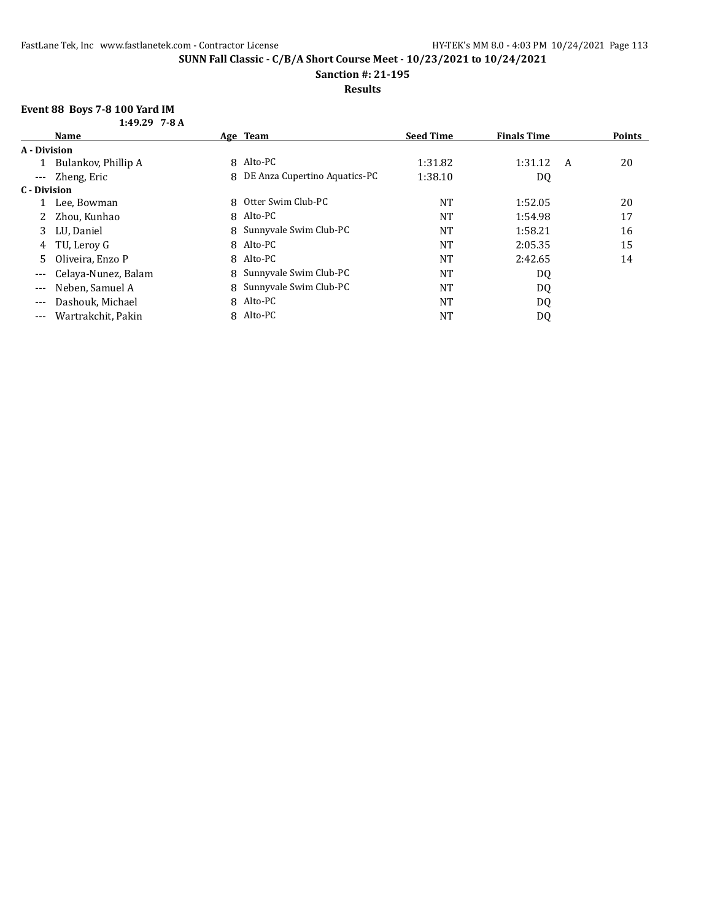**SUNN Fall Classic - C/B/A Short Course Meet - 10/23/2021 to 10/24/2021**

**Sanction #: 21-195**

**Results**

### Event 88 Boys 7-8 100 Yard IM

**1:49.29 7-8 A**

| | Name | Age | Team | Seed Time | Finals Time | | Points |
|---|---|---|---|---|---|---|---|
| **A - Division** | | | | | | | |
| 1 | Bulankov, Phillip A | 8 | Alto-PC | 1:31.82 | 1:31.12 | A | 20 |
| --- | Zheng, Eric | 8 | DE Anza Cupertino Aquatics-PC | 1:38.10 | DQ | | |
| **C - Division** | | | | | | | |
| 1 | Lee, Bowman | 8 | Otter Swim Club-PC | NT | 1:52.05 | | 20 |
| 2 | Zhou, Kunhao | 8 | Alto-PC | NT | 1:54.98 | | 17 |
| 3 | LU, Daniel | 8 | Sunnyvale Swim Club-PC | NT | 1:58.21 | | 16 |
| 4 | TU, Leroy G | 8 | Alto-PC | NT | 2:05.35 | | 15 |
| 5 | Oliveira, Enzo P | 8 | Alto-PC | NT | 2:42.65 | | 14 |
| --- | Celaya-Nunez, Balam | 8 | Sunnyvale Swim Club-PC | NT | DQ | | |
| --- | Neben, Samuel A | 8 | Sunnyvale Swim Club-PC | NT | DQ | | |
| --- | Dashouk, Michael | 8 | Alto-PC | NT | DQ | | |
| --- | Wartrakchit, Pakin | 8 | Alto-PC | NT | DQ | | |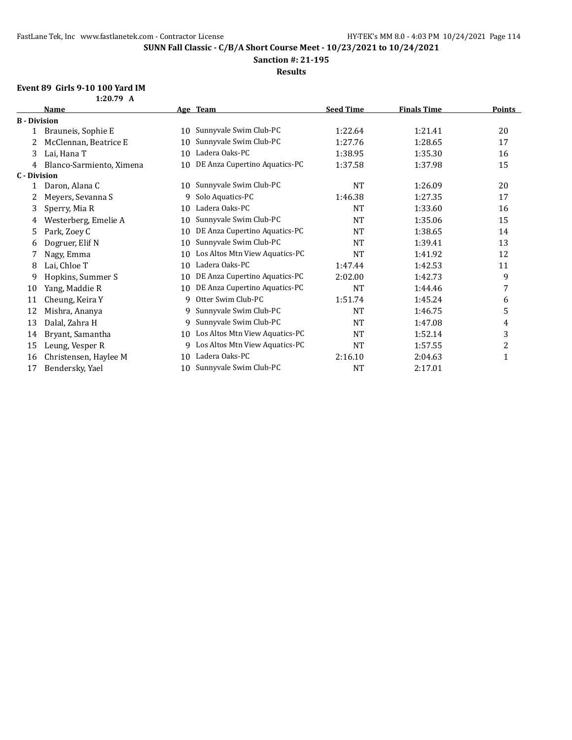**SUNN Fall Classic - C/B/A Short Course Meet - 10/23/2021 to 10/24/2021**

**Sanction #: 21-195**

**Results**

**Event 89 Girls 9-10 100 Yard IM**

**1:20.79 A**

| | Name | Age | Team | Seed Time | Finals Time | Points |
|---|---|---|---|---|---|---|
| **B - Division** | | | | | | |
| 1 | Brauneis, Sophie E | 10 | Sunnyvale Swim Club-PC | 1:22.64 | 1:21.41 | 20 |
| 2 | McClennan, Beatrice E | 10 | Sunnyvale Swim Club-PC | 1:27.76 | 1:28.65 | 17 |
| 3 | Lai, Hana T | 10 | Ladera Oaks-PC | 1:38.95 | 1:35.30 | 16 |
| 4 | Blanco-Sarmiento, Ximena | 10 | DE Anza Cupertino Aquatics-PC | 1:37.58 | 1:37.98 | 15 |
| **C - Division** | | | | | | |
| 1 | Daron, Alana C | 10 | Sunnyvale Swim Club-PC | NT | 1:26.09 | 20 |
| 2 | Meyers, Sevanna S | 9 | Solo Aquatics-PC | 1:46.38 | 1:27.35 | 17 |
| 3 | Sperry, Mia R | 10 | Ladera Oaks-PC | NT | 1:33.60 | 16 |
| 4 | Westerberg, Emelie A | 10 | Sunnyvale Swim Club-PC | NT | 1:35.06 | 15 |
| 5 | Park, Zoey C | 10 | DE Anza Cupertino Aquatics-PC | NT | 1:38.65 | 14 |
| 6 | Dogruer, Elif N | 10 | Sunnyvale Swim Club-PC | NT | 1:39.41 | 13 |
| 7 | Nagy, Emma | 10 | Los Altos Mtn View Aquatics-PC | NT | 1:41.92 | 12 |
| 8 | Lai, Chloe T | 10 | Ladera Oaks-PC | 1:47.44 | 1:42.53 | 11 |
| 9 | Hopkins, Summer S | 10 | DE Anza Cupertino Aquatics-PC | 2:02.00 | 1:42.73 | 9 |
| 10 | Yang, Maddie R | 10 | DE Anza Cupertino Aquatics-PC | NT | 1:44.46 | 7 |
| 11 | Cheung, Keira Y | 9 | Otter Swim Club-PC | 1:51.74 | 1:45.24 | 6 |
| 12 | Mishra, Ananya | 9 | Sunnyvale Swim Club-PC | NT | 1:46.75 | 5 |
| 13 | Dalal, Zahra H | 9 | Sunnyvale Swim Club-PC | NT | 1:47.08 | 4 |
| 14 | Bryant, Samantha | 10 | Los Altos Mtn View Aquatics-PC | NT | 1:52.14 | 3 |
| 15 | Leung, Vesper R | 9 | Los Altos Mtn View Aquatics-PC | NT | 1:57.55 | 2 |
| 16 | Christensen, Haylee M | 10 | Ladera Oaks-PC | 2:16.10 | 2:04.63 | 1 |
| 17 | Bendersky, Yael | 10 | Sunnyvale Swim Club-PC | NT | 2:17.01 | |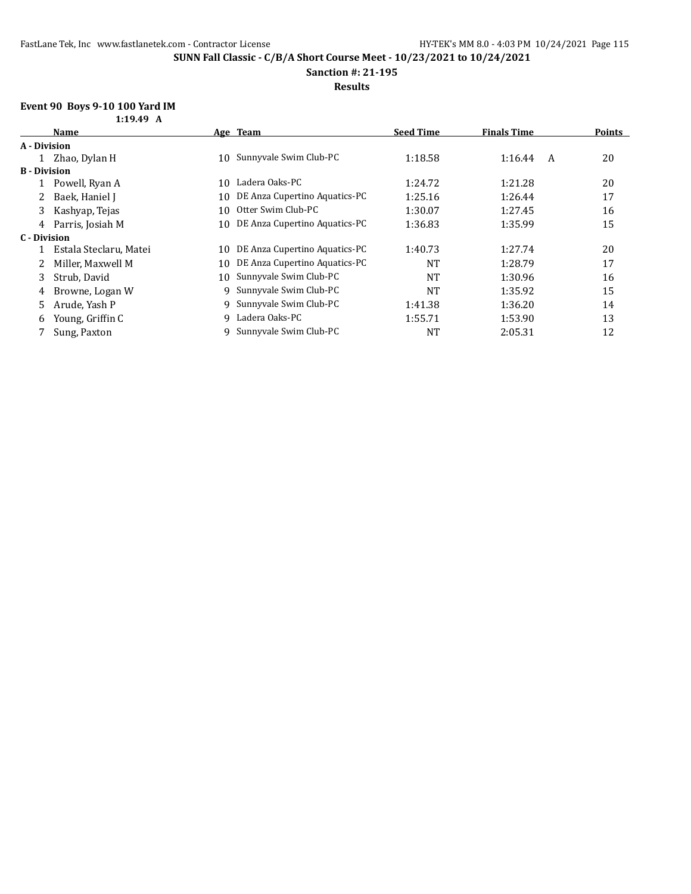**SUNN Fall Classic - C/B/A Short Course Meet - 10/23/2021 to 10/24/2021**

**Sanction #: 21-195**

**Results**

**Event 90 Boys 9-10 100 Yard IM**

**1:19.49 A**

| | Name | Age | Team | Seed Time | Finals Time | | Points |
|---|---|---|---|---|---|---|---|
| **A - Division** | | | | | | | |
| 1 | Zhao, Dylan H | 10 | Sunnyvale Swim Club-PC | 1:18.58 | 1:16.44 | A | 20 |
| **B - Division** | | | | | | | |
| 1 | Powell, Ryan A | 10 | Ladera Oaks-PC | 1:24.72 | 1:21.28 | | 20 |
| 2 | Baek, Haniel J | 10 | DE Anza Cupertino Aquatics-PC | 1:25.16 | 1:26.44 | | 17 |
| 3 | Kashyap, Tejas | 10 | Otter Swim Club-PC | 1:30.07 | 1:27.45 | | 16 |
| 4 | Parris, Josiah M | 10 | DE Anza Cupertino Aquatics-PC | 1:36.83 | 1:35.99 | | 15 |
| **C - Division** | | | | | | | |
| 1 | Estala Steclaru, Matei | 10 | DE Anza Cupertino Aquatics-PC | 1:40.73 | 1:27.74 | | 20 |
| 2 | Miller, Maxwell M | 10 | DE Anza Cupertino Aquatics-PC | NT | 1:28.79 | | 17 |
| 3 | Strub, David | 10 | Sunnyvale Swim Club-PC | NT | 1:30.96 | | 16 |
| 4 | Browne, Logan W | 9 | Sunnyvale Swim Club-PC | NT | 1:35.92 | | 15 |
| 5 | Arude, Yash P | 9 | Sunnyvale Swim Club-PC | 1:41.38 | 1:36.20 | | 14 |
| 6 | Young, Griffin C | 9 | Ladera Oaks-PC | 1:55.71 | 1:53.90 | | 13 |
| 7 | Sung, Paxton | 9 | Sunnyvale Swim Club-PC | NT | 2:05.31 | | 12 |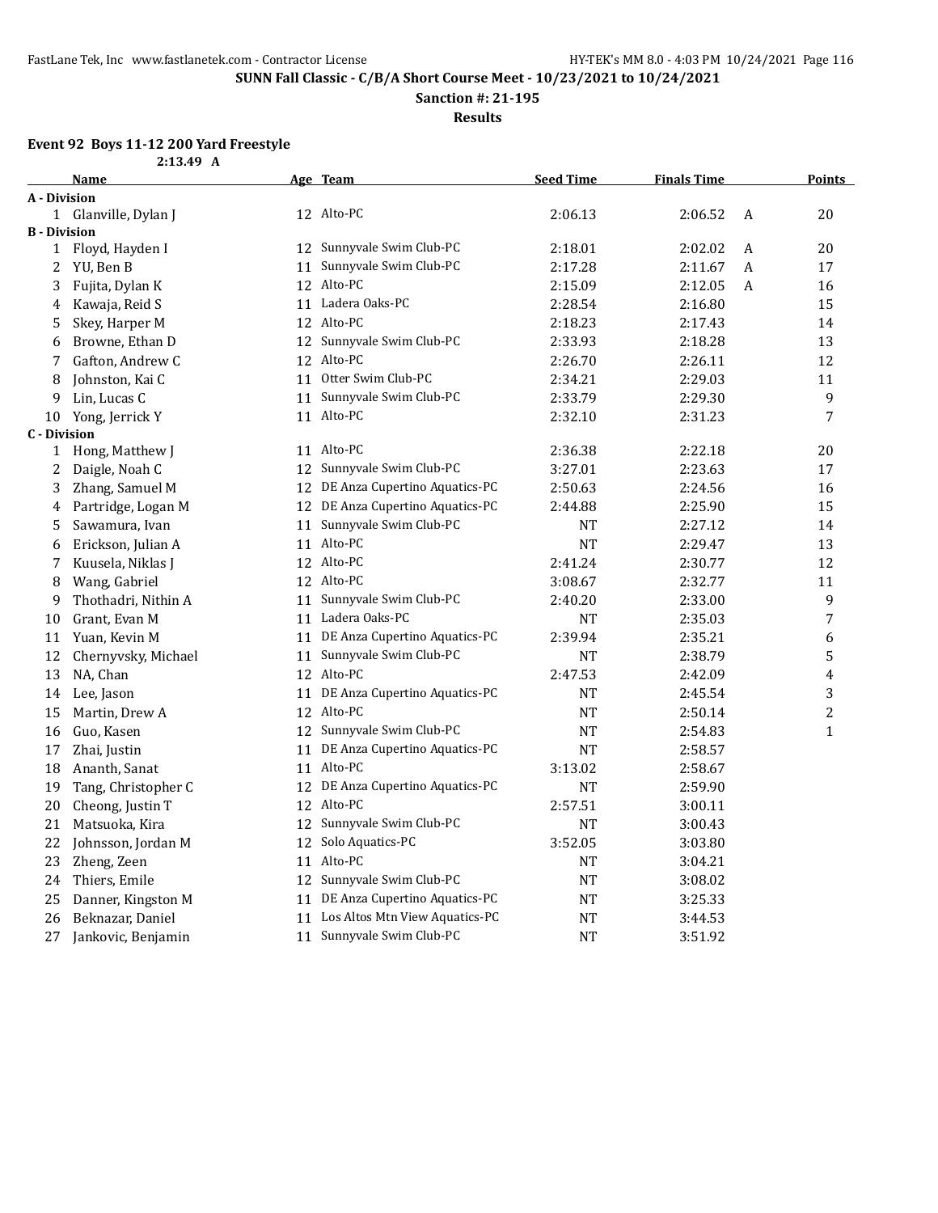**SUNN Fall Classic - C/B/A Short Course Meet - 10/23/2021 to 10/24/2021**

**Sanction #: 21-195**

**Results**

### Event 92 Boys 11-12 200 Yard Freestyle

**2:13.49 A**

| | Name | Age | Team | Seed Time | Finals Time | | Points |
|---|---|---|---|---|---|---|---|
| **A - Division** | | | | | | | |
| 1 | Glanville, Dylan J | 12 | Alto-PC | 2:06.13 | 2:06.52 | A | 20 |
| **B - Division** | | | | | | | |
| 1 | Floyd, Hayden I | 12 | Sunnyvale Swim Club-PC | 2:18.01 | 2:02.02 | A | 20 |
| 2 | YU, Ben B | 11 | Sunnyvale Swim Club-PC | 2:17.28 | 2:11.67 | A | 17 |
| 3 | Fujita, Dylan K | 12 | Alto-PC | 2:15.09 | 2:12.05 | A | 16 |
| 4 | Kawaja, Reid S | 11 | Ladera Oaks-PC | 2:28.54 | 2:16.80 | | 15 |
| 5 | Skey, Harper M | 12 | Alto-PC | 2:18.23 | 2:17.43 | | 14 |
| 6 | Browne, Ethan D | 12 | Sunnyvale Swim Club-PC | 2:33.93 | 2:18.28 | | 13 |
| 7 | Gafton, Andrew C | 12 | Alto-PC | 2:26.70 | 2:26.11 | | 12 |
| 8 | Johnston, Kai C | 11 | Otter Swim Club-PC | 2:34.21 | 2:29.03 | | 11 |
| 9 | Lin, Lucas C | 11 | Sunnyvale Swim Club-PC | 2:33.79 | 2:29.30 | | 9 |
| 10 | Yong, Jerrick Y | 11 | Alto-PC | 2:32.10 | 2:31.23 | | 7 |
| **C - Division** | | | | | | | |
| 1 | Hong, Matthew J | 11 | Alto-PC | 2:36.38 | 2:22.18 | | 20 |
| 2 | Daigle, Noah C | 12 | Sunnyvale Swim Club-PC | 3:27.01 | 2:23.63 | | 17 |
| 3 | Zhang, Samuel M | 12 | DE Anza Cupertino Aquatics-PC | 2:50.63 | 2:24.56 | | 16 |
| 4 | Partridge, Logan M | 12 | DE Anza Cupertino Aquatics-PC | 2:44.88 | 2:25.90 | | 15 |
| 5 | Sawamura, Ivan | 11 | Sunnyvale Swim Club-PC | NT | 2:27.12 | | 14 |
| 6 | Erickson, Julian A | 11 | Alto-PC | NT | 2:29.47 | | 13 |
| 7 | Kuusela, Niklas J | 12 | Alto-PC | 2:41.24 | 2:30.77 | | 12 |
| 8 | Wang, Gabriel | 12 | Alto-PC | 3:08.67 | 2:32.77 | | 11 |
| 9 | Thothadri, Nithin A | 11 | Sunnyvale Swim Club-PC | 2:40.20 | 2:33.00 | | 9 |
| 10 | Grant, Evan M | 11 | Ladera Oaks-PC | NT | 2:35.03 | | 7 |
| 11 | Yuan, Kevin M | 11 | DE Anza Cupertino Aquatics-PC | 2:39.94 | 2:35.21 | | 6 |
| 12 | Chernyvsky, Michael | 11 | Sunnyvale Swim Club-PC | NT | 2:38.79 | | 5 |
| 13 | NA, Chan | 12 | Alto-PC | 2:47.53 | 2:42.09 | | 4 |
| 14 | Lee, Jason | 11 | DE Anza Cupertino Aquatics-PC | NT | 2:45.54 | | 3 |
| 15 | Martin, Drew A | 12 | Alto-PC | NT | 2:50.14 | | 2 |
| 16 | Guo, Kasen | 12 | Sunnyvale Swim Club-PC | NT | 2:54.83 | | 1 |
| 17 | Zhai, Justin | 11 | DE Anza Cupertino Aquatics-PC | NT | 2:58.57 | | |
| 18 | Ananth, Sanat | 11 | Alto-PC | 3:13.02 | 2:58.67 | | |
| 19 | Tang, Christopher C | 12 | DE Anza Cupertino Aquatics-PC | NT | 2:59.90 | | |
| 20 | Cheong, Justin T | 12 | Alto-PC | 2:57.51 | 3:00.11 | | |
| 21 | Matsuoka, Kira | 12 | Sunnyvale Swim Club-PC | NT | 3:00.43 | | |
| 22 | Johnsson, Jordan M | 12 | Solo Aquatics-PC | 3:52.05 | 3:03.80 | | |
| 23 | Zheng, Zeen | 11 | Alto-PC | NT | 3:04.21 | | |
| 24 | Thiers, Emile | 12 | Sunnyvale Swim Club-PC | NT | 3:08.02 | | |
| 25 | Danner, Kingston M | 11 | DE Anza Cupertino Aquatics-PC | NT | 3:25.33 | | |
| 26 | Beknazar, Daniel | 11 | Los Altos Mtn View Aquatics-PC | NT | 3:44.53 | | |
| 27 | Jankovic, Benjamin | 11 | Sunnyvale Swim Club-PC | NT | 3:51.92 | | |